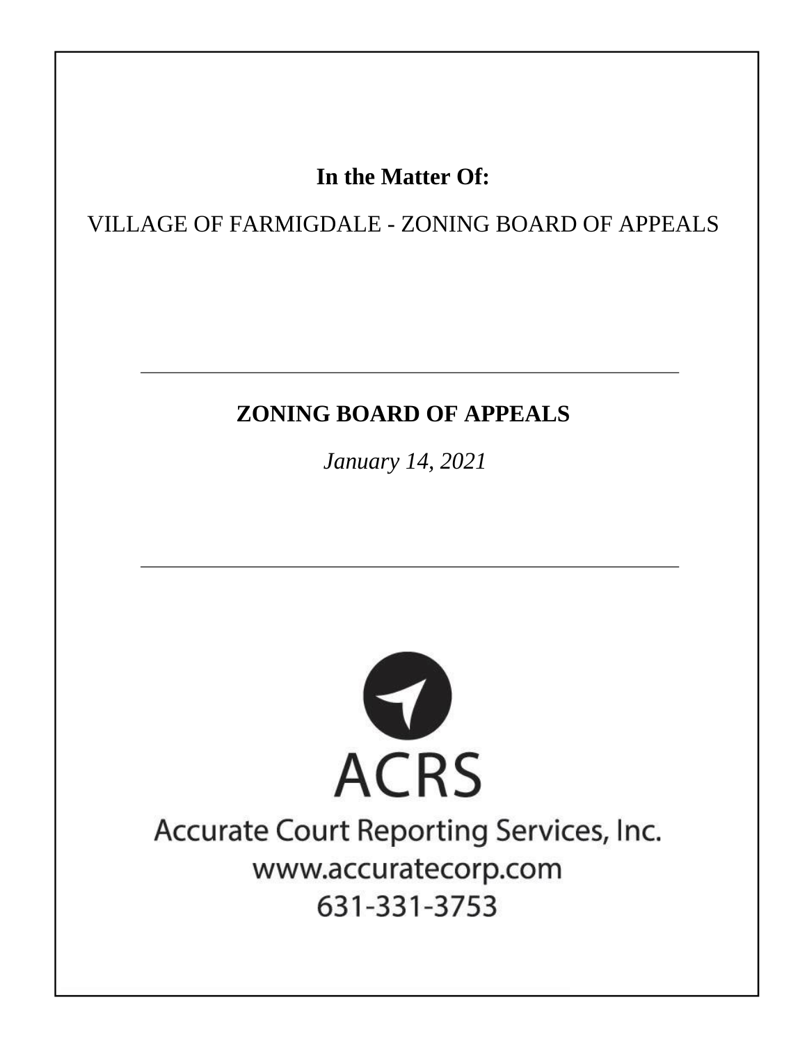**In the Matter Of:**

VILLAGE OF FARMIGDALE - ZONING BOARD OF APPEALS

---

## ZONING BOARD OF APPEALS

*January 14, 2021*

---

ACRS

Accurate Court Reporting Services, Inc.

www.accuratecorp.com

631-331-3753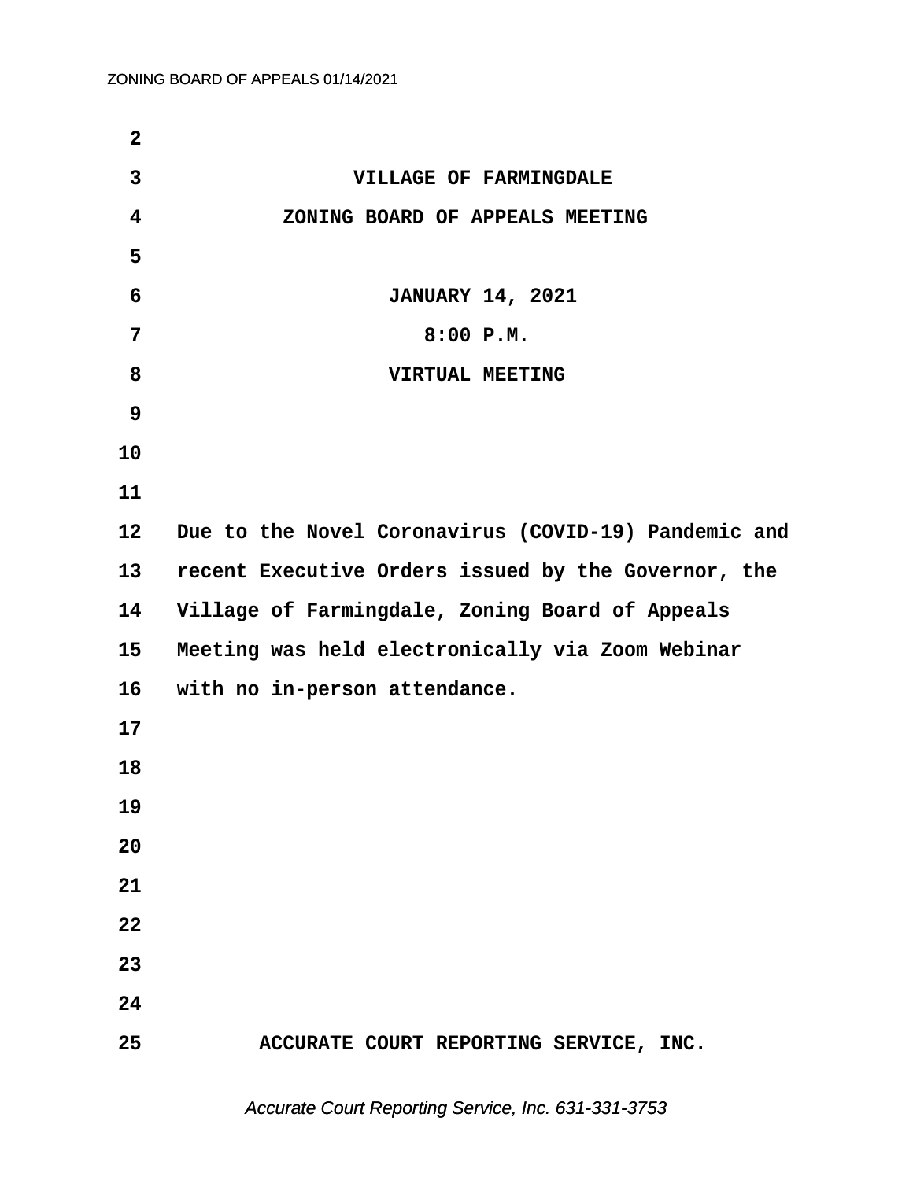# VILLAGE OF FARMINGDALE

## ZONING BOARD OF APPEALS MEETING

**JANUARY 14, 2021**

**8:00 P.M.**

**VIRTUAL MEETING**

Due to the Novel Coronavirus (COVID-19) Pandemic and recent Executive Orders issued by the Governor, the Village of Farmingdale, Zoning Board of Appeals Meeting was held electronically via Zoom Webinar with no in-person attendance.

**ACCURATE COURT REPORTING SERVICE, INC.**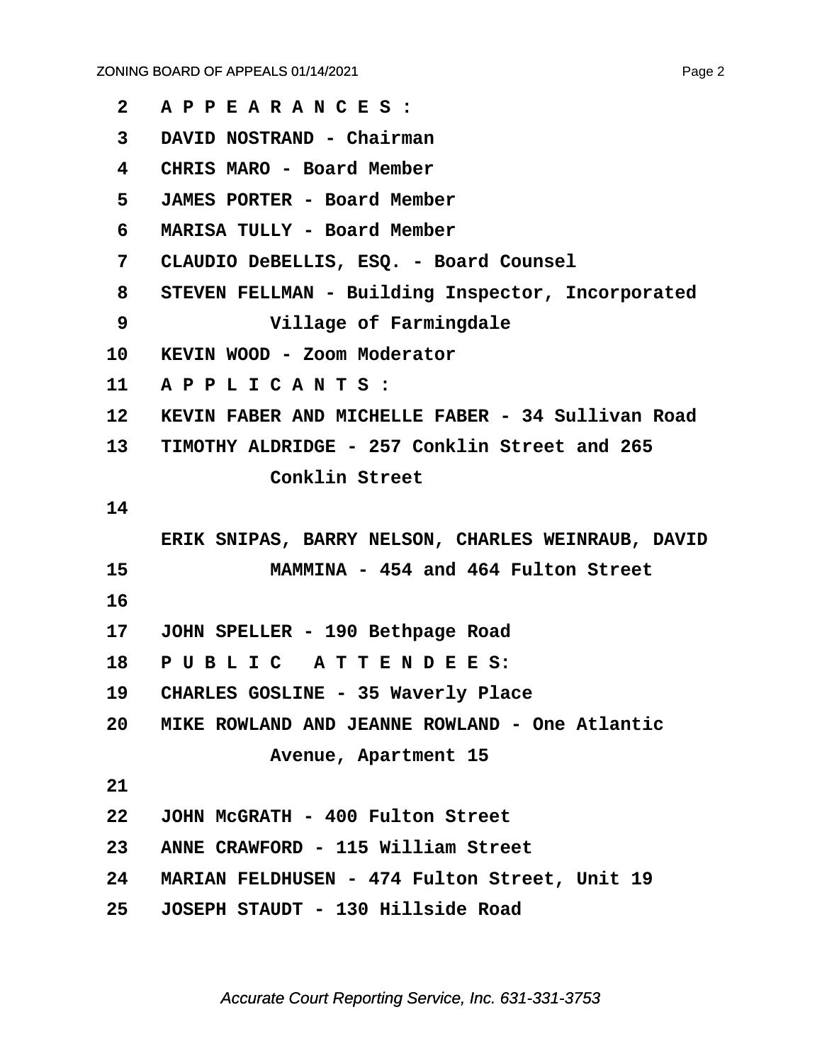2 A P P E A R A N C E S :

3 DAVID NOSTRAND - Chairman

4 CHRIS MARO - Board Member

5 JAMES PORTER - Board Member

6 MARISA TULLY - Board Member

7 CLAUDIO DeBELLIS, ESQ. - Board Counsel

8 STEVEN FELLMAN - Building Inspector, Incorporated

9 Village of Farmingdale

10 KEVIN WOOD - Zoom Moderator

11 A P P L I C A N T S :

12 KEVIN FABER AND MICHELLE FABER - 34 Sullivan Road

13 TIMOTHY ALDRIDGE - 257 Conklin Street and 265 Conklin Street

14

ERIK SNIPAS, BARRY NELSON, CHARLES WEINRAUB, DAVID

15 MAMMINA - 454 and 464 Fulton Street

16

17 JOHN SPELLER - 190 Bethpage Road

18 P U B L I C A T T E N D E E S:

19 CHARLES GOSLINE - 35 Waverly Place

20 MIKE ROWLAND AND JEANNE ROWLAND - One Atlantic Avenue, Apartment 15

21

22 JOHN McGRATH - 400 Fulton Street

23 ANNE CRAWFORD - 115 William Street

24 MARIAN FELDHUSEN - 474 Fulton Street, Unit 19

25 JOSEPH STAUDT - 130 Hillside Road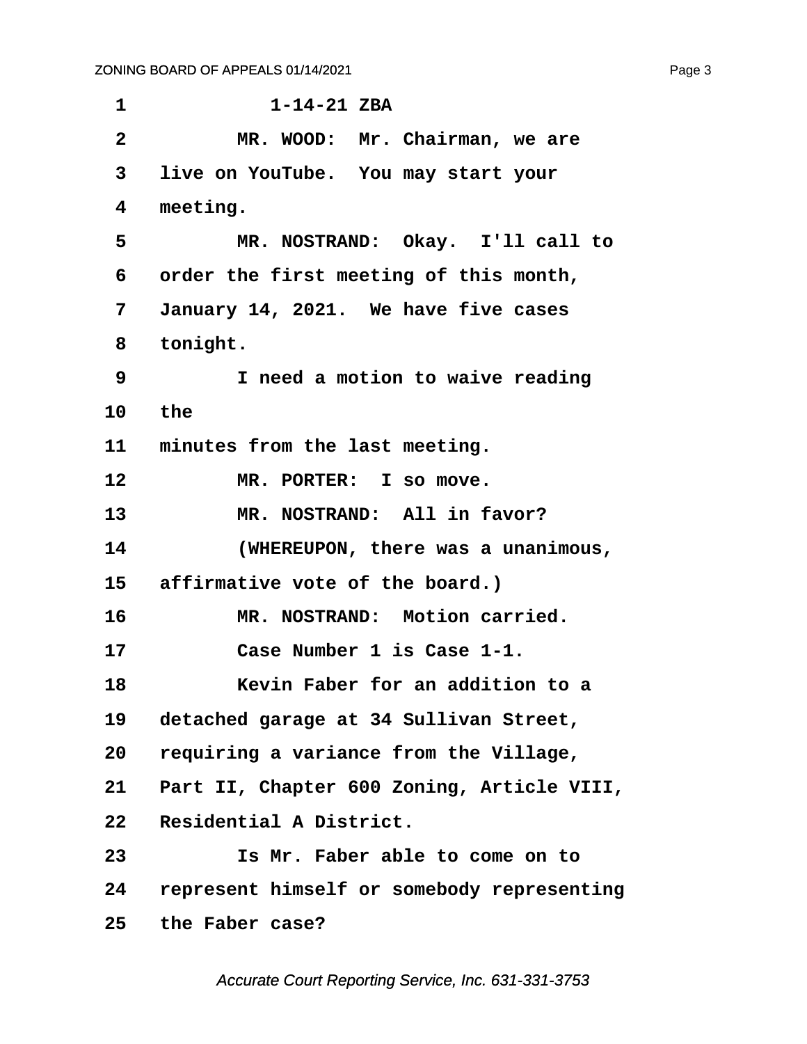1-14-21 ZBA

MR. WOOD: Mr. Chairman, we are live on YouTube. You may start your meeting.

MR. NOSTRAND: Okay. I'll call to order the first meeting of this month, January 14, 2021. We have five cases tonight.

I need a motion to waive reading the minutes from the last meeting.

MR. PORTER: I so move.

MR. NOSTRAND: All in favor?

(WHEREUPON, there was a unanimous, affirmative vote of the board.)

MR. NOSTRAND: Motion carried.

Case Number 1 is Case 1-1.

Kevin Faber for an addition to a detached garage at 34 Sullivan Street, requiring a variance from the Village, Part II, Chapter 600 Zoning, Article VIII, Residential A District.

Is Mr. Faber able to come on to represent himself or somebody representing the Faber case?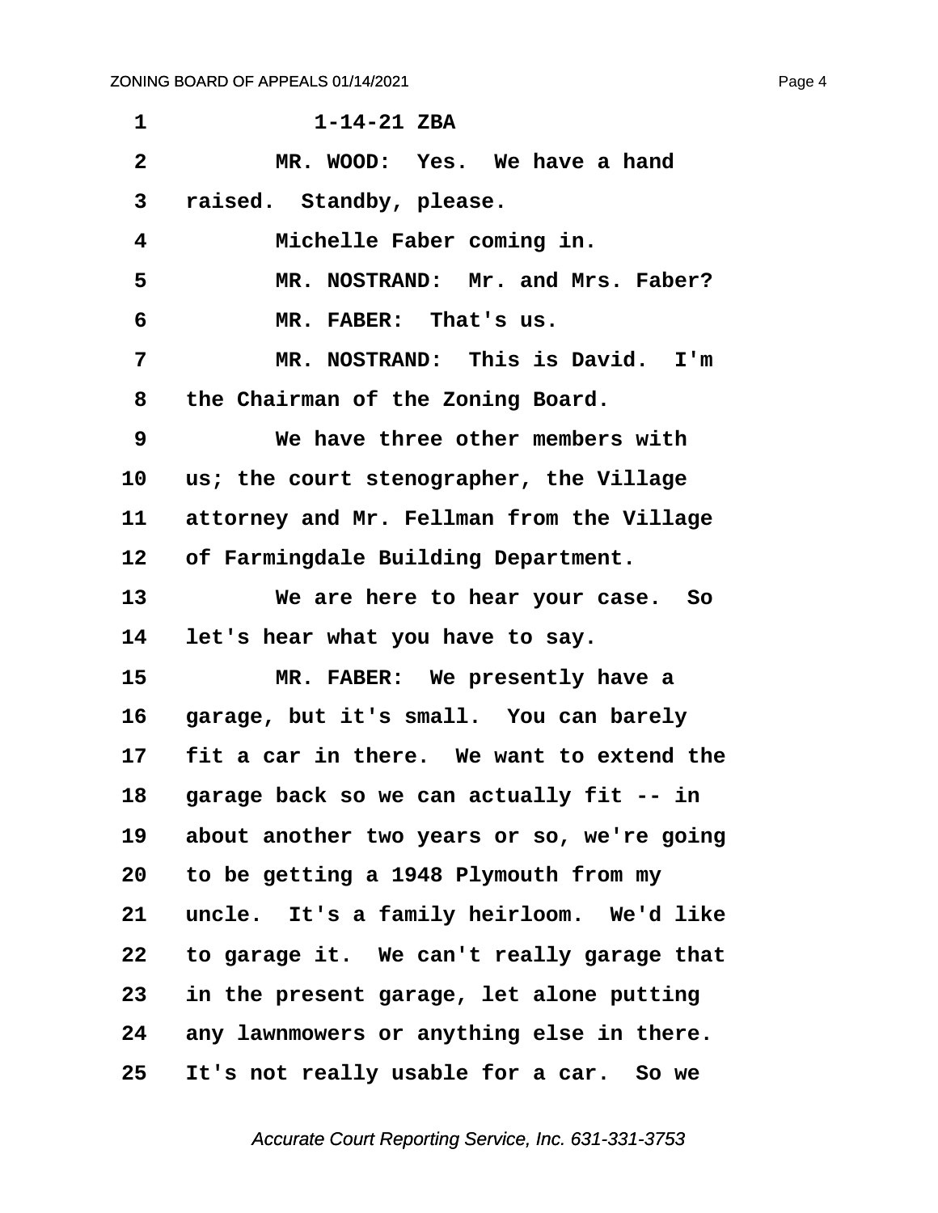1-14-21 ZBA

MR. WOOD: Yes. We have a hand raised. Standby, please.

Michelle Faber coming in.

MR. NOSTRAND: Mr. and Mrs. Faber?

MR. FABER: That's us.

MR. NOSTRAND: This is David. I'm the Chairman of the Zoning Board.

We have three other members with us; the court stenographer, the Village attorney and Mr. Fellman from the Village of Farmingdale Building Department.

We are here to hear your case. So let's hear what you have to say.

MR. FABER: We presently have a garage, but it's small. You can barely fit a car in there. We want to extend the garage back so we can actually fit -- in about another two years or so, we're going to be getting a 1948 Plymouth from my uncle. It's a family heirloom. We'd like to garage it. We can't really garage that in the present garage, let alone putting any lawnmowers or anything else in there. It's not really usable for a car. So we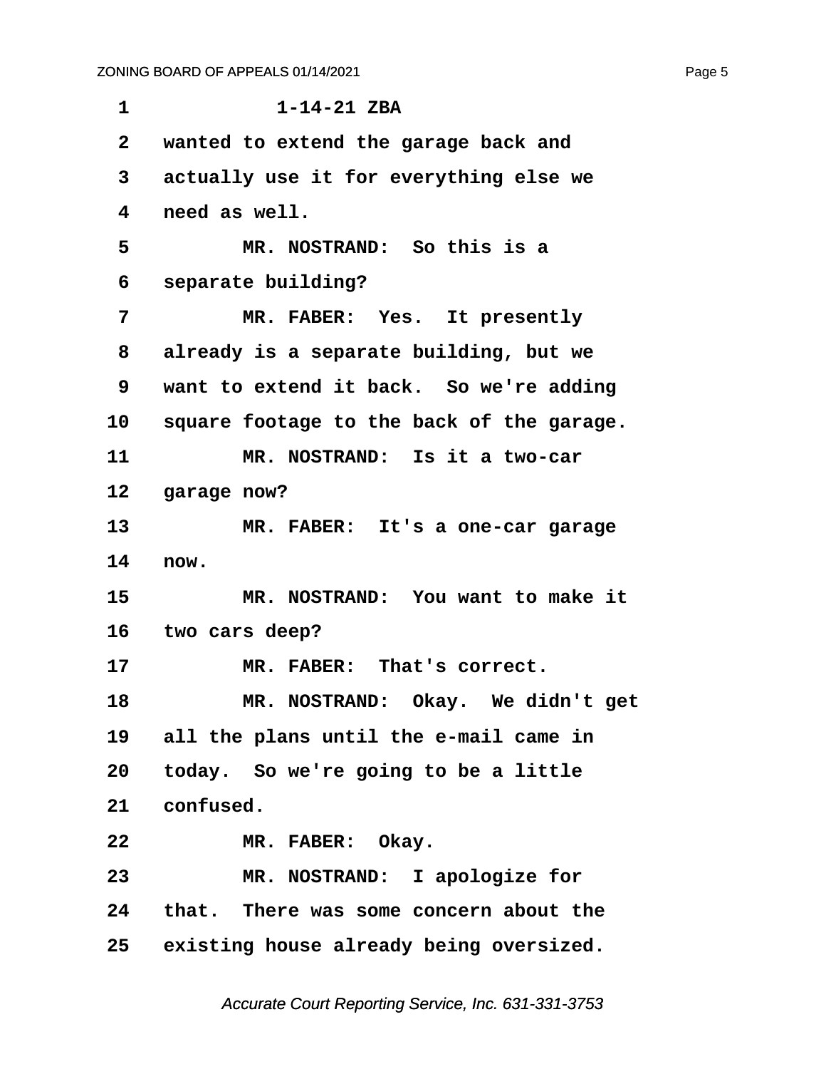1-14-21 ZBA

wanted to extend the garage back and actually use it for everything else we need as well.

MR. NOSTRAND: So this is a separate building?

MR. FABER: Yes. It presently already is a separate building, but we want to extend it back. So we're adding square footage to the back of the garage.

MR. NOSTRAND: Is it a two-car garage now?

MR. FABER: It's a one-car garage now.

MR. NOSTRAND: You want to make it two cars deep?

MR. FABER: That's correct.

MR. NOSTRAND: Okay. We didn't get all the plans until the e-mail came in today. So we're going to be a little confused.

MR. FABER: Okay.

MR. NOSTRAND: I apologize for that. There was some concern about the existing house already being oversized.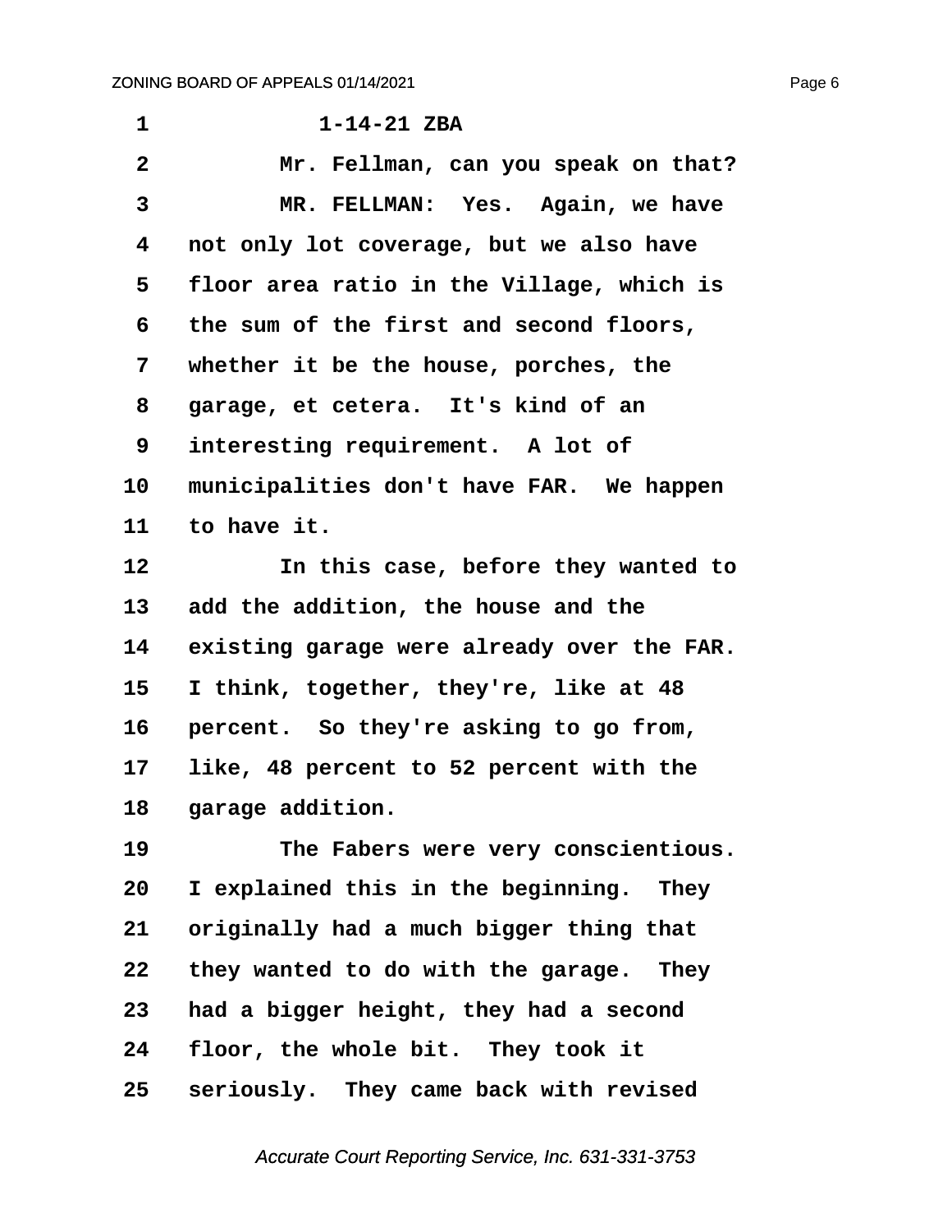1-14-21 ZBA

Mr. Fellman, can you speak on that?

MR. FELLMAN: Yes. Again, we have not only lot coverage, but we also have floor area ratio in the Village, which is the sum of the first and second floors, whether it be the house, porches, the garage, et cetera. It's kind of an interesting requirement. A lot of municipalities don't have FAR. We happen to have it.

In this case, before they wanted to add the addition, the house and the existing garage were already over the FAR. I think, together, they're, like at 48 percent. So they're asking to go from, like, 48 percent to 52 percent with the garage addition.

The Fabers were very conscientious. I explained this in the beginning. They originally had a much bigger thing that they wanted to do with the garage. They had a bigger height, they had a second floor, the whole bit. They took it seriously. They came back with revised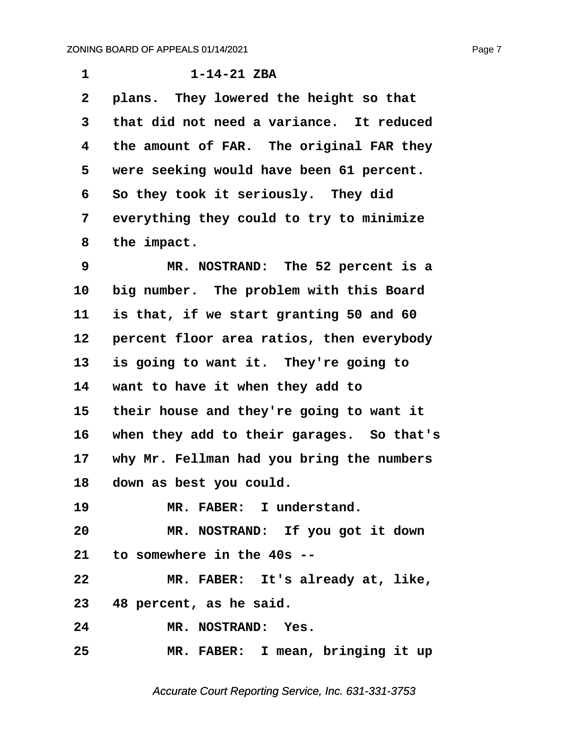1-14-21 ZBA

plans. They lowered the height so that that did not need a variance. It reduced the amount of FAR. The original FAR they were seeking would have been 61 percent. So they took it seriously. They did everything they could to try to minimize the impact.

MR. NOSTRAND: The 52 percent is a big number. The problem with this Board is that, if we start granting 50 and 60 percent floor area ratios, then everybody is going to want it. They're going to want to have it when they add to their house and they're going to want it when they add to their garages. So that's why Mr. Fellman had you bring the numbers down as best you could.

MR. FABER: I understand.

MR. NOSTRAND: If you got it down to somewhere in the 40s --

MR. FABER: It's already at, like, 48 percent, as he said.

MR. NOSTRAND: Yes.

MR. FABER: I mean, bringing it up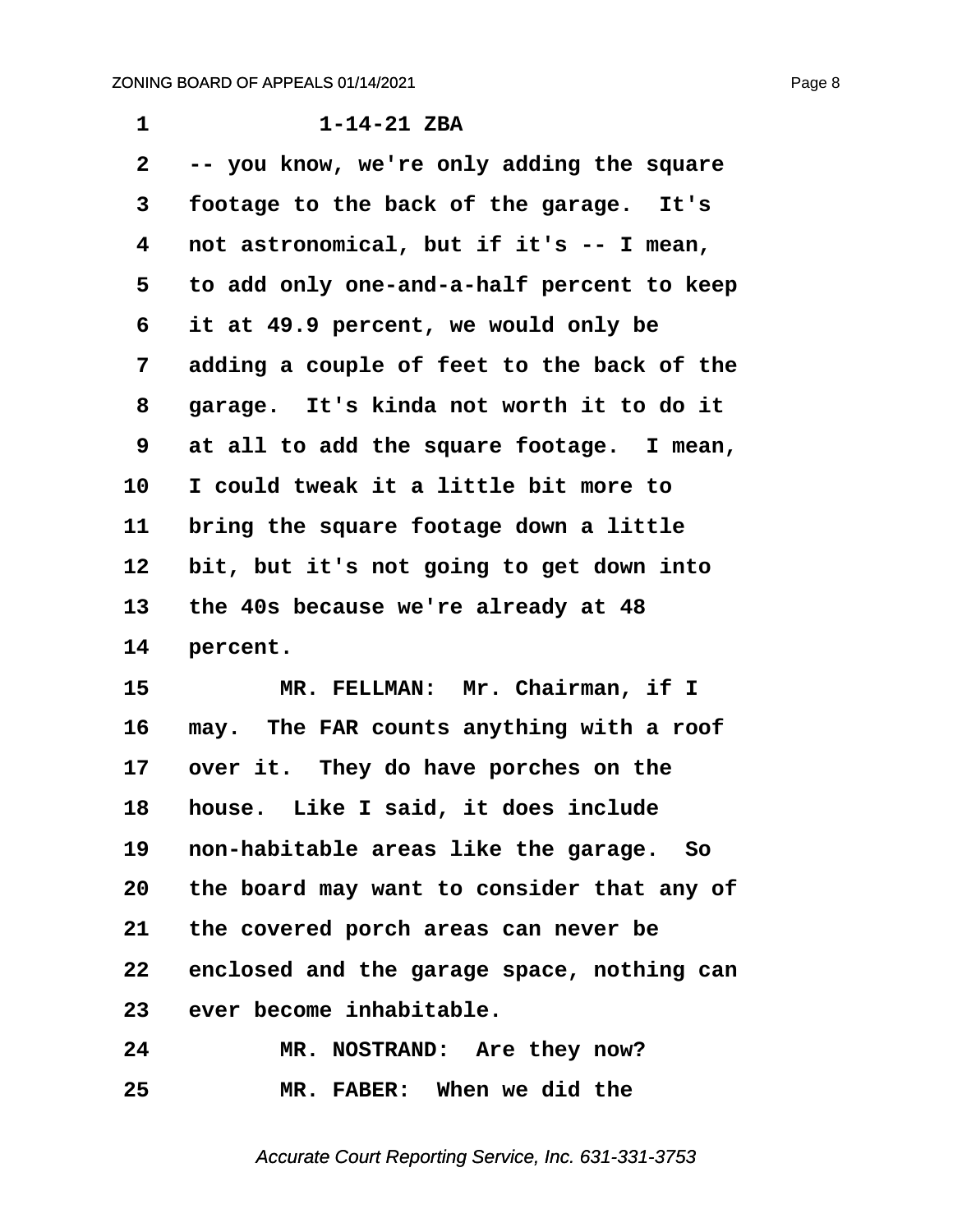1-14-21 ZBA

-- you know, we're only adding the square footage to the back of the garage. It's not astronomical, but if it's -- I mean, to add only one-and-a-half percent to keep it at 49.9 percent, we would only be adding a couple of feet to the back of the garage. It's kinda not worth it to do it at all to add the square footage. I mean, I could tweak it a little bit more to bring the square footage down a little bit, but it's not going to get down into the 40s because we're already at 48 percent.

MR. FELLMAN: Mr. Chairman, if I may. The FAR counts anything with a roof over it. They do have porches on the house. Like I said, it does include non-habitable areas like the garage. So the board may want to consider that any of the covered porch areas can never be enclosed and the garage space, nothing can ever become inhabitable.

MR. NOSTRAND: Are they now?

MR. FABER: When we did the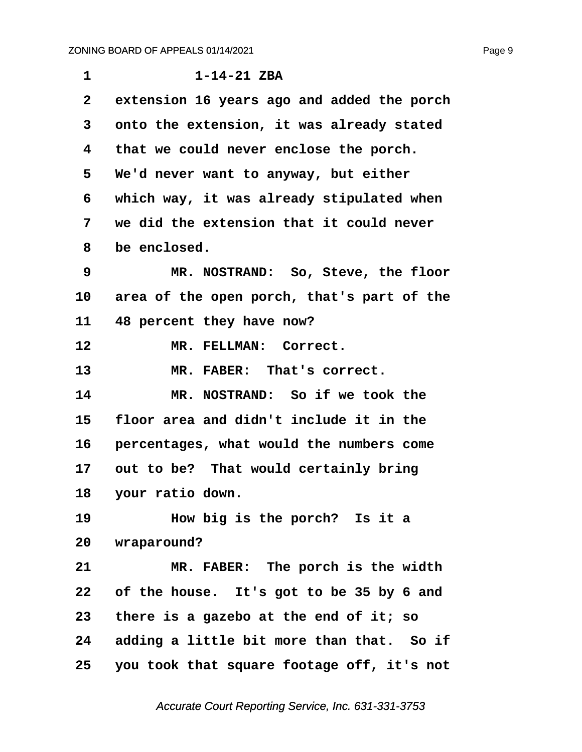1-14-21 ZBA

extension 16 years ago and added the porch onto the extension, it was already stated that we could never enclose the porch. We'd never want to anyway, but either which way, it was already stipulated when we did the extension that it could never be enclosed.

MR. NOSTRAND: So, Steve, the floor area of the open porch, that's part of the 48 percent they have now?

MR. FELLMAN: Correct.

MR. FABER: That's correct.

MR. NOSTRAND: So if we took the floor area and didn't include it in the percentages, what would the numbers come out to be? That would certainly bring your ratio down.

How big is the porch? Is it a wraparound?

MR. FABER: The porch is the width of the house. It's got to be 35 by 6 and there is a gazebo at the end of it; so adding a little bit more than that. So if you took that square footage off, it's not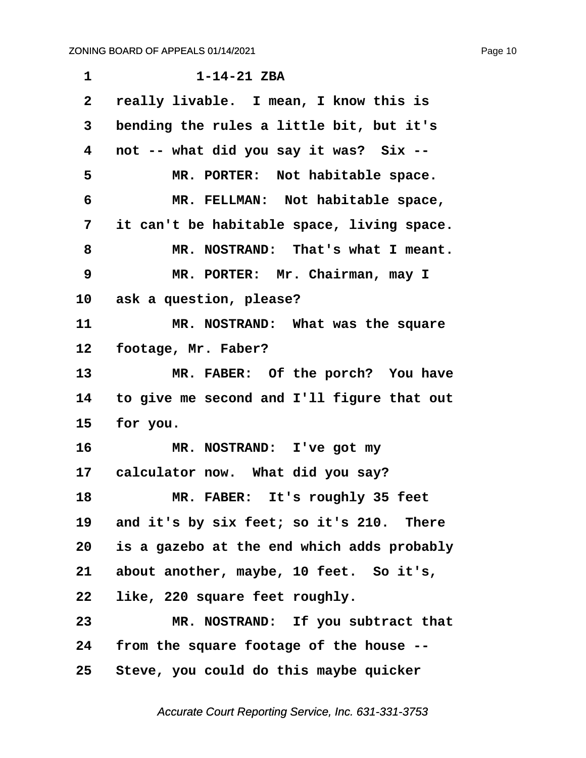1-14-21 ZBA

really livable. I mean, I know this is bending the rules a little bit, but it's not -- what did you say it was? Six --

MR. PORTER: Not habitable space.

MR. FELLMAN: Not habitable space, it can't be habitable space, living space.

MR. NOSTRAND: That's what I meant.

MR. PORTER: Mr. Chairman, may I ask a question, please?

MR. NOSTRAND: What was the square footage, Mr. Faber?

MR. FABER: Of the porch? You have to give me second and I'll figure that out for you.

MR. NOSTRAND: I've got my calculator now. What did you say?

MR. FABER: It's roughly 35 feet and it's by six feet; so it's 210. There is a gazebo at the end which adds probably about another, maybe, 10 feet. So it's, like, 220 square feet roughly.

MR. NOSTRAND: If you subtract that from the square footage of the house -- Steve, you could do this maybe quicker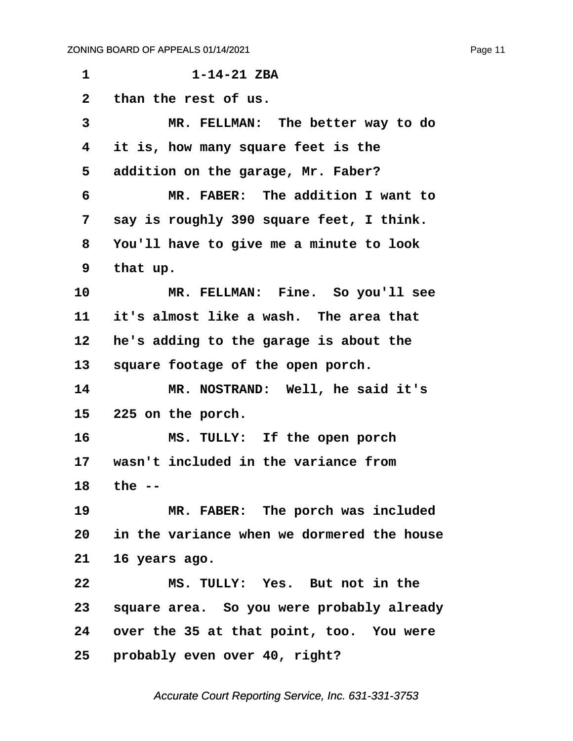1-14-21 ZBA

than the rest of us.

MR. FELLMAN: The better way to do it is, how many square feet is the addition on the garage, Mr. Faber?

MR. FABER: The addition I want to say is roughly 390 square feet, I think. You'll have to give me a minute to look that up.

MR. FELLMAN: Fine. So you'll see it's almost like a wash. The area that he's adding to the garage is about the square footage of the open porch.

MR. NOSTRAND: Well, he said it's 225 on the porch.

MS. TULLY: If the open porch wasn't included in the variance from the --

MR. FABER: The porch was included in the variance when we dormered the house 16 years ago.

MS. TULLY: Yes. But not in the square area. So you were probably already over the 35 at that point, too. You were probably even over 40, right?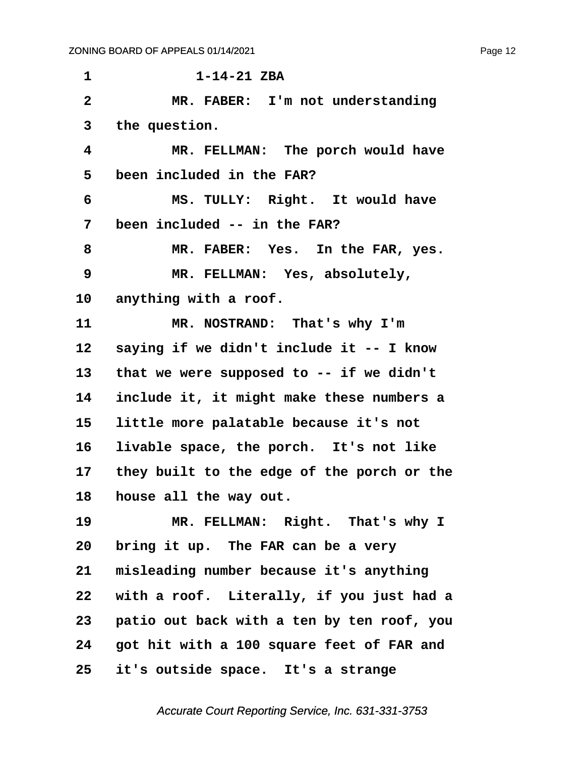1-14-21 ZBA

MR. FABER: I'm not understanding the question.

MR. FELLMAN: The porch would have been included in the FAR?

MS. TULLY: Right. It would have been included -- in the FAR?

MR. FABER: Yes. In the FAR, yes.

MR. FELLMAN: Yes, absolutely, anything with a roof.

MR. NOSTRAND: That's why I'm saying if we didn't include it -- I know that we were supposed to -- if we didn't include it, it might make these numbers a little more palatable because it's not livable space, the porch. It's not like they built to the edge of the porch or the house all the way out.

MR. FELLMAN: Right. That's why I bring it up. The FAR can be a very misleading number because it's anything with a roof. Literally, if you just had a patio out back with a ten by ten roof, you got hit with a 100 square feet of FAR and it's outside space. It's a strange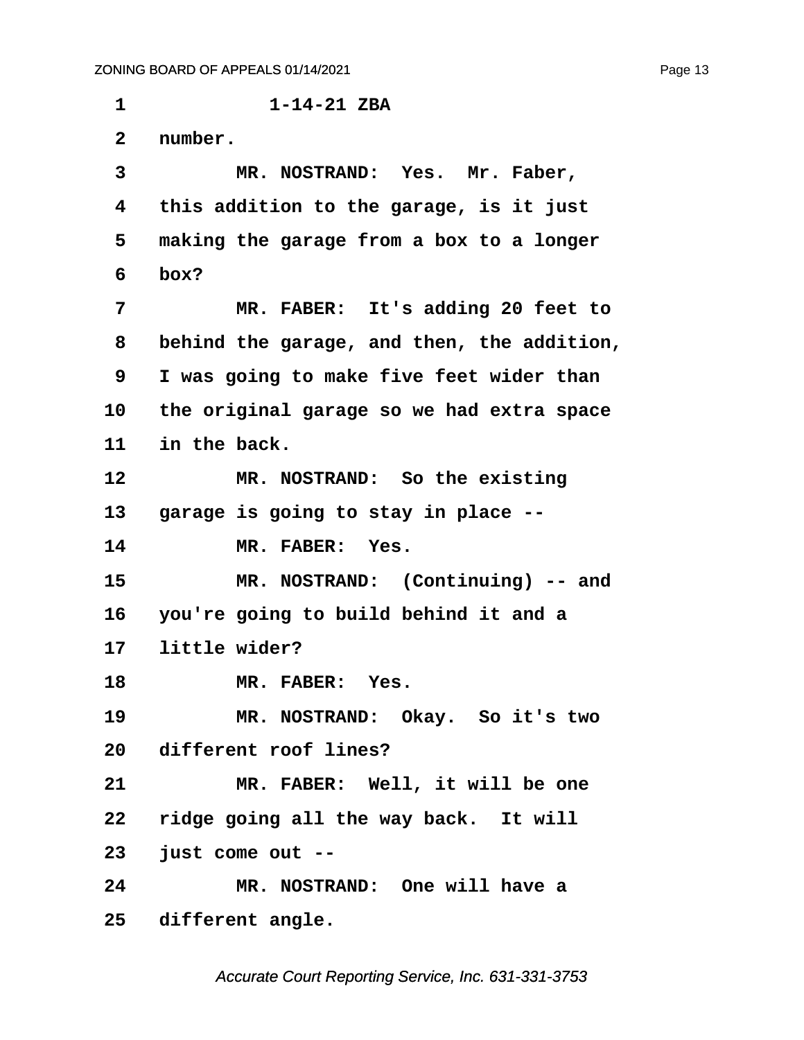1 1-14-21 ZBA

2 number.

3 MR. NOSTRAND: Yes. Mr. Faber,

4 this addition to the garage, is it just

5 making the garage from a box to a longer

6 box?

7 MR. FABER: It's adding 20 feet to

8 behind the garage, and then, the addition,

9 I was going to make five feet wider than

10 the original garage so we had extra space

11 in the back.

12 MR. NOSTRAND: So the existing

13 garage is going to stay in place --

14 MR. FABER: Yes.

15 MR. NOSTRAND: (Continuing) -- and

16 you're going to build behind it and a

17 little wider?

18 MR. FABER: Yes.

19 MR. NOSTRAND: Okay. So it's two

20 different roof lines?

21 MR. FABER: Well, it will be one

22 ridge going all the way back. It will

23 just come out --

24 MR. NOSTRAND: One will have a

25 different angle.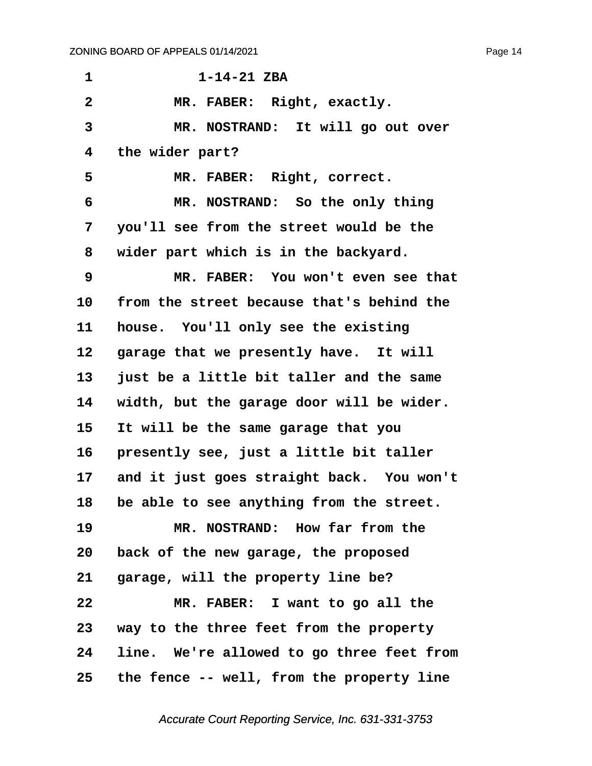1-14-21 ZBA

MR. FABER: Right, exactly.

MR. NOSTRAND: It will go out over the wider part?

MR. FABER: Right, correct.

MR. NOSTRAND: So the only thing you'll see from the street would be the wider part which is in the backyard.

MR. FABER: You won't even see that from the street because that's behind the house. You'll only see the existing garage that we presently have. It will just be a little bit taller and the same width, but the garage door will be wider. It will be the same garage that you presently see, just a little bit taller and it just goes straight back. You won't be able to see anything from the street.

MR. NOSTRAND: How far from the back of the new garage, the proposed garage, will the property line be?

MR. FABER: I want to go all the way to the three feet from the property line. We're allowed to go three feet from the fence -- well, from the property line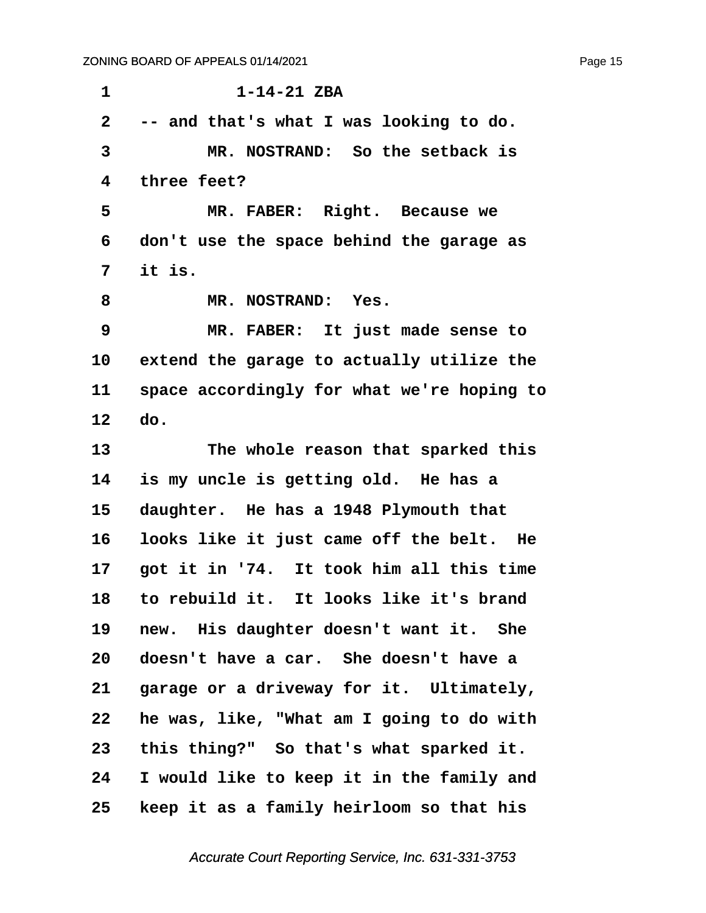1-14-21 ZBA

-- and that's what I was looking to do.

MR. NOSTRAND: So the setback is three feet?

MR. FABER: Right. Because we don't use the space behind the garage as it is.

MR. NOSTRAND: Yes.

MR. FABER: It just made sense to extend the garage to actually utilize the space accordingly for what we're hoping to do.

The whole reason that sparked this is my uncle is getting old. He has a daughter. He has a 1948 Plymouth that looks like it just came off the belt. He got it in '74. It took him all this time to rebuild it. It looks like it's brand new. His daughter doesn't want it. She doesn't have a car. She doesn't have a garage or a driveway for it. Ultimately, he was, like, "What am I going to do with this thing?" So that's what sparked it. I would like to keep it in the family and keep it as a family heirloom so that his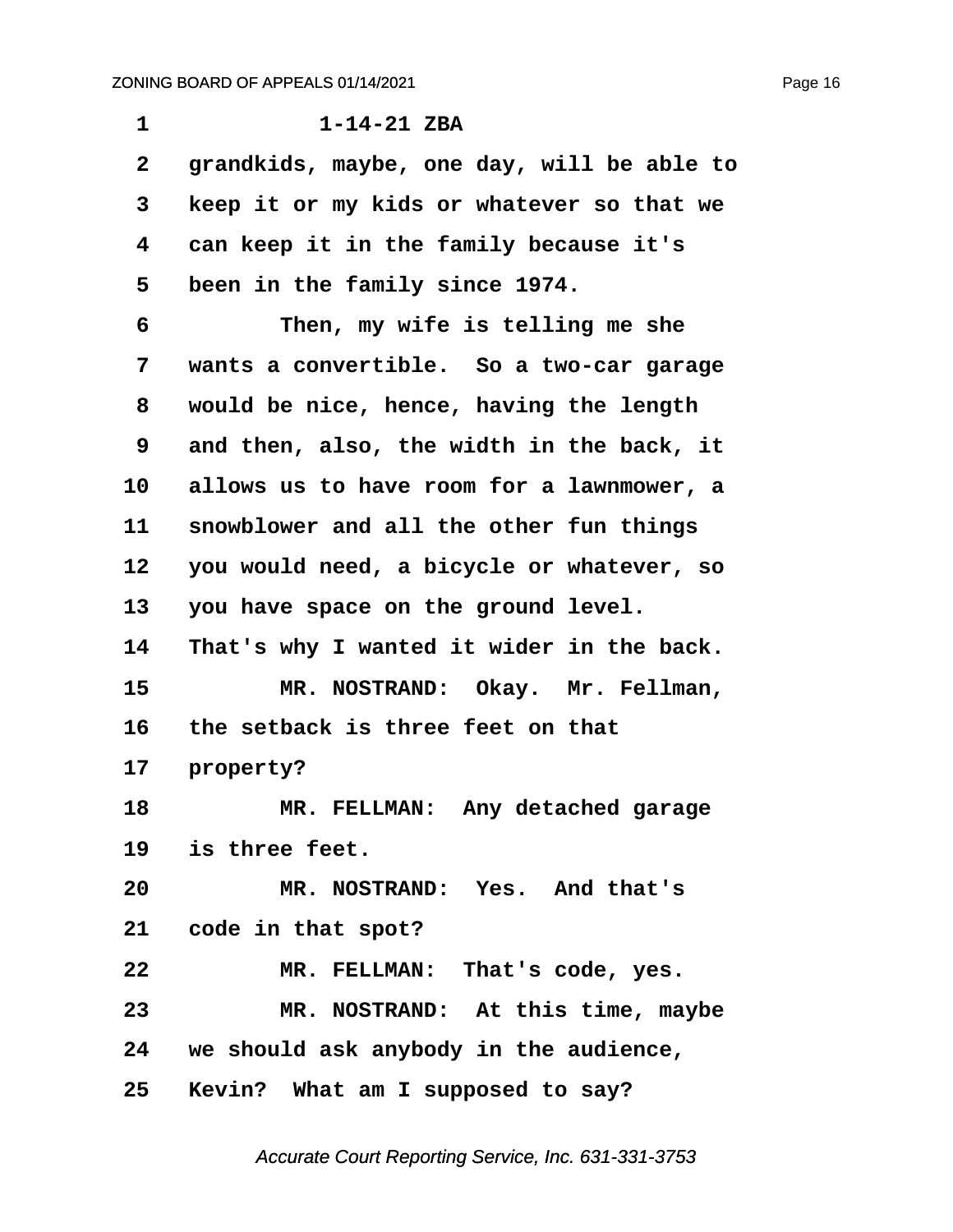1-14-21 ZBA

grandkids, maybe, one day, will be able to keep it or my kids or whatever so that we can keep it in the family because it's been in the family since 1974.

Then, my wife is telling me she wants a convertible. So a two-car garage would be nice, hence, having the length and then, also, the width in the back, it allows us to have room for a lawnmower, a snowblower and all the other fun things you would need, a bicycle or whatever, so you have space on the ground level. That's why I wanted it wider in the back.

MR. NOSTRAND: Okay. Mr. Fellman, the setback is three feet on that property?

MR. FELLMAN: Any detached garage is three feet.

MR. NOSTRAND: Yes. And that's code in that spot?

MR. FELLMAN: That's code, yes.

MR. NOSTRAND: At this time, maybe we should ask anybody in the audience, Kevin? What am I supposed to say?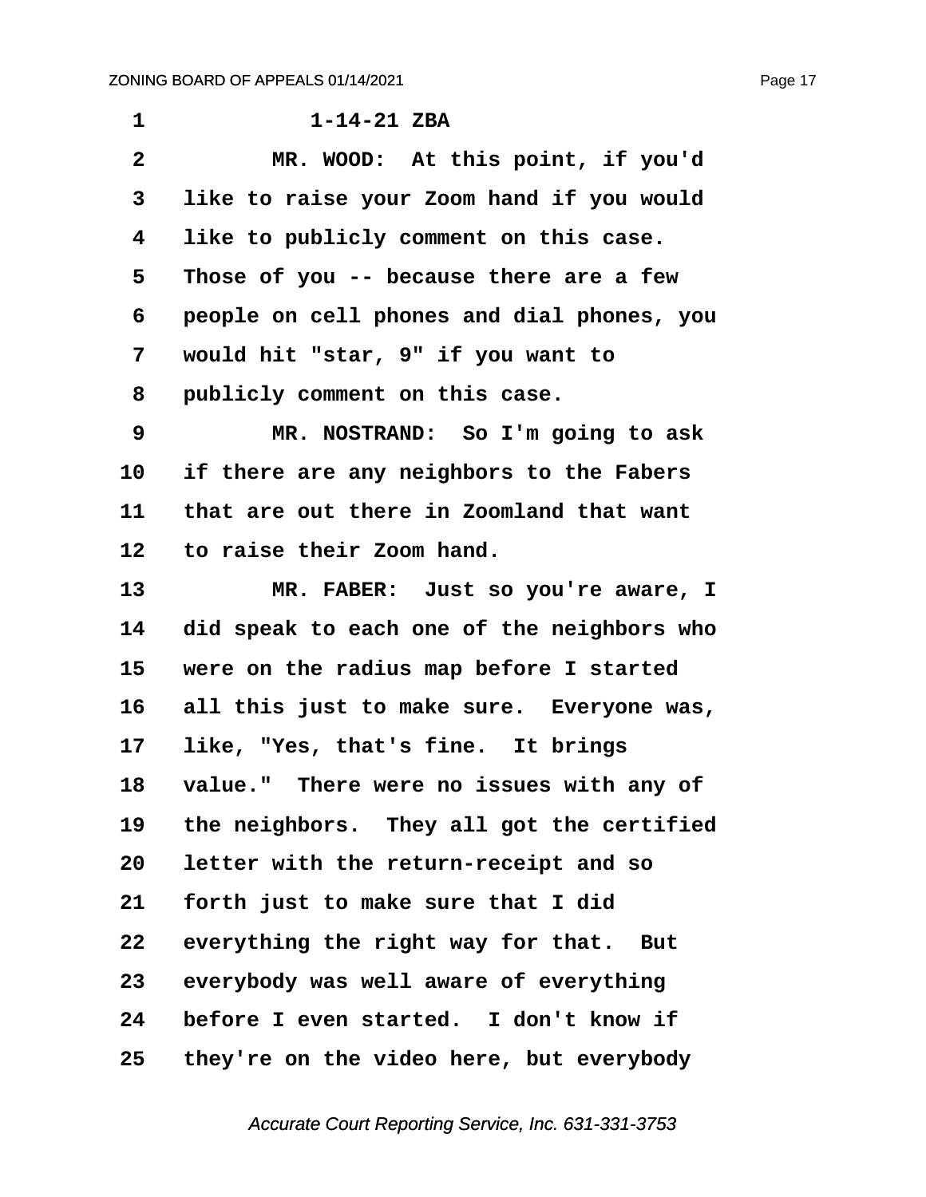1-14-21 ZBA

MR. WOOD: At this point, if you'd like to raise your Zoom hand if you would like to publicly comment on this case. Those of you -- because there are a few people on cell phones and dial phones, you would hit "star, 9" if you want to publicly comment on this case.

MR. NOSTRAND: So I'm going to ask if there are any neighbors to the Fabers that are out there in Zoomland that want to raise their Zoom hand.

MR. FABER: Just so you're aware, I did speak to each one of the neighbors who were on the radius map before I started all this just to make sure. Everyone was, like, "Yes, that's fine. It brings value." There were no issues with any of the neighbors. They all got the certified letter with the return-receipt and so forth just to make sure that I did everything the right way for that. But everybody was well aware of everything before I even started. I don't know if they're on the video here, but everybody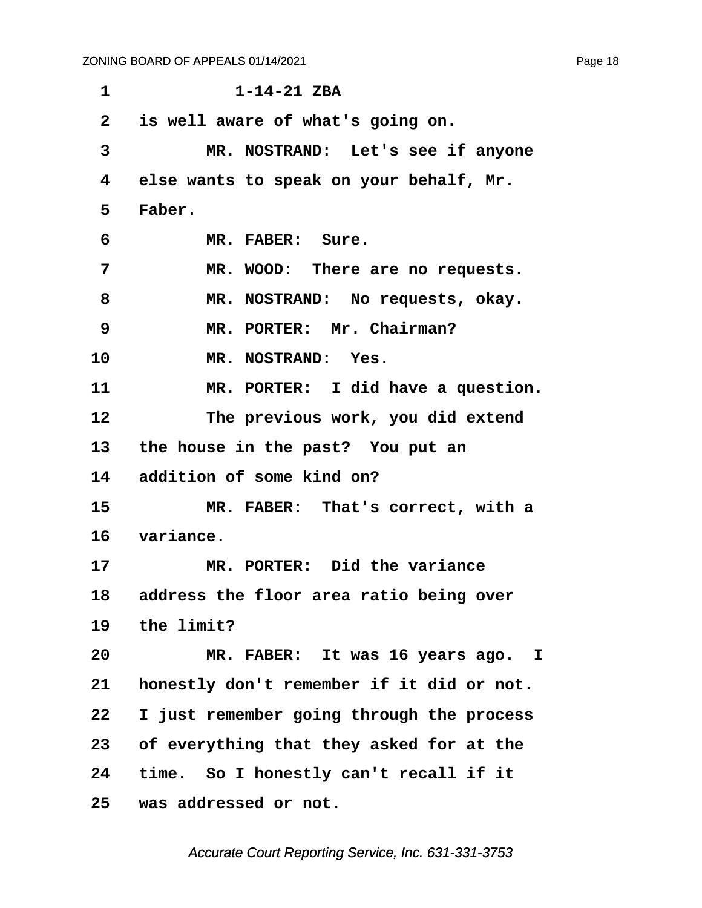1-14-21 ZBA

is well aware of what's going on.

MR. NOSTRAND: Let's see if anyone else wants to speak on your behalf, Mr. Faber.

MR. FABER: Sure.

MR. WOOD: There are no requests.

MR. NOSTRAND: No requests, okay.

MR. PORTER: Mr. Chairman?

MR. NOSTRAND: Yes.

MR. PORTER: I did have a question. The previous work, you did extend the house in the past? You put an addition of some kind on?

MR. FABER: That's correct, with a variance.

MR. PORTER: Did the variance address the floor area ratio being over the limit?

MR. FABER: It was 16 years ago. I honestly don't remember if it did or not. I just remember going through the process of everything that they asked for at the time. So I honestly can't recall if it was addressed or not.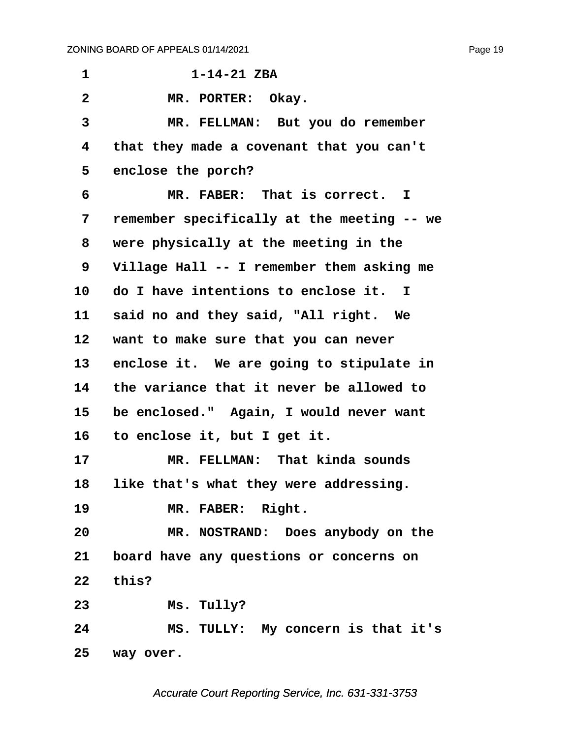1-14-21 ZBA

MR. PORTER: Okay.

MR. FELLMAN: But you do remember that they made a covenant that you can't enclose the porch?

MR. FABER: That is correct. I remember specifically at the meeting -- we were physically at the meeting in the Village Hall -- I remember them asking me do I have intentions to enclose it. I said no and they said, "All right. We want to make sure that you can never enclose it. We are going to stipulate in the variance that it never be allowed to be enclosed." Again, I would never want to enclose it, but I get it.

MR. FELLMAN: That kinda sounds like that's what they were addressing.

MR. FABER: Right.

MR. NOSTRAND: Does anybody on the board have any questions or concerns on this?

Ms. Tully?

MS. TULLY: My concern is that it's way over.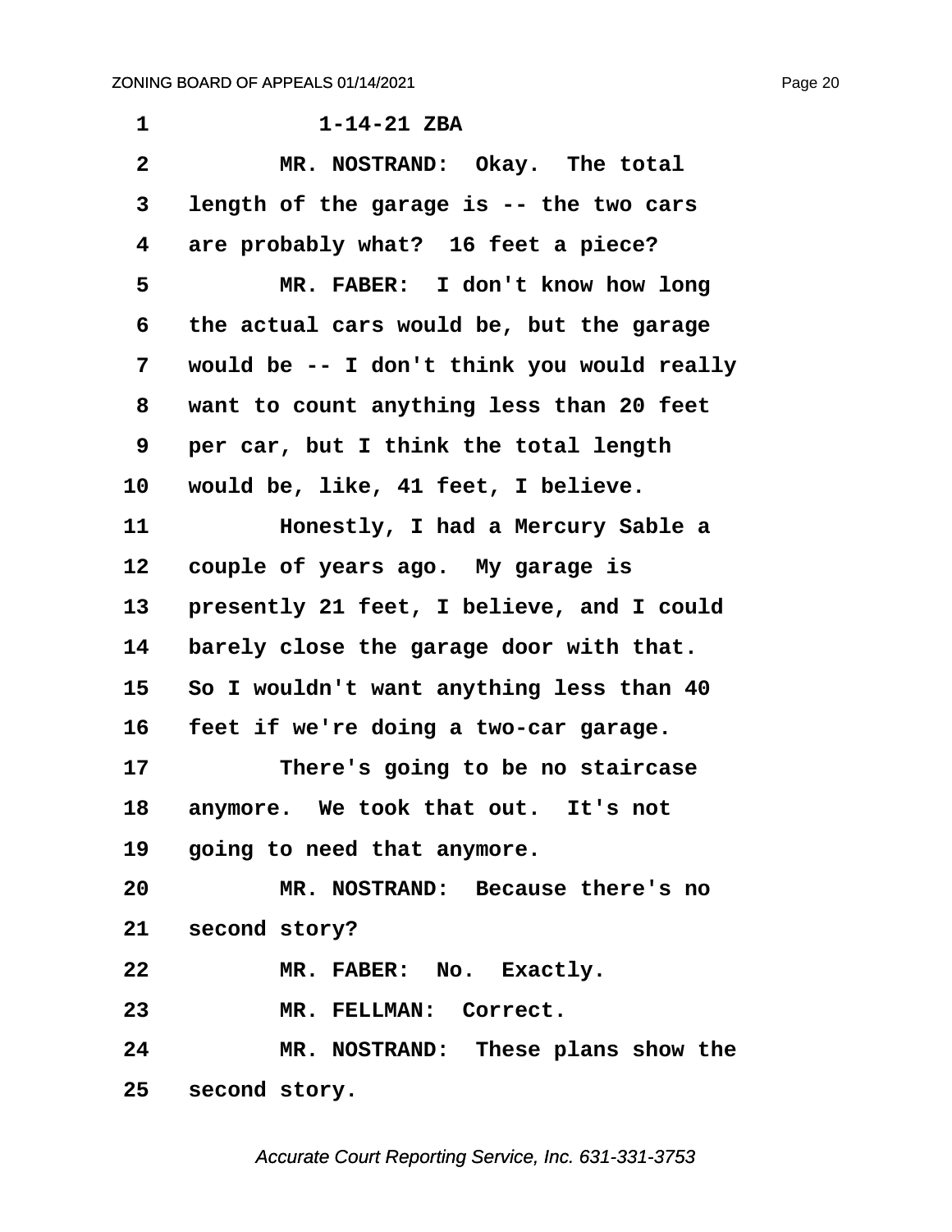1-14-21 ZBA

MR. NOSTRAND: Okay. The total length of the garage is -- the two cars are probably what? 16 feet a piece?

MR. FABER: I don't know how long the actual cars would be, but the garage would be -- I don't think you would really want to count anything less than 20 feet per car, but I think the total length would be, like, 41 feet, I believe.

Honestly, I had a Mercury Sable a couple of years ago. My garage is presently 21 feet, I believe, and I could barely close the garage door with that. So I wouldn't want anything less than 40 feet if we're doing a two-car garage.

There's going to be no staircase anymore. We took that out. It's not going to need that anymore.

MR. NOSTRAND: Because there's no second story?

MR. FABER: No. Exactly.

MR. FELLMAN: Correct.

MR. NOSTRAND: These plans show the second story.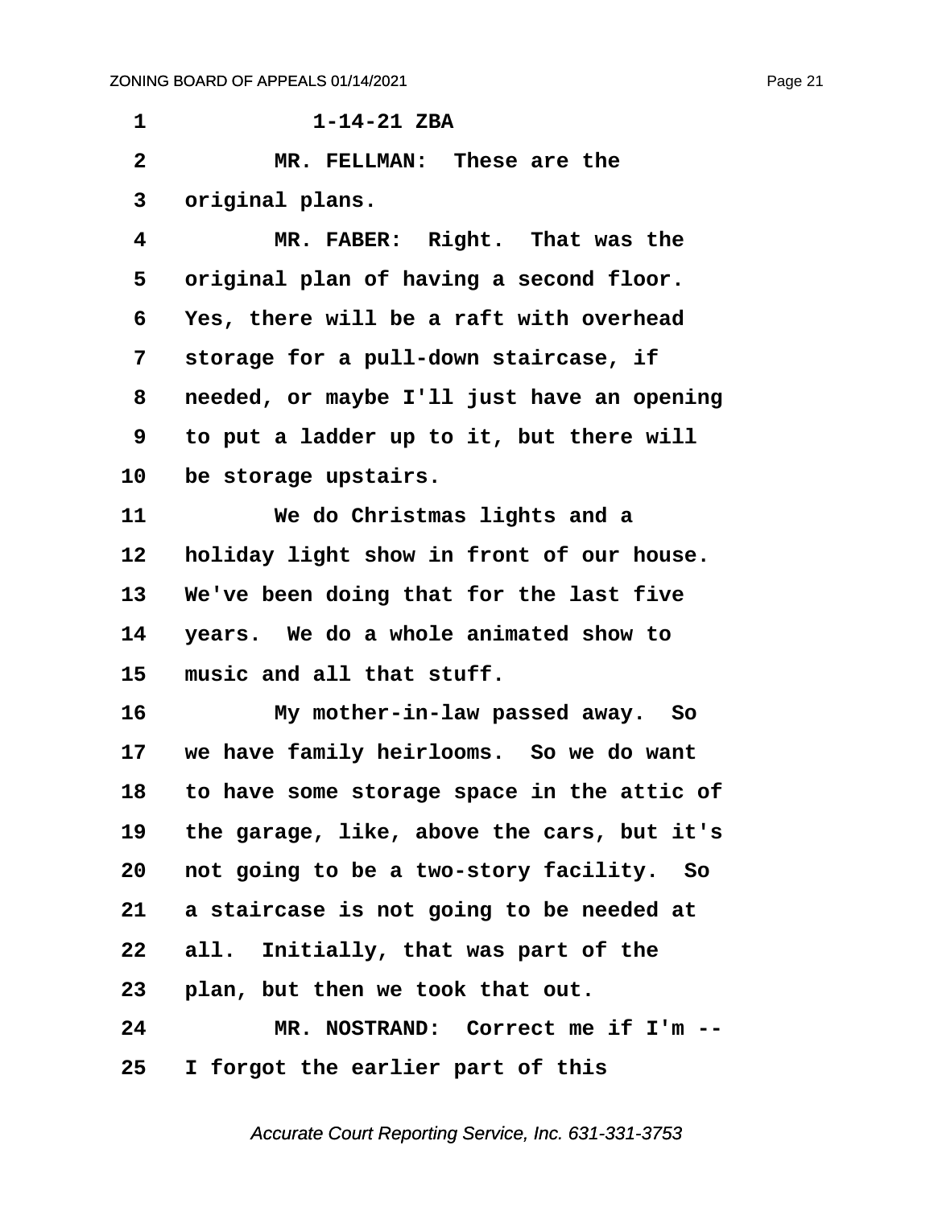1-14-21 ZBA

MR. FELLMAN: These are the original plans.

MR. FABER: Right. That was the original plan of having a second floor. Yes, there will be a raft with overhead storage for a pull-down staircase, if needed, or maybe I'll just have an opening to put a ladder up to it, but there will be storage upstairs.

We do Christmas lights and a holiday light show in front of our house. We've been doing that for the last five years. We do a whole animated show to music and all that stuff.

My mother-in-law passed away. So we have family heirlooms. So we do want to have some storage space in the attic of the garage, like, above the cars, but it's not going to be a two-story facility. So a staircase is not going to be needed at all. Initially, that was part of the plan, but then we took that out.

MR. NOSTRAND: Correct me if I'm -- I forgot the earlier part of this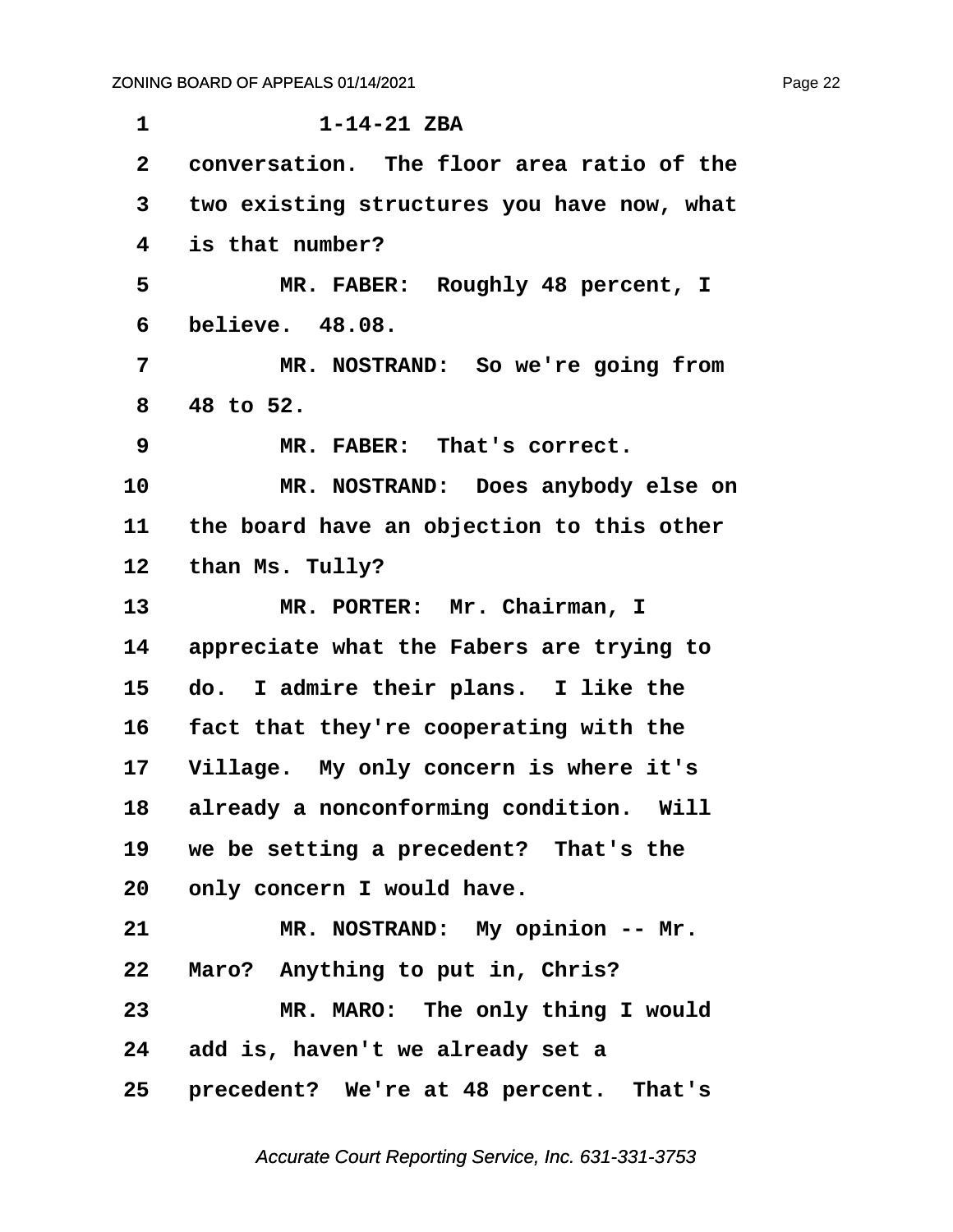1-14-21 ZBA

conversation. The floor area ratio of the two existing structures you have now, what is that number?

MR. FABER: Roughly 48 percent, I believe. 48.08.

MR. NOSTRAND: So we're going from 48 to 52.

MR. FABER: That's correct.

MR. NOSTRAND: Does anybody else on the board have an objection to this other than Ms. Tully?

MR. PORTER: Mr. Chairman, I appreciate what the Fabers are trying to do. I admire their plans. I like the fact that they're cooperating with the Village. My only concern is where it's already a nonconforming condition. Will we be setting a precedent? That's the only concern I would have.

MR. NOSTRAND: My opinion -- Mr. Maro? Anything to put in, Chris?

MR. MARO: The only thing I would add is, haven't we already set a precedent? We're at 48 percent. That's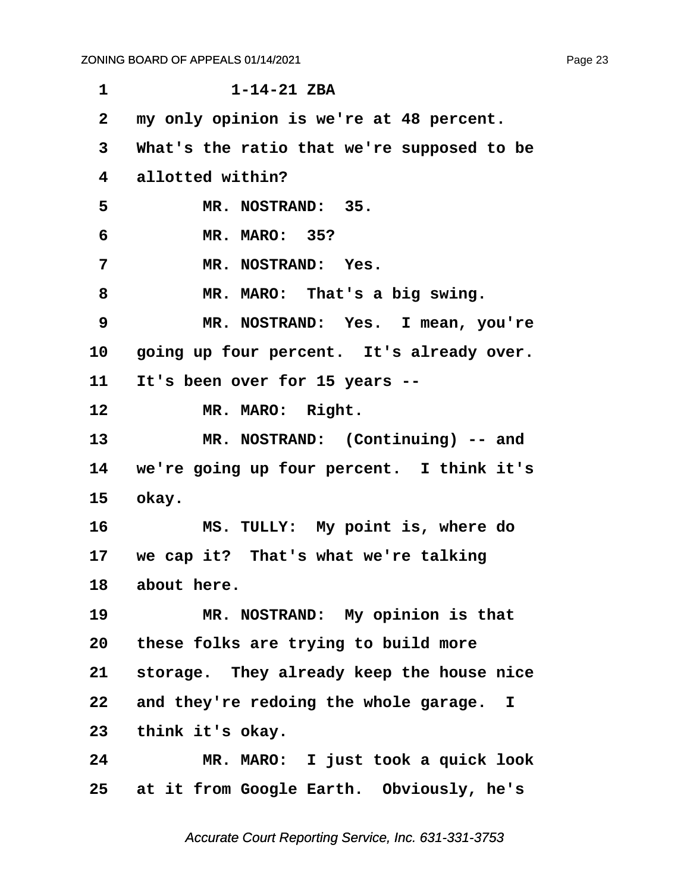1-14-21 ZBA

my only opinion is we're at 48 percent. What's the ratio that we're supposed to be allotted within?

MR. NOSTRAND: 35.

MR. MARO: 35?

MR. NOSTRAND: Yes.

MR. MARO: That's a big swing.

MR. NOSTRAND: Yes. I mean, you're going up four percent. It's already over. It's been over for 15 years --

MR. MARO: Right.

MR. NOSTRAND: (Continuing) -- and we're going up four percent. I think it's okay.

MS. TULLY: My point is, where do we cap it? That's what we're talking about here.

MR. NOSTRAND: My opinion is that these folks are trying to build more storage. They already keep the house nice and they're redoing the whole garage. I think it's okay.

MR. MARO: I just took a quick look at it from Google Earth. Obviously, he's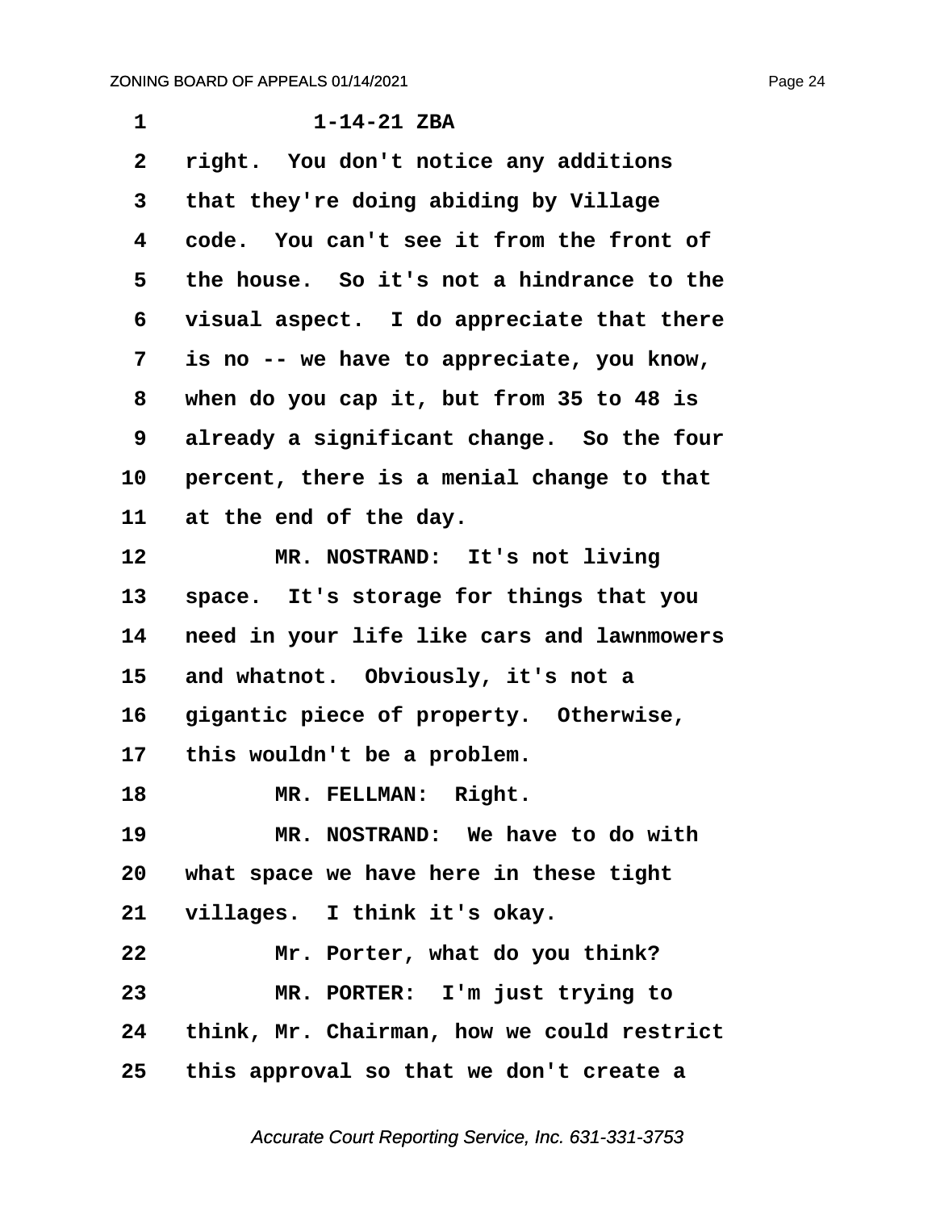1-14-21 ZBA

right. You don't notice any additions that they're doing abiding by Village code. You can't see it from the front of the house. So it's not a hindrance to the visual aspect. I do appreciate that there is no -- we have to appreciate, you know, when do you cap it, but from 35 to 48 is already a significant change. So the four percent, there is a menial change to that at the end of the day.

MR. NOSTRAND: It's not living space. It's storage for things that you need in your life like cars and lawnmowers and whatnot. Obviously, it's not a gigantic piece of property. Otherwise, this wouldn't be a problem.

MR. FELLMAN: Right.

MR. NOSTRAND: We have to do with what space we have here in these tight villages. I think it's okay.

Mr. Porter, what do you think?

MR. PORTER: I'm just trying to think, Mr. Chairman, how we could restrict this approval so that we don't create a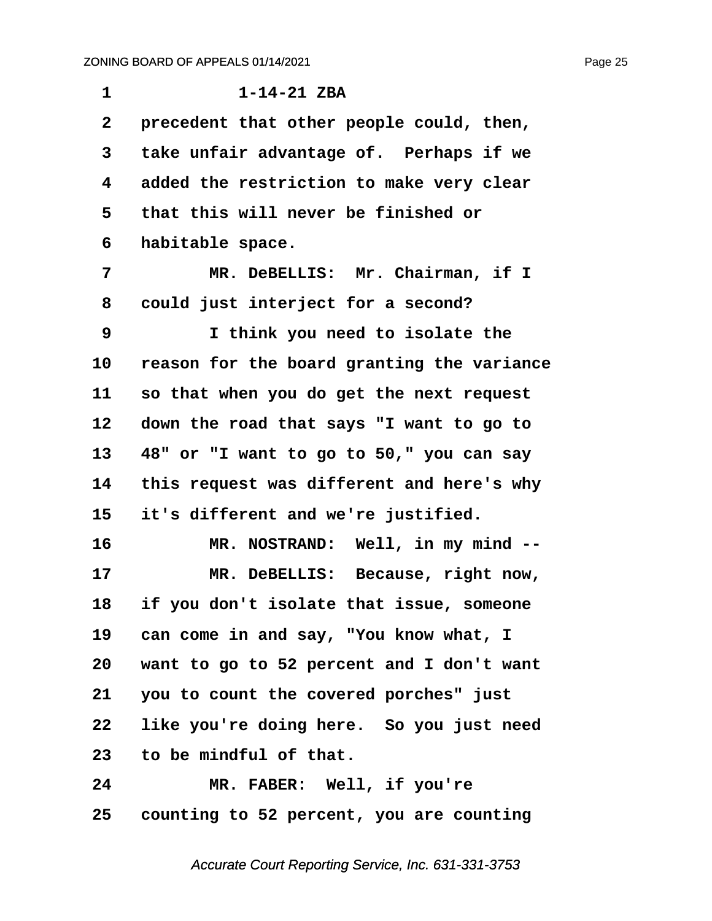1-14-21 ZBA

precedent that other people could, then, take unfair advantage of. Perhaps if we added the restriction to make very clear that this will never be finished or habitable space.

MR. DeBELLIS: Mr. Chairman, if I could just interject for a second?

I think you need to isolate the reason for the board granting the variance so that when you do get the next request down the road that says "I want to go to 48" or "I want to go to 50," you can say this request was different and here's why it's different and we're justified.

MR. NOSTRAND: Well, in my mind --

MR. DeBELLIS: Because, right now, if you don't isolate that issue, someone can come in and say, "You know what, I want to go to 52 percent and I don't want you to count the covered porches" just like you're doing here. So you just need to be mindful of that.

MR. FABER: Well, if you're counting to 52 percent, you are counting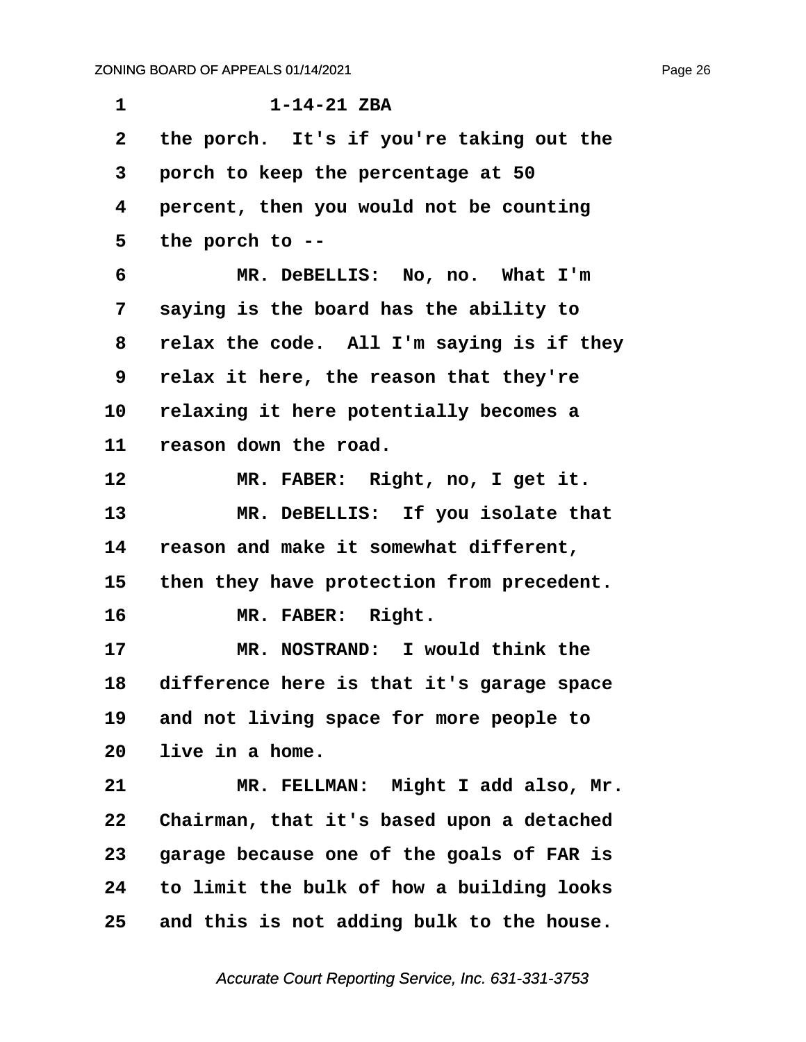1-14-21 ZBA

the porch. It's if you're taking out the porch to keep the percentage at 50 percent, then you would not be counting the porch to --

MR. DeBELLIS: No, no. What I'm saying is the board has the ability to relax the code. All I'm saying is if they relax it here, the reason that they're relaxing it here potentially becomes a reason down the road.

MR. FABER: Right, no, I get it.

MR. DeBELLIS: If you isolate that reason and make it somewhat different, then they have protection from precedent.

MR. FABER: Right.

MR. NOSTRAND: I would think the difference here is that it's garage space and not living space for more people to live in a home.

MR. FELLMAN: Might I add also, Mr. Chairman, that it's based upon a detached garage because one of the goals of FAR is to limit the bulk of how a building looks and this is not adding bulk to the house.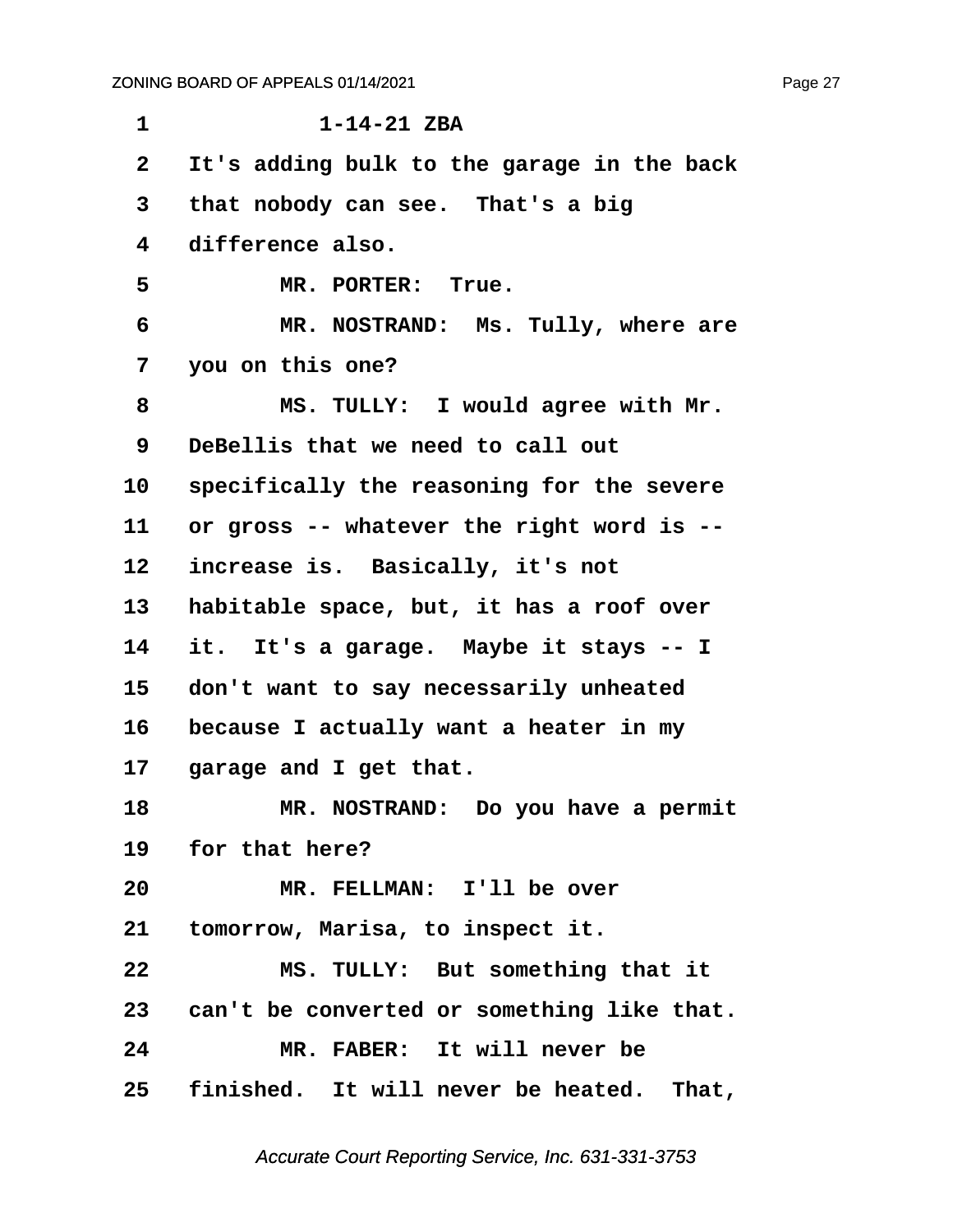1-14-21 ZBA

It's adding bulk to the garage in the back that nobody can see. That's a big difference also.

MR. PORTER: True.

MR. NOSTRAND: Ms. Tully, where are you on this one?

MS. TULLY: I would agree with Mr. DeBellis that we need to call out specifically the reasoning for the severe or gross -- whatever the right word is -- increase is. Basically, it's not habitable space, but, it has a roof over it. It's a garage. Maybe it stays -- I don't want to say necessarily unheated because I actually want a heater in my garage and I get that.

MR. NOSTRAND: Do you have a permit for that here?

MR. FELLMAN: I'll be over tomorrow, Marisa, to inspect it.

MS. TULLY: But something that it can't be converted or something like that.

MR. FABER: It will never be finished. It will never be heated. That,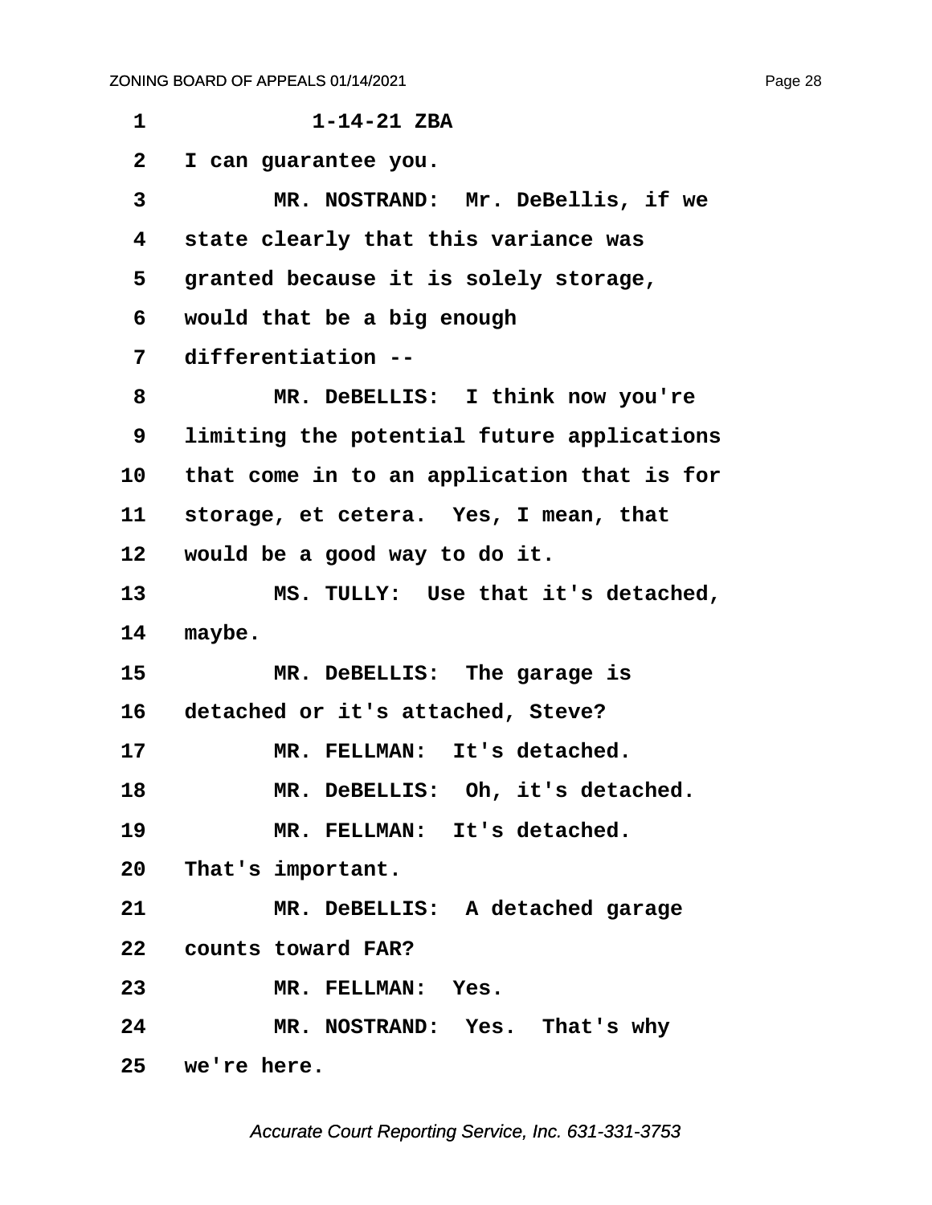1-14-21 ZBA

I can guarantee you.

MR. NOSTRAND: Mr. DeBellis, if we state clearly that this variance was granted because it is solely storage, would that be a big enough differentiation --

MR. DeBELLIS: I think now you're limiting the potential future applications that come in to an application that is for storage, et cetera. Yes, I mean, that would be a good way to do it.

MS. TULLY: Use that it's detached, maybe.

MR. DeBELLIS: The garage is detached or it's attached, Steve?

MR. FELLMAN: It's detached.

MR. DeBELLIS: Oh, it's detached.

MR. FELLMAN: It's detached. That's important.

MR. DeBELLIS: A detached garage counts toward FAR?

MR. FELLMAN: Yes.

MR. NOSTRAND: Yes. That's why we're here.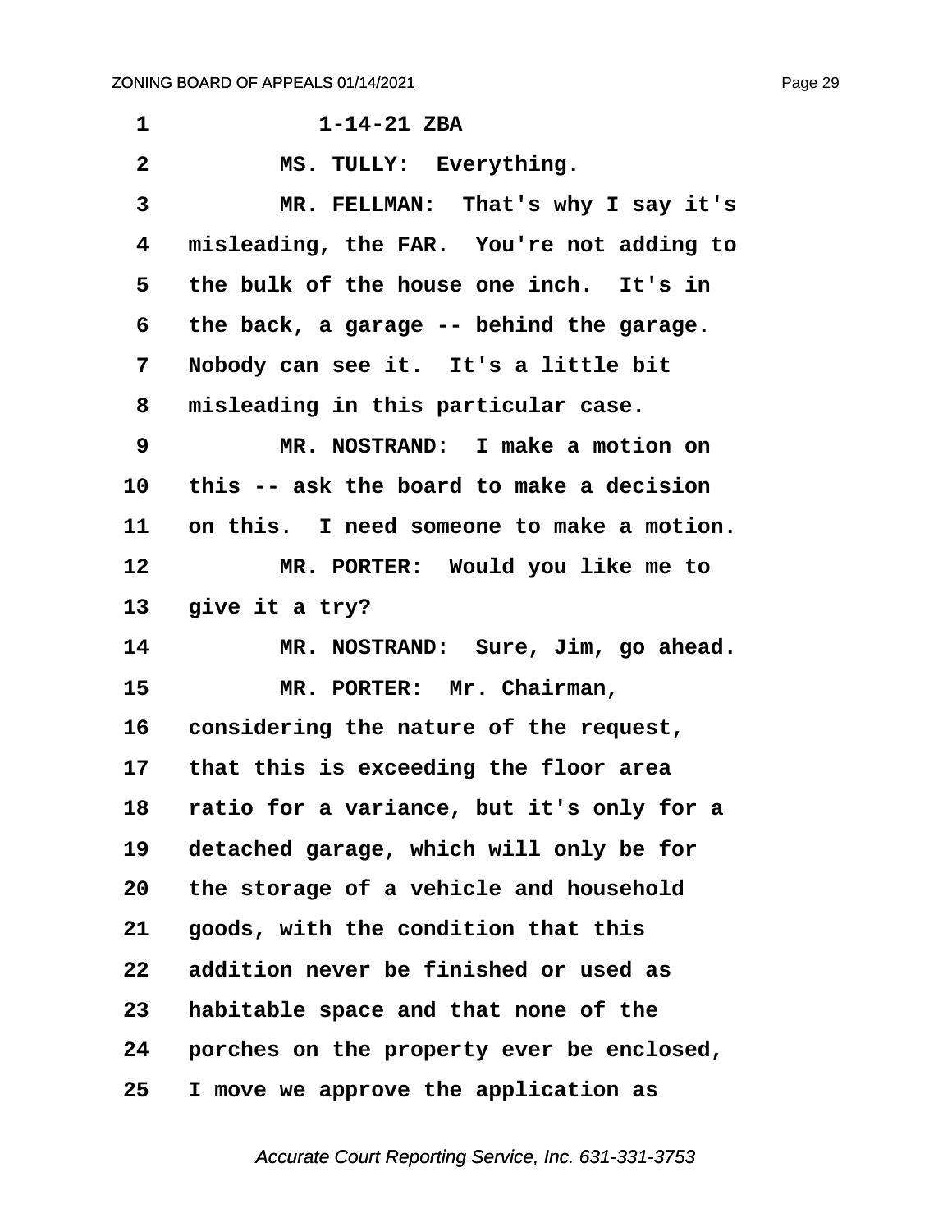1-14-21 ZBA

MS. TULLY: Everything.

MR. FELLMAN: That's why I say it's misleading, the FAR. You're not adding to the bulk of the house one inch. It's in the back, a garage -- behind the garage. Nobody can see it. It's a little bit misleading in this particular case.

MR. NOSTRAND: I make a motion on this -- ask the board to make a decision on this. I need someone to make a motion.

MR. PORTER: Would you like me to give it a try?

MR. NOSTRAND: Sure, Jim, go ahead.

MR. PORTER: Mr. Chairman, considering the nature of the request, that this is exceeding the floor area ratio for a variance, but it's only for a detached garage, which will only be for the storage of a vehicle and household goods, with the condition that this addition never be finished or used as habitable space and that none of the porches on the property ever be enclosed, I move we approve the application as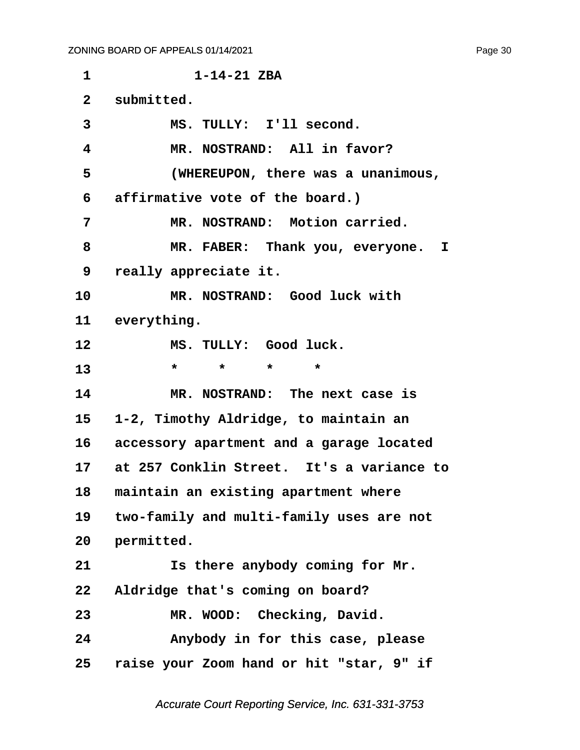1-14-21 ZBA

submitted.

MS. TULLY: I'll second.

MR. NOSTRAND: All in favor?

(WHEREUPON, there was a unanimous, affirmative vote of the board.)

MR. NOSTRAND: Motion carried.

MR. FABER: Thank you, everyone. I really appreciate it.

MR. NOSTRAND: Good luck with everything.

MS. TULLY: Good luck.

\* \* \* \*

MR. NOSTRAND: The next case is 1-2, Timothy Aldridge, to maintain an accessory apartment and a garage located at 257 Conklin Street. It's a variance to maintain an existing apartment where two-family and multi-family uses are not permitted.

Is there anybody coming for Mr. Aldridge that's coming on board?

MR. WOOD: Checking, David.

Anybody in for this case, please raise your Zoom hand or hit "star, 9" if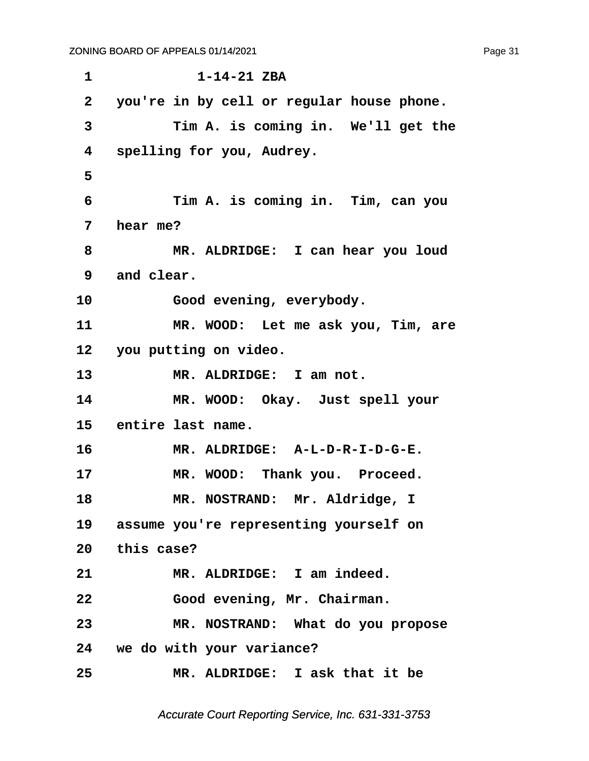1-14-21 ZBA

you're in by cell or regular house phone.

Tim A. is coming in. We'll get the spelling for you, Audrey.

Tim A. is coming in. Tim, can you hear me?

MR. ALDRIDGE: I can hear you loud and clear.

Good evening, everybody.

MR. WOOD: Let me ask you, Tim, are you putting on video.

MR. ALDRIDGE: I am not.

MR. WOOD: Okay. Just spell your entire last name.

MR. ALDRIDGE: A-L-D-R-I-D-G-E.

MR. WOOD: Thank you. Proceed.

MR. NOSTRAND: Mr. Aldridge, I assume you're representing yourself on this case?

MR. ALDRIDGE: I am indeed.

Good evening, Mr. Chairman.

MR. NOSTRAND: What do you propose we do with your variance?

MR. ALDRIDGE: I ask that it be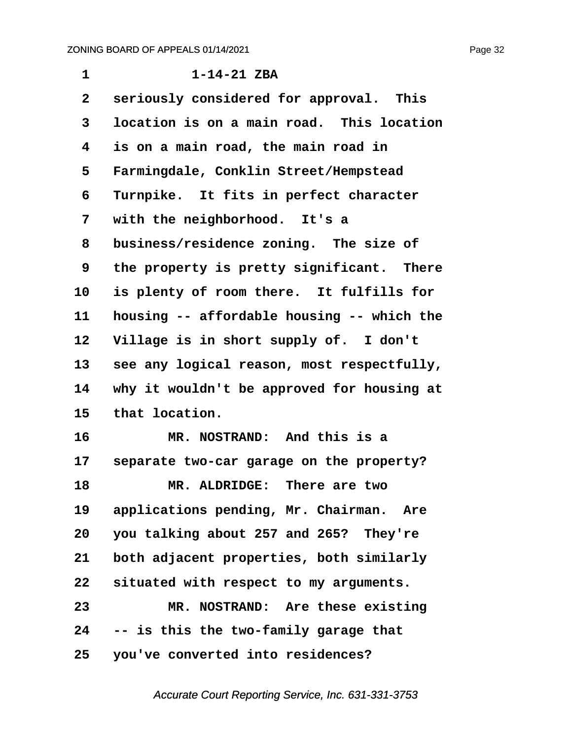1-14-21 ZBA

seriously considered for approval. This location is on a main road. This location is on a main road, the main road in Farmingdale, Conklin Street/Hempstead Turnpike. It fits in perfect character with the neighborhood. It's a business/residence zoning. The size of the property is pretty significant. There is plenty of room there. It fulfills for housing -- affordable housing -- which the Village is in short supply of. I don't see any logical reason, most respectfully, why it wouldn't be approved for housing at that location.

MR. NOSTRAND: And this is a separate two-car garage on the property?

MR. ALDRIDGE: There are two applications pending, Mr. Chairman. Are you talking about 257 and 265? They're both adjacent properties, both similarly situated with respect to my arguments.

MR. NOSTRAND: Are these existing -- is this the two-family garage that you've converted into residences?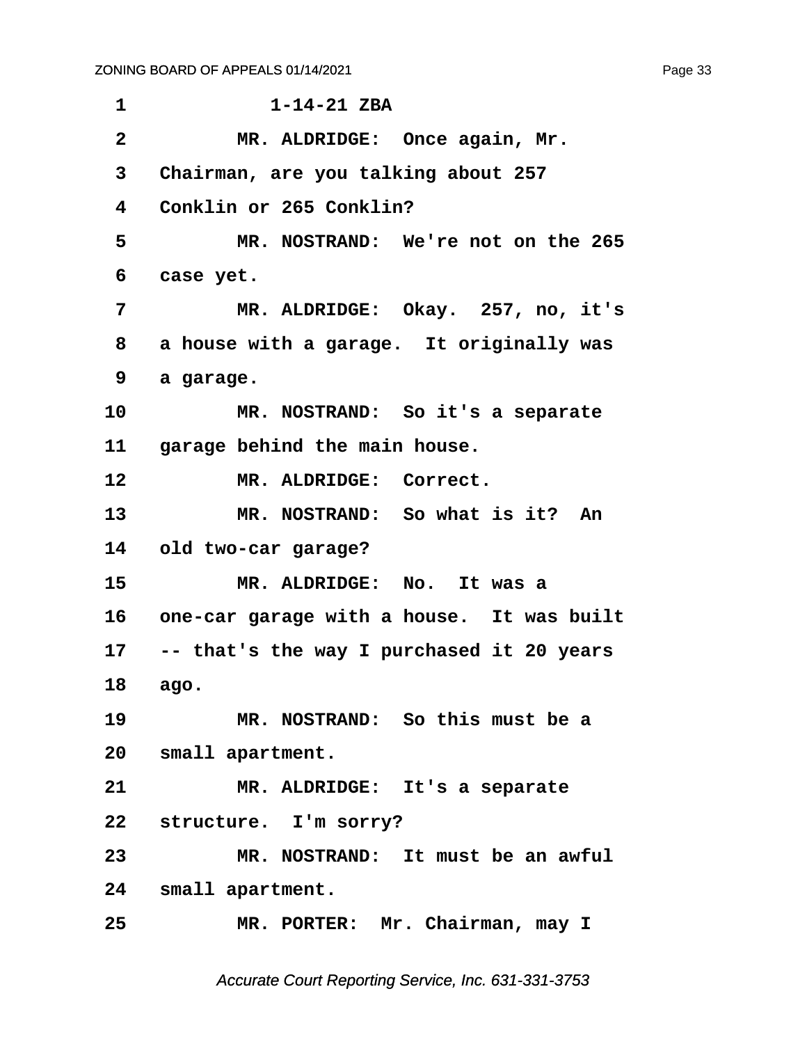1 1-14-21 ZBA

2 MR. ALDRIDGE: Once again, Mr.

3 Chairman, are you talking about 257

4 Conklin or 265 Conklin?

5 MR. NOSTRAND: We're not on the 265

6 case yet.

7 MR. ALDRIDGE: Okay. 257, no, it's

8 a house with a garage. It originally was

9 a garage.

10 MR. NOSTRAND: So it's a separate

11 garage behind the main house.

12 MR. ALDRIDGE: Correct.

13 MR. NOSTRAND: So what is it? An

14 old two-car garage?

15 MR. ALDRIDGE: No. It was a

16 one-car garage with a house. It was built

17 -- that's the way I purchased it 20 years

18 ago.

19 MR. NOSTRAND: So this must be a

20 small apartment.

21 MR. ALDRIDGE: It's a separate

22 structure. I'm sorry?

23 MR. NOSTRAND: It must be an awful

24 small apartment.

25 MR. PORTER: Mr. Chairman, may I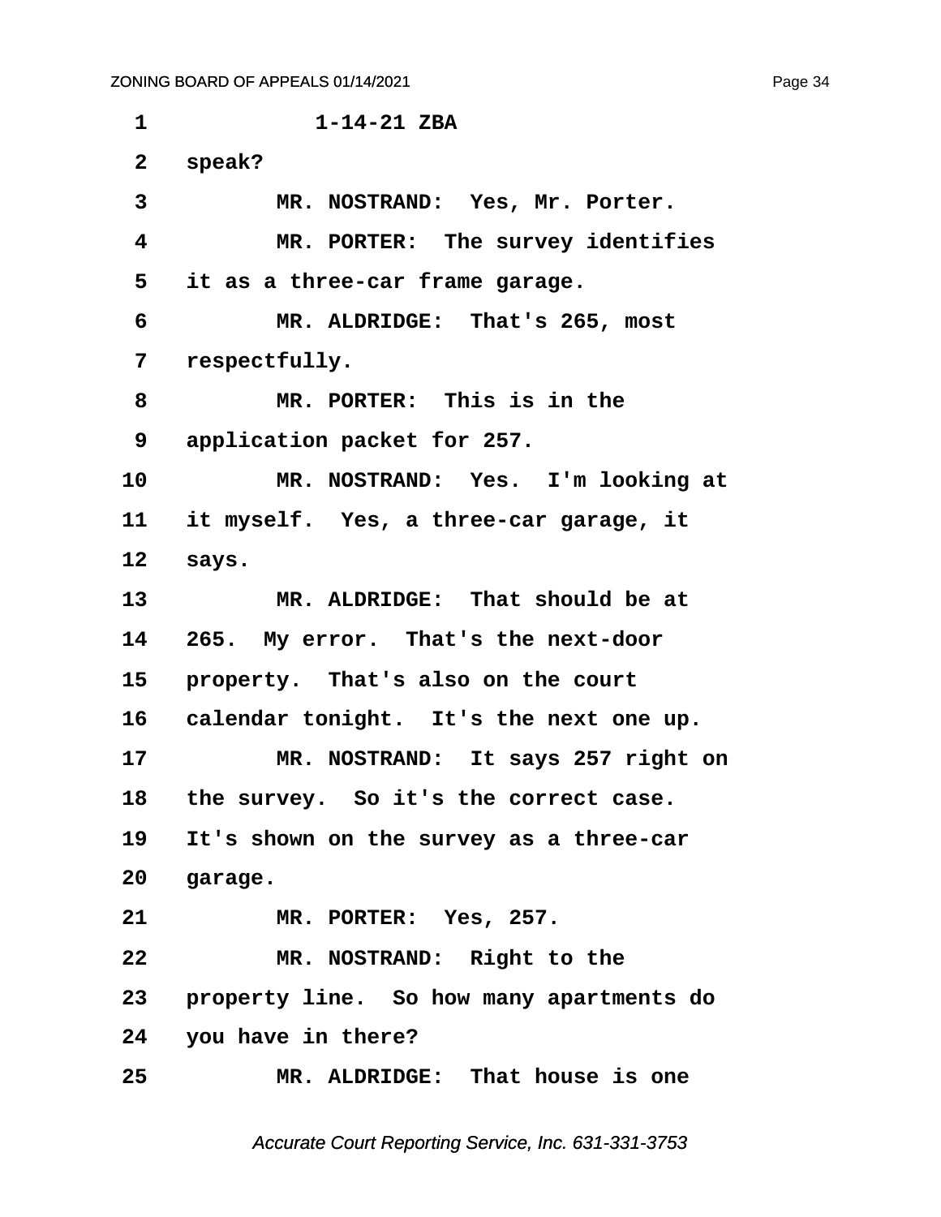1 1-14-21 ZBA

2 speak?

3 MR. NOSTRAND: Yes, Mr. Porter.

4 MR. PORTER: The survey identifies

5 it as a three-car frame garage.

6 MR. ALDRIDGE: That's 265, most

7 respectfully.

8 MR. PORTER: This is in the

9 application packet for 257.

10 MR. NOSTRAND: Yes. I'm looking at

11 it myself. Yes, a three-car garage, it

12 says.

13 MR. ALDRIDGE: That should be at

14 265. My error. That's the next-door

15 property. That's also on the court

16 calendar tonight. It's the next one up.

17 MR. NOSTRAND: It says 257 right on

18 the survey. So it's the correct case.

19 It's shown on the survey as a three-car

20 garage.

21 MR. PORTER: Yes, 257.

22 MR. NOSTRAND: Right to the

23 property line. So how many apartments do

24 you have in there?

25 MR. ALDRIDGE: That house is one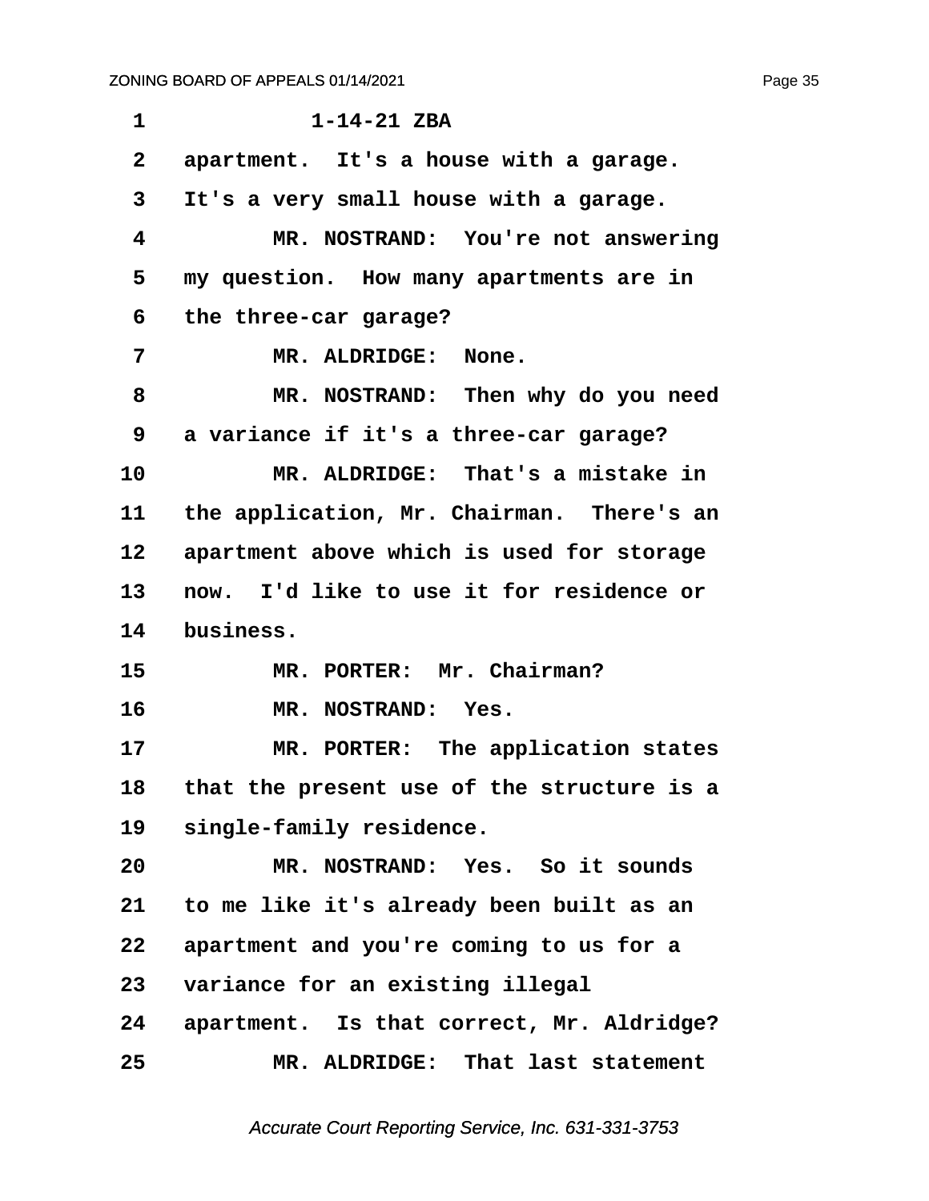1-14-21 ZBA

apartment. It's a house with a garage. It's a very small house with a garage.

MR. NOSTRAND: You're not answering my question. How many apartments are in the three-car garage?

MR. ALDRIDGE: None.

MR. NOSTRAND: Then why do you need a variance if it's a three-car garage?

MR. ALDRIDGE: That's a mistake in the application, Mr. Chairman. There's an apartment above which is used for storage now. I'd like to use it for residence or business.

MR. PORTER: Mr. Chairman?

MR. NOSTRAND: Yes.

MR. PORTER: The application states that the present use of the structure is a single-family residence.

MR. NOSTRAND: Yes. So it sounds to me like it's already been built as an apartment and you're coming to us for a variance for an existing illegal apartment. Is that correct, Mr. Aldridge?

MR. ALDRIDGE: That last statement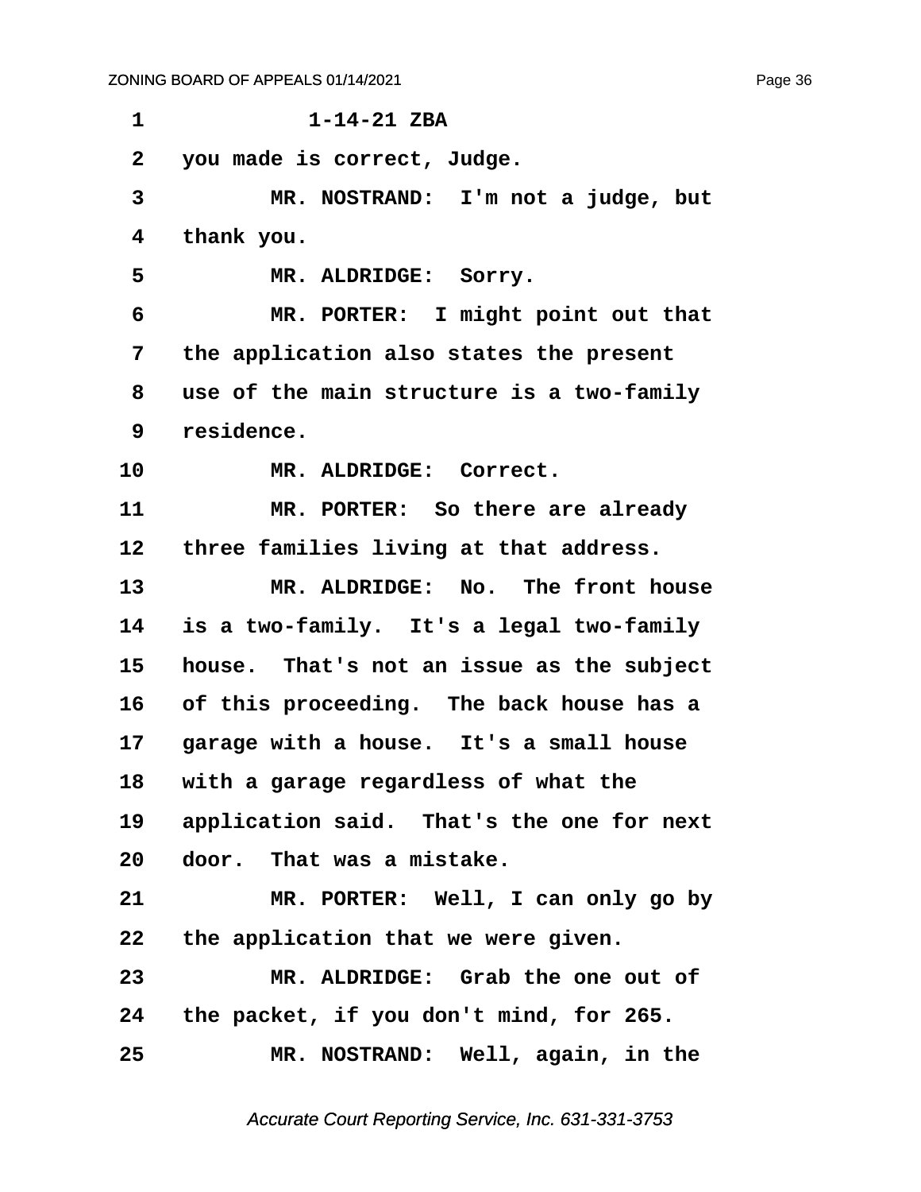1-14-21 ZBA

you made is correct, Judge.

MR. NOSTRAND: I'm not a judge, but thank you.

MR. ALDRIDGE: Sorry.

MR. PORTER: I might point out that the application also states the present use of the main structure is a two-family residence.

MR. ALDRIDGE: Correct.

MR. PORTER: So there are already three families living at that address.

MR. ALDRIDGE: No. The front house is a two-family. It's a legal two-family house. That's not an issue as the subject of this proceeding. The back house has a garage with a house. It's a small house with a garage regardless of what the application said. That's the one for next door. That was a mistake.

MR. PORTER: Well, I can only go by the application that we were given.

MR. ALDRIDGE: Grab the one out of the packet, if you don't mind, for 265.

MR. NOSTRAND: Well, again, in the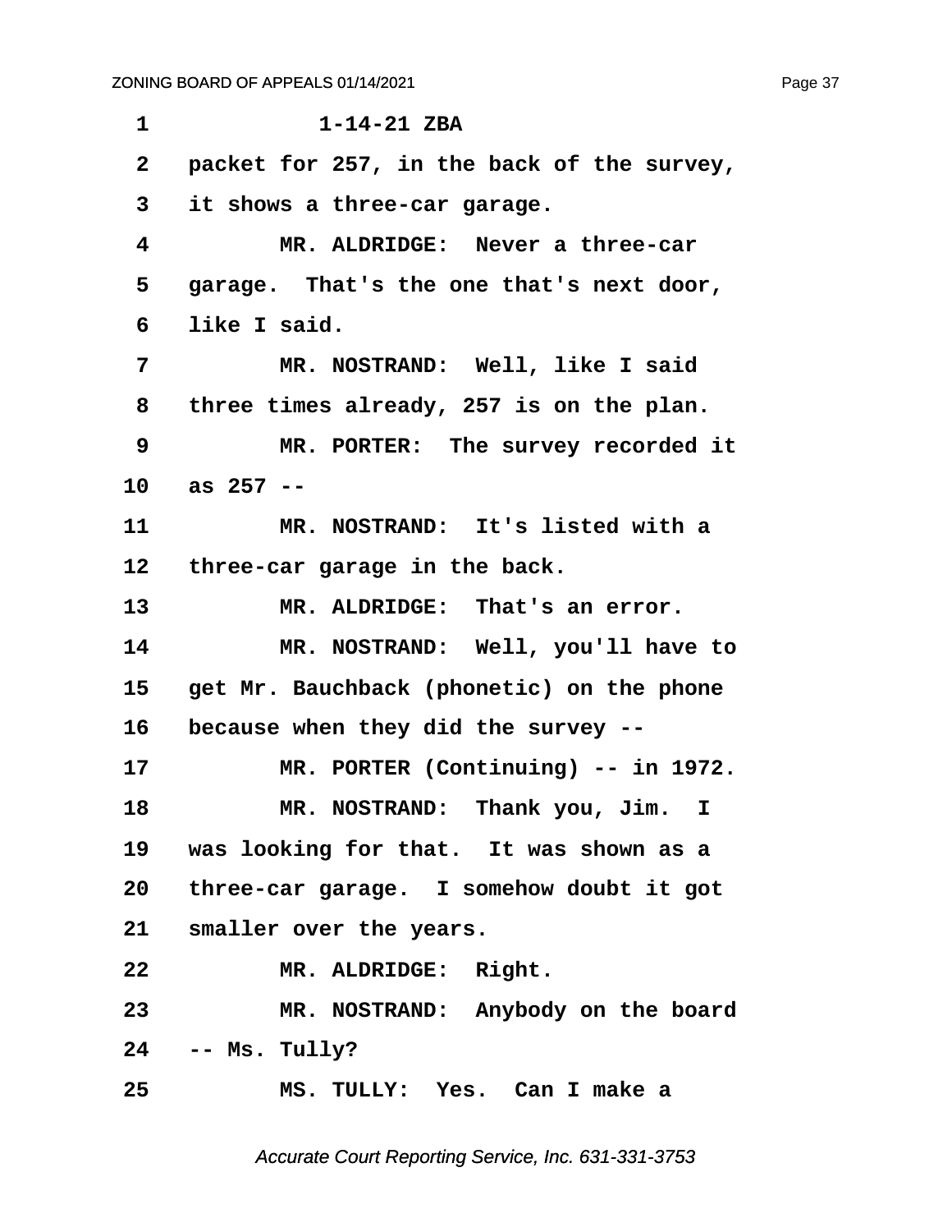1-14-21 ZBA

packet for 257, in the back of the survey, it shows a three-car garage.

MR. ALDRIDGE: Never a three-car garage. That's the one that's next door, like I said.

MR. NOSTRAND: Well, like I said three times already, 257 is on the plan.

MR. PORTER: The survey recorded it as 257 --

MR. NOSTRAND: It's listed with a three-car garage in the back.

MR. ALDRIDGE: That's an error.

MR. NOSTRAND: Well, you'll have to get Mr. Bauchback (phonetic) on the phone because when they did the survey --

MR. PORTER (Continuing) -- in 1972.

MR. NOSTRAND: Thank you, Jim. I was looking for that. It was shown as a three-car garage. I somehow doubt it got smaller over the years.

MR. ALDRIDGE: Right.

MR. NOSTRAND: Anybody on the board -- Ms. Tully?

MS. TULLY: Yes. Can I make a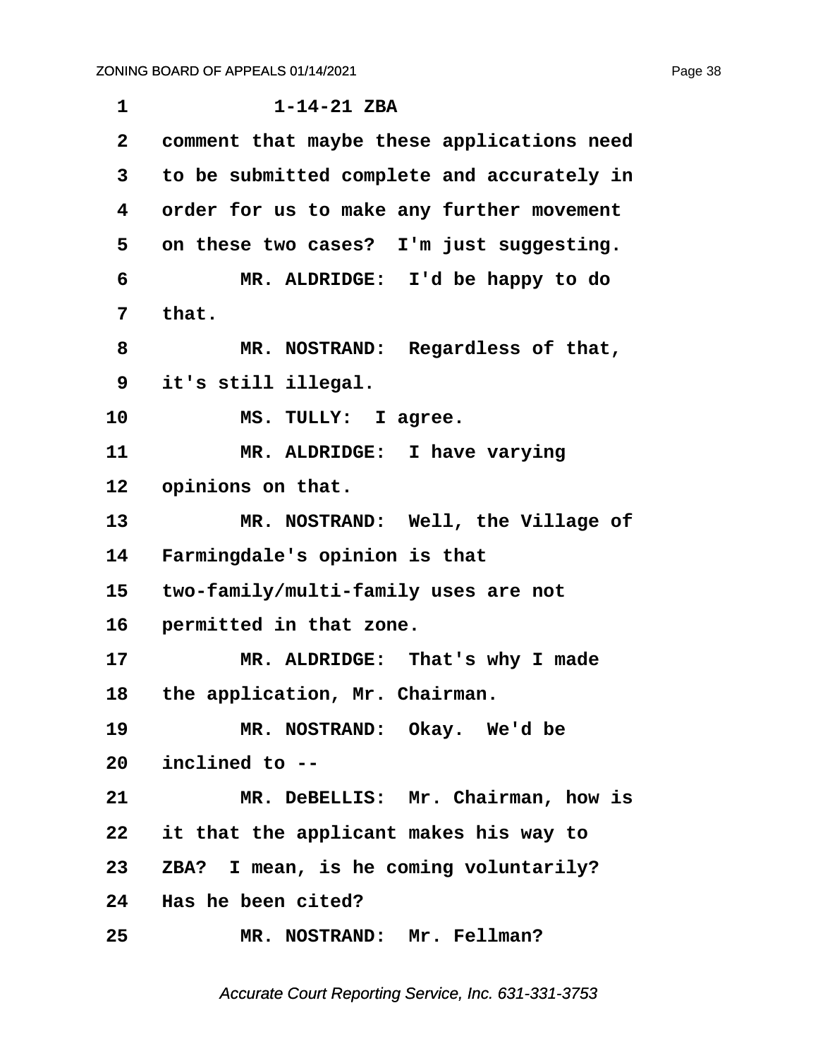1-14-21 ZBA

comment that maybe these applications need to be submitted complete and accurately in order for us to make any further movement on these two cases? I'm just suggesting.

MR. ALDRIDGE: I'd be happy to do that.

MR. NOSTRAND: Regardless of that, it's still illegal.

MS. TULLY: I agree.

MR. ALDRIDGE: I have varying opinions on that.

MR. NOSTRAND: Well, the Village of Farmingdale's opinion is that two-family/multi-family uses are not permitted in that zone.

MR. ALDRIDGE: That's why I made the application, Mr. Chairman.

MR. NOSTRAND: Okay. We'd be inclined to --

MR. DeBELLIS: Mr. Chairman, how is it that the applicant makes his way to ZBA? I mean, is he coming voluntarily? Has he been cited?

MR. NOSTRAND: Mr. Fellman?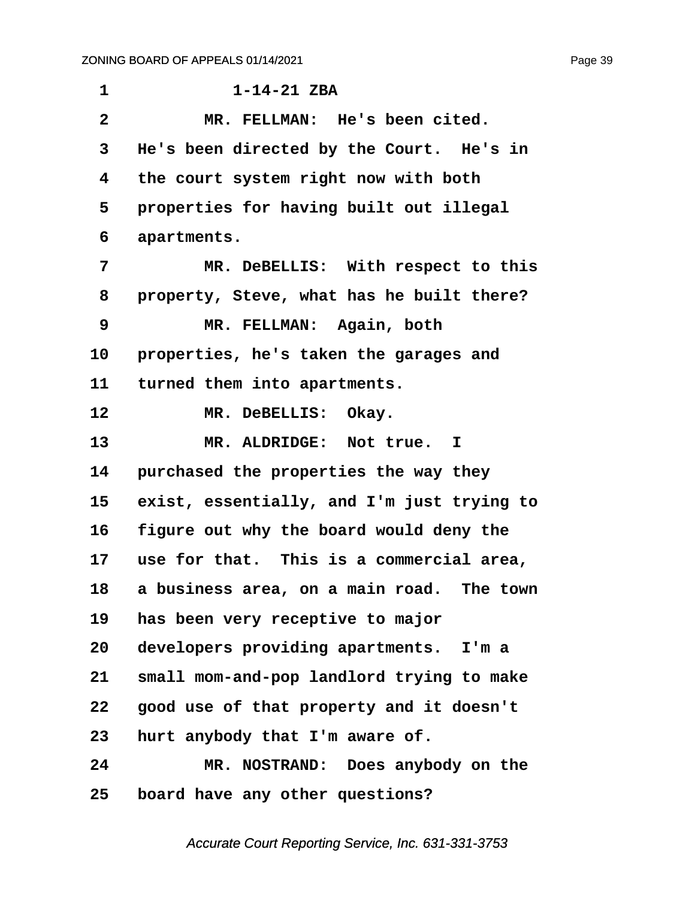1-14-21 ZBA

MR. FELLMAN: He's been cited. He's been directed by the Court. He's in the court system right now with both properties for having built out illegal apartments.

MR. DeBELLIS: With respect to this property, Steve, what has he built there?

MR. FELLMAN: Again, both properties, he's taken the garages and turned them into apartments.

MR. DeBELLIS: Okay.

MR. ALDRIDGE: Not true. I purchased the properties the way they exist, essentially, and I'm just trying to figure out why the board would deny the use for that. This is a commercial area, a business area, on a main road. The town has been very receptive to major developers providing apartments. I'm a small mom-and-pop landlord trying to make good use of that property and it doesn't hurt anybody that I'm aware of.

MR. NOSTRAND: Does anybody on the board have any other questions?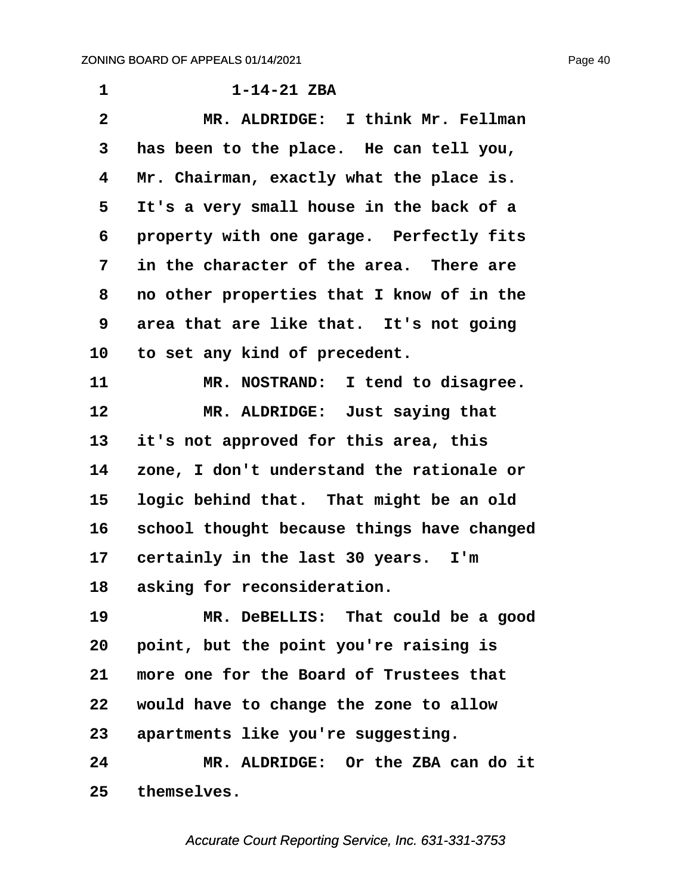1-14-21 ZBA

MR. ALDRIDGE: I think Mr. Fellman has been to the place. He can tell you, Mr. Chairman, exactly what the place is. It's a very small house in the back of a property with one garage. Perfectly fits in the character of the area. There are no other properties that I know of in the area that are like that. It's not going to set any kind of precedent.

MR. NOSTRAND: I tend to disagree.

MR. ALDRIDGE: Just saying that it's not approved for this area, this zone, I don't understand the rationale or logic behind that. That might be an old school thought because things have changed certainly in the last 30 years. I'm asking for reconsideration.

MR. DeBELLIS: That could be a good point, but the point you're raising is more one for the Board of Trustees that would have to change the zone to allow apartments like you're suggesting.

MR. ALDRIDGE: Or the ZBA can do it themselves.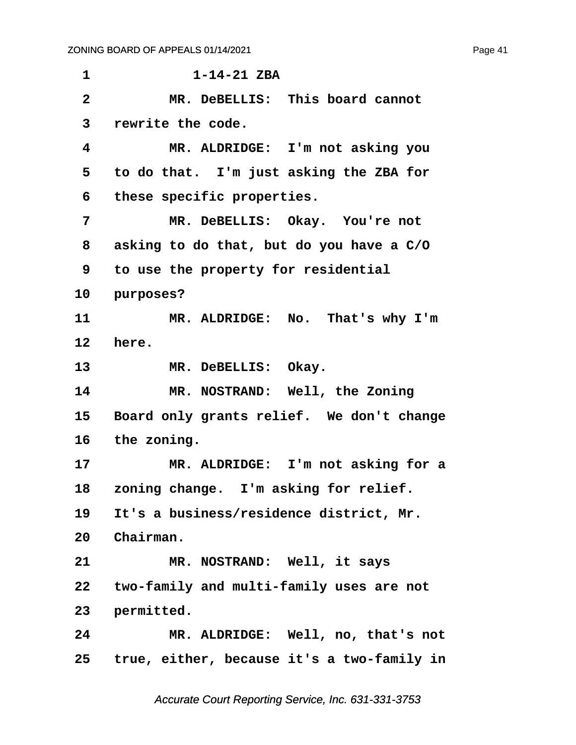1-14-21 ZBA

MR. DeBELLIS: This board cannot rewrite the code.

MR. ALDRIDGE: I'm not asking you to do that. I'm just asking the ZBA for these specific properties.

MR. DeBELLIS: Okay. You're not asking to do that, but do you have a C/O to use the property for residential purposes?

MR. ALDRIDGE: No. That's why I'm here.

MR. DeBELLIS: Okay.

MR. NOSTRAND: Well, the Zoning Board only grants relief. We don't change the zoning.

MR. ALDRIDGE: I'm not asking for a zoning change. I'm asking for relief. It's a business/residence district, Mr. Chairman.

MR. NOSTRAND: Well, it says two-family and multi-family uses are not permitted.

MR. ALDRIDGE: Well, no, that's not true, either, because it's a two-family in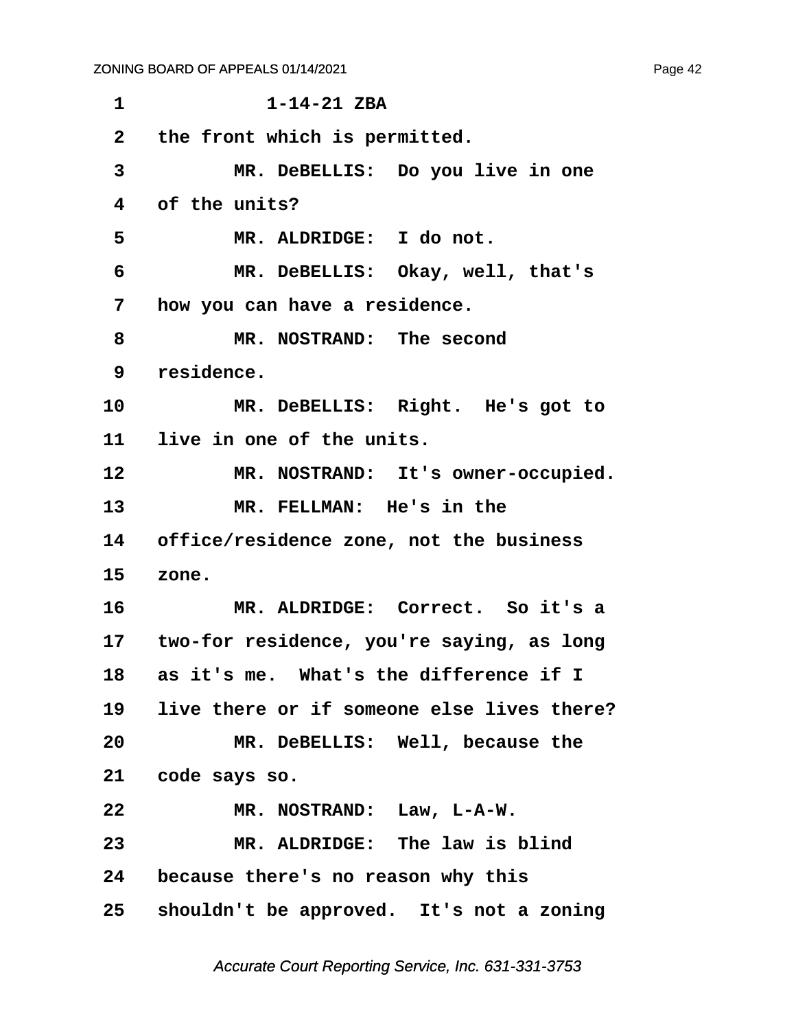1-14-21 ZBA

the front which is permitted.

MR. DeBELLIS: Do you live in one of the units?

MR. ALDRIDGE: I do not.

MR. DeBELLIS: Okay, well, that's how you can have a residence.

MR. NOSTRAND: The second residence.

MR. DeBELLIS: Right. He's got to live in one of the units.

MR. NOSTRAND: It's owner-occupied.

MR. FELLMAN: He's in the office/residence zone, not the business zone.

MR. ALDRIDGE: Correct. So it's a two-for residence, you're saying, as long as it's me. What's the difference if I live there or if someone else lives there?

MR. DeBELLIS: Well, because the code says so.

MR. NOSTRAND: Law, L-A-W.

MR. ALDRIDGE: The law is blind because there's no reason why this shouldn't be approved. It's not a zoning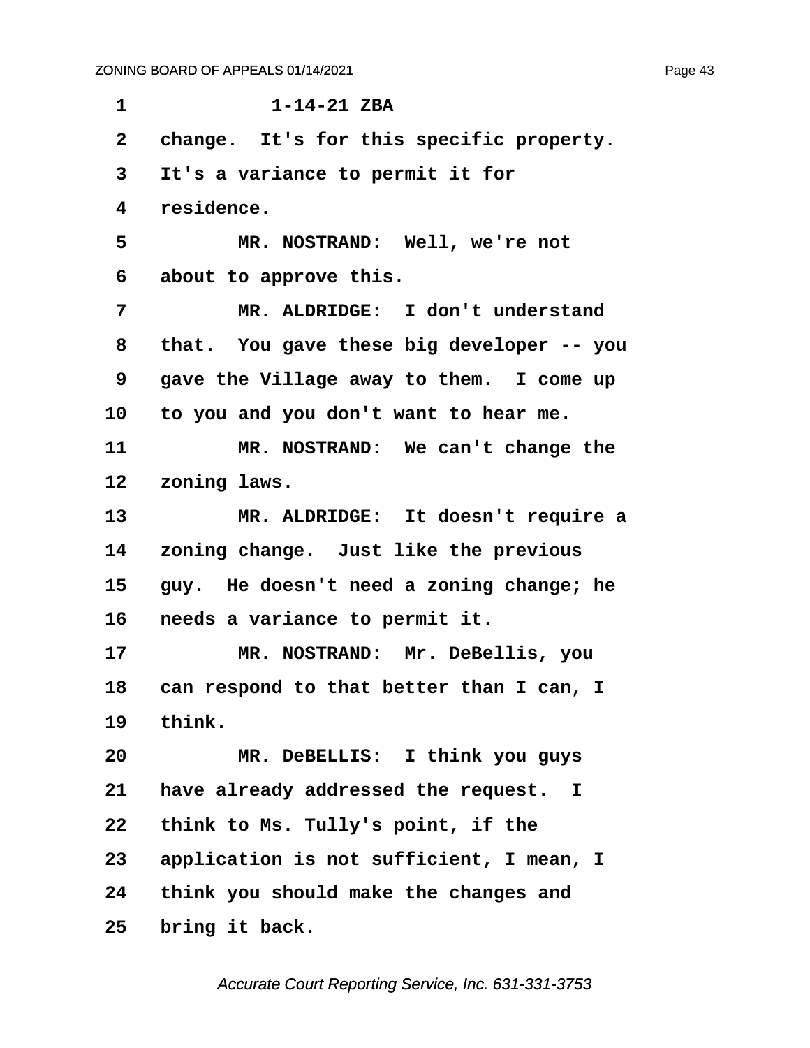1-14-21 ZBA

change. It's for this specific property. It's a variance to permit it for residence.

MR. NOSTRAND: Well, we're not about to approve this.

MR. ALDRIDGE: I don't understand that. You gave these big developer -- you gave the Village away to them. I come up to you and you don't want to hear me.

MR. NOSTRAND: We can't change the zoning laws.

MR. ALDRIDGE: It doesn't require a zoning change. Just like the previous guy. He doesn't need a zoning change; he needs a variance to permit it.

MR. NOSTRAND: Mr. DeBellis, you can respond to that better than I can, I think.

MR. DeBELLIS: I think you guys have already addressed the request. I think to Ms. Tully's point, if the application is not sufficient, I mean, I think you should make the changes and bring it back.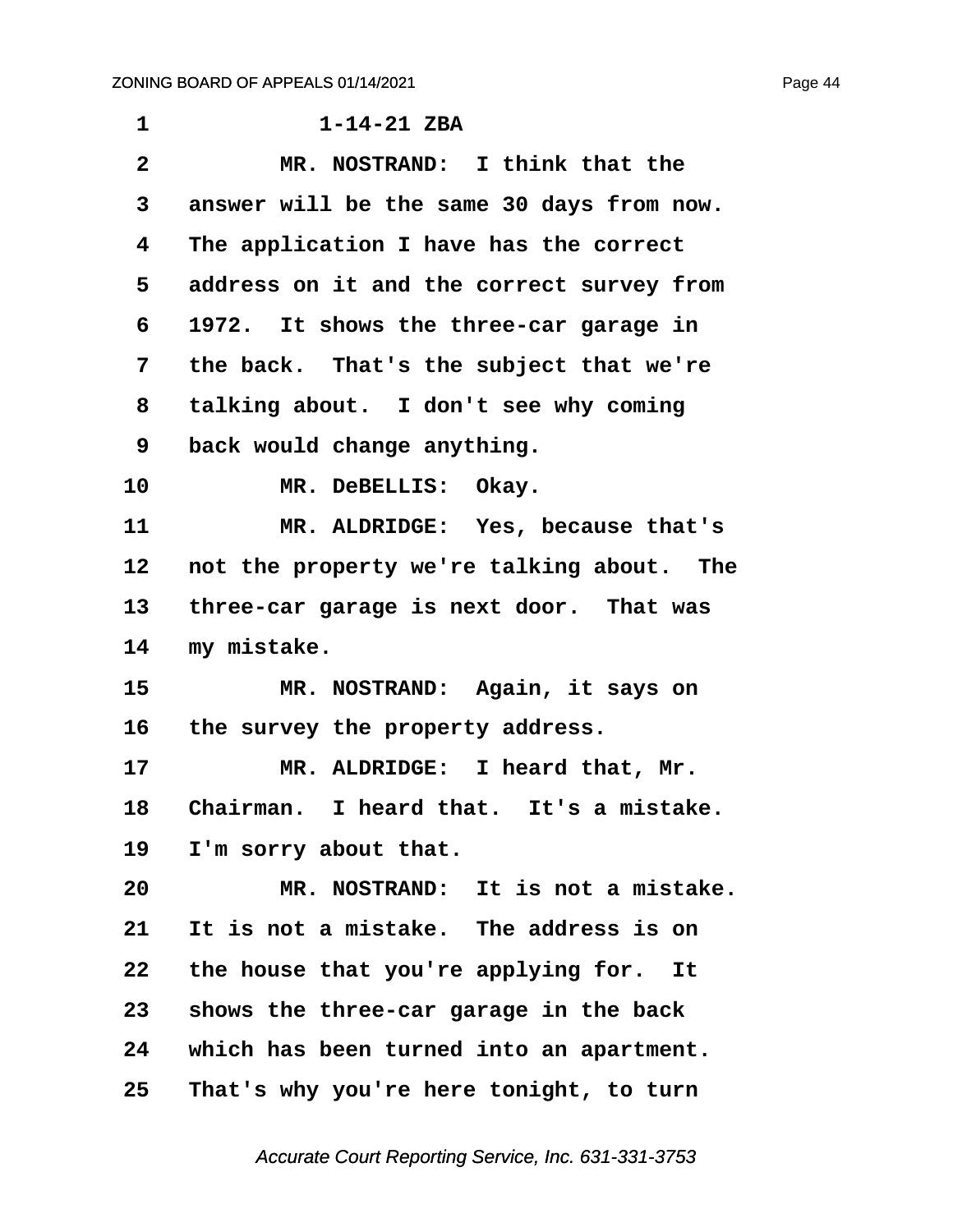1-14-21 ZBA

MR. NOSTRAND: I think that the answer will be the same 30 days from now. The application I have has the correct address on it and the correct survey from 1972. It shows the three-car garage in the back. That's the subject that we're talking about. I don't see why coming back would change anything.

MR. DeBELLIS: Okay.

MR. ALDRIDGE: Yes, because that's not the property we're talking about. The three-car garage is next door. That was my mistake.

MR. NOSTRAND: Again, it says on the survey the property address.

MR. ALDRIDGE: I heard that, Mr. Chairman. I heard that. It's a mistake. I'm sorry about that.

MR. NOSTRAND: It is not a mistake. It is not a mistake. The address is on the house that you're applying for. It shows the three-car garage in the back which has been turned into an apartment. That's why you're here tonight, to turn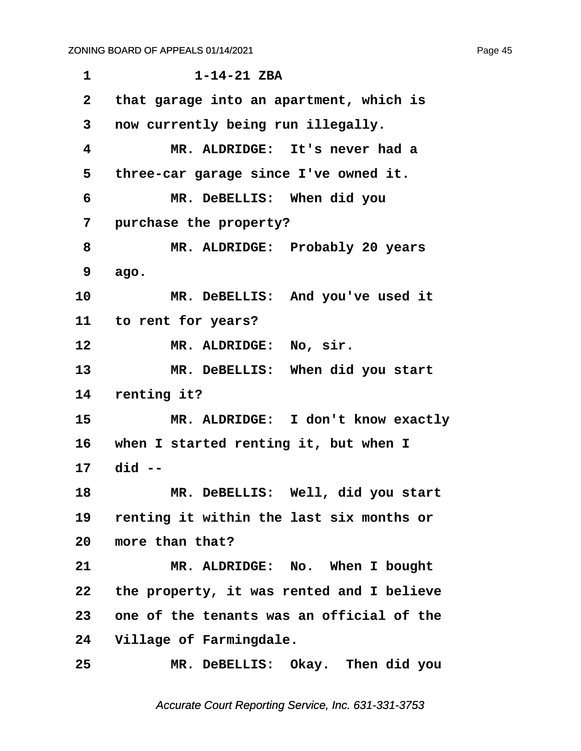1-14-21 ZBA

that garage into an apartment, which is now currently being run illegally.

MR. ALDRIDGE: It's never had a three-car garage since I've owned it.

MR. DeBELLIS: When did you purchase the property?

MR. ALDRIDGE: Probably 20 years ago.

MR. DeBELLIS: And you've used it to rent for years?

MR. ALDRIDGE: No, sir.

MR. DeBELLIS: When did you start renting it?

MR. ALDRIDGE: I don't know exactly when I started renting it, but when I did --

MR. DeBELLIS: Well, did you start renting it within the last six months or more than that?

MR. ALDRIDGE: No. When I bought the property, it was rented and I believe one of the tenants was an official of the Village of Farmingdale.

MR. DeBELLIS: Okay. Then did you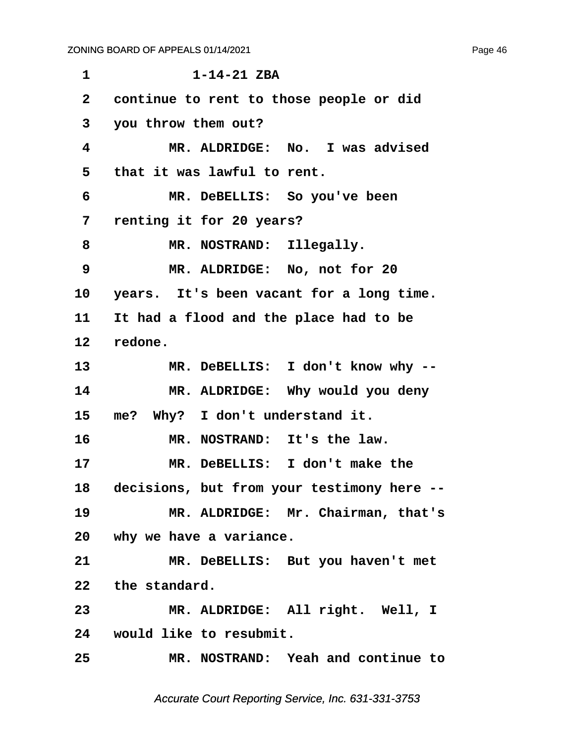1-14-21 ZBA

continue to rent to those people or did you throw them out?

MR. ALDRIDGE: No. I was advised that it was lawful to rent.

MR. DeBELLIS: So you've been renting it for 20 years?

MR. NOSTRAND: Illegally.

MR. ALDRIDGE: No, not for 20 years. It's been vacant for a long time. It had a flood and the place had to be redone.

MR. DeBELLIS: I don't know why --

MR. ALDRIDGE: Why would you deny me? Why? I don't understand it.

MR. NOSTRAND: It's the law.

MR. DeBELLIS: I don't make the decisions, but from your testimony here --

MR. ALDRIDGE: Mr. Chairman, that's why we have a variance.

MR. DeBELLIS: But you haven't met the standard.

MR. ALDRIDGE: All right. Well, I would like to resubmit.

MR. NOSTRAND: Yeah and continue to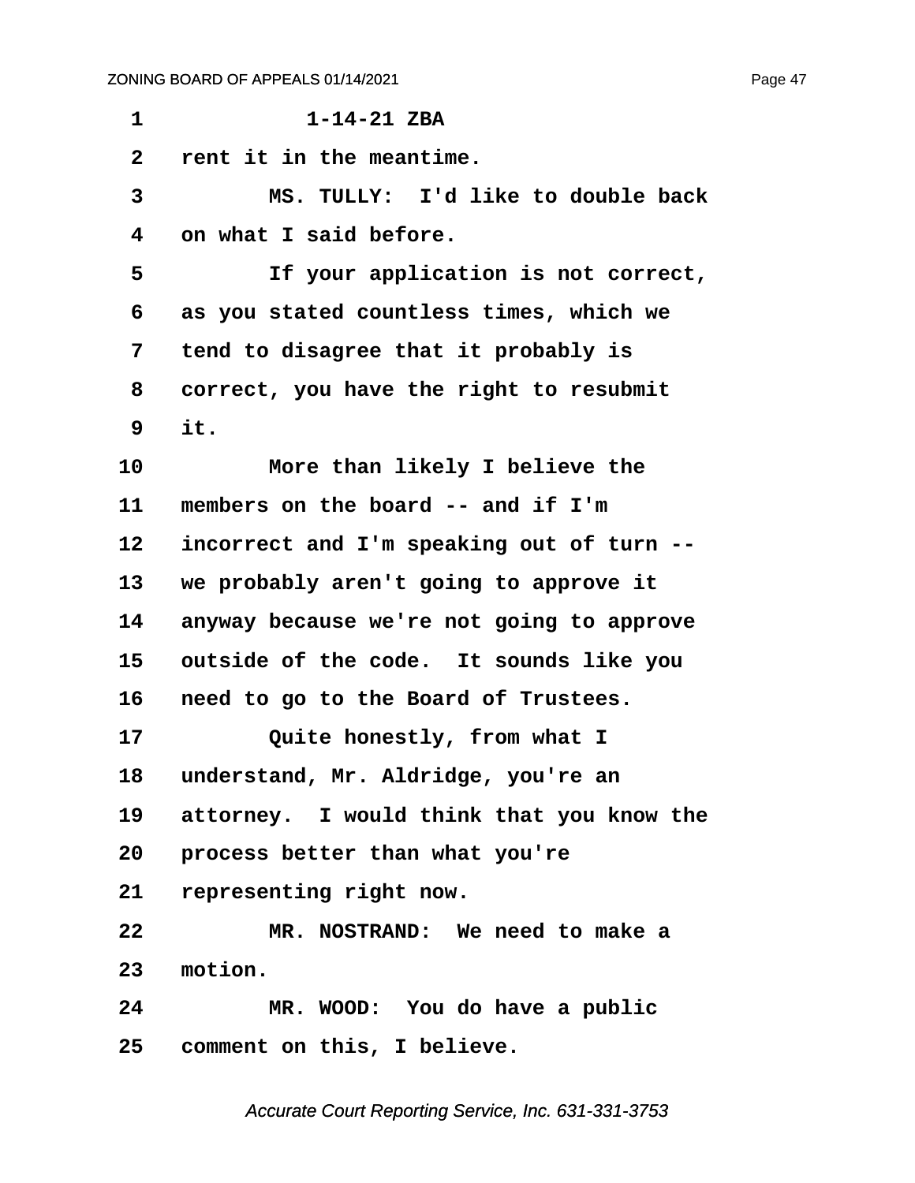1-14-21 ZBA

rent it in the meantime.

MS. TULLY: I'd like to double back on what I said before.

If your application is not correct, as you stated countless times, which we tend to disagree that it probably is correct, you have the right to resubmit it.

More than likely I believe the members on the board -- and if I'm incorrect and I'm speaking out of turn -- we probably aren't going to approve it anyway because we're not going to approve outside of the code. It sounds like you need to go to the Board of Trustees.

Quite honestly, from what I understand, Mr. Aldridge, you're an attorney. I would think that you know the process better than what you're representing right now.

MR. NOSTRAND: We need to make a motion.

MR. WOOD: You do have a public comment on this, I believe.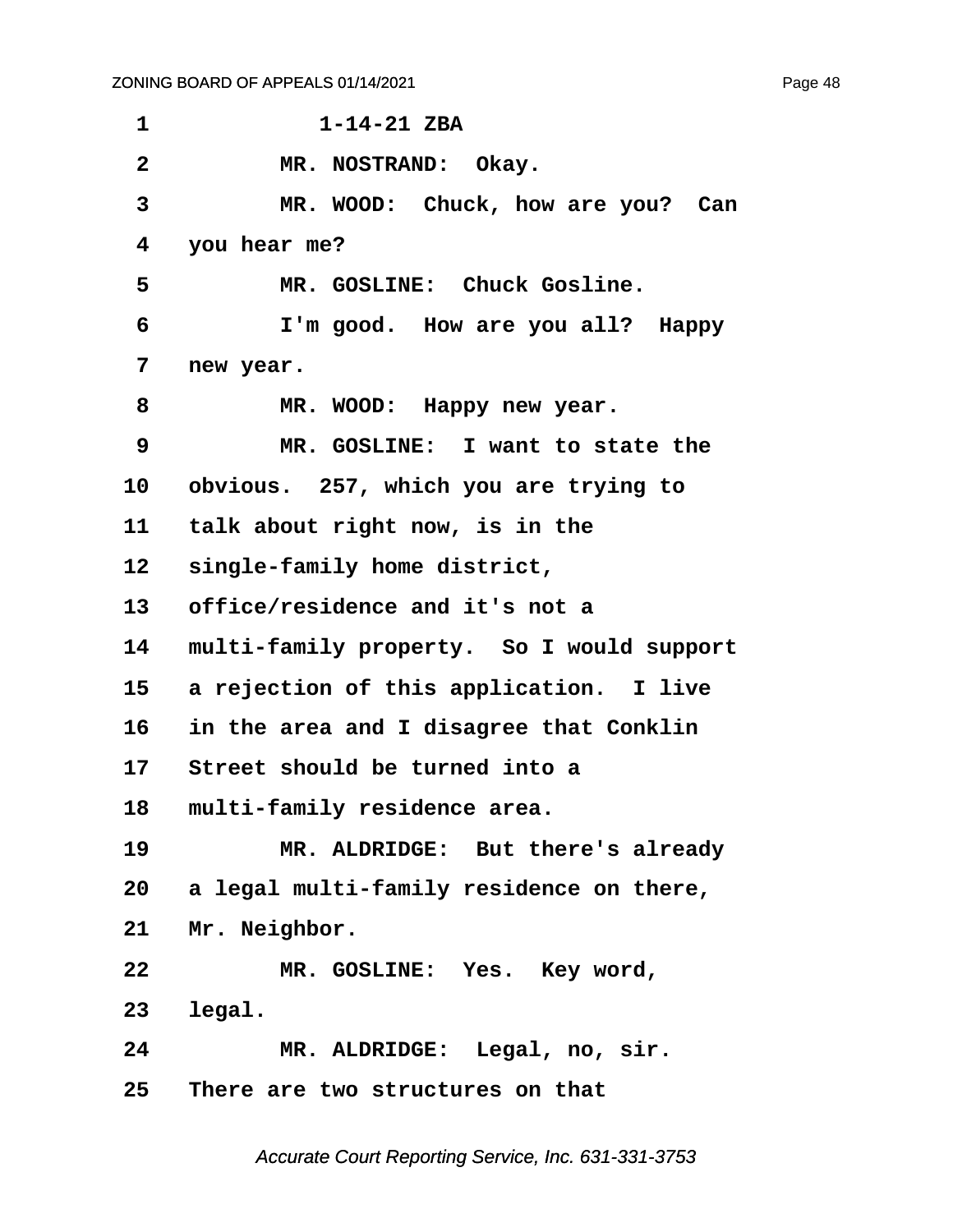1-14-21 ZBA

MR. NOSTRAND: Okay.

MR. WOOD: Chuck, how are you? Can you hear me?

MR. GOSLINE: Chuck Gosline.

I'm good. How are you all? Happy new year.

MR. WOOD: Happy new year.

MR. GOSLINE: I want to state the obvious. 257, which you are trying to talk about right now, is in the single-family home district, office/residence and it's not a multi-family property. So I would support a rejection of this application. I live in the area and I disagree that Conklin Street should be turned into a multi-family residence area.

MR. ALDRIDGE: But there's already a legal multi-family residence on there, Mr. Neighbor.

MR. GOSLINE: Yes. Key word, legal.

MR. ALDRIDGE: Legal, no, sir. There are two structures on that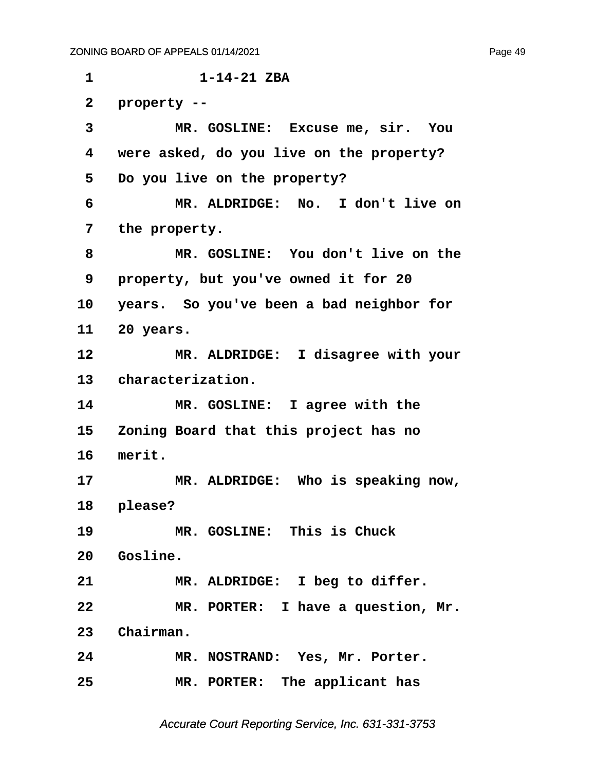1-14-21 ZBA

property --

MR. GOSLINE: Excuse me, sir. You were asked, do you live on the property? Do you live on the property?

MR. ALDRIDGE: No. I don't live on the property.

MR. GOSLINE: You don't live on the property, but you've owned it for 20 years. So you've been a bad neighbor for 20 years.

MR. ALDRIDGE: I disagree with your characterization.

MR. GOSLINE: I agree with the Zoning Board that this project has no merit.

MR. ALDRIDGE: Who is speaking now, please?

MR. GOSLINE: This is Chuck Gosline.

MR. ALDRIDGE: I beg to differ.

MR. PORTER: I have a question, Mr. Chairman.

MR. NOSTRAND: Yes, Mr. Porter.

MR. PORTER: The applicant has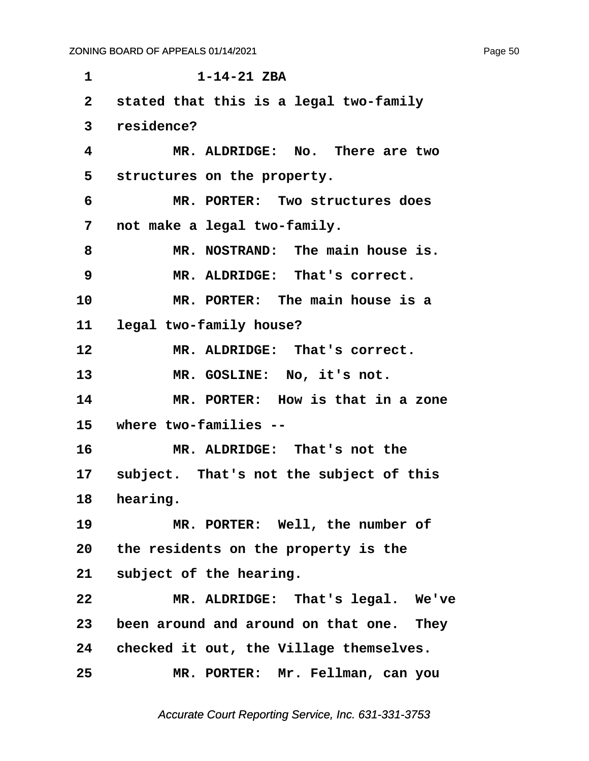1 1-14-21 ZBA

2 stated that this is a legal two-family

3 residence?

4 MR. ALDRIDGE: No. There are two

5 structures on the property.

6 MR. PORTER: Two structures does

7 not make a legal two-family.

8 MR. NOSTRAND: The main house is.

9 MR. ALDRIDGE: That's correct.

10 MR. PORTER: The main house is a

11 legal two-family house?

12 MR. ALDRIDGE: That's correct.

13 MR. GOSLINE: No, it's not.

14 MR. PORTER: How is that in a zone

15 where two-families --

16 MR. ALDRIDGE: That's not the

17 subject. That's not the subject of this

18 hearing.

19 MR. PORTER: Well, the number of

20 the residents on the property is the

21 subject of the hearing.

22 MR. ALDRIDGE: That's legal. We've

23 been around and around on that one. They

24 checked it out, the Village themselves.

25 MR. PORTER: Mr. Fellman, can you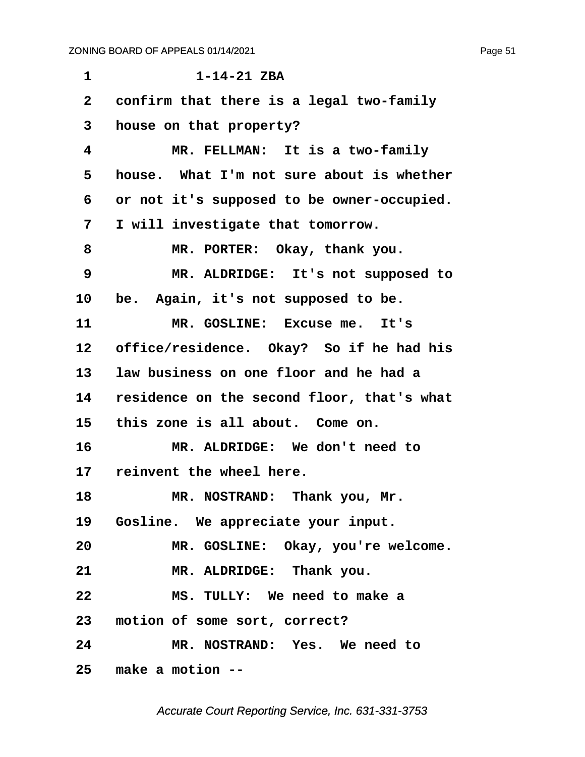1-14-21 ZBA

confirm that there is a legal two-family house on that property?

MR. FELLMAN: It is a two-family house. What I'm not sure about is whether or not it's supposed to be owner-occupied. I will investigate that tomorrow.

MR. PORTER: Okay, thank you.

MR. ALDRIDGE: It's not supposed to be. Again, it's not supposed to be.

MR. GOSLINE: Excuse me. It's office/residence. Okay? So if he had his law business on one floor and he had a residence on the second floor, that's what this zone is all about. Come on.

MR. ALDRIDGE: We don't need to reinvent the wheel here.

MR. NOSTRAND: Thank you, Mr. Gosline. We appreciate your input.

MR. GOSLINE: Okay, you're welcome.

MR. ALDRIDGE: Thank you.

MS. TULLY: We need to make a motion of some sort, correct?

MR. NOSTRAND: Yes. We need to make a motion --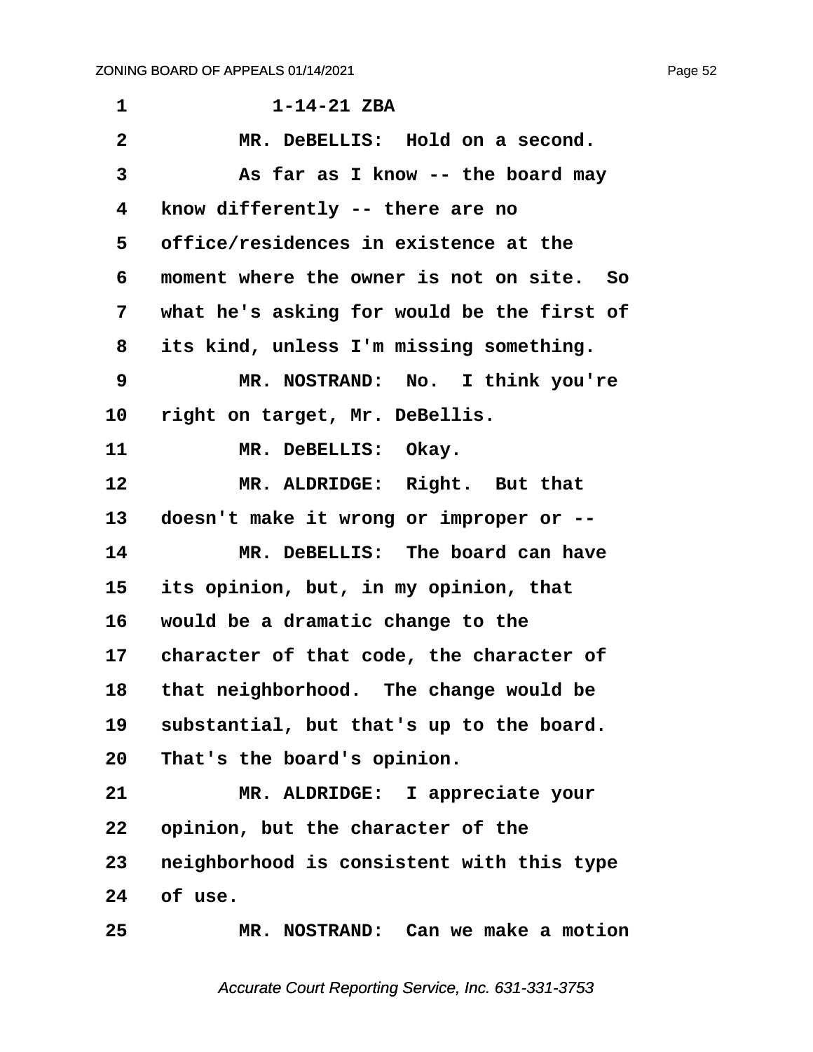1-14-21 ZBA

MR. DeBELLIS: Hold on a second.

As far as I know -- the board may know differently -- there are no office/residences in existence at the moment where the owner is not on site. So what he's asking for would be the first of its kind, unless I'm missing something.

MR. NOSTRAND: No. I think you're right on target, Mr. DeBellis.

MR. DeBELLIS: Okay.

MR. ALDRIDGE: Right. But that doesn't make it wrong or improper or --

MR. DeBELLIS: The board can have its opinion, but, in my opinion, that would be a dramatic change to the character of that code, the character of that neighborhood. The change would be substantial, but that's up to the board. That's the board's opinion.

MR. ALDRIDGE: I appreciate your opinion, but the character of the neighborhood is consistent with this type of use.

MR. NOSTRAND: Can we make a motion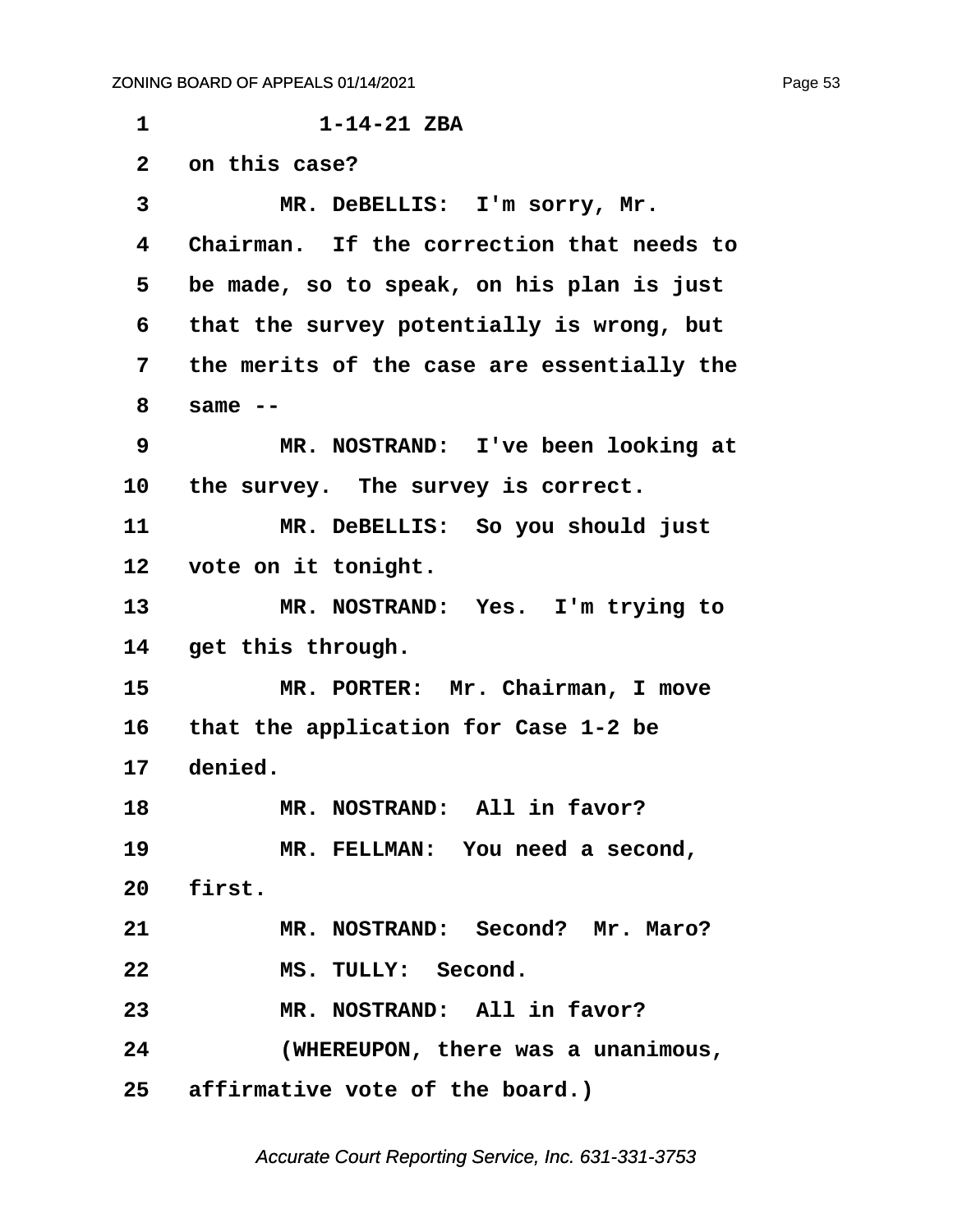1-14-21 ZBA

on this case?

MR. DeBELLIS: I'm sorry, Mr. Chairman. If the correction that needs to be made, so to speak, on his plan is just that the survey potentially is wrong, but the merits of the case are essentially the same --

MR. NOSTRAND: I've been looking at the survey. The survey is correct.

MR. DeBELLIS: So you should just vote on it tonight.

MR. NOSTRAND: Yes. I'm trying to get this through.

MR. PORTER: Mr. Chairman, I move that the application for Case 1-2 be denied.

MR. NOSTRAND: All in favor?

MR. FELLMAN: You need a second, first.

MR. NOSTRAND: Second? Mr. Maro?

MS. TULLY: Second.

MR. NOSTRAND: All in favor?

(WHEREUPON, there was a unanimous, affirmative vote of the board.)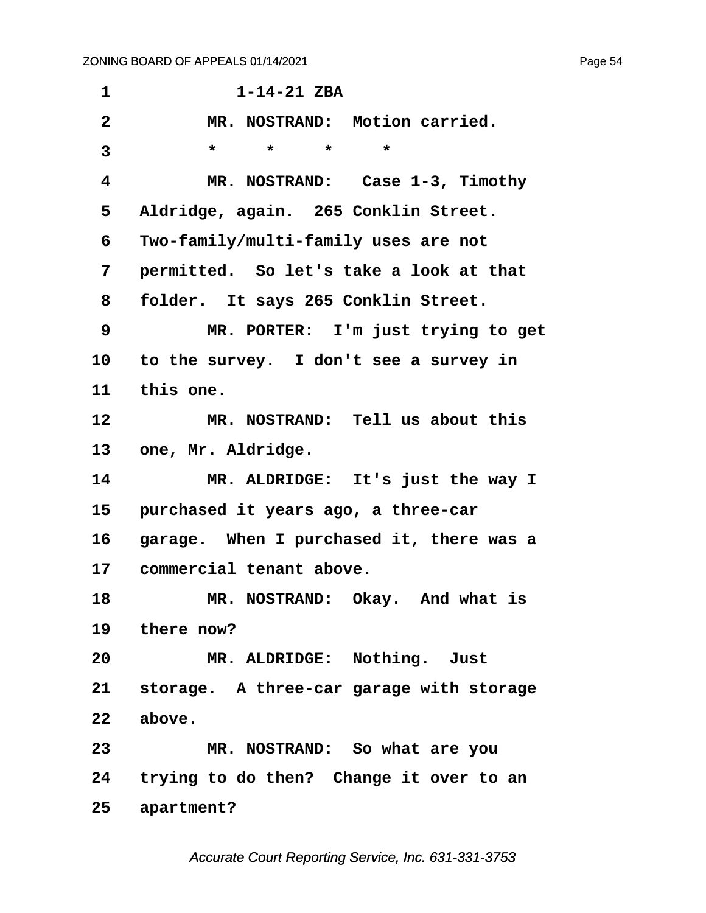1-14-21 ZBA

MR. NOSTRAND: Motion carried.

\*     \*     \*     \*

MR. NOSTRAND: Case 1-3, Timothy Aldridge, again. 265 Conklin Street. Two-family/multi-family uses are not permitted. So let's take a look at that folder. It says 265 Conklin Street.

MR. PORTER: I'm just trying to get to the survey. I don't see a survey in this one.

MR. NOSTRAND: Tell us about this one, Mr. Aldridge.

MR. ALDRIDGE: It's just the way I purchased it years ago, a three-car garage. When I purchased it, there was a commercial tenant above.

MR. NOSTRAND: Okay. And what is there now?

MR. ALDRIDGE: Nothing. Just storage. A three-car garage with storage above.

MR. NOSTRAND: So what are you trying to do then? Change it over to an apartment?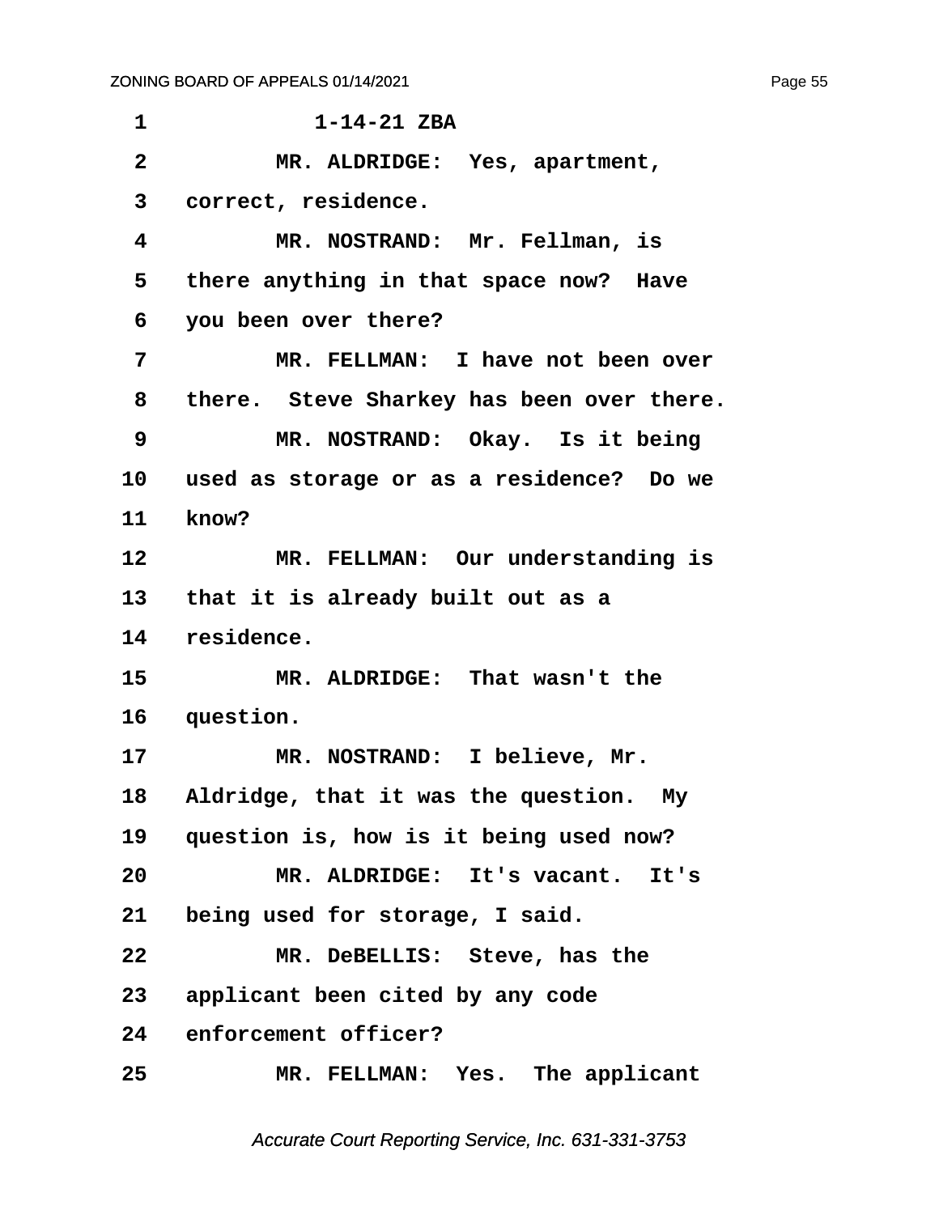1-14-21 ZBA

MR. ALDRIDGE: Yes, apartment, correct, residence.

MR. NOSTRAND: Mr. Fellman, is there anything in that space now? Have you been over there?

MR. FELLMAN: I have not been over there. Steve Sharkey has been over there.

MR. NOSTRAND: Okay. Is it being used as storage or as a residence? Do we know?

MR. FELLMAN: Our understanding is that it is already built out as a residence.

MR. ALDRIDGE: That wasn't the question.

MR. NOSTRAND: I believe, Mr. Aldridge, that it was the question. My question is, how is it being used now?

MR. ALDRIDGE: It's vacant. It's being used for storage, I said.

MR. DeBELLIS: Steve, has the applicant been cited by any code enforcement officer?

MR. FELLMAN: Yes. The applicant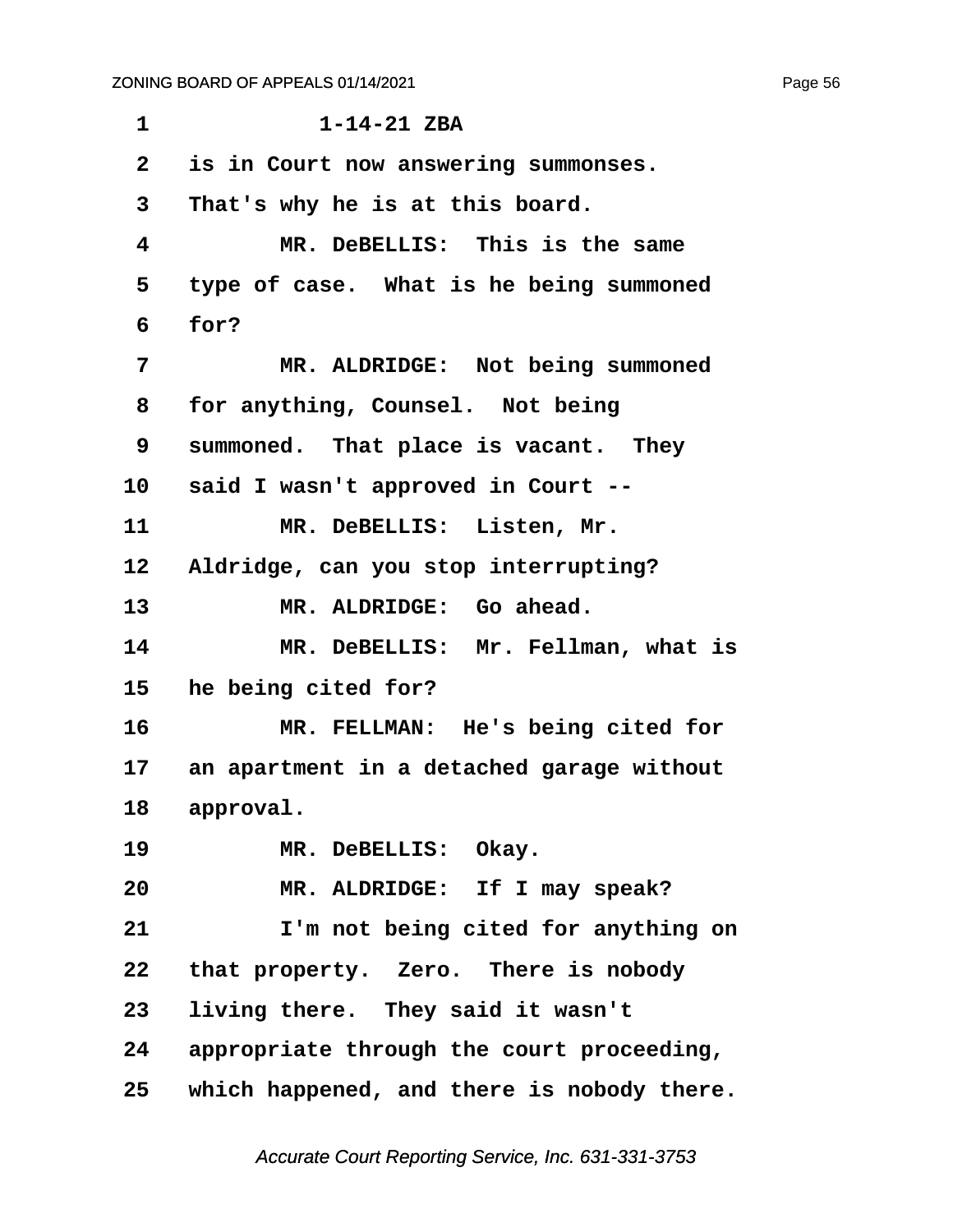1-14-21 ZBA

is in Court now answering summonses. That's why he is at this board.

MR. DeBELLIS: This is the same type of case. What is he being summoned for?

MR. ALDRIDGE: Not being summoned for anything, Counsel. Not being summoned. That place is vacant. They said I wasn't approved in Court --

MR. DeBELLIS: Listen, Mr. Aldridge, can you stop interrupting?

MR. ALDRIDGE: Go ahead.

MR. DeBELLIS: Mr. Fellman, what is he being cited for?

MR. FELLMAN: He's being cited for an apartment in a detached garage without approval.

MR. DeBELLIS: Okay.

MR. ALDRIDGE: If I may speak?

I'm not being cited for anything on that property. Zero. There is nobody living there. They said it wasn't appropriate through the court proceeding, which happened, and there is nobody there.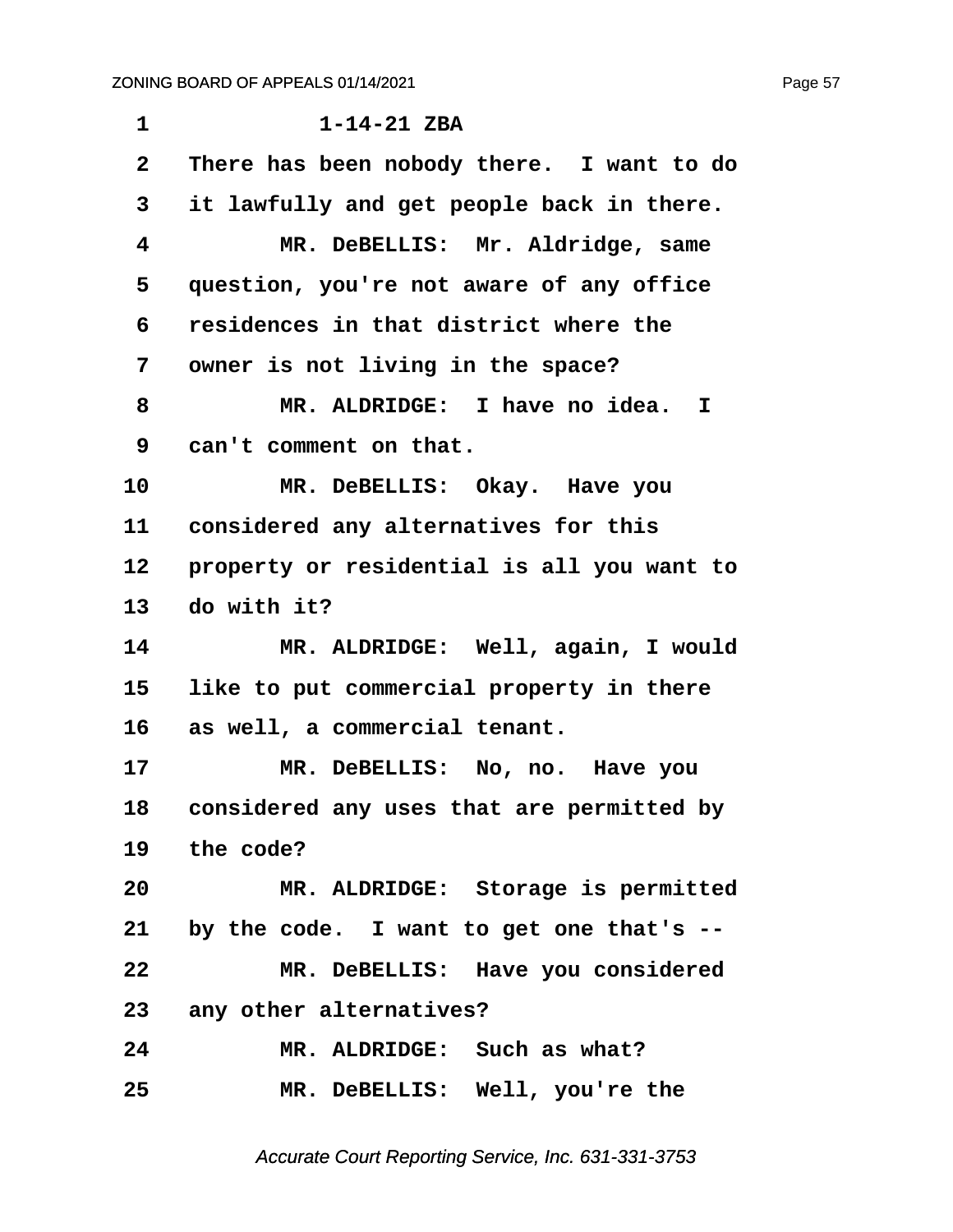1-14-21 ZBA

There has been nobody there. I want to do it lawfully and get people back in there.

MR. DeBELLIS: Mr. Aldridge, same question, you're not aware of any office residences in that district where the owner is not living in the space?

MR. ALDRIDGE: I have no idea. I can't comment on that.

MR. DeBELLIS: Okay. Have you considered any alternatives for this property or residential is all you want to do with it?

MR. ALDRIDGE: Well, again, I would like to put commercial property in there as well, a commercial tenant.

MR. DeBELLIS: No, no. Have you considered any uses that are permitted by the code?

MR. ALDRIDGE: Storage is permitted by the code. I want to get one that's --

MR. DeBELLIS: Have you considered any other alternatives?

MR. ALDRIDGE: Such as what?

MR. DeBELLIS: Well, you're the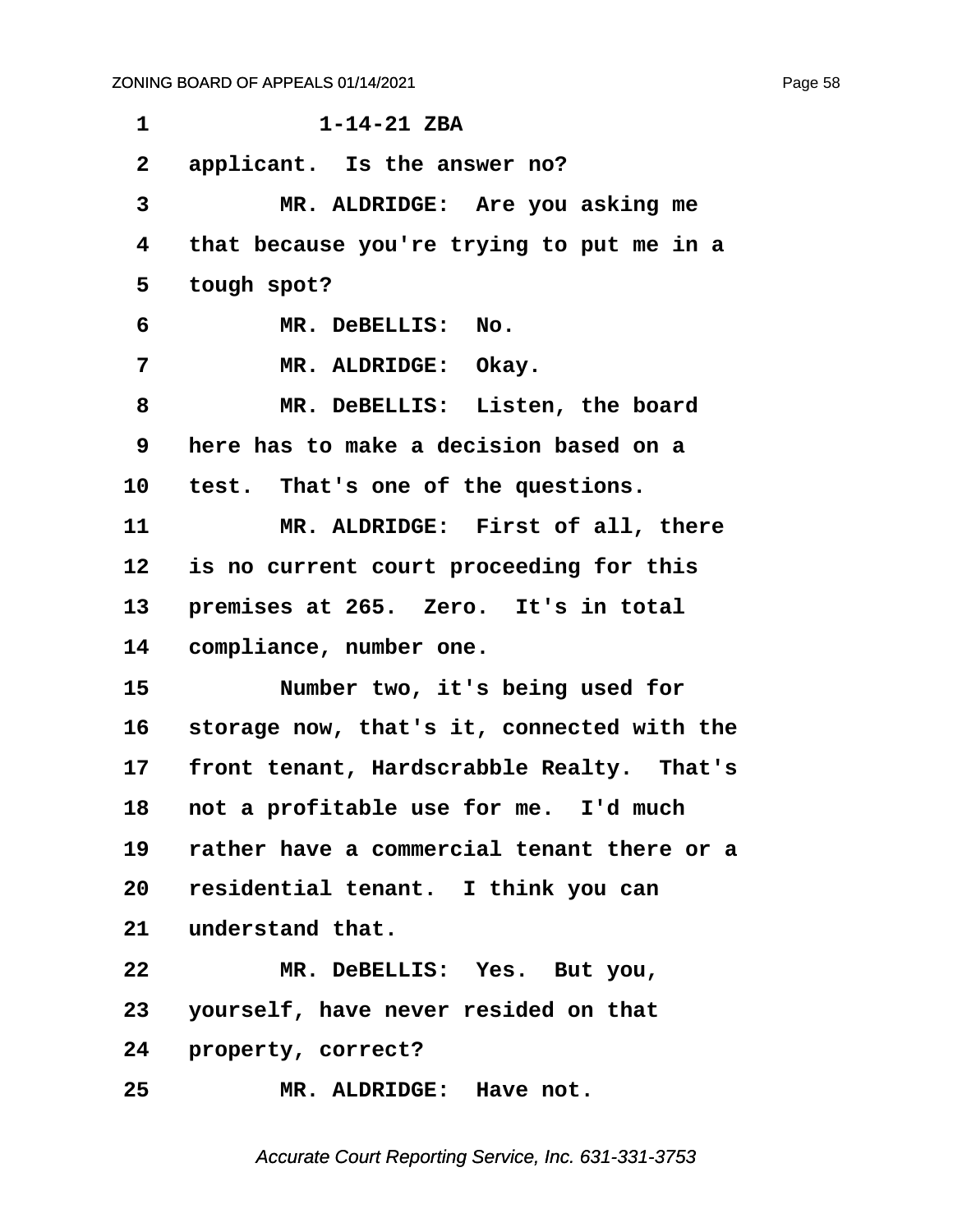1-14-21 ZBA

applicant. Is the answer no?

MR. ALDRIDGE: Are you asking me that because you're trying to put me in a tough spot?

MR. DeBELLIS: No.

MR. ALDRIDGE: Okay.

MR. DeBELLIS: Listen, the board here has to make a decision based on a test. That's one of the questions.

MR. ALDRIDGE: First of all, there is no current court proceeding for this premises at 265. Zero. It's in total compliance, number one.

Number two, it's being used for storage now, that's it, connected with the front tenant, Hardscrabble Realty. That's not a profitable use for me. I'd much rather have a commercial tenant there or a residential tenant. I think you can understand that.

MR. DeBELLIS: Yes. But you, yourself, have never resided on that property, correct?

MR. ALDRIDGE: Have not.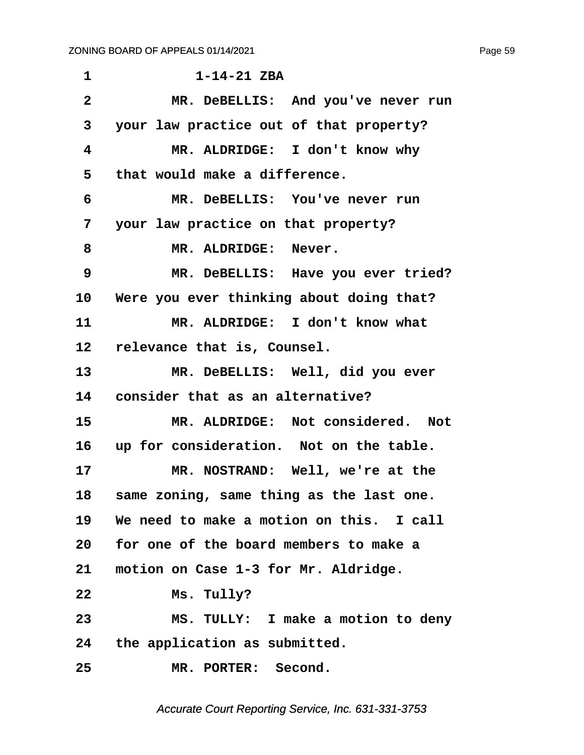1-14-21 ZBA

MR. DeBELLIS: And you've never run your law practice out of that property?

MR. ALDRIDGE: I don't know why that would make a difference.

MR. DeBELLIS: You've never run your law practice on that property?

MR. ALDRIDGE: Never.

MR. DeBELLIS: Have you ever tried? Were you ever thinking about doing that?

MR. ALDRIDGE: I don't know what relevance that is, Counsel.

MR. DeBELLIS: Well, did you ever consider that as an alternative?

MR. ALDRIDGE: Not considered. Not up for consideration. Not on the table.

MR. NOSTRAND: Well, we're at the same zoning, same thing as the last one. We need to make a motion on this. I call for one of the board members to make a motion on Case 1-3 for Mr. Aldridge.

Ms. Tully?

MS. TULLY: I make a motion to deny the application as submitted.

MR. PORTER: Second.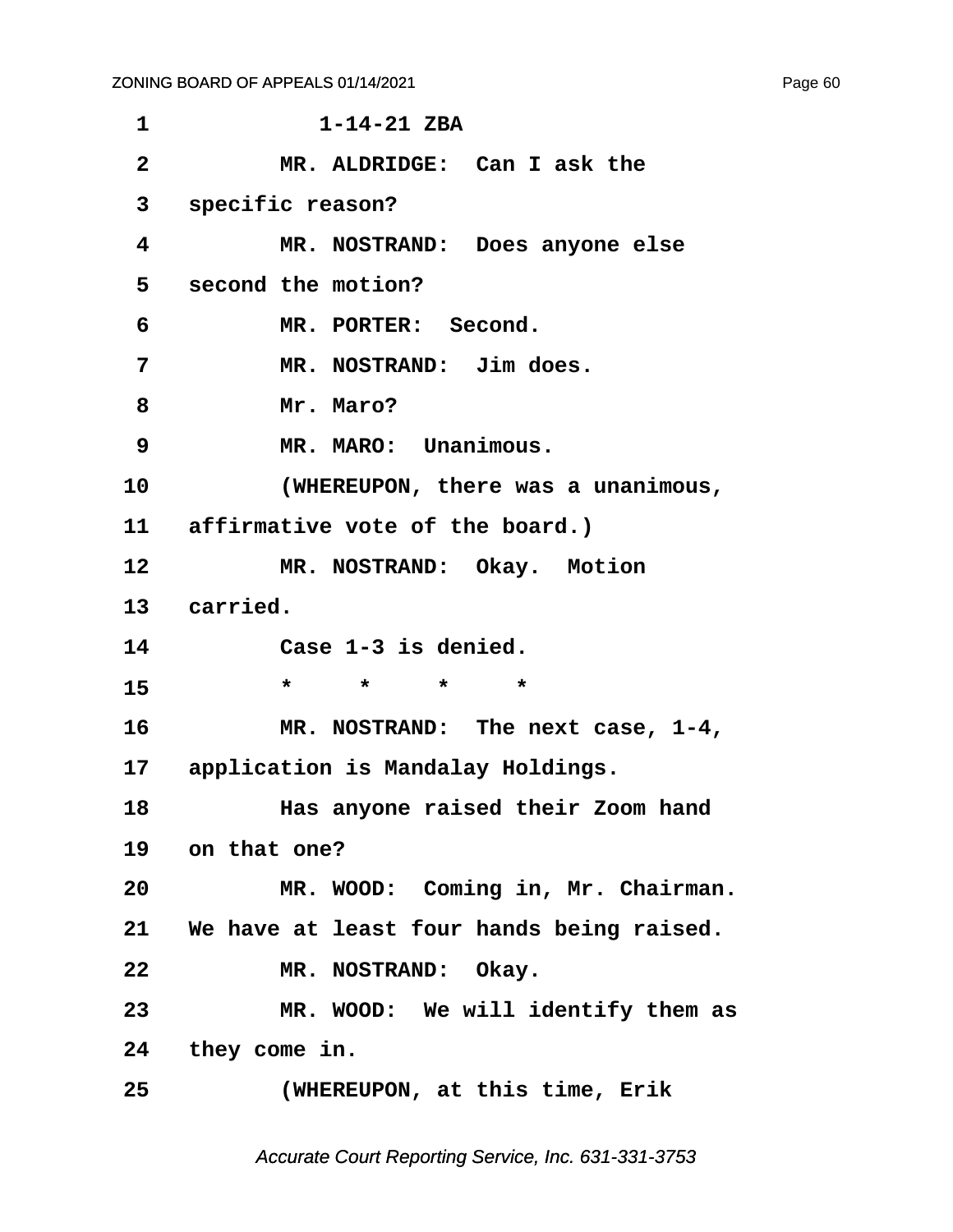1-14-21 ZBA

MR. ALDRIDGE: Can I ask the specific reason?

MR. NOSTRAND: Does anyone else second the motion?

MR. PORTER: Second.

MR. NOSTRAND: Jim does.

Mr. Maro?

MR. MARO: Unanimous.

(WHEREUPON, there was a unanimous, affirmative vote of the board.)

MR. NOSTRAND: Okay. Motion carried.

Case 1-3 is denied.

\*     \*     \*     \*

MR. NOSTRAND: The next case, 1-4, application is Mandalay Holdings.

Has anyone raised their Zoom hand on that one?

MR. WOOD: Coming in, Mr. Chairman. We have at least four hands being raised.

MR. NOSTRAND: Okay.

MR. WOOD: We will identify them as they come in.

(WHEREUPON, at this time, Erik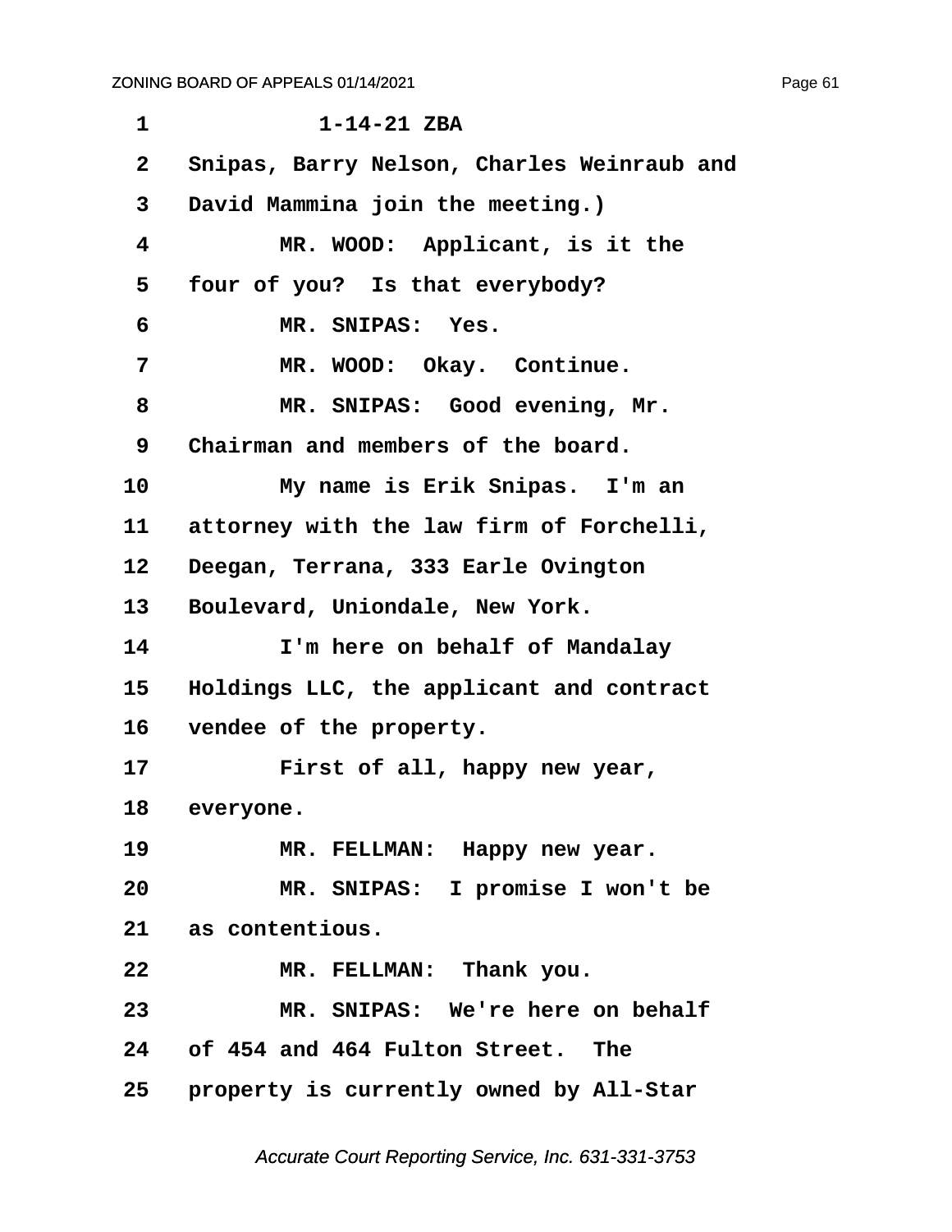1 1-14-21 ZBA

2 Snipas, Barry Nelson, Charles Weinraub and

3 David Mammina join the meeting.)

4 MR. WOOD: Applicant, is it the

5 four of you? Is that everybody?

6 MR. SNIPAS: Yes.

7 MR. WOOD: Okay. Continue.

8 MR. SNIPAS: Good evening, Mr.

9 Chairman and members of the board.

10 My name is Erik Snipas. I'm an

11 attorney with the law firm of Forchelli,

12 Deegan, Terrana, 333 Earle Ovington

13 Boulevard, Uniondale, New York.

14 I'm here on behalf of Mandalay

15 Holdings LLC, the applicant and contract

16 vendee of the property.

17 First of all, happy new year,

18 everyone.

19 MR. FELLMAN: Happy new year.

20 MR. SNIPAS: I promise I won't be

21 as contentious.

22 MR. FELLMAN: Thank you.

23 MR. SNIPAS: We're here on behalf

24 of 454 and 464 Fulton Street. The

25 property is currently owned by All-Star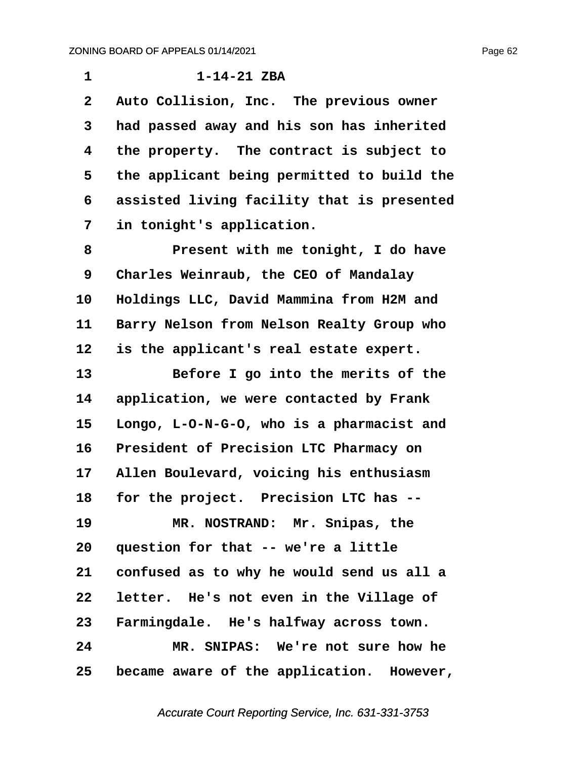1-14-21 ZBA

Auto Collision, Inc. The previous owner had passed away and his son has inherited the property. The contract is subject to the applicant being permitted to build the assisted living facility that is presented in tonight's application.

Present with me tonight, I do have Charles Weinraub, the CEO of Mandalay Holdings LLC, David Mammina from H2M and Barry Nelson from Nelson Realty Group who is the applicant's real estate expert.

Before I go into the merits of the application, we were contacted by Frank Longo, L-O-N-G-O, who is a pharmacist and President of Precision LTC Pharmacy on Allen Boulevard, voicing his enthusiasm for the project. Precision LTC has --

MR. NOSTRAND: Mr. Snipas, the question for that -- we're a little confused as to why he would send us all a letter. He's not even in the Village of Farmingdale. He's halfway across town.

MR. SNIPAS: We're not sure how he became aware of the application. However,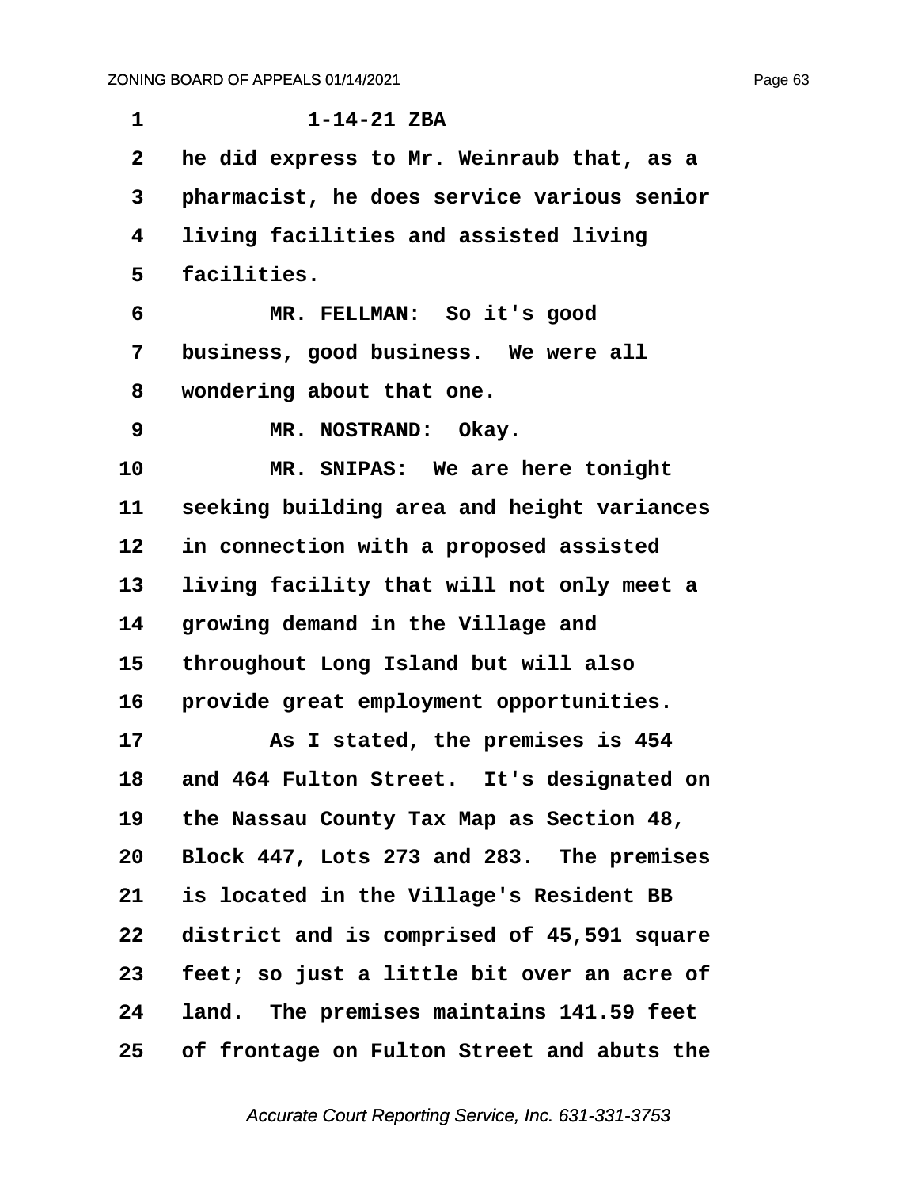1-14-21 ZBA

he did express to Mr. Weinraub that, as a pharmacist, he does service various senior living facilities and assisted living facilities.

MR. FELLMAN: So it's good business, good business. We were all wondering about that one.

MR. NOSTRAND: Okay.

MR. SNIPAS: We are here tonight seeking building area and height variances in connection with a proposed assisted living facility that will not only meet a growing demand in the Village and throughout Long Island but will also provide great employment opportunities.

As I stated, the premises is 454 and 464 Fulton Street. It's designated on the Nassau County Tax Map as Section 48, Block 447, Lots 273 and 283. The premises is located in the Village's Resident BB district and is comprised of 45,591 square feet; so just a little bit over an acre of land. The premises maintains 141.59 feet of frontage on Fulton Street and abuts the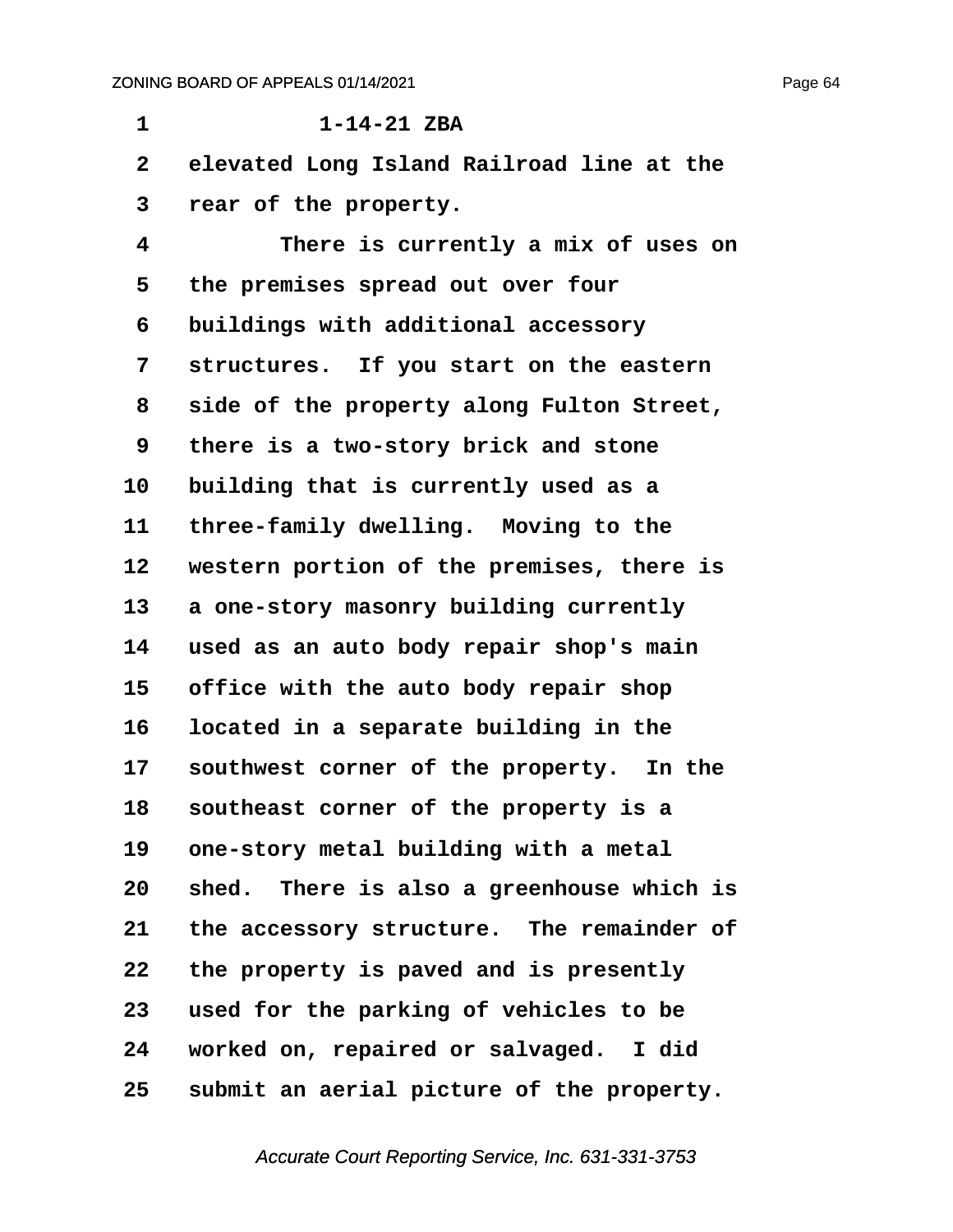1-14-21 ZBA

elevated Long Island Railroad line at the rear of the property.

There is currently a mix of uses on the premises spread out over four buildings with additional accessory structures. If you start on the eastern side of the property along Fulton Street, there is a two-story brick and stone building that is currently used as a three-family dwelling. Moving to the western portion of the premises, there is a one-story masonry building currently used as an auto body repair shop's main office with the auto body repair shop located in a separate building in the southwest corner of the property. In the southeast corner of the property is a one-story metal building with a metal shed. There is also a greenhouse which is the accessory structure. The remainder of the property is paved and is presently used for the parking of vehicles to be worked on, repaired or salvaged. I did submit an aerial picture of the property.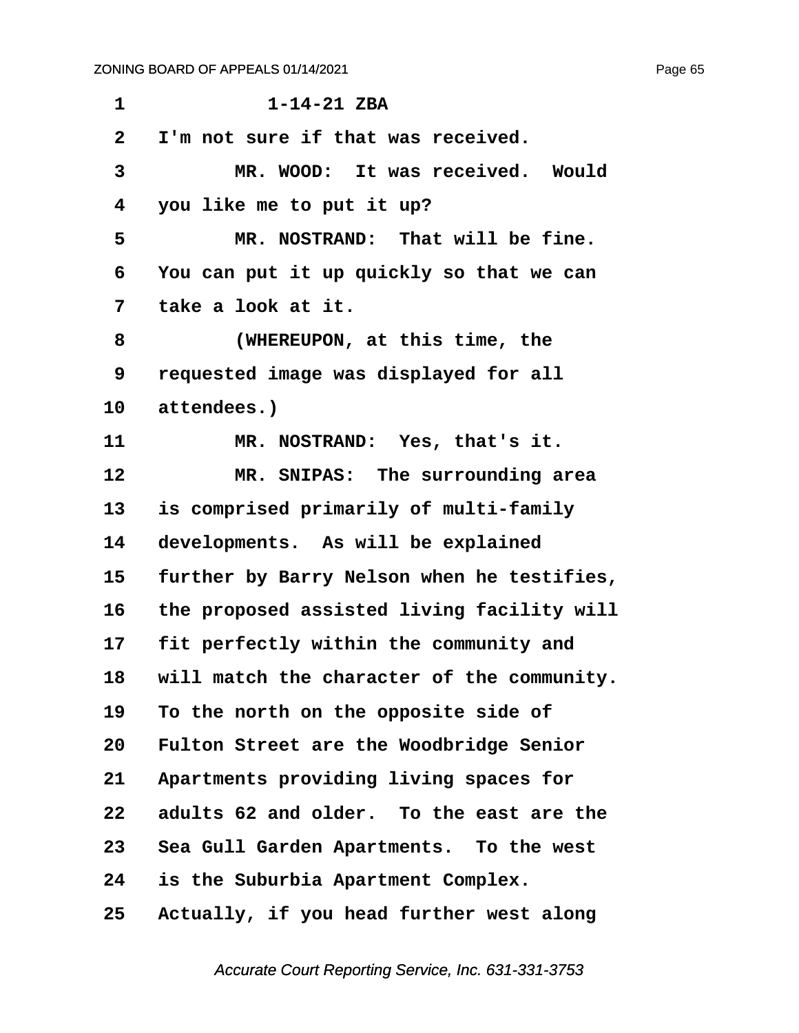1-14-21 ZBA

I'm not sure if that was received.

MR. WOOD: It was received. Would you like me to put it up?

MR. NOSTRAND: That will be fine. You can put it up quickly so that we can take a look at it.

(WHEREUPON, at this time, the requested image was displayed for all attendees.)

MR. NOSTRAND: Yes, that's it.

MR. SNIPAS: The surrounding area is comprised primarily of multi-family developments. As will be explained further by Barry Nelson when he testifies, the proposed assisted living facility will fit perfectly within the community and will match the character of the community. To the north on the opposite side of Fulton Street are the Woodbridge Senior Apartments providing living spaces for adults 62 and older. To the east are the Sea Gull Garden Apartments. To the west is the Suburbia Apartment Complex. Actually, if you head further west along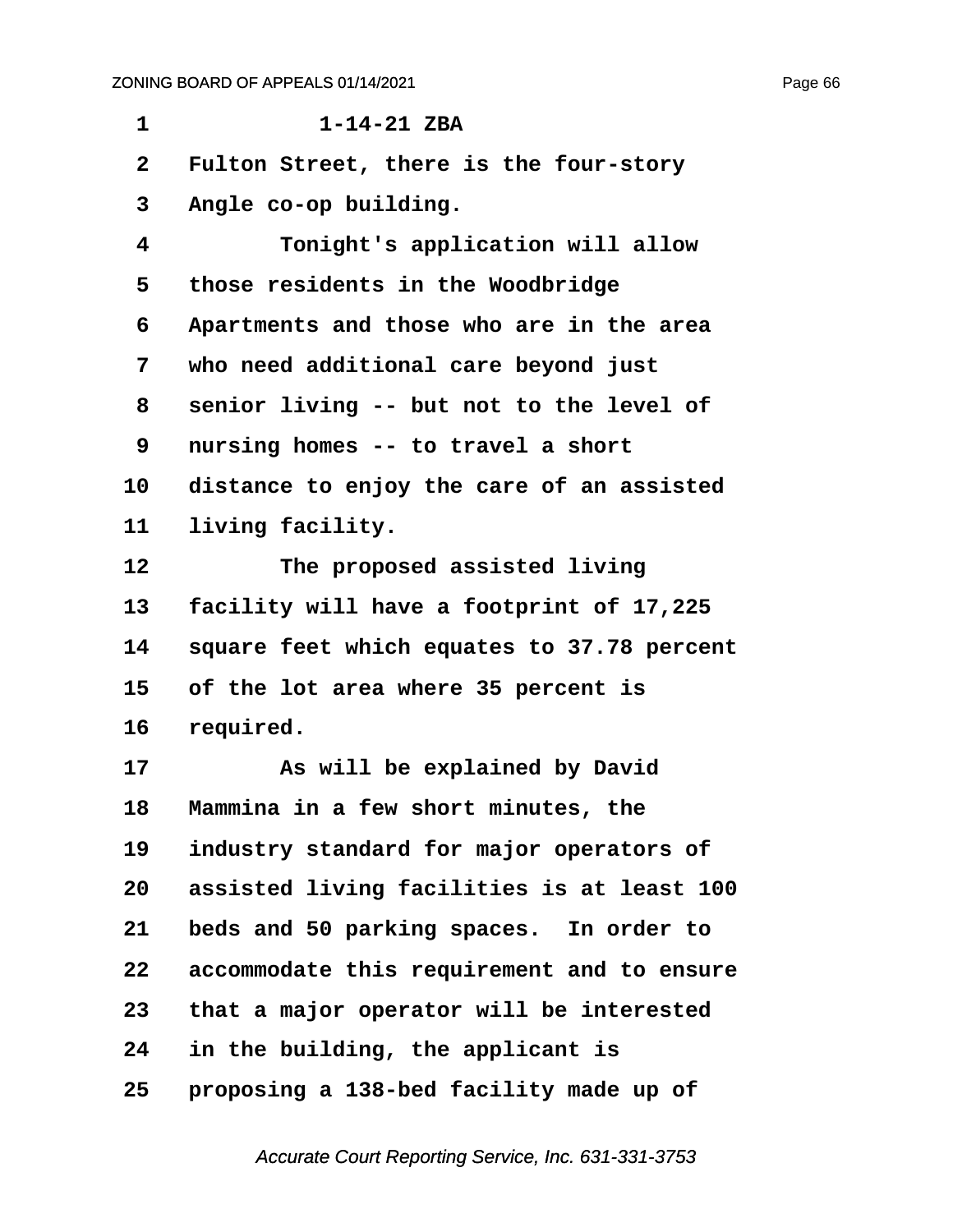1-14-21 ZBA

Fulton Street, there is the four-story Angle co-op building.

Tonight's application will allow those residents in the Woodbridge Apartments and those who are in the area who need additional care beyond just senior living -- but not to the level of nursing homes -- to travel a short distance to enjoy the care of an assisted living facility.

The proposed assisted living facility will have a footprint of 17,225 square feet which equates to 37.78 percent of the lot area where 35 percent is required.

As will be explained by David Mammina in a few short minutes, the industry standard for major operators of assisted living facilities is at least 100 beds and 50 parking spaces. In order to accommodate this requirement and to ensure that a major operator will be interested in the building, the applicant is proposing a 138-bed facility made up of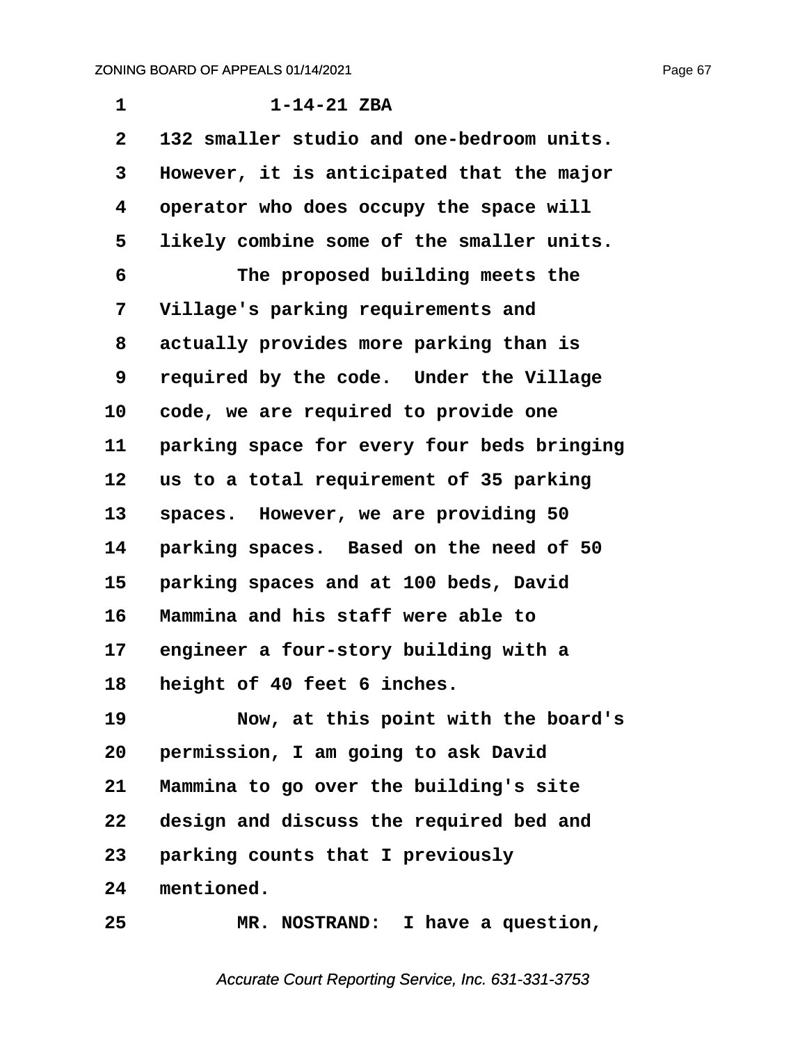1-14-21 ZBA

132 smaller studio and one-bedroom units. However, it is anticipated that the major operator who does occupy the space will likely combine some of the smaller units.

The proposed building meets the Village's parking requirements and actually provides more parking than is required by the code. Under the Village code, we are required to provide one parking space for every four beds bringing us to a total requirement of 35 parking spaces. However, we are providing 50 parking spaces. Based on the need of 50 parking spaces and at 100 beds, David Mammina and his staff were able to engineer a four-story building with a height of 40 feet 6 inches.

Now, at this point with the board's permission, I am going to ask David Mammina to go over the building's site design and discuss the required bed and parking counts that I previously mentioned.

MR. NOSTRAND: I have a question,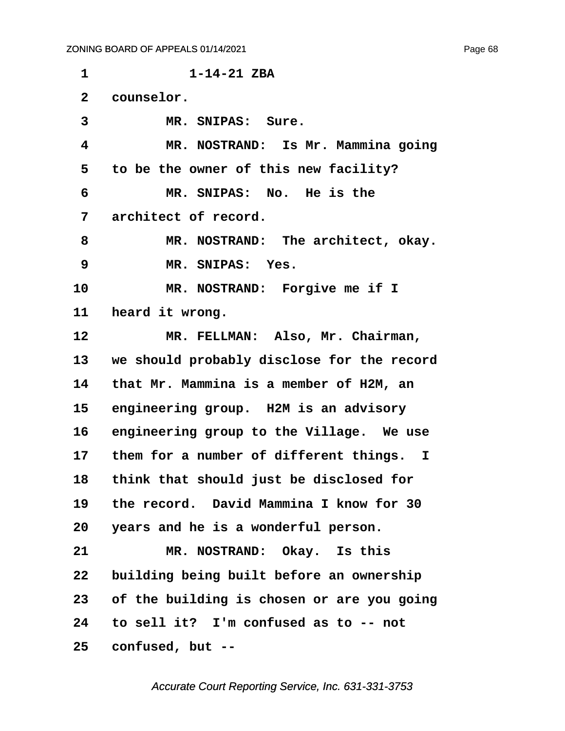1-14-21 ZBA

counselor.

MR. SNIPAS: Sure.

MR. NOSTRAND: Is Mr. Mammina going to be the owner of this new facility?

MR. SNIPAS: No. He is the architect of record.

MR. NOSTRAND: The architect, okay.

MR. SNIPAS: Yes.

MR. NOSTRAND: Forgive me if I heard it wrong.

MR. FELLMAN: Also, Mr. Chairman, we should probably disclose for the record that Mr. Mammina is a member of H2M, an engineering group. H2M is an advisory engineering group to the Village. We use them for a number of different things. I think that should just be disclosed for the record. David Mammina I know for 30 years and he is a wonderful person.

MR. NOSTRAND: Okay. Is this building being built before an ownership of the building is chosen or are you going to sell it? I'm confused as to -- not confused, but --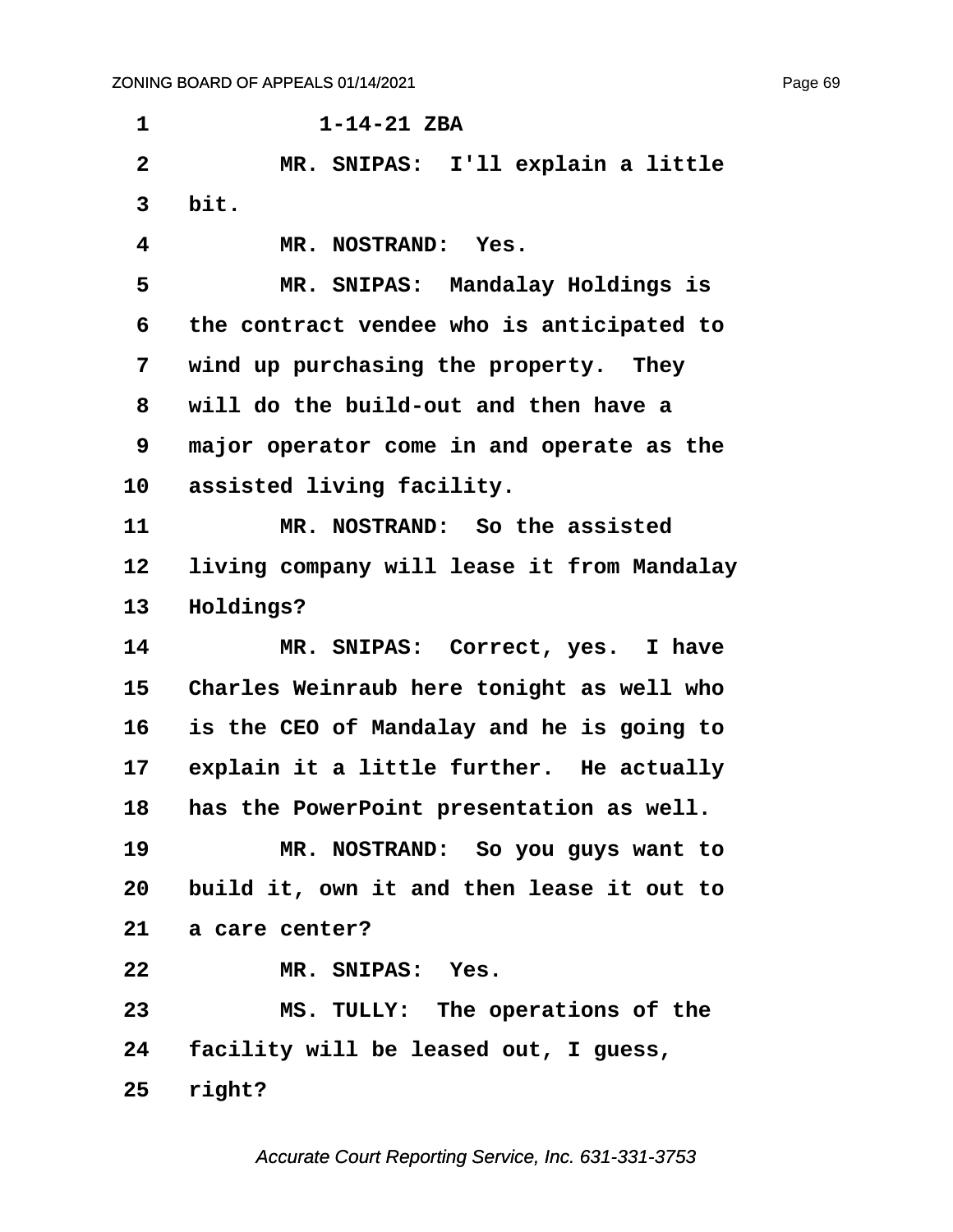1-14-21 ZBA

MR. SNIPAS: I'll explain a little bit.

MR. NOSTRAND: Yes.

MR. SNIPAS: Mandalay Holdings is the contract vendee who is anticipated to wind up purchasing the property. They will do the build-out and then have a major operator come in and operate as the assisted living facility.

MR. NOSTRAND: So the assisted living company will lease it from Mandalay Holdings?

MR. SNIPAS: Correct, yes. I have Charles Weinraub here tonight as well who is the CEO of Mandalay and he is going to explain it a little further. He actually has the PowerPoint presentation as well.

MR. NOSTRAND: So you guys want to build it, own it and then lease it out to a care center?

MR. SNIPAS: Yes.

MS. TULLY: The operations of the facility will be leased out, I guess, right?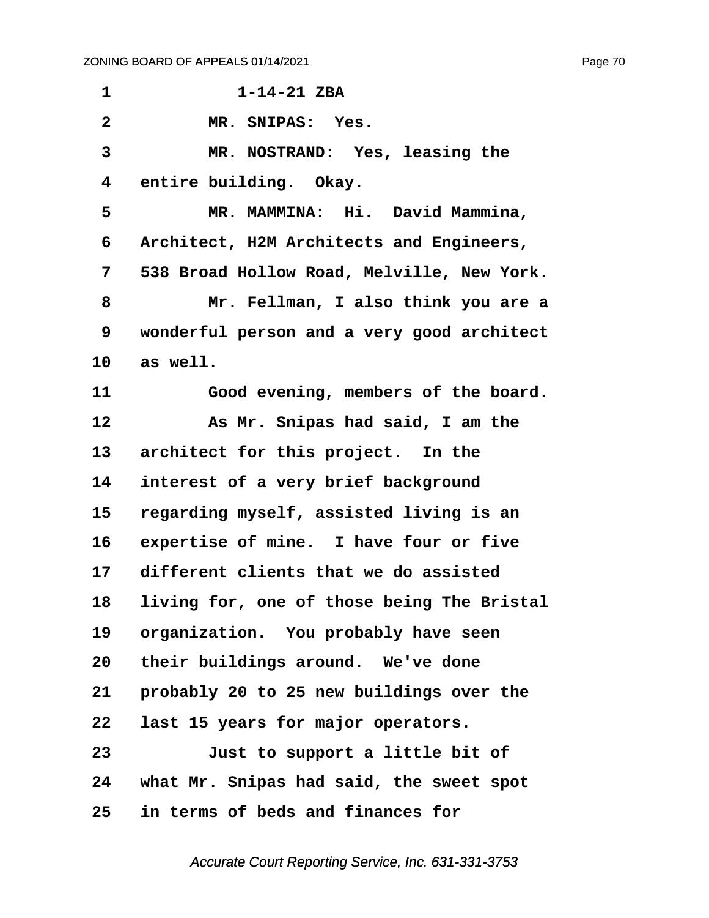1-14-21 ZBA

MR. SNIPAS: Yes.

MR. NOSTRAND: Yes, leasing the entire building. Okay.

MR. MAMMINA: Hi. David Mammina, Architect, H2M Architects and Engineers, 538 Broad Hollow Road, Melville, New York.

Mr. Fellman, I also think you are a wonderful person and a very good architect as well.

Good evening, members of the board.

As Mr. Snipas had said, I am the architect for this project. In the interest of a very brief background regarding myself, assisted living is an expertise of mine. I have four or five different clients that we do assisted living for, one of those being The Bristal organization. You probably have seen their buildings around. We've done probably 20 to 25 new buildings over the last 15 years for major operators.

Just to support a little bit of what Mr. Snipas had said, the sweet spot in terms of beds and finances for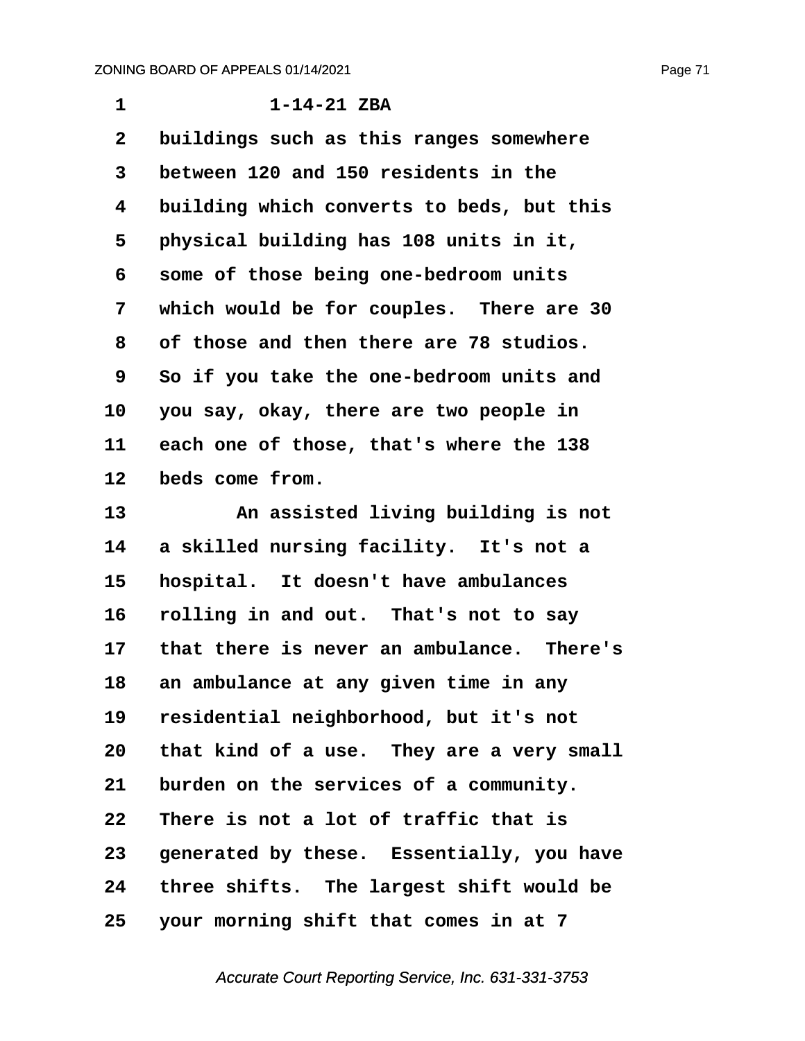1 1-14-21 ZBA

2 buildings such as this ranges somewhere

3 between 120 and 150 residents in the

4 building which converts to beds, but this

5 physical building has 108 units in it,

6 some of those being one-bedroom units

7 which would be for couples. There are 30

8 of those and then there are 78 studios.

9 So if you take the one-bedroom units and

10 you say, okay, there are two people in

11 each one of those, that's where the 138

12 beds come from.

13 An assisted living building is not

14 a skilled nursing facility. It's not a

15 hospital. It doesn't have ambulances

16 rolling in and out. That's not to say

17 that there is never an ambulance. There's

18 an ambulance at any given time in any

19 residential neighborhood, but it's not

20 that kind of a use. They are a very small

21 burden on the services of a community.

22 There is not a lot of traffic that is

23 generated by these. Essentially, you have

24 three shifts. The largest shift would be

25 your morning shift that comes in at 7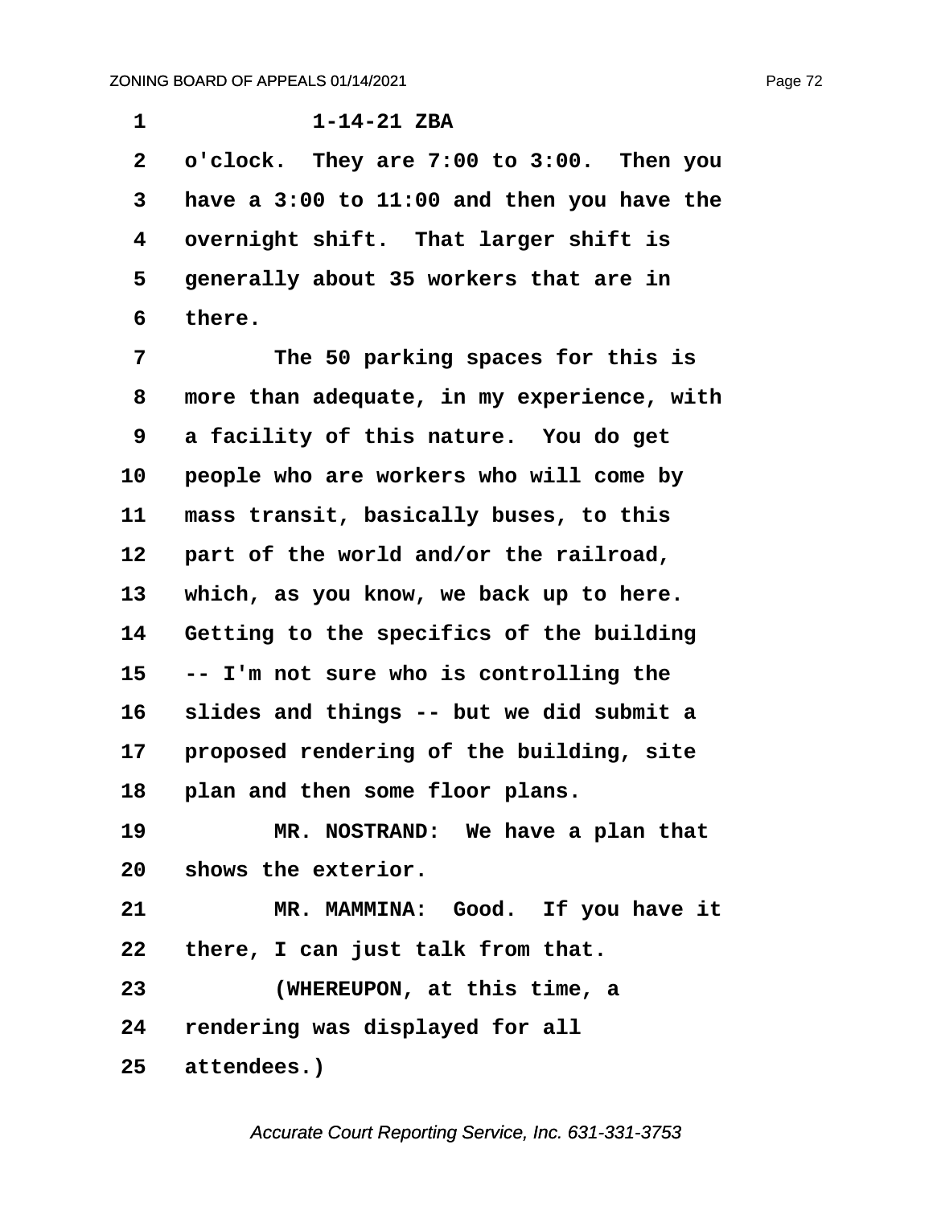1-14-21 ZBA

o'clock. They are 7:00 to 3:00. Then you have a 3:00 to 11:00 and then you have the overnight shift. That larger shift is generally about 35 workers that are in there.

The 50 parking spaces for this is more than adequate, in my experience, with a facility of this nature. You do get people who are workers who will come by mass transit, basically buses, to this part of the world and/or the railroad, which, as you know, we back up to here. Getting to the specifics of the building -- I'm not sure who is controlling the slides and things -- but we did submit a proposed rendering of the building, site plan and then some floor plans.

MR. NOSTRAND: We have a plan that shows the exterior.

MR. MAMMINA: Good. If you have it there, I can just talk from that.

(WHEREUPON, at this time, a rendering was displayed for all attendees.)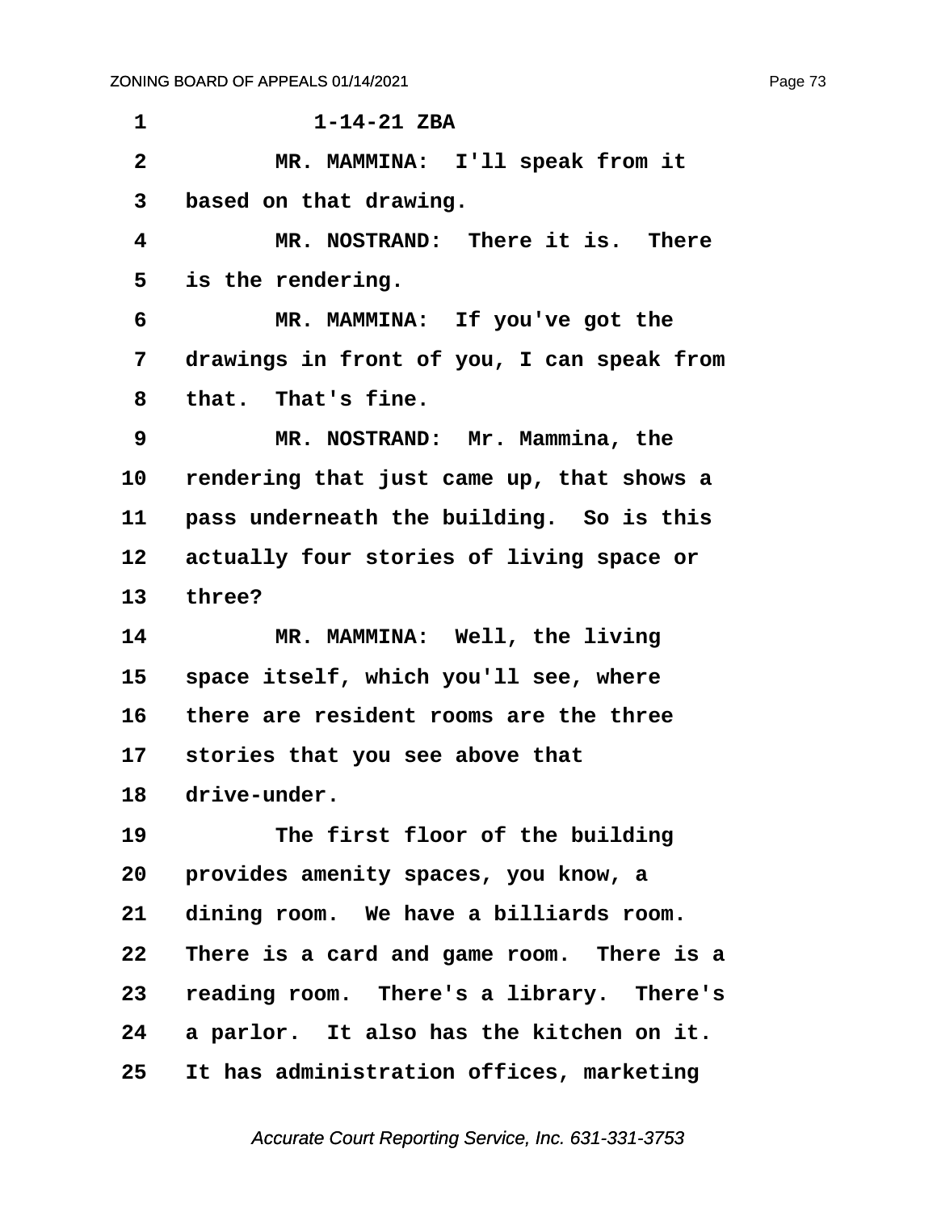1-14-21 ZBA

MR. MAMMINA: I'll speak from it based on that drawing.

MR. NOSTRAND: There it is. There is the rendering.

MR. MAMMINA: If you've got the drawings in front of you, I can speak from that. That's fine.

MR. NOSTRAND: Mr. Mammina, the rendering that just came up, that shows a pass underneath the building. So is this actually four stories of living space or three?

MR. MAMMINA: Well, the living space itself, which you'll see, where there are resident rooms are the three stories that you see above that drive-under.

The first floor of the building provides amenity spaces, you know, a dining room. We have a billiards room. There is a card and game room. There is a reading room. There's a library. There's a parlor. It also has the kitchen on it. It has administration offices, marketing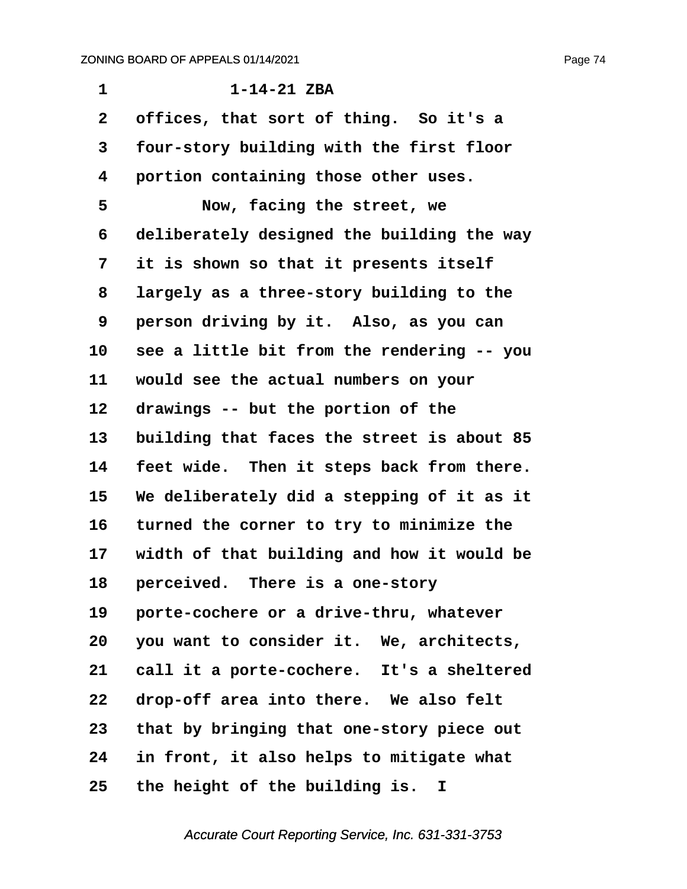1-14-21 ZBA

offices, that sort of thing. So it's a four-story building with the first floor portion containing those other uses.

Now, facing the street, we deliberately designed the building the way it is shown so that it presents itself largely as a three-story building to the person driving by it. Also, as you can see a little bit from the rendering -- you would see the actual numbers on your drawings -- but the portion of the building that faces the street is about 85 feet wide. Then it steps back from there. We deliberately did a stepping of it as it turned the corner to try to minimize the width of that building and how it would be perceived. There is a one-story porte-cochere or a drive-thru, whatever you want to consider it. We, architects, call it a porte-cochere. It's a sheltered drop-off area into there. We also felt that by bringing that one-story piece out in front, it also helps to mitigate what the height of the building is. I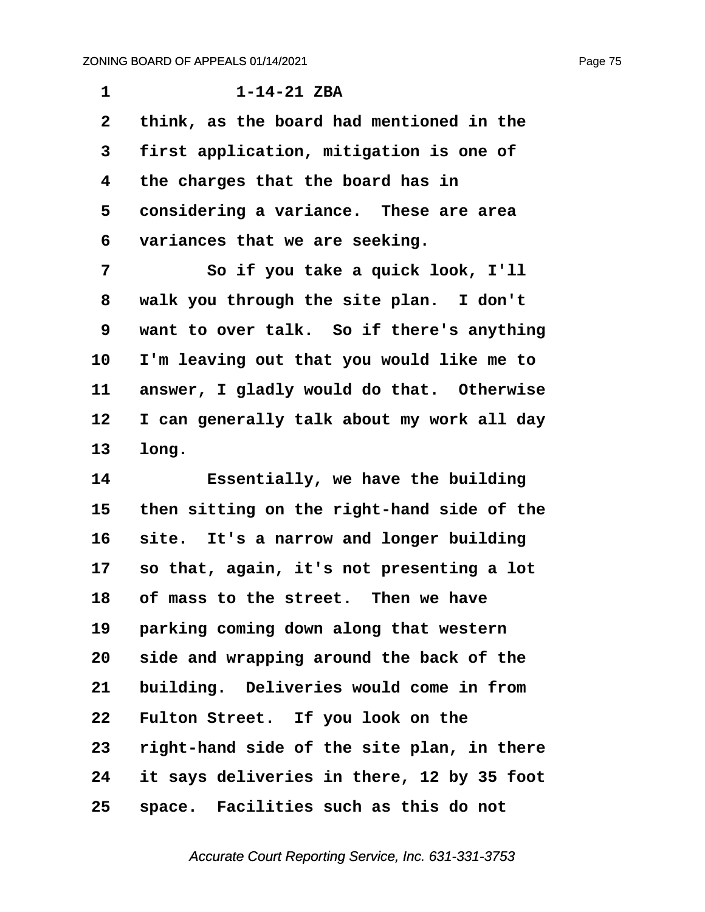1 1-14-21 ZBA

2 think, as the board had mentioned in the

3 first application, mitigation is one of

4 the charges that the board has in

5 considering a variance. These are area

6 variances that we are seeking.

7 So if you take a quick look, I'll

8 walk you through the site plan. I don't

9 want to over talk. So if there's anything

10 I'm leaving out that you would like me to

11 answer, I gladly would do that. Otherwise

12 I can generally talk about my work all day

13 long.

14 Essentially, we have the building

15 then sitting on the right-hand side of the

16 site. It's a narrow and longer building

17 so that, again, it's not presenting a lot

18 of mass to the street. Then we have

19 parking coming down along that western

20 side and wrapping around the back of the

21 building. Deliveries would come in from

22 Fulton Street. If you look on the

23 right-hand side of the site plan, in there

24 it says deliveries in there, 12 by 35 foot

25 space. Facilities such as this do not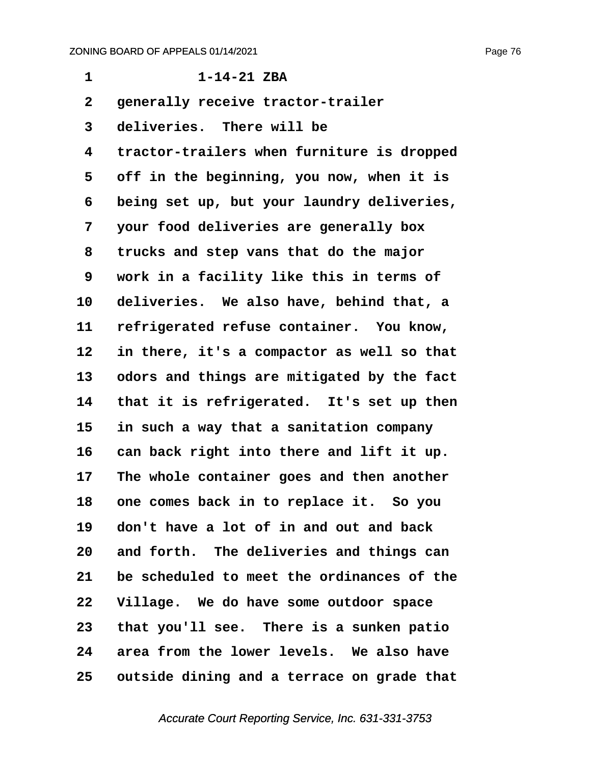1-14-21 ZBA

generally receive tractor-trailer deliveries. There will be tractor-trailers when furniture is dropped off in the beginning, you now, when it is being set up, but your laundry deliveries, your food deliveries are generally box trucks and step vans that do the major work in a facility like this in terms of deliveries. We also have, behind that, a refrigerated refuse container. You know, in there, it's a compactor as well so that odors and things are mitigated by the fact that it is refrigerated. It's set up then in such a way that a sanitation company can back right into there and lift it up. The whole container goes and then another one comes back in to replace it. So you don't have a lot of in and out and back and forth. The deliveries and things can be scheduled to meet the ordinances of the Village. We do have some outdoor space that you'll see. There is a sunken patio area from the lower levels. We also have outside dining and a terrace on grade that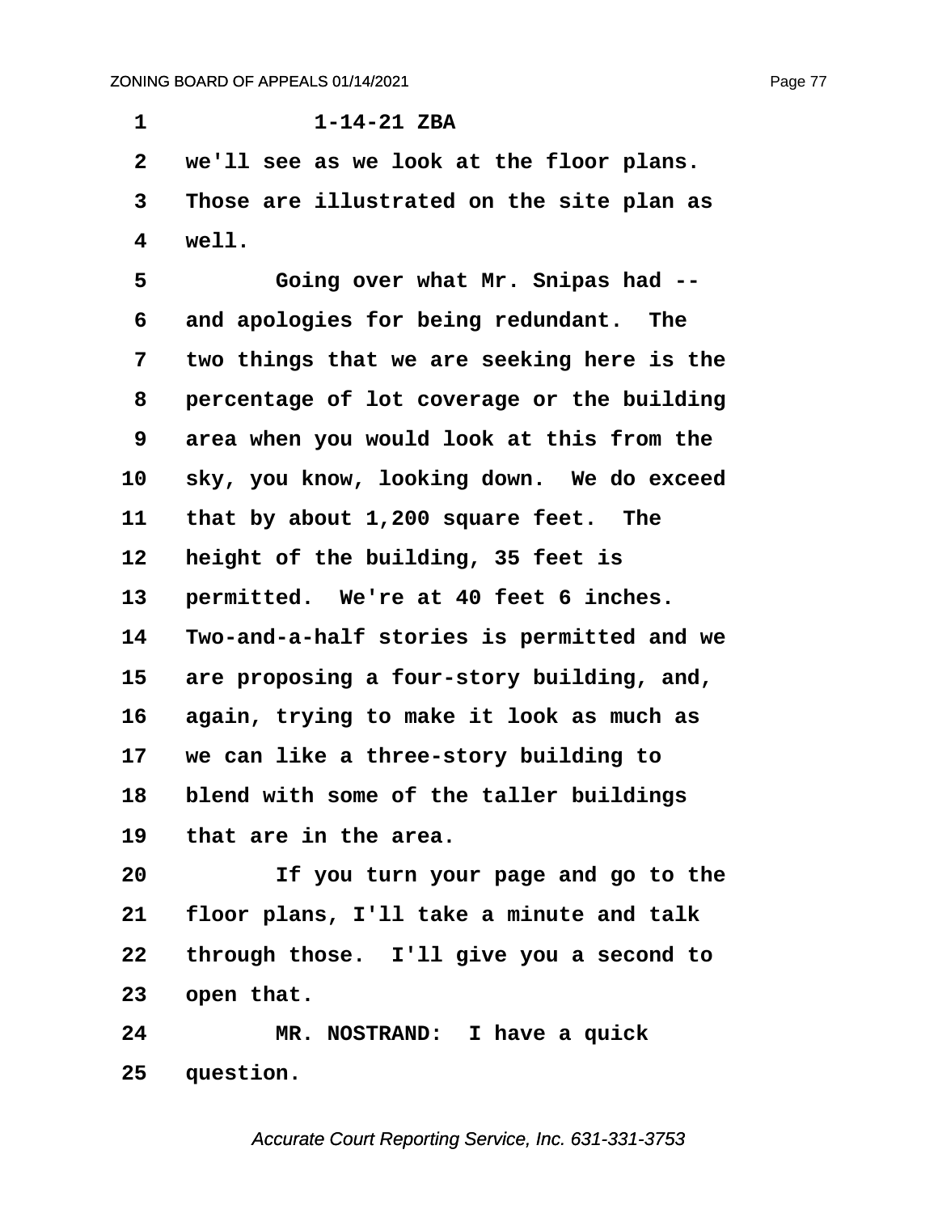1-14-21 ZBA

we'll see as we look at the floor plans. Those are illustrated on the site plan as well.

Going over what Mr. Snipas had -- and apologies for being redundant. The two things that we are seeking here is the percentage of lot coverage or the building area when you would look at this from the sky, you know, looking down. We do exceed that by about 1,200 square feet. The height of the building, 35 feet is permitted. We're at 40 feet 6 inches. Two-and-a-half stories is permitted and we are proposing a four-story building, and, again, trying to make it look as much as we can like a three-story building to blend with some of the taller buildings that are in the area.

If you turn your page and go to the floor plans, I'll take a minute and talk through those. I'll give you a second to open that.

MR. NOSTRAND: I have a quick question.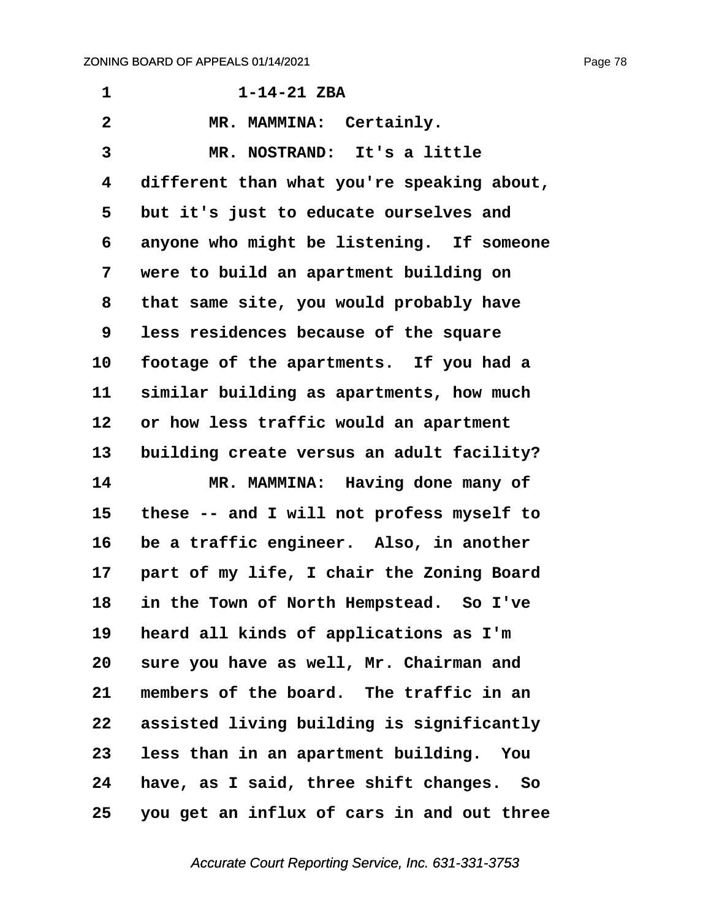1-14-21 ZBA

MR. MAMMINA: Certainly.

MR. NOSTRAND: It's a little different than what you're speaking about, but it's just to educate ourselves and anyone who might be listening. If someone were to build an apartment building on that same site, you would probably have less residences because of the square footage of the apartments. If you had a similar building as apartments, how much or how less traffic would an apartment building create versus an adult facility?

MR. MAMMINA: Having done many of these -- and I will not profess myself to be a traffic engineer. Also, in another part of my life, I chair the Zoning Board in the Town of North Hempstead. So I've heard all kinds of applications as I'm sure you have as well, Mr. Chairman and members of the board. The traffic in an assisted living building is significantly less than in an apartment building. You have, as I said, three shift changes. So you get an influx of cars in and out three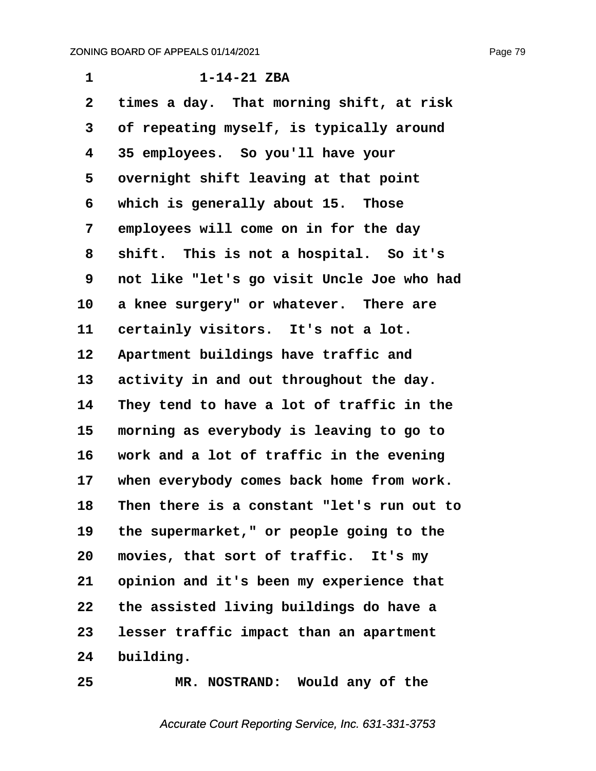1-14-21 ZBA

times a day. That morning shift, at risk of repeating myself, is typically around 35 employees. So you'll have your overnight shift leaving at that point which is generally about 15. Those employees will come on in for the day shift. This is not a hospital. So it's not like "let's go visit Uncle Joe who had a knee surgery" or whatever. There are certainly visitors. It's not a lot. Apartment buildings have traffic and activity in and out throughout the day. They tend to have a lot of traffic in the morning as everybody is leaving to go to work and a lot of traffic in the evening when everybody comes back home from work. Then there is a constant "let's run out to the supermarket," or people going to the movies, that sort of traffic. It's my opinion and it's been my experience that the assisted living buildings do have a lesser traffic impact than an apartment building.

MR. NOSTRAND: Would any of the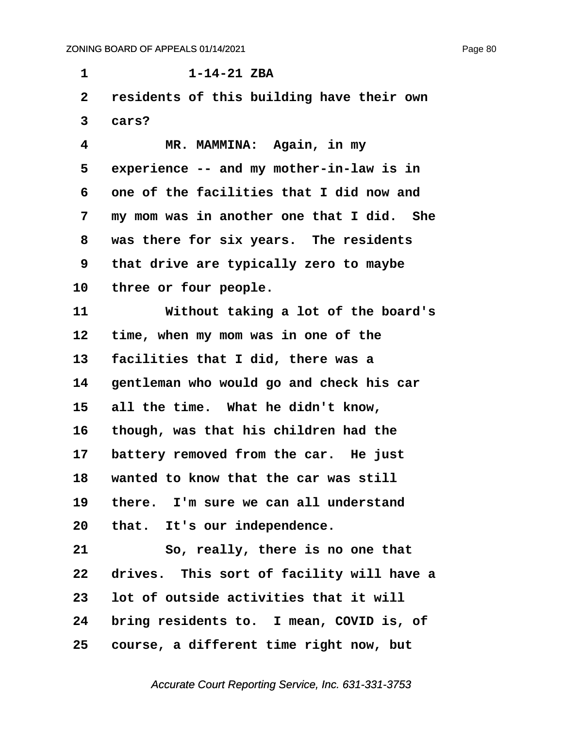1-14-21 ZBA

residents of this building have their own cars?

MR. MAMMINA: Again, in my experience -- and my mother-in-law is in one of the facilities that I did now and my mom was in another one that I did. She was there for six years. The residents that drive are typically zero to maybe three or four people.

Without taking a lot of the board's time, when my mom was in one of the facilities that I did, there was a gentleman who would go and check his car all the time. What he didn't know, though, was that his children had the battery removed from the car. He just wanted to know that the car was still there. I'm sure we can all understand that. It's our independence.

So, really, there is no one that drives. This sort of facility will have a lot of outside activities that it will bring residents to. I mean, COVID is, of course, a different time right now, but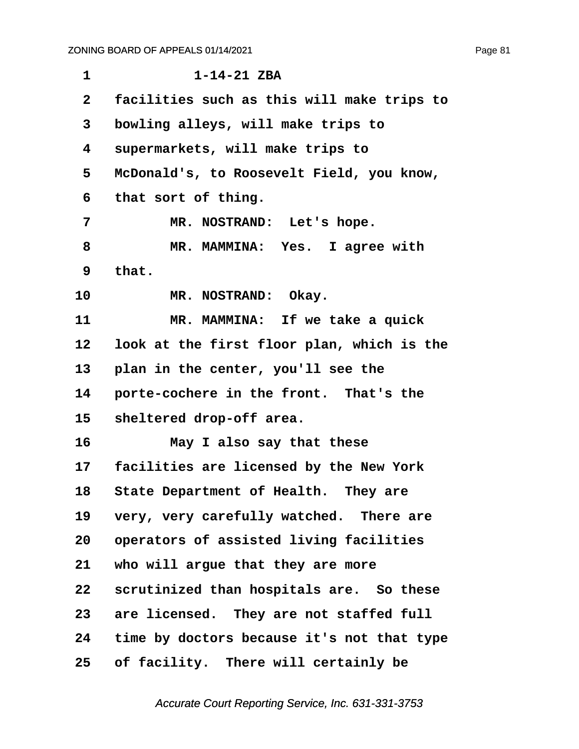1-14-21 ZBA

facilities such as this will make trips to bowling alleys, will make trips to supermarkets, will make trips to McDonald's, to Roosevelt Field, you know, that sort of thing.

MR. NOSTRAND: Let's hope.

MR. MAMMINA: Yes. I agree with that.

MR. NOSTRAND: Okay.

MR. MAMMINA: If we take a quick look at the first floor plan, which is the plan in the center, you'll see the porte-cochere in the front. That's the sheltered drop-off area.

May I also say that these facilities are licensed by the New York State Department of Health. They are very, very carefully watched. There are operators of assisted living facilities who will argue that they are more scrutinized than hospitals are. So these are licensed. They are not staffed full time by doctors because it's not that type of facility. There will certainly be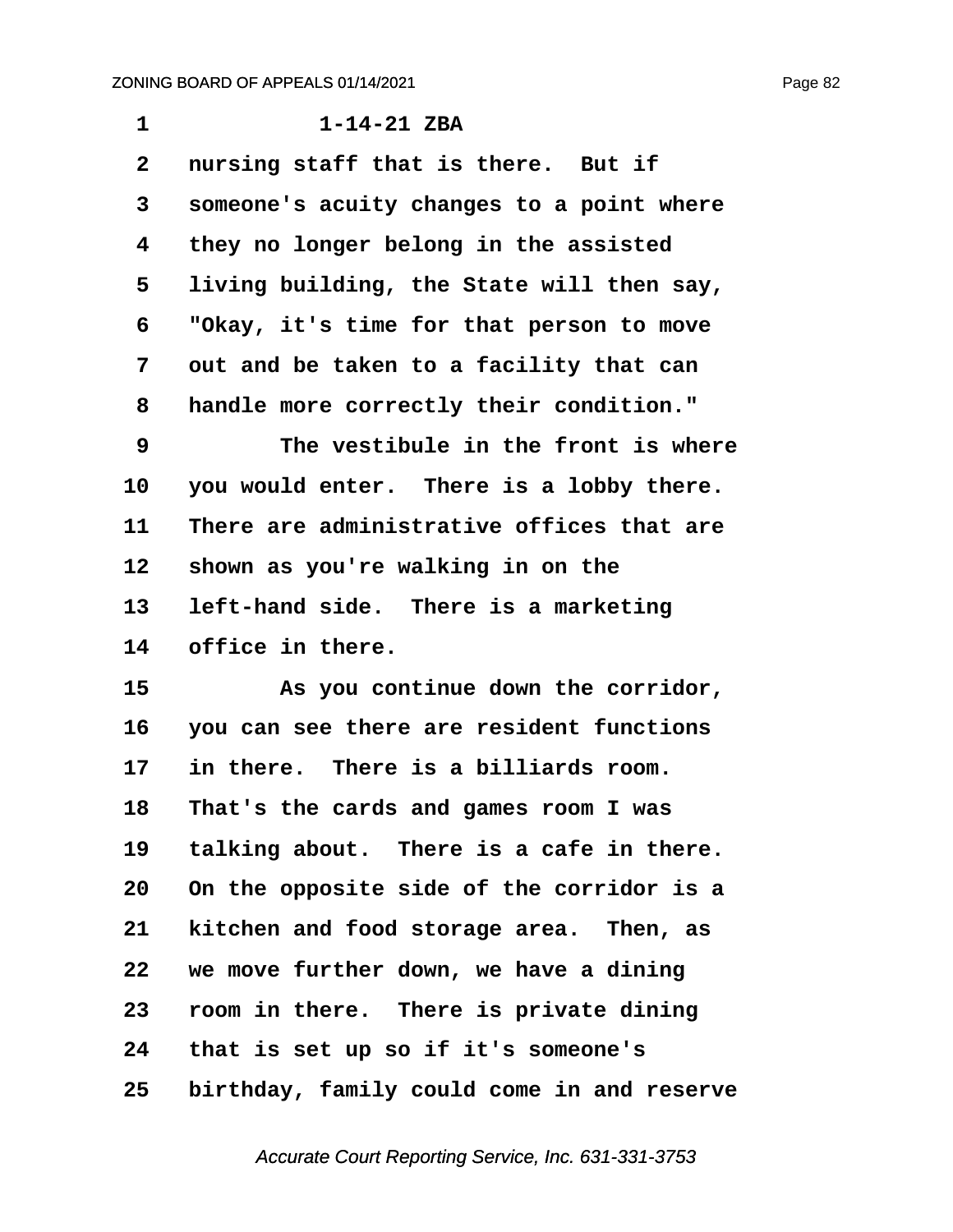1-14-21 ZBA

nursing staff that is there. But if someone's acuity changes to a point where they no longer belong in the assisted living building, the State will then say, "Okay, it's time for that person to move out and be taken to a facility that can handle more correctly their condition."

The vestibule in the front is where you would enter. There is a lobby there. There are administrative offices that are shown as you're walking in on the left-hand side. There is a marketing office in there.

As you continue down the corridor, you can see there are resident functions in there. There is a billiards room. That's the cards and games room I was talking about. There is a cafe in there. On the opposite side of the corridor is a kitchen and food storage area. Then, as we move further down, we have a dining room in there. There is private dining that is set up so if it's someone's birthday, family could come in and reserve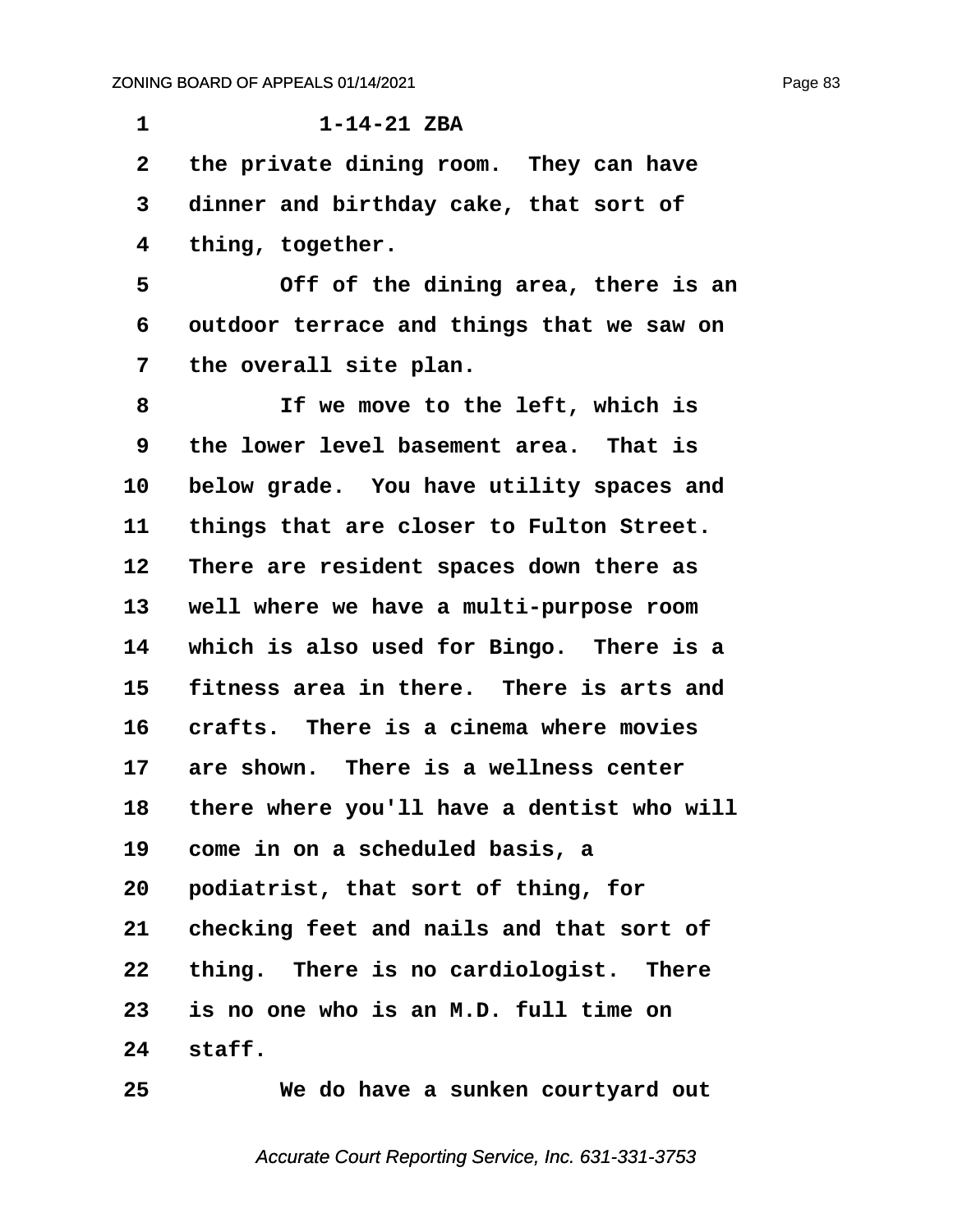1-14-21 ZBA

the private dining room. They can have dinner and birthday cake, that sort of thing, together.

Off of the dining area, there is an outdoor terrace and things that we saw on the overall site plan.

If we move to the left, which is the lower level basement area. That is below grade. You have utility spaces and things that are closer to Fulton Street. There are resident spaces down there as well where we have a multi-purpose room which is also used for Bingo. There is a fitness area in there. There is arts and crafts. There is a cinema where movies are shown. There is a wellness center there where you'll have a dentist who will come in on a scheduled basis, a podiatrist, that sort of thing, for checking feet and nails and that sort of thing. There is no cardiologist. There is no one who is an M.D. full time on staff.

We do have a sunken courtyard out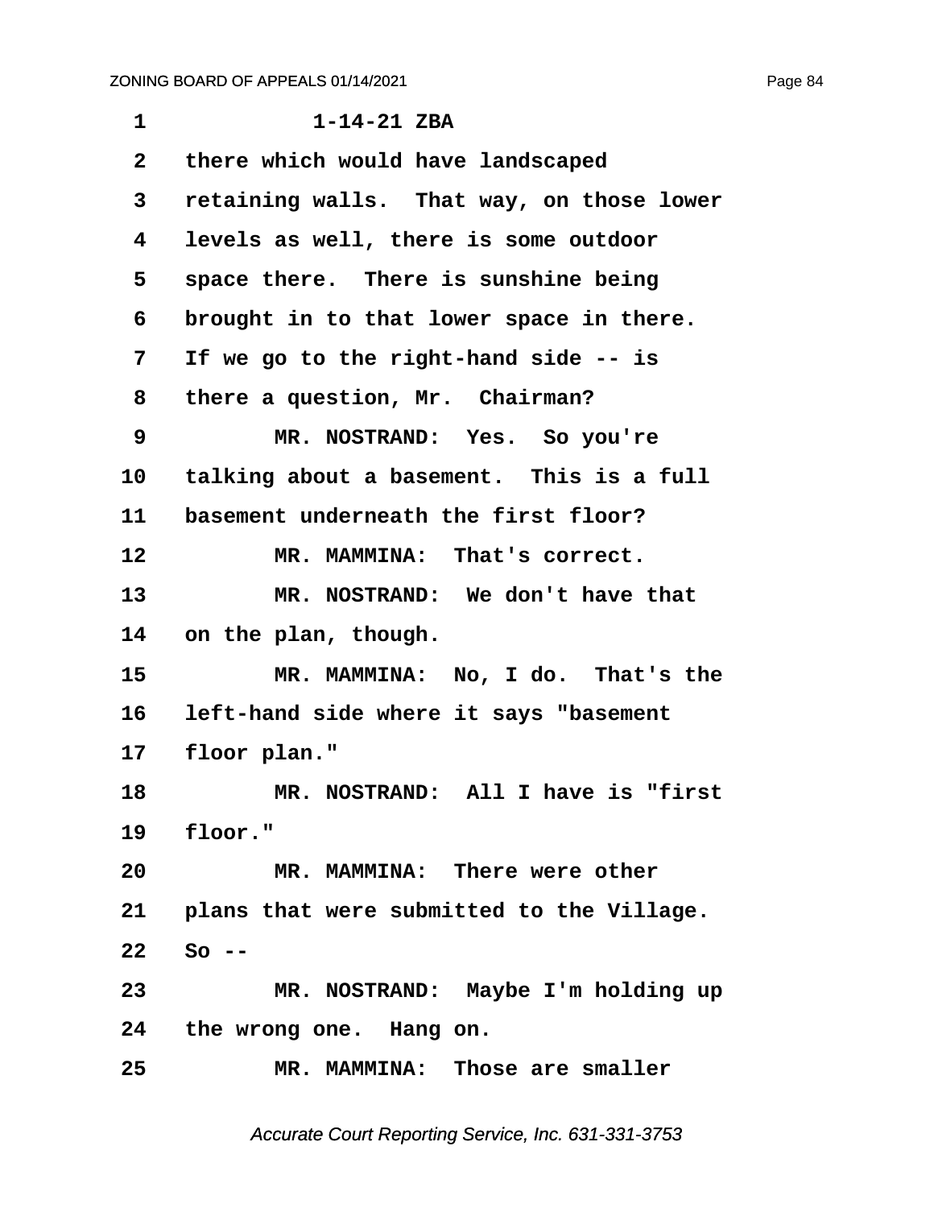1-14-21 ZBA

there which would have landscaped retaining walls. That way, on those lower levels as well, there is some outdoor space there. There is sunshine being brought in to that lower space in there. If we go to the right-hand side -- is there a question, Mr. Chairman?

MR. NOSTRAND: Yes. So you're talking about a basement. This is a full basement underneath the first floor?

MR. MAMMINA: That's correct.

MR. NOSTRAND: We don't have that on the plan, though.

MR. MAMMINA: No, I do. That's the left-hand side where it says "basement floor plan."

MR. NOSTRAND: All I have is "first floor."

MR. MAMMINA: There were other plans that were submitted to the Village. So --

MR. NOSTRAND: Maybe I'm holding up the wrong one. Hang on.

MR. MAMMINA: Those are smaller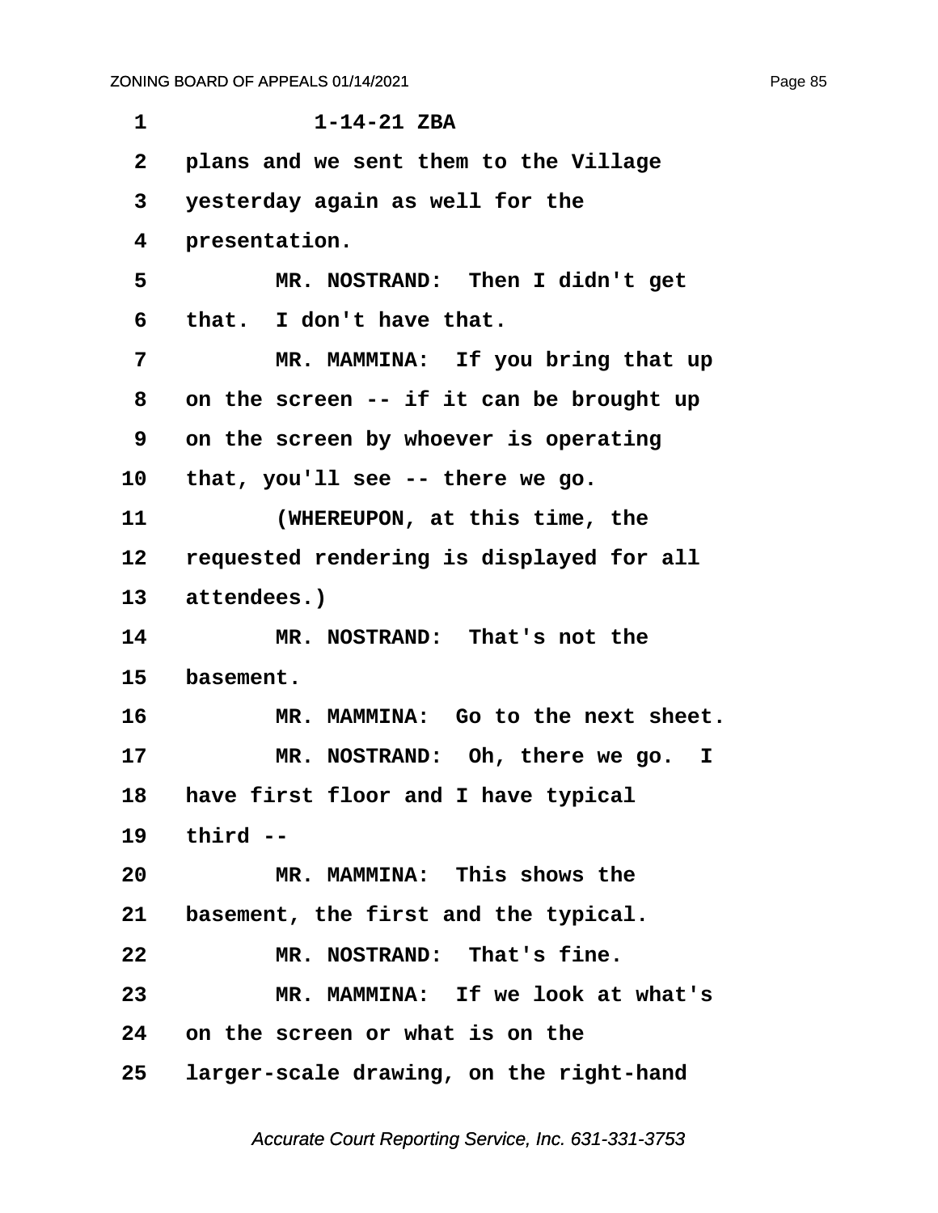1-14-21 ZBA

plans and we sent them to the Village yesterday again as well for the presentation.

MR. NOSTRAND: Then I didn't get that. I don't have that.

MR. MAMMINA: If you bring that up on the screen -- if it can be brought up on the screen by whoever is operating that, you'll see -- there we go.

(WHEREUPON, at this time, the requested rendering is displayed for all attendees.)

MR. NOSTRAND: That's not the basement.

MR. MAMMINA: Go to the next sheet.

MR. NOSTRAND: Oh, there we go. I have first floor and I have typical third --

MR. MAMMINA: This shows the basement, the first and the typical.

MR. NOSTRAND: That's fine.

MR. MAMMINA: If we look at what's on the screen or what is on the larger-scale drawing, on the right-hand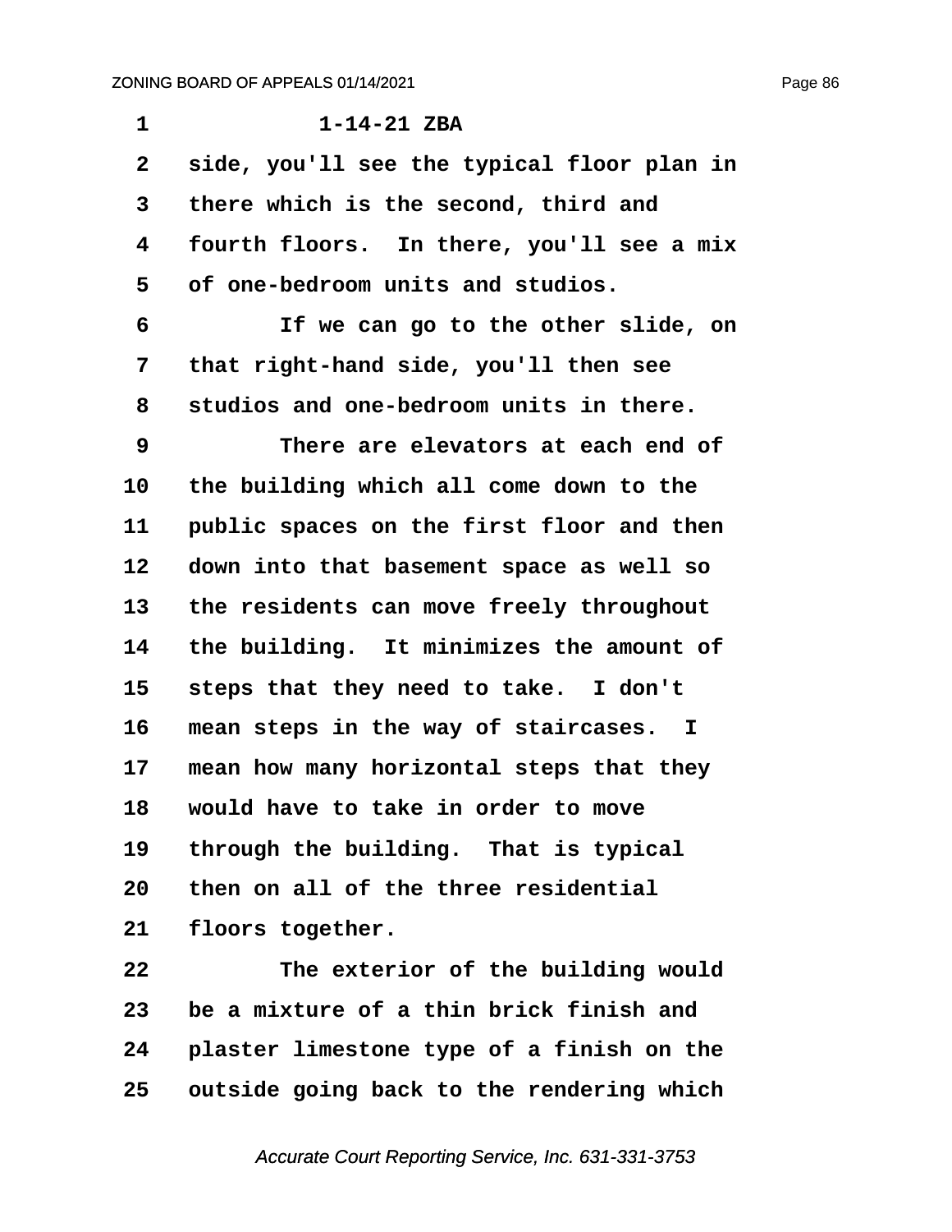1-14-21 ZBA

side, you'll see the typical floor plan in there which is the second, third and fourth floors. In there, you'll see a mix of one-bedroom units and studios.

If we can go to the other slide, on that right-hand side, you'll then see studios and one-bedroom units in there.

There are elevators at each end of the building which all come down to the public spaces on the first floor and then down into that basement space as well so the residents can move freely throughout the building. It minimizes the amount of steps that they need to take. I don't mean steps in the way of staircases. I mean how many horizontal steps that they would have to take in order to move through the building. That is typical then on all of the three residential floors together.

The exterior of the building would be a mixture of a thin brick finish and plaster limestone type of a finish on the outside going back to the rendering which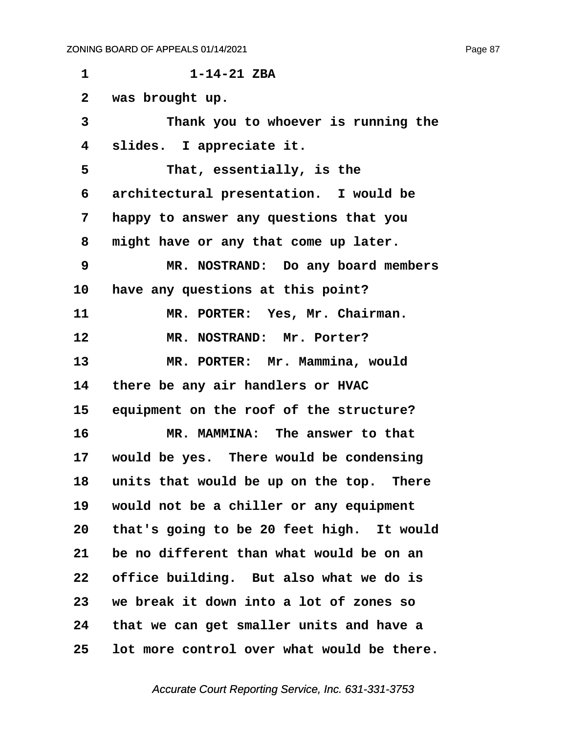1-14-21 ZBA

was brought up.

Thank you to whoever is running the slides. I appreciate it.

That, essentially, is the architectural presentation. I would be happy to answer any questions that you might have or any that come up later.

MR. NOSTRAND: Do any board members have any questions at this point?

MR. PORTER: Yes, Mr. Chairman.

MR. NOSTRAND: Mr. Porter?

MR. PORTER: Mr. Mammina, would there be any air handlers or HVAC equipment on the roof of the structure?

MR. MAMMINA: The answer to that would be yes. There would be condensing units that would be up on the top. There would not be a chiller or any equipment that's going to be 20 feet high. It would be no different than what would be on an office building. But also what we do is we break it down into a lot of zones so that we can get smaller units and have a lot more control over what would be there.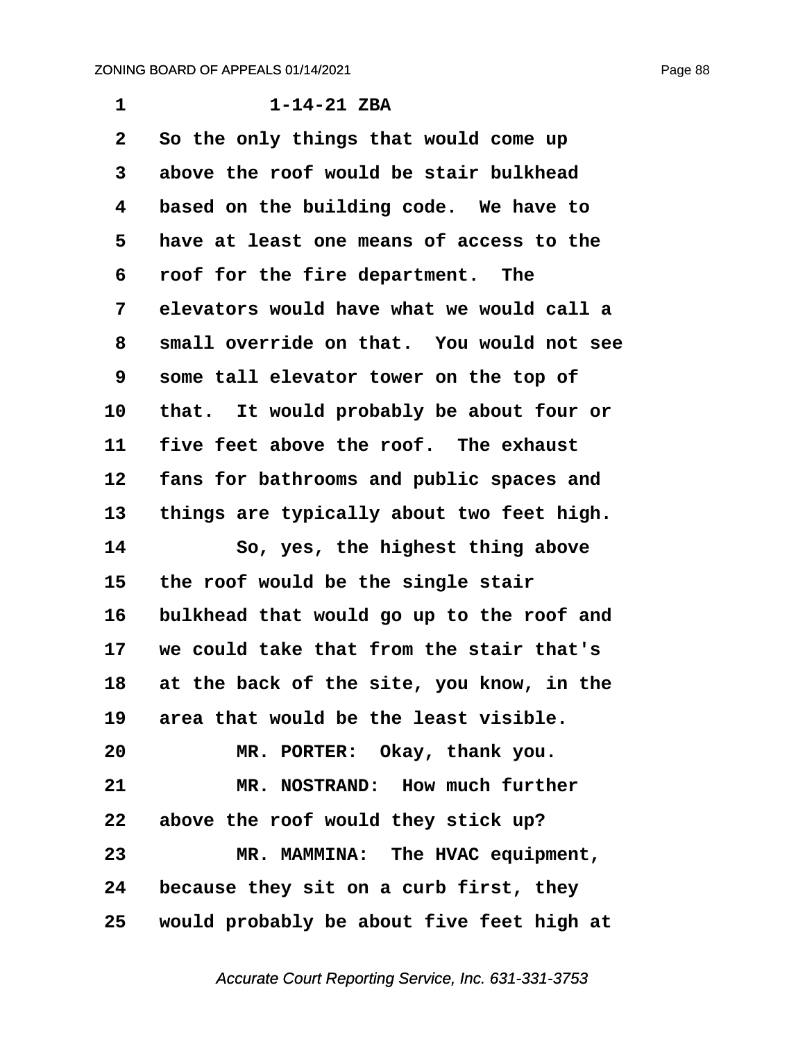1-14-21 ZBA

So the only things that would come up above the roof would be stair bulkhead based on the building code. We have to have at least one means of access to the roof for the fire department. The elevators would have what we would call a small override on that. You would not see some tall elevator tower on the top of that. It would probably be about four or five feet above the roof. The exhaust fans for bathrooms and public spaces and things are typically about two feet high.

So, yes, the highest thing above the roof would be the single stair bulkhead that would go up to the roof and we could take that from the stair that's at the back of the site, you know, in the area that would be the least visible.

MR. PORTER: Okay, thank you.

MR. NOSTRAND: How much further above the roof would they stick up?

MR. MAMMINA: The HVAC equipment, because they sit on a curb first, they would probably be about five feet high at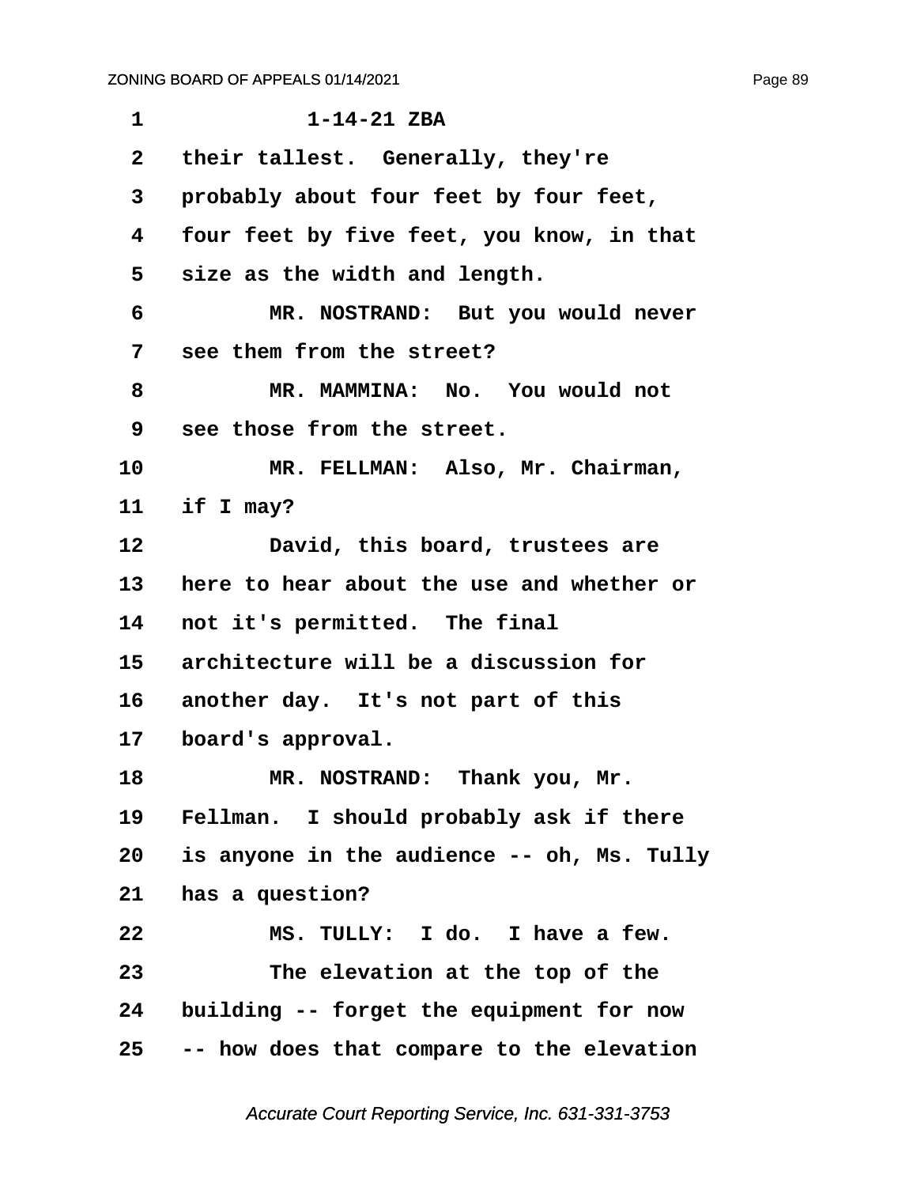1-14-21 ZBA

their tallest. Generally, they're probably about four feet by four feet, four feet by five feet, you know, in that size as the width and length.

MR. NOSTRAND: But you would never see them from the street?

MR. MAMMINA: No. You would not see those from the street.

MR. FELLMAN: Also, Mr. Chairman, if I may?

David, this board, trustees are here to hear about the use and whether or not it's permitted. The final architecture will be a discussion for another day. It's not part of this board's approval.

MR. NOSTRAND: Thank you, Mr. Fellman. I should probably ask if there is anyone in the audience -- oh, Ms. Tully has a question?

MS. TULLY: I do. I have a few.

The elevation at the top of the building -- forget the equipment for now -- how does that compare to the elevation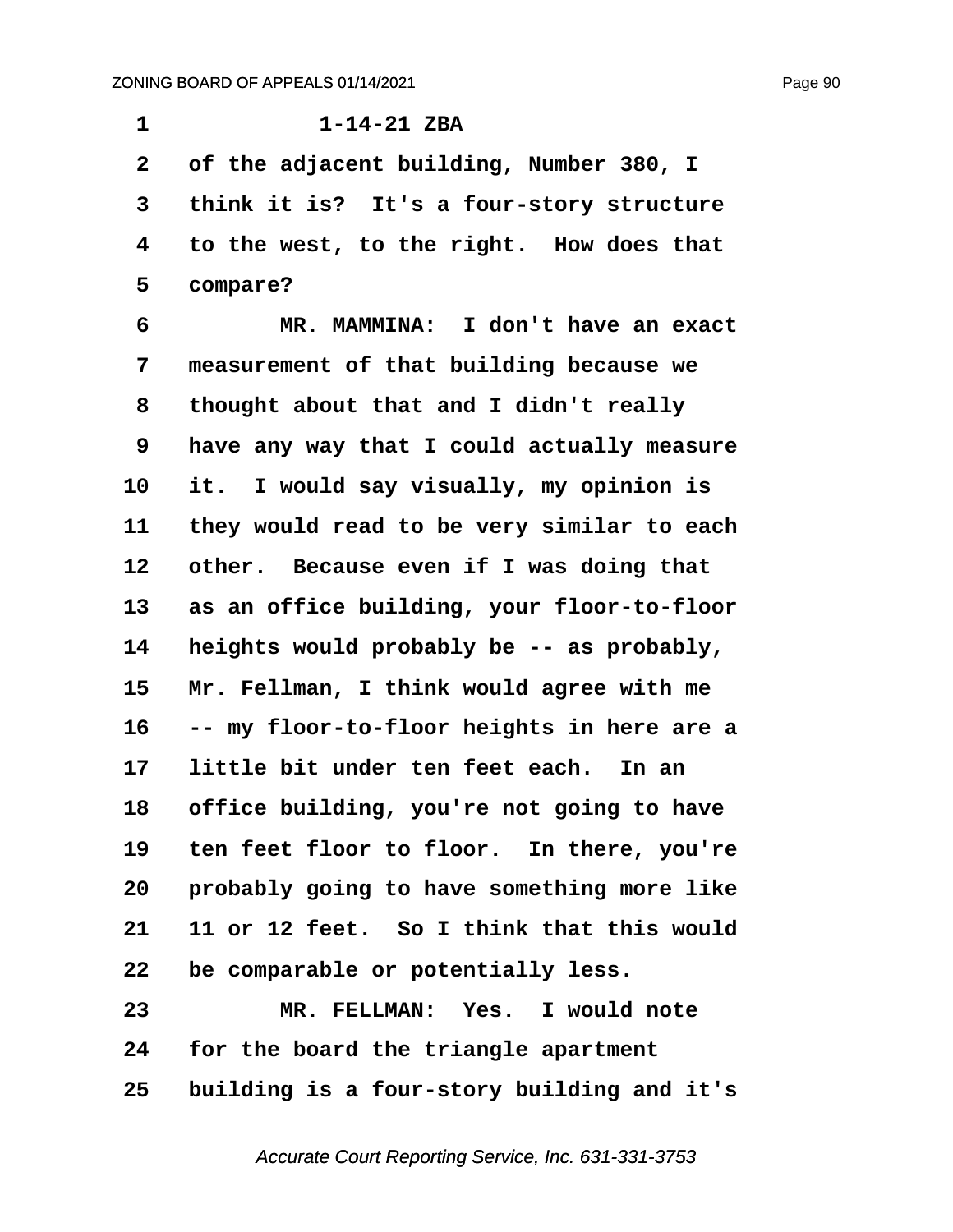1-14-21 ZBA

of the adjacent building, Number 380, I think it is? It's a four-story structure to the west, to the right. How does that compare?

MR. MAMMINA: I don't have an exact measurement of that building because we thought about that and I didn't really have any way that I could actually measure it. I would say visually, my opinion is they would read to be very similar to each other. Because even if I was doing that as an office building, your floor-to-floor heights would probably be -- as probably, Mr. Fellman, I think would agree with me -- my floor-to-floor heights in here are a little bit under ten feet each. In an office building, you're not going to have ten feet floor to floor. In there, you're probably going to have something more like 11 or 12 feet. So I think that this would be comparable or potentially less.

MR. FELLMAN: Yes. I would note for the board the triangle apartment building is a four-story building and it's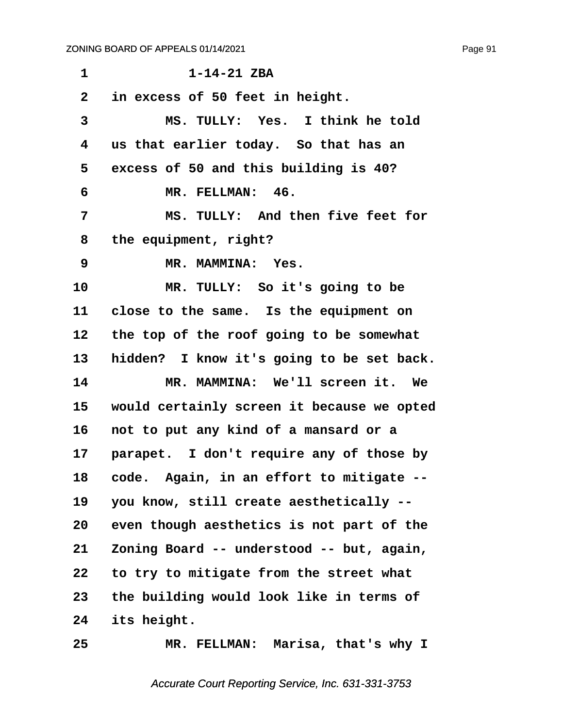1 1-14-21 ZBA

2 in excess of 50 feet in height.

3 MS. TULLY: Yes. I think he told

4 us that earlier today. So that has an

5 excess of 50 and this building is 40?

6 MR. FELLMAN: 46.

7 MS. TULLY: And then five feet for

8 the equipment, right?

9 MR. MAMMINA: Yes.

10 MR. TULLY: So it's going to be

11 close to the same. Is the equipment on

12 the top of the roof going to be somewhat

13 hidden? I know it's going to be set back.

14 MR. MAMMINA: We'll screen it. We

15 would certainly screen it because we opted

16 not to put any kind of a mansard or a

17 parapet. I don't require any of those by

18 code. Again, in an effort to mitigate --

19 you know, still create aesthetically --

20 even though aesthetics is not part of the

21 Zoning Board -- understood -- but, again,

22 to try to mitigate from the street what

23 the building would look like in terms of

24 its height.

25 MR. FELLMAN: Marisa, that's why I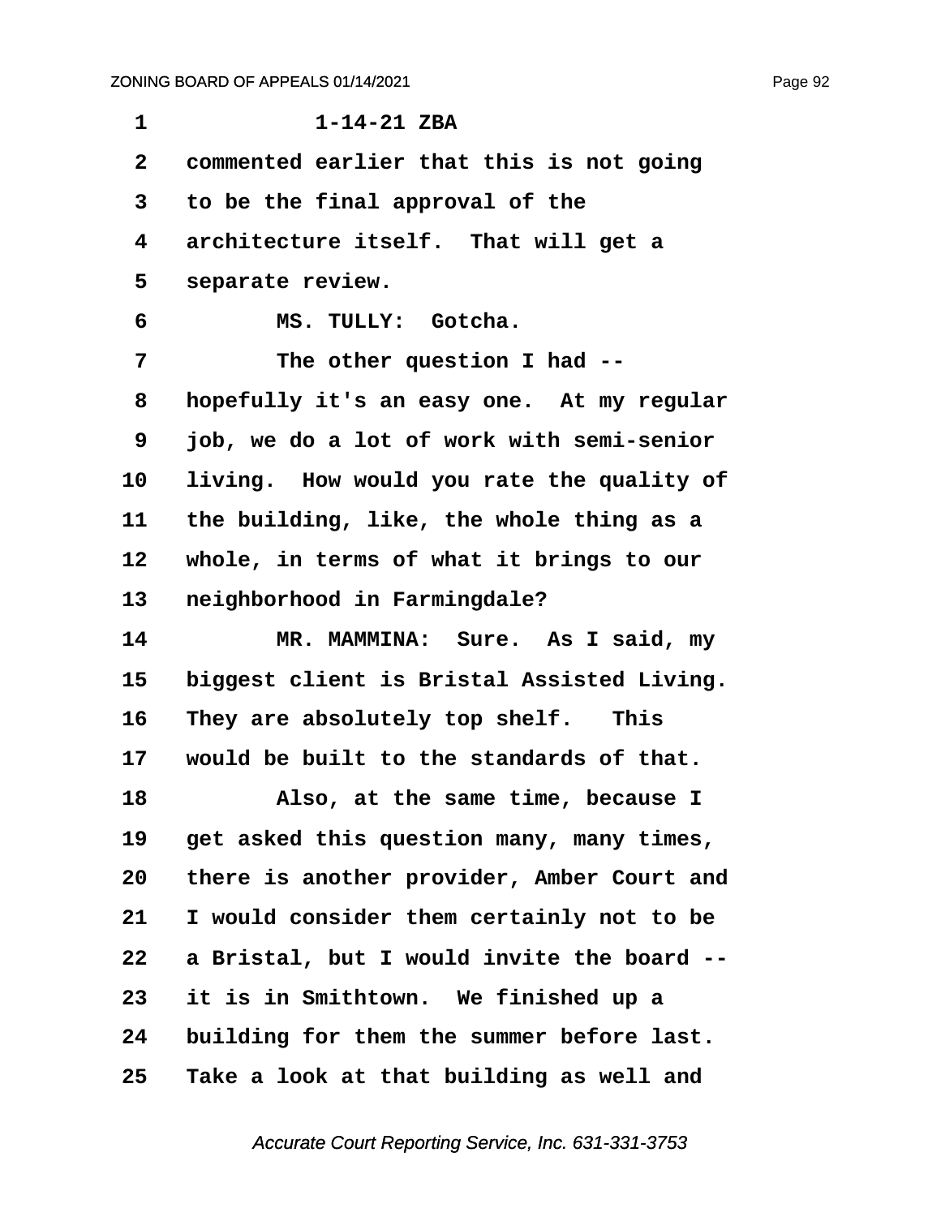1-14-21 ZBA

commented earlier that this is not going to be the final approval of the architecture itself. That will get a separate review.

MS. TULLY: Gotcha.

The other question I had -- hopefully it's an easy one. At my regular job, we do a lot of work with semi-senior living. How would you rate the quality of the building, like, the whole thing as a whole, in terms of what it brings to our neighborhood in Farmingdale?

MR. MAMMINA: Sure. As I said, my biggest client is Bristal Assisted Living. They are absolutely top shelf. This would be built to the standards of that.

Also, at the same time, because I get asked this question many, many times, there is another provider, Amber Court and I would consider them certainly not to be a Bristal, but I would invite the board -- it is in Smithtown. We finished up a building for them the summer before last. Take a look at that building as well and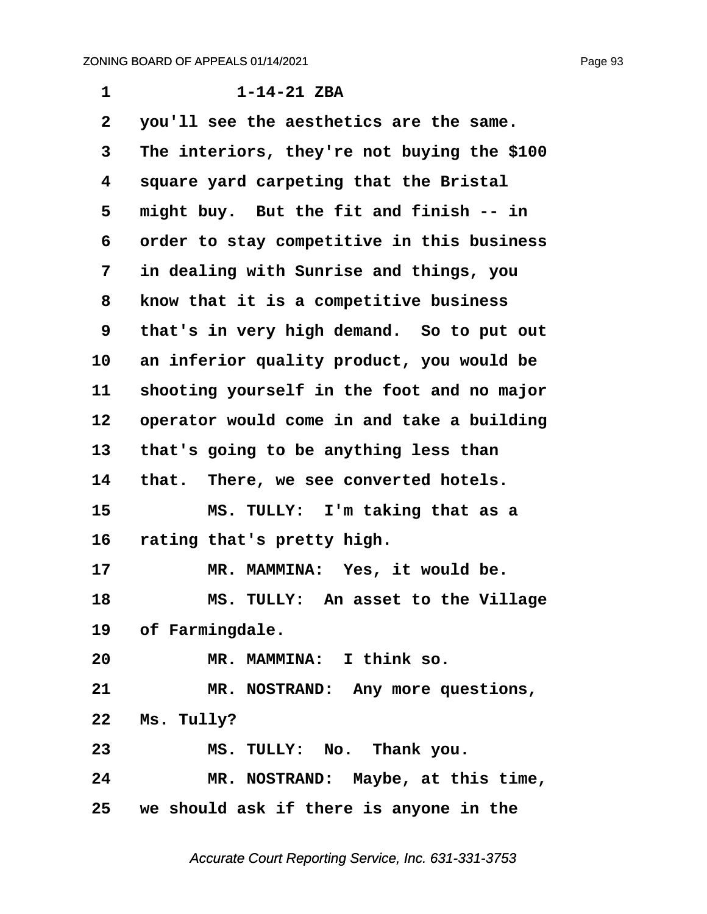1-14-21 ZBA

you'll see the aesthetics are the same. The interiors, they're not buying the $100 square yard carpeting that the Bristal might buy. But the fit and finish -- in order to stay competitive in this business in dealing with Sunrise and things, you know that it is a competitive business that's in very high demand. So to put out an inferior quality product, you would be shooting yourself in the foot and no major operator would come in and take a building that's going to be anything less than that. There, we see converted hotels.

MS. TULLY: I'm taking that as a rating that's pretty high.

MR. MAMMINA: Yes, it would be.

MS. TULLY: An asset to the Village of Farmingdale.

MR. MAMMINA: I think so.

MR. NOSTRAND: Any more questions, Ms. Tully?

MS. TULLY: No. Thank you.

MR. NOSTRAND: Maybe, at this time, we should ask if there is anyone in the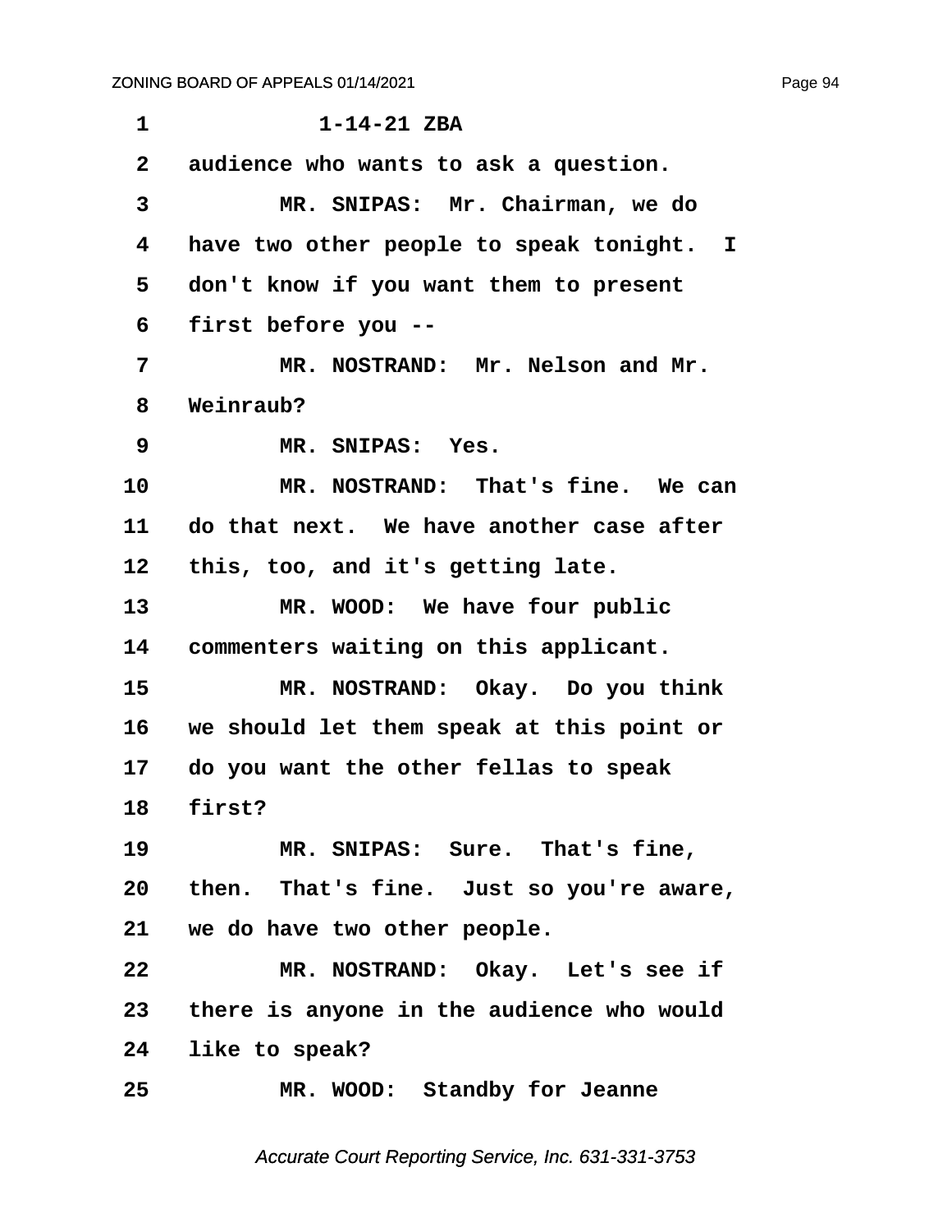1-14-21 ZBA

audience who wants to ask a question.

MR. SNIPAS: Mr. Chairman, we do have two other people to speak tonight. I don't know if you want them to present first before you --

MR. NOSTRAND: Mr. Nelson and Mr. Weinraub?

MR. SNIPAS: Yes.

MR. NOSTRAND: That's fine. We can do that next. We have another case after this, too, and it's getting late.

MR. WOOD: We have four public commenters waiting on this applicant.

MR. NOSTRAND: Okay. Do you think we should let them speak at this point or do you want the other fellas to speak first?

MR. SNIPAS: Sure. That's fine, then. That's fine. Just so you're aware, we do have two other people.

MR. NOSTRAND: Okay. Let's see if there is anyone in the audience who would like to speak?

MR. WOOD: Standby for Jeanne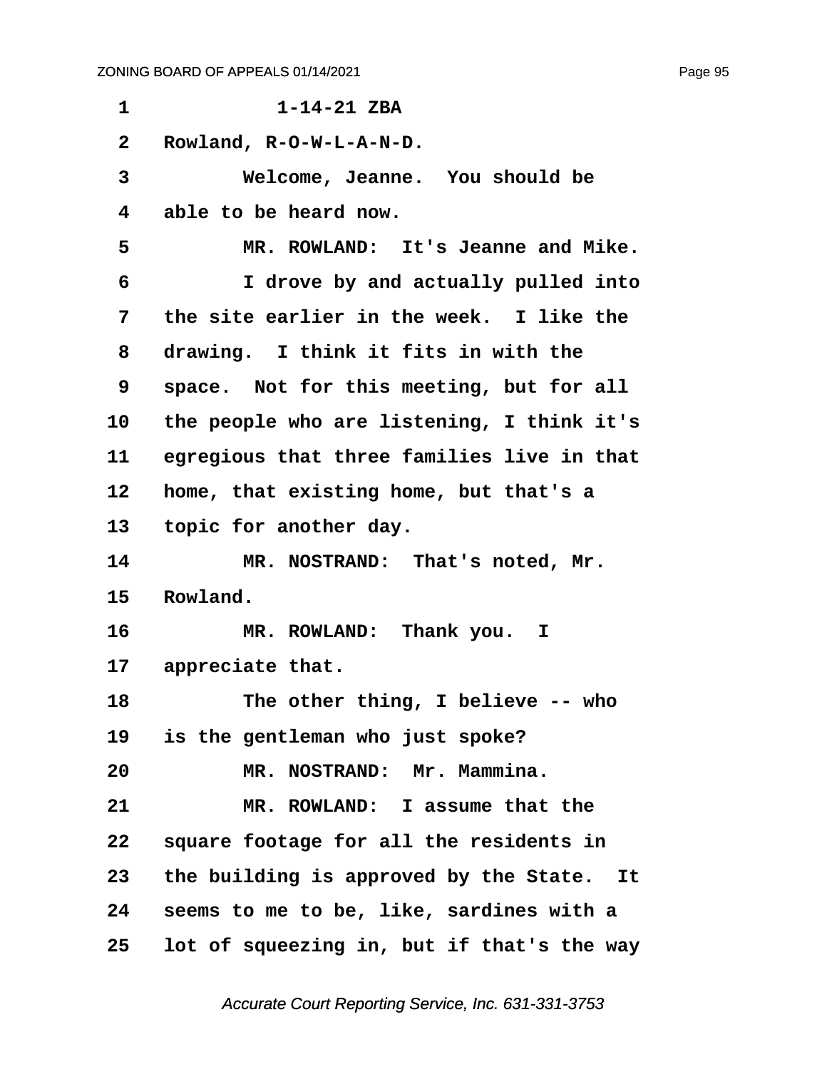1-14-21 ZBA

Rowland, R-O-W-L-A-N-D.

Welcome, Jeanne. You should be able to be heard now.

MR. ROWLAND: It's Jeanne and Mike.

I drove by and actually pulled into the site earlier in the week. I like the drawing. I think it fits in with the space. Not for this meeting, but for all the people who are listening, I think it's egregious that three families live in that home, that existing home, but that's a topic for another day.

MR. NOSTRAND: That's noted, Mr. Rowland.

MR. ROWLAND: Thank you. I appreciate that.

The other thing, I believe -- who is the gentleman who just spoke?

MR. NOSTRAND: Mr. Mammina.

MR. ROWLAND: I assume that the square footage for all the residents in the building is approved by the State. It seems to me to be, like, sardines with a lot of squeezing in, but if that's the way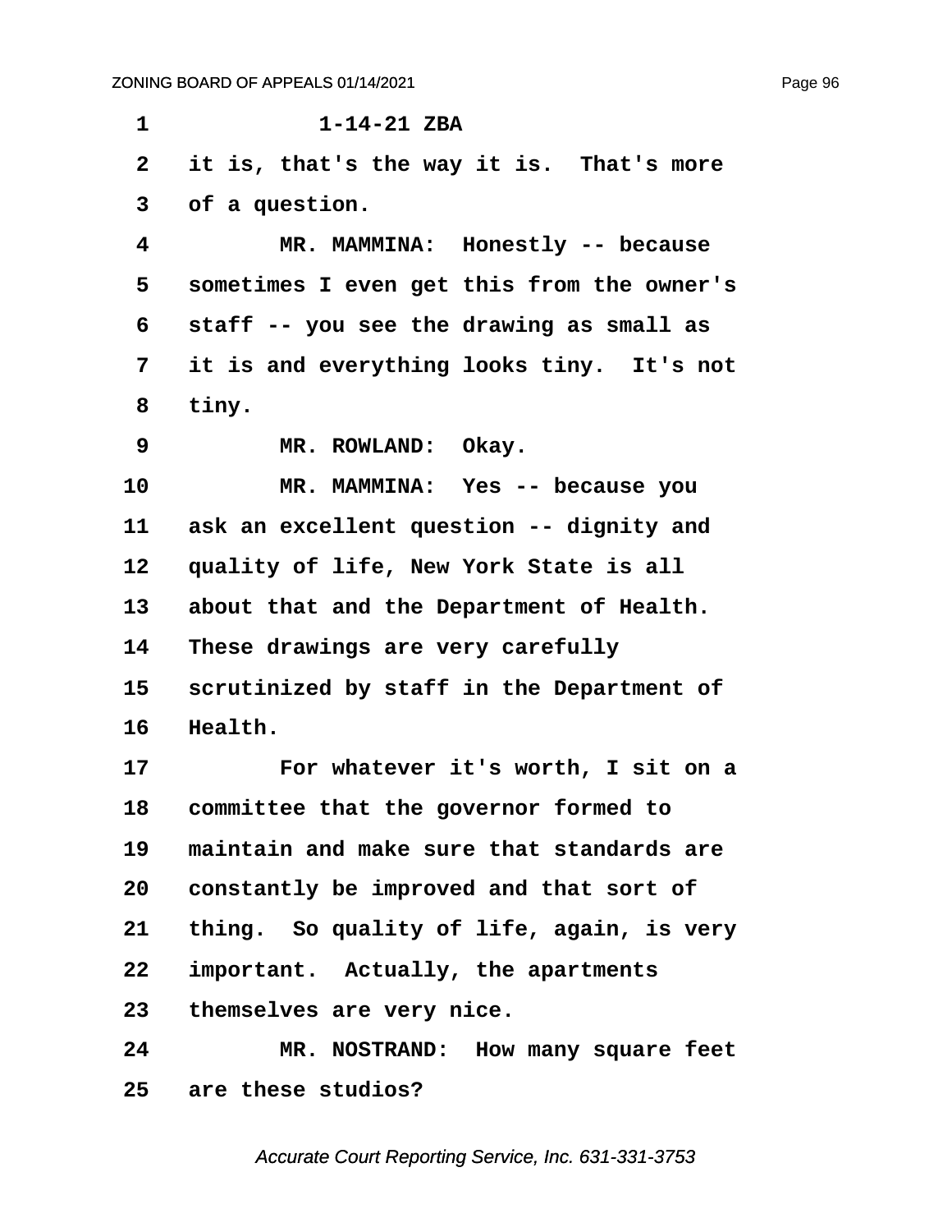1-14-21 ZBA

it is, that's the way it is. That's more of a question.

MR. MAMMINA: Honestly -- because sometimes I even get this from the owner's staff -- you see the drawing as small as it is and everything looks tiny. It's not tiny.

MR. ROWLAND: Okay.

MR. MAMMINA: Yes -- because you ask an excellent question -- dignity and quality of life, New York State is all about that and the Department of Health. These drawings are very carefully scrutinized by staff in the Department of Health.

For whatever it's worth, I sit on a committee that the governor formed to maintain and make sure that standards are constantly be improved and that sort of thing. So quality of life, again, is very important. Actually, the apartments themselves are very nice.

MR. NOSTRAND: How many square feet are these studios?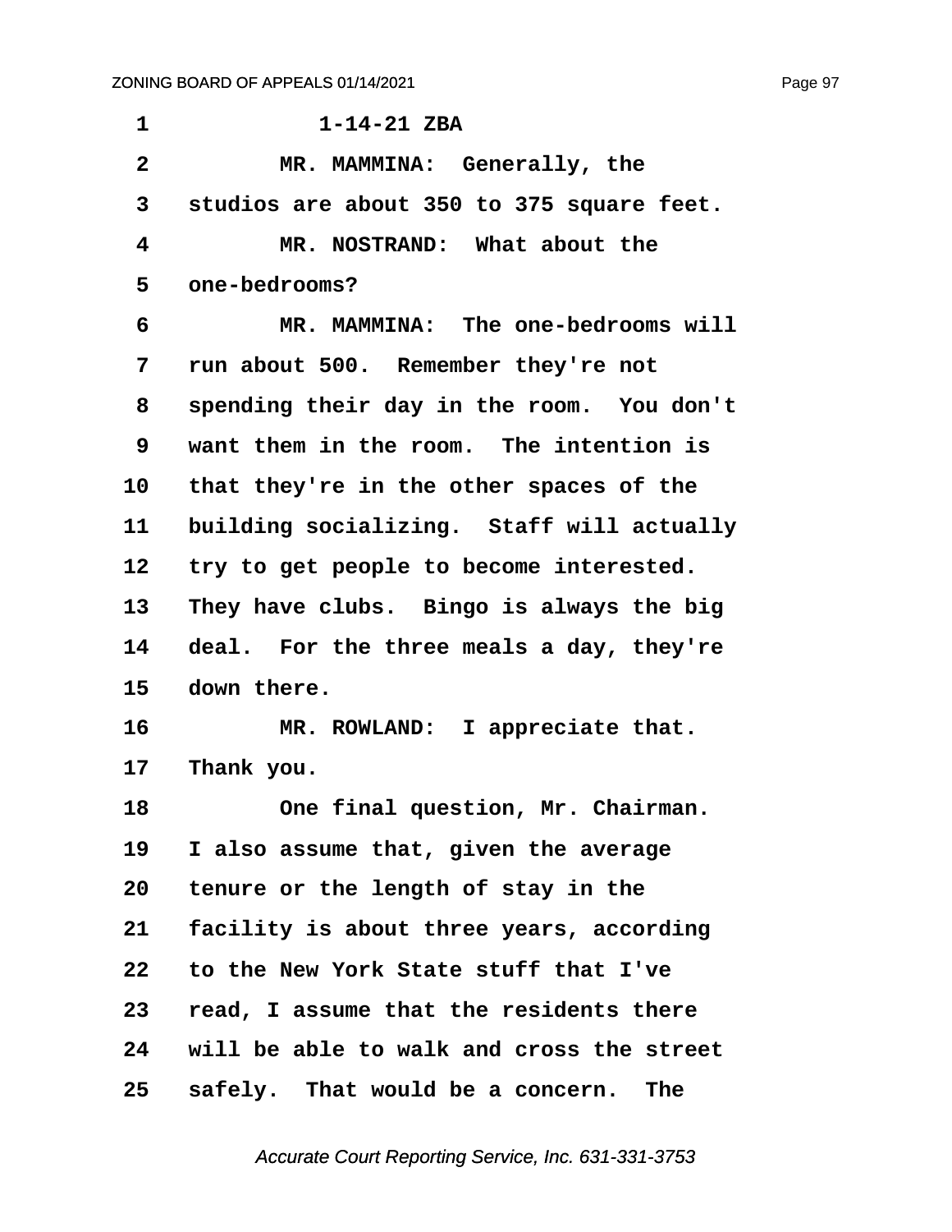1-14-21 ZBA

MR. MAMMINA: Generally, the studios are about 350 to 375 square feet.

MR. NOSTRAND: What about the one-bedrooms?

MR. MAMMINA: The one-bedrooms will run about 500. Remember they're not spending their day in the room. You don't want them in the room. The intention is that they're in the other spaces of the building socializing. Staff will actually try to get people to become interested. They have clubs. Bingo is always the big deal. For the three meals a day, they're down there.

MR. ROWLAND: I appreciate that. Thank you.

One final question, Mr. Chairman. I also assume that, given the average tenure or the length of stay in the facility is about three years, according to the New York State stuff that I've read, I assume that the residents there will be able to walk and cross the street safely. That would be a concern. The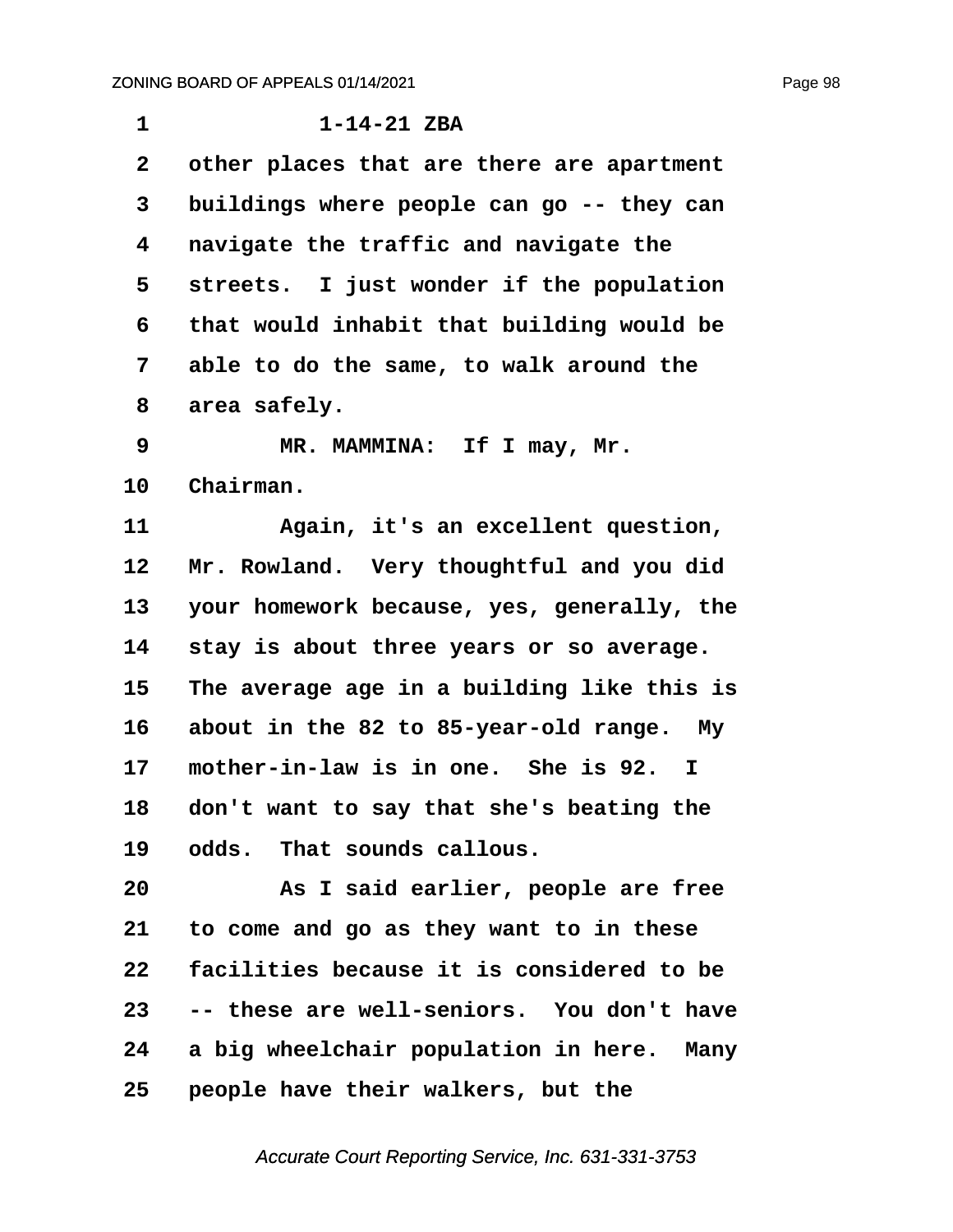1-14-21 ZBA

other places that are there are apartment buildings where people can go -- they can navigate the traffic and navigate the streets. I just wonder if the population that would inhabit that building would be able to do the same, to walk around the area safely.

MR. MAMMINA: If I may, Mr. Chairman.

Again, it's an excellent question, Mr. Rowland. Very thoughtful and you did your homework because, yes, generally, the stay is about three years or so average. The average age in a building like this is about in the 82 to 85-year-old range. My mother-in-law is in one. She is 92. I don't want to say that she's beating the odds. That sounds callous.

As I said earlier, people are free to come and go as they want to in these facilities because it is considered to be -- these are well-seniors. You don't have a big wheelchair population in here. Many people have their walkers, but the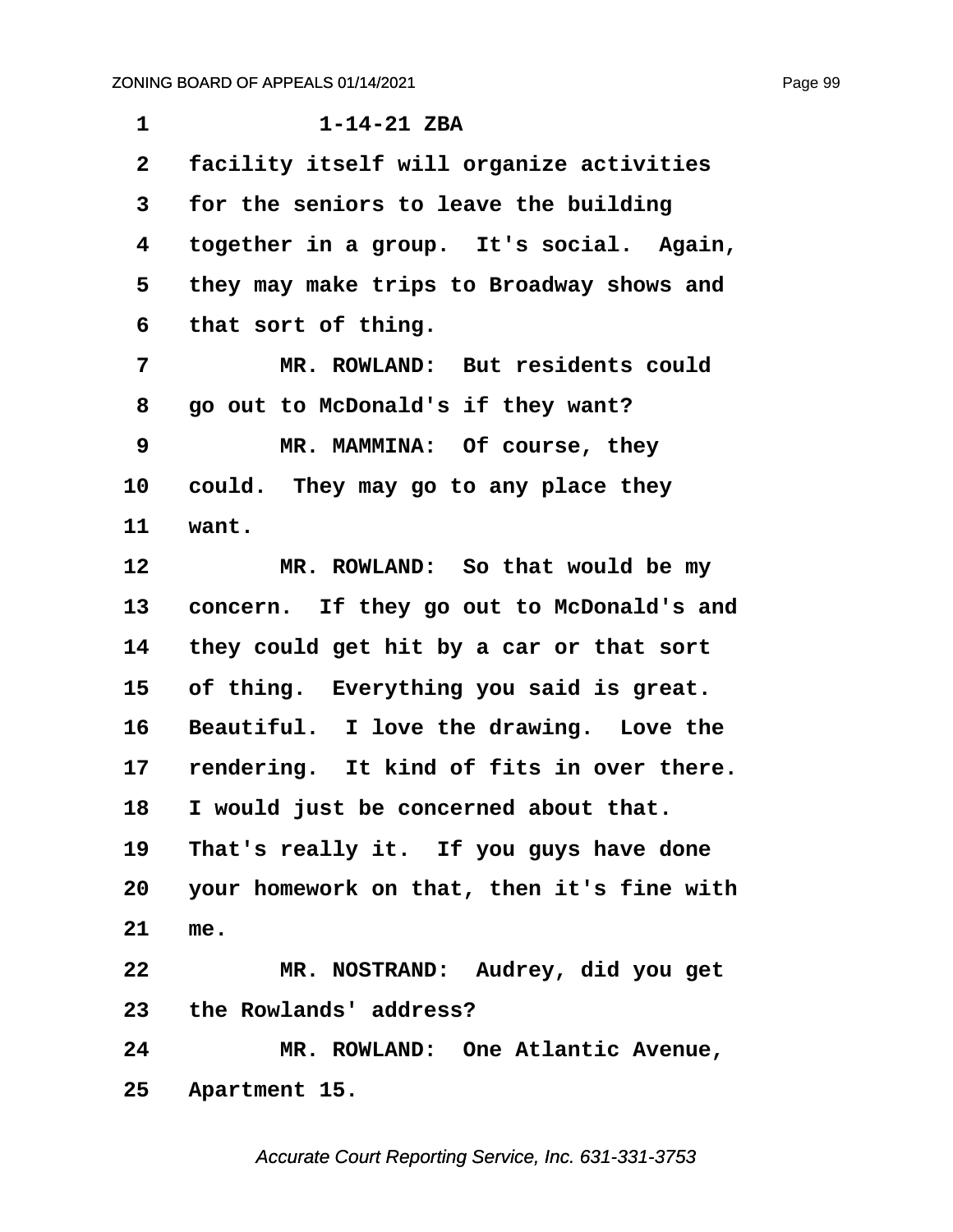1-14-21 ZBA

facility itself will organize activities for the seniors to leave the building together in a group. It's social. Again, they may make trips to Broadway shows and that sort of thing.

MR. ROWLAND: But residents could go out to McDonald's if they want?

MR. MAMMINA: Of course, they could. They may go to any place they want.

MR. ROWLAND: So that would be my concern. If they go out to McDonald's and they could get hit by a car or that sort of thing. Everything you said is great. Beautiful. I love the drawing. Love the rendering. It kind of fits in over there. I would just be concerned about that. That's really it. If you guys have done your homework on that, then it's fine with me.

MR. NOSTRAND: Audrey, did you get the Rowlands' address?

MR. ROWLAND: One Atlantic Avenue, Apartment 15.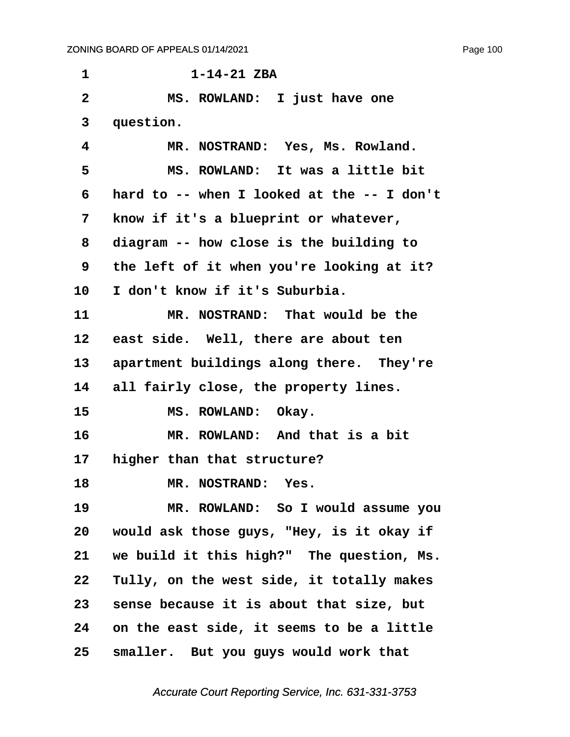1-14-21 ZBA

MS. ROWLAND: I just have one question.

MR. NOSTRAND: Yes, Ms. Rowland.

MS. ROWLAND: It was a little bit hard to -- when I looked at the -- I don't know if it's a blueprint or whatever, diagram -- how close is the building to the left of it when you're looking at it? I don't know if it's Suburbia.

MR. NOSTRAND: That would be the east side. Well, there are about ten apartment buildings along there. They're all fairly close, the property lines.

MS. ROWLAND: Okay.

MR. ROWLAND: And that is a bit higher than that structure?

MR. NOSTRAND: Yes.

MR. ROWLAND: So I would assume you would ask those guys, "Hey, is it okay if we build it this high?" The question, Ms. Tully, on the west side, it totally makes sense because it is about that size, but on the east side, it seems to be a little smaller. But you guys would work that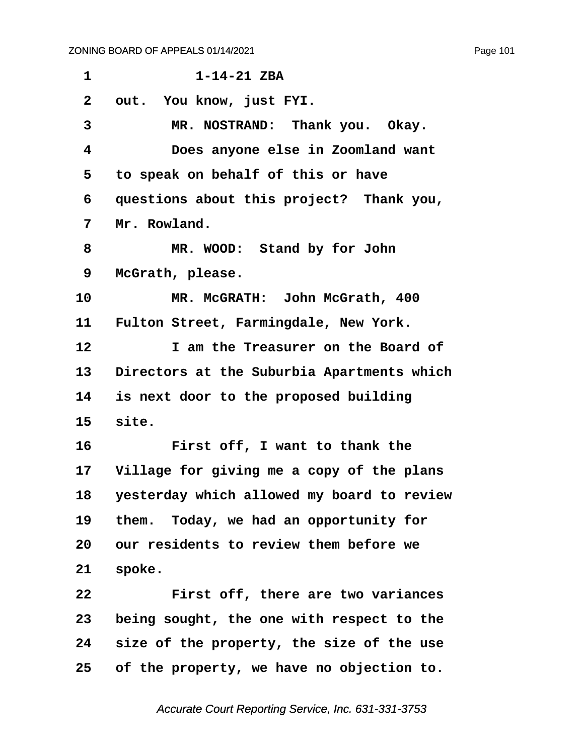1 1-14-21 ZBA

2 out. You know, just FYI.

3 MR. NOSTRAND: Thank you. Okay.

4 Does anyone else in Zoomland want

5 to speak on behalf of this or have

6 questions about this project? Thank you,

7 Mr. Rowland.

8 MR. WOOD: Stand by for John

9 McGrath, please.

10 MR. McGRATH: John McGrath, 400

11 Fulton Street, Farmingdale, New York.

12 I am the Treasurer on the Board of

13 Directors at the Suburbia Apartments which

14 is next door to the proposed building

15 site.

16 First off, I want to thank the

17 Village for giving me a copy of the plans

18 yesterday which allowed my board to review

19 them. Today, we had an opportunity for

20 our residents to review them before we

21 spoke.

22 First off, there are two variances

23 being sought, the one with respect to the

24 size of the property, the size of the use

25 of the property, we have no objection to.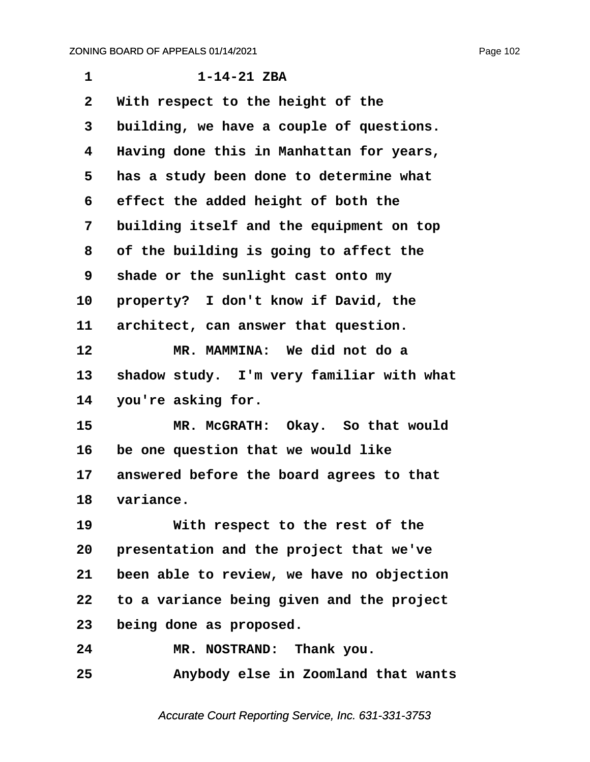1-14-21 ZBA

With respect to the height of the building, we have a couple of questions. Having done this in Manhattan for years, has a study been done to determine what effect the added height of both the building itself and the equipment on top of the building is going to affect the shade or the sunlight cast onto my property? I don't know if David, the architect, can answer that question.

MR. MAMMINA: We did not do a shadow study. I'm very familiar with what you're asking for.

MR. McGRATH: Okay. So that would be one question that we would like answered before the board agrees to that variance.

With respect to the rest of the presentation and the project that we've been able to review, we have no objection to a variance being given and the project being done as proposed.

MR. NOSTRAND: Thank you.

Anybody else in Zoomland that wants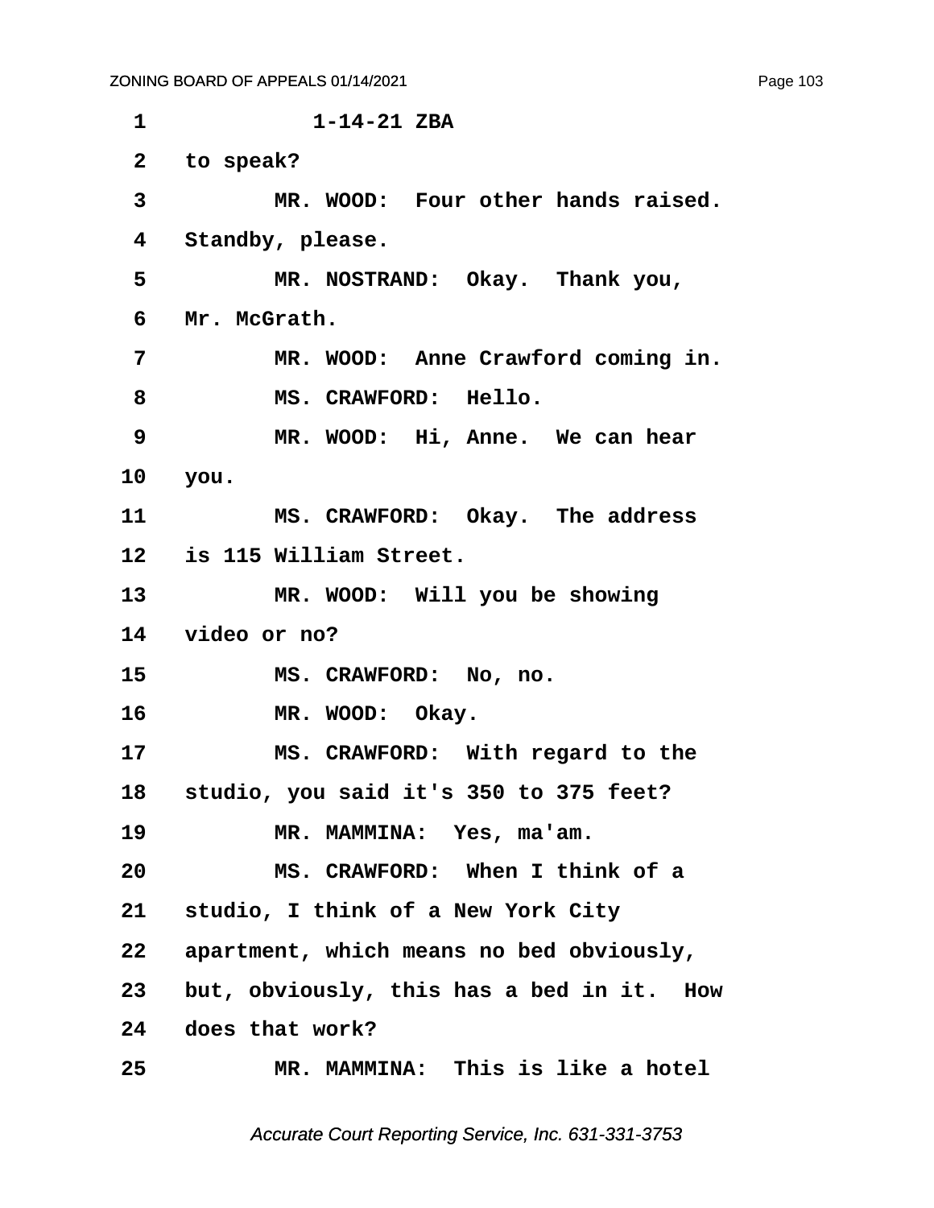1-14-21 ZBA

to speak?

MR. WOOD: Four other hands raised. Standby, please.

MR. NOSTRAND: Okay. Thank you, Mr. McGrath.

MR. WOOD: Anne Crawford coming in.

MS. CRAWFORD: Hello.

MR. WOOD: Hi, Anne. We can hear you.

MS. CRAWFORD: Okay. The address is 115 William Street.

MR. WOOD: Will you be showing video or no?

MS. CRAWFORD: No, no.

MR. WOOD: Okay.

MS. CRAWFORD: With regard to the studio, you said it's 350 to 375 feet?

MR. MAMMINA: Yes, ma'am.

MS. CRAWFORD: When I think of a studio, I think of a New York City apartment, which means no bed obviously, but, obviously, this has a bed in it. How does that work?

MR. MAMMINA: This is like a hotel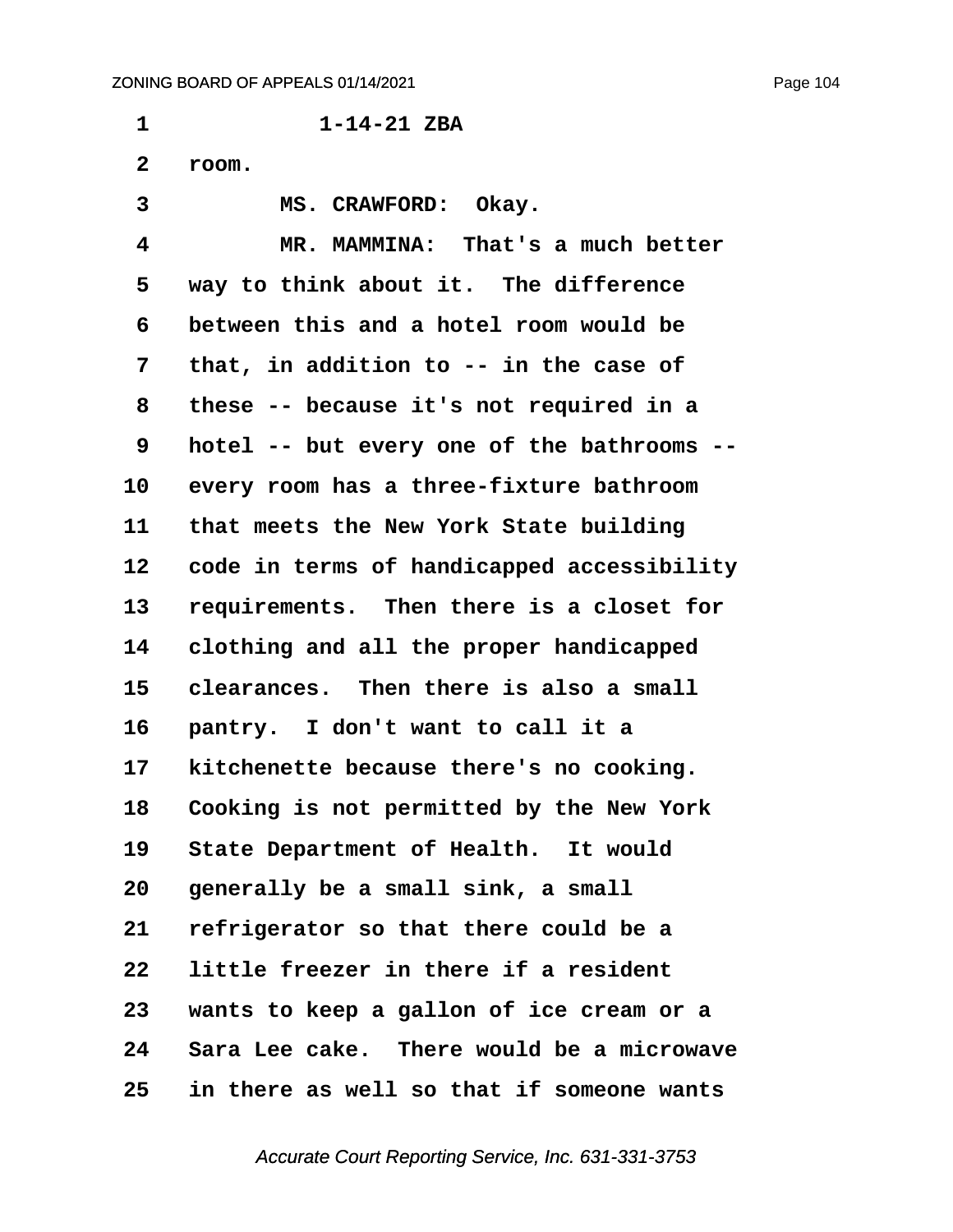1-14-21 ZBA

room.

MS. CRAWFORD: Okay.

MR. MAMMINA: That's a much better way to think about it. The difference between this and a hotel room would be that, in addition to -- in the case of these -- because it's not required in a hotel -- but every one of the bathrooms -- every room has a three-fixture bathroom that meets the New York State building code in terms of handicapped accessibility requirements. Then there is a closet for clothing and all the proper handicapped clearances. Then there is also a small pantry. I don't want to call it a kitchenette because there's no cooking. Cooking is not permitted by the New York State Department of Health. It would generally be a small sink, a small refrigerator so that there could be a little freezer in there if a resident wants to keep a gallon of ice cream or a Sara Lee cake. There would be a microwave in there as well so that if someone wants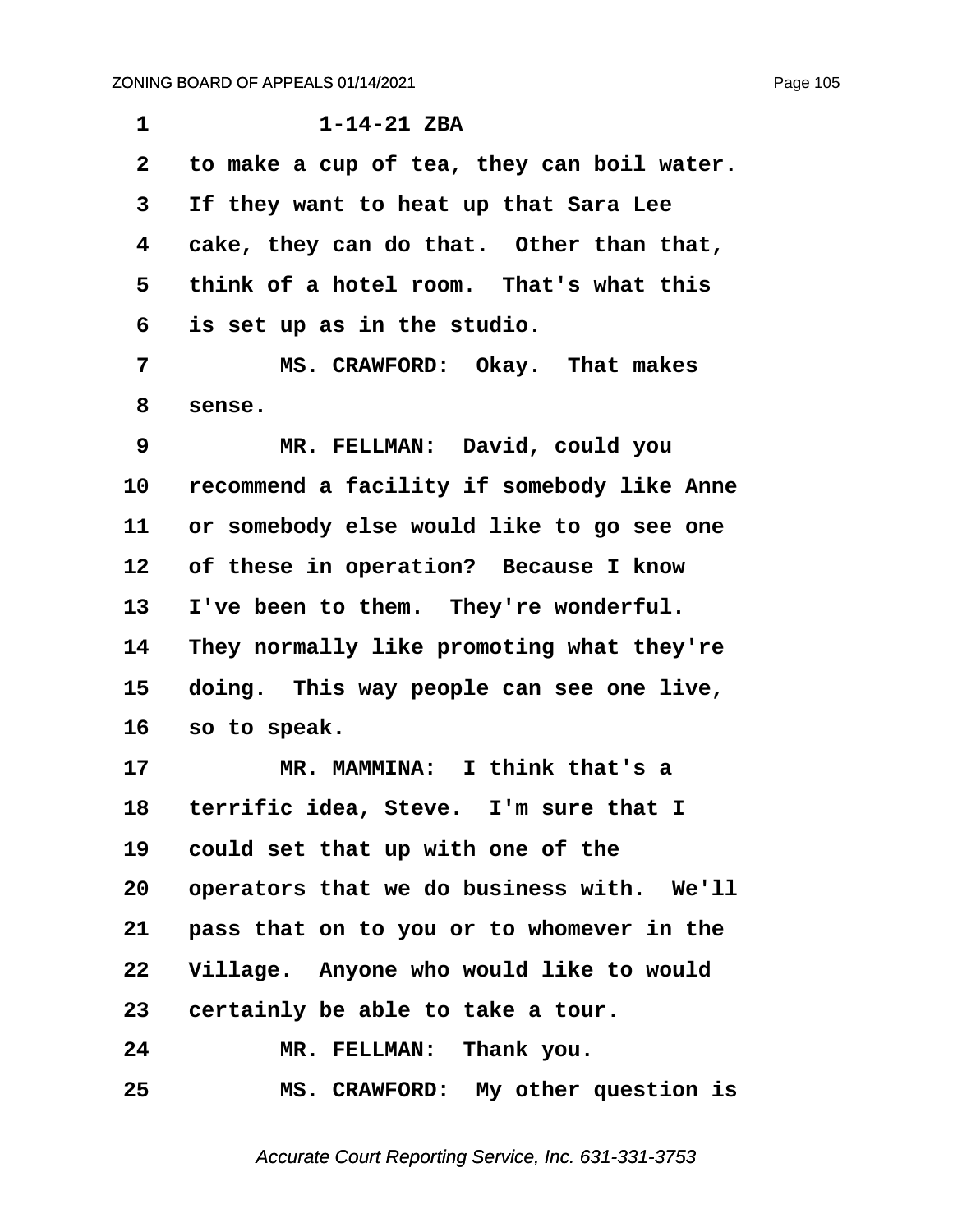1-14-21 ZBA

to make a cup of tea, they can boil water. If they want to heat up that Sara Lee cake, they can do that. Other than that, think of a hotel room. That's what this is set up as in the studio.

MS. CRAWFORD: Okay. That makes sense.

MR. FELLMAN: David, could you recommend a facility if somebody like Anne or somebody else would like to go see one of these in operation? Because I know I've been to them. They're wonderful. They normally like promoting what they're doing. This way people can see one live, so to speak.

MR. MAMMINA: I think that's a terrific idea, Steve. I'm sure that I could set that up with one of the operators that we do business with. We'll pass that on to you or to whomever in the Village. Anyone who would like to would certainly be able to take a tour.

MR. FELLMAN: Thank you.

MS. CRAWFORD: My other question is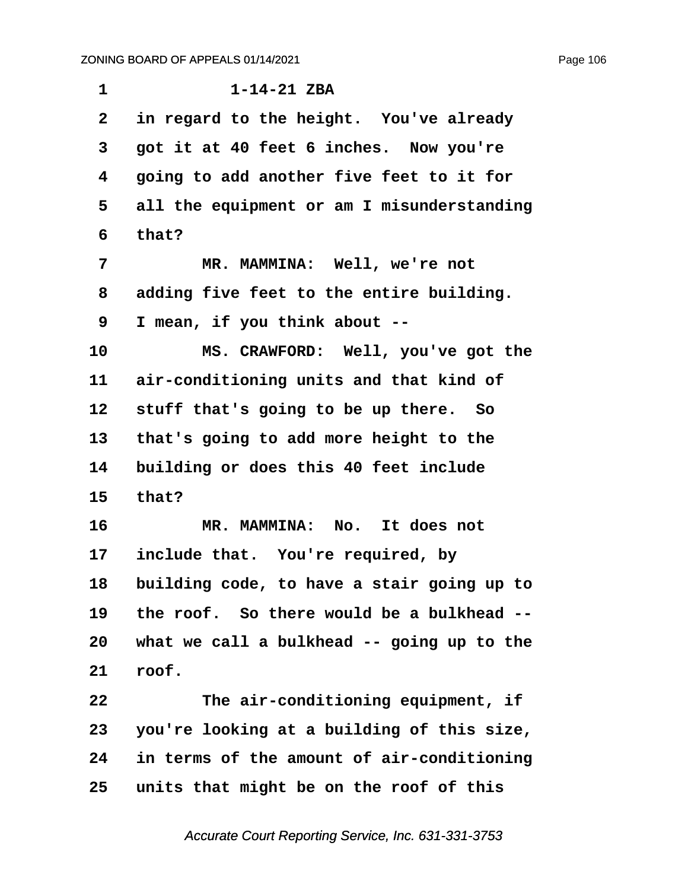1-14-21 ZBA

in regard to the height. You've already got it at 40 feet 6 inches. Now you're going to add another five feet to it for all the equipment or am I misunderstanding that?

MR. MAMMINA: Well, we're not adding five feet to the entire building. I mean, if you think about --

MS. CRAWFORD: Well, you've got the air-conditioning units and that kind of stuff that's going to be up there. So that's going to add more height to the building or does this 40 feet include that?

MR. MAMMINA: No. It does not include that. You're required, by building code, to have a stair going up to the roof. So there would be a bulkhead -- what we call a bulkhead -- going up to the roof.

The air-conditioning equipment, if you're looking at a building of this size, in terms of the amount of air-conditioning units that might be on the roof of this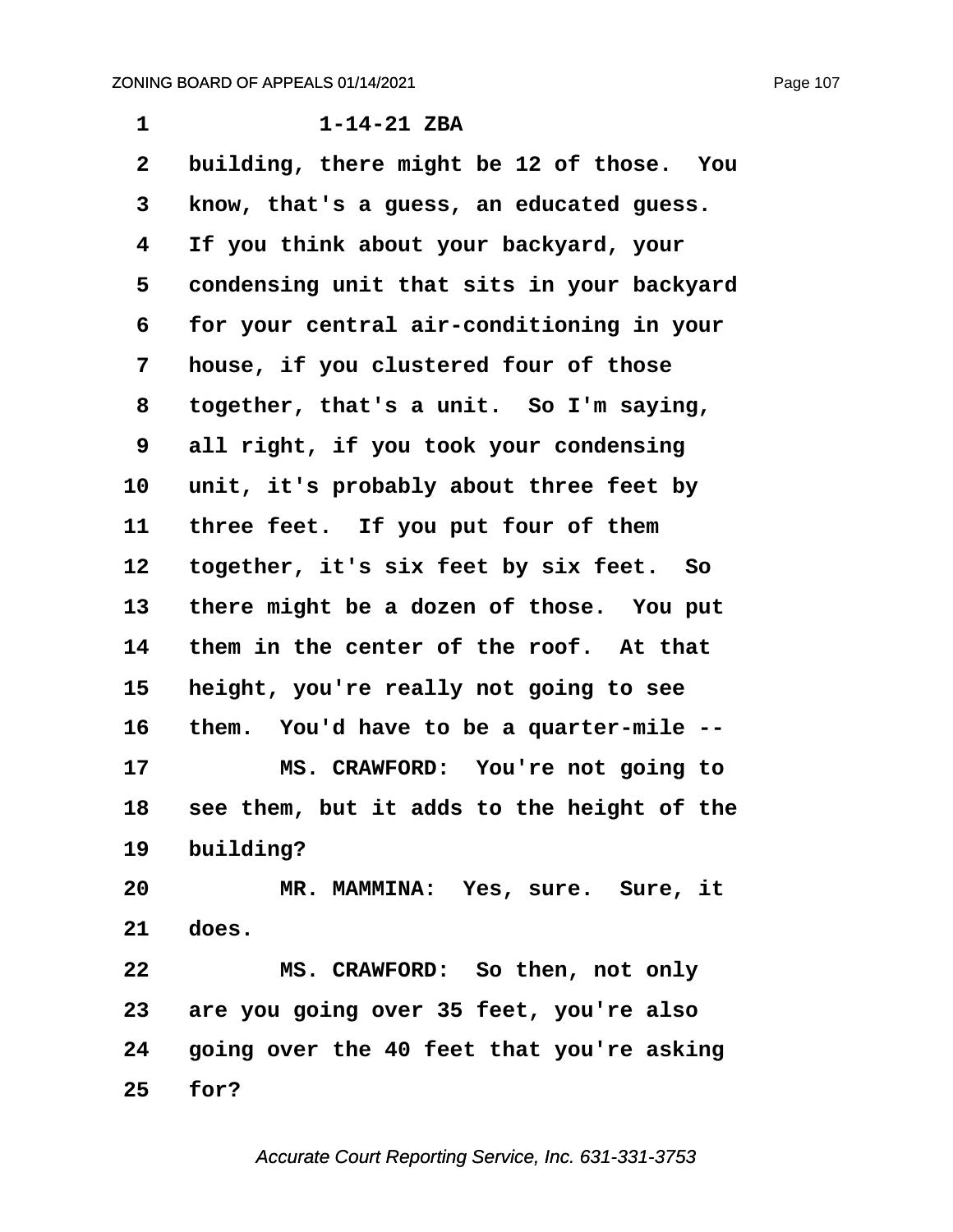1-14-21 ZBA

building, there might be 12 of those. You know, that's a guess, an educated guess. If you think about your backyard, your condensing unit that sits in your backyard for your central air-conditioning in your house, if you clustered four of those together, that's a unit. So I'm saying, all right, if you took your condensing unit, it's probably about three feet by three feet. If you put four of them together, it's six feet by six feet. So there might be a dozen of those. You put them in the center of the roof. At that height, you're really not going to see them. You'd have to be a quarter-mile --

MS. CRAWFORD: You're not going to see them, but it adds to the height of the building?

MR. MAMMINA: Yes, sure. Sure, it does.

MS. CRAWFORD: So then, not only are you going over 35 feet, you're also going over the 40 feet that you're asking for?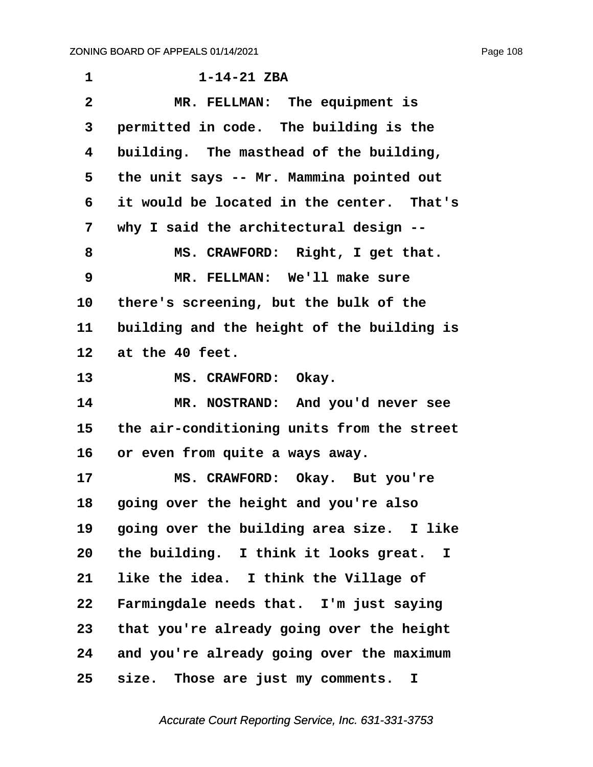1 1-14-21 ZBA

2 MR. FELLMAN: The equipment is

3 permitted in code. The building is the

4 building. The masthead of the building,

5 the unit says -- Mr. Mammina pointed out

6 it would be located in the center. That's

7 why I said the architectural design --

8 MS. CRAWFORD: Right, I get that.

9 MR. FELLMAN: We'll make sure

10 there's screening, but the bulk of the

11 building and the height of the building is

12 at the 40 feet.

13 MS. CRAWFORD: Okay.

14 MR. NOSTRAND: And you'd never see

15 the air-conditioning units from the street

16 or even from quite a ways away.

17 MS. CRAWFORD: Okay. But you're

18 going over the height and you're also

19 going over the building area size. I like

20 the building. I think it looks great. I

21 like the idea. I think the Village of

22 Farmingdale needs that. I'm just saying

23 that you're already going over the height

24 and you're already going over the maximum

25 size. Those are just my comments. I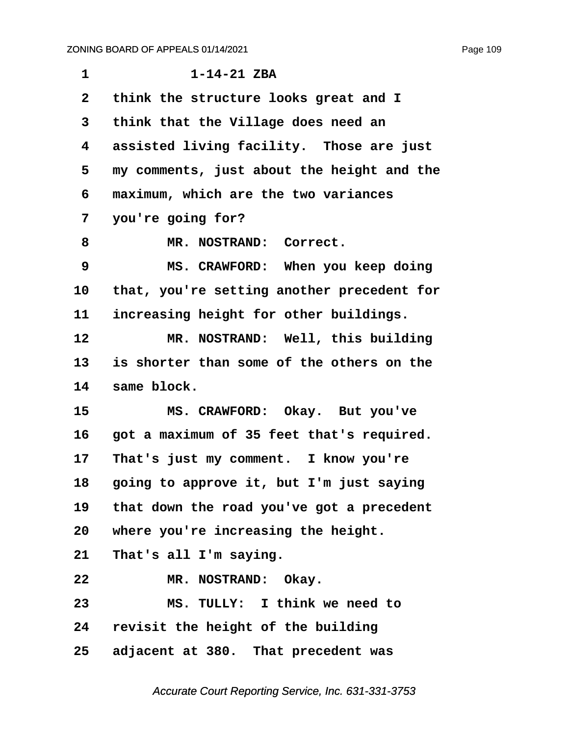1-14-21 ZBA

think the structure looks great and I think that the Village does need an assisted living facility. Those are just my comments, just about the height and the maximum, which are the two variances you're going for?

MR. NOSTRAND: Correct.

MS. CRAWFORD: When you keep doing that, you're setting another precedent for increasing height for other buildings.

MR. NOSTRAND: Well, this building is shorter than some of the others on the same block.

MS. CRAWFORD: Okay. But you've got a maximum of 35 feet that's required. That's just my comment. I know you're going to approve it, but I'm just saying that down the road you've got a precedent where you're increasing the height. That's all I'm saying.

MR. NOSTRAND: Okay.

MS. TULLY: I think we need to revisit the height of the building adjacent at 380. That precedent was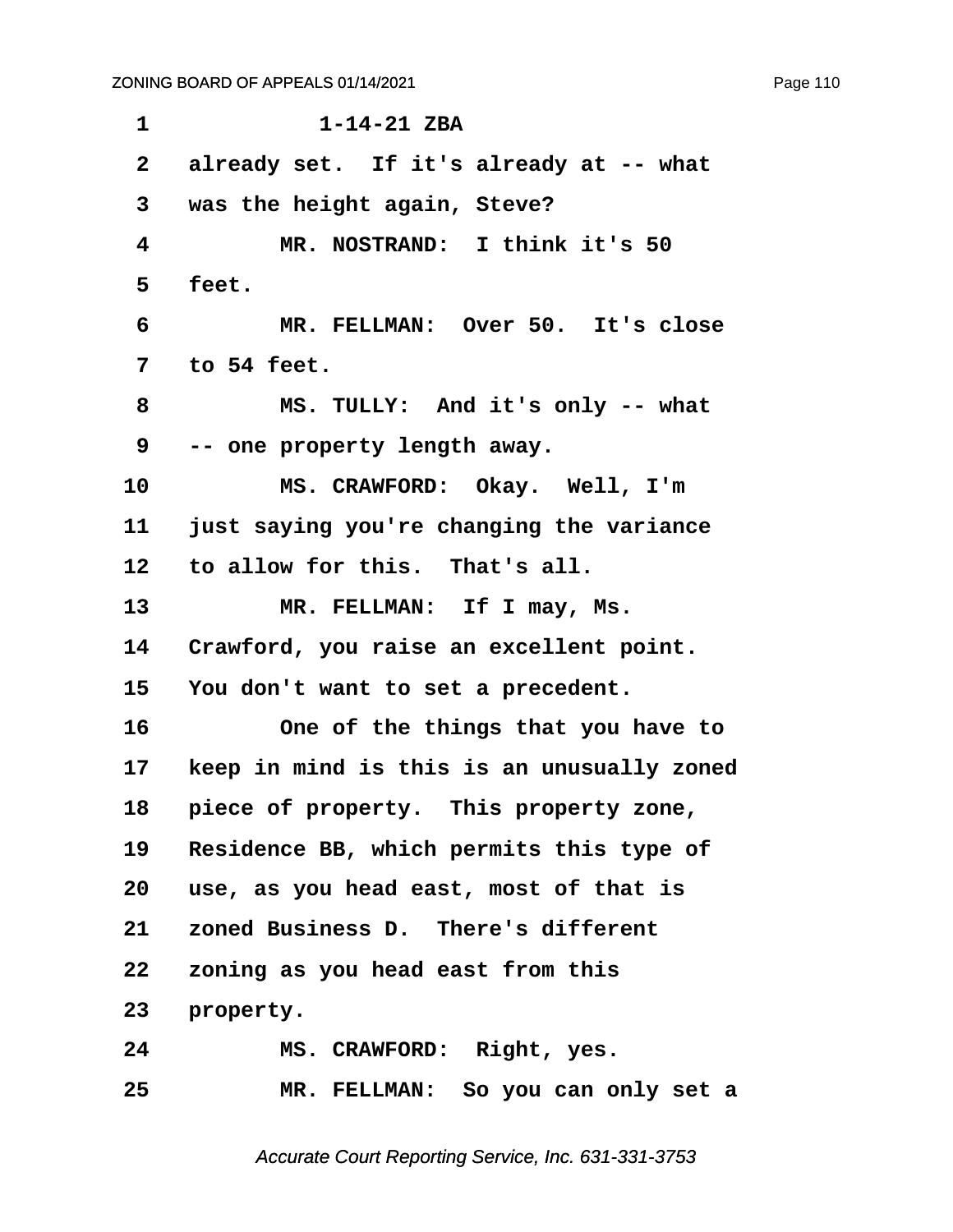1-14-21 ZBA

already set. If it's already at -- what was the height again, Steve?

MR. NOSTRAND: I think it's 50 feet.

MR. FELLMAN: Over 50. It's close to 54 feet.

MS. TULLY: And it's only -- what -- one property length away.

MS. CRAWFORD: Okay. Well, I'm just saying you're changing the variance to allow for this. That's all.

MR. FELLMAN: If I may, Ms. Crawford, you raise an excellent point. You don't want to set a precedent.

One of the things that you have to keep in mind is this is an unusually zoned piece of property. This property zone, Residence BB, which permits this type of use, as you head east, most of that is zoned Business D. There's different zoning as you head east from this property.

MS. CRAWFORD: Right, yes.

MR. FELLMAN: So you can only set a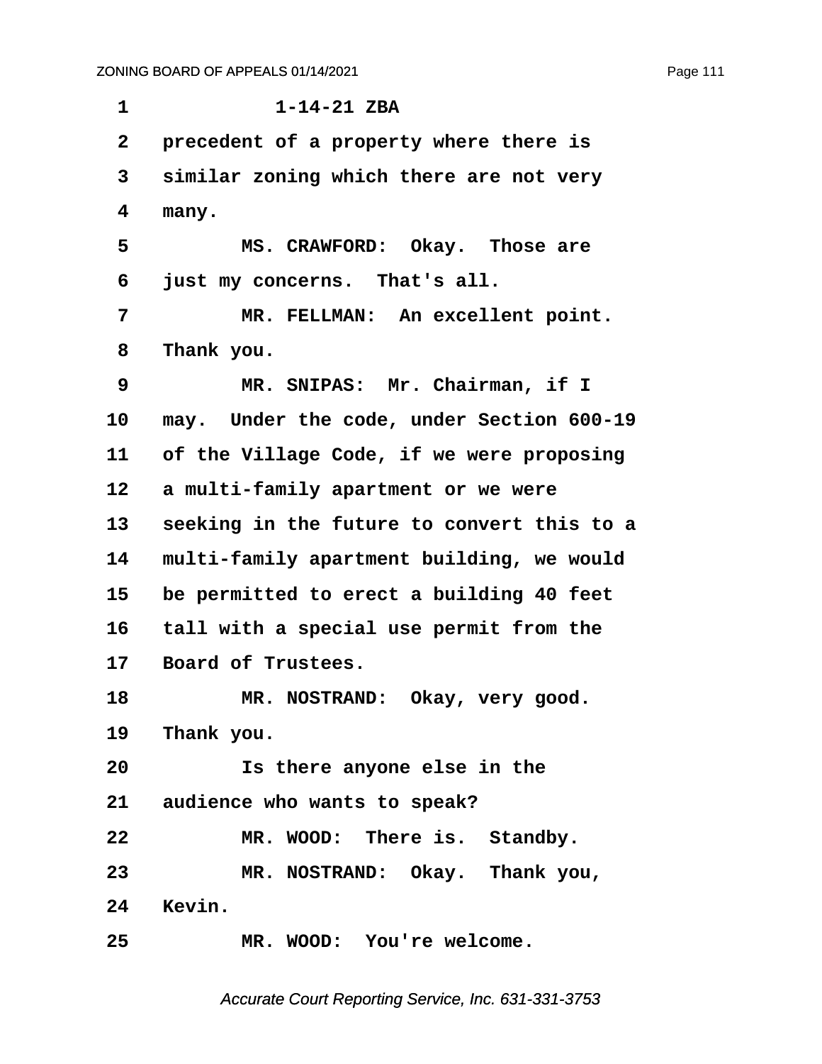1-14-21 ZBA

precedent of a property where there is similar zoning which there are not very many.

MS. CRAWFORD: Okay. Those are just my concerns. That's all.

MR. FELLMAN: An excellent point. Thank you.

MR. SNIPAS: Mr. Chairman, if I may. Under the code, under Section 600-19 of the Village Code, if we were proposing a multi-family apartment or we were seeking in the future to convert this to a multi-family apartment building, we would be permitted to erect a building 40 feet tall with a special use permit from the Board of Trustees.

MR. NOSTRAND: Okay, very good. Thank you.

Is there anyone else in the audience who wants to speak?

MR. WOOD: There is. Standby.

MR. NOSTRAND: Okay. Thank you, Kevin.

MR. WOOD: You're welcome.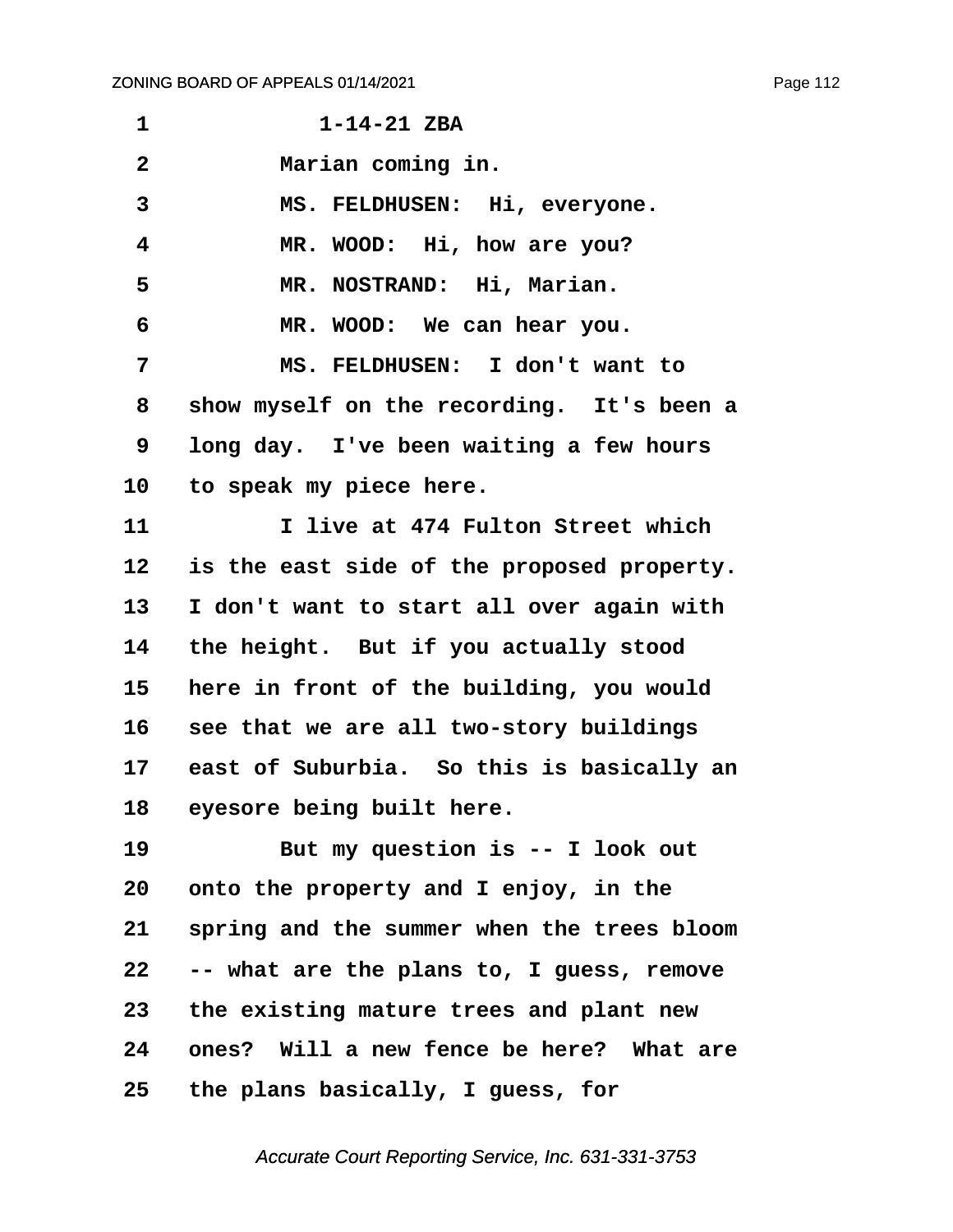1-14-21 ZBA

Marian coming in.

MS. FELDHUSEN: Hi, everyone.

MR. WOOD: Hi, how are you?

MR. NOSTRAND: Hi, Marian.

MR. WOOD: We can hear you.

MS. FELDHUSEN: I don't want to show myself on the recording. It's been a long day. I've been waiting a few hours to speak my piece here.

I live at 474 Fulton Street which is the east side of the proposed property. I don't want to start all over again with the height. But if you actually stood here in front of the building, you would see that we are all two-story buildings east of Suburbia. So this is basically an eyesore being built here.

But my question is -- I look out onto the property and I enjoy, in the spring and the summer when the trees bloom -- what are the plans to, I guess, remove the existing mature trees and plant new ones? Will a new fence be here? What are the plans basically, I guess, for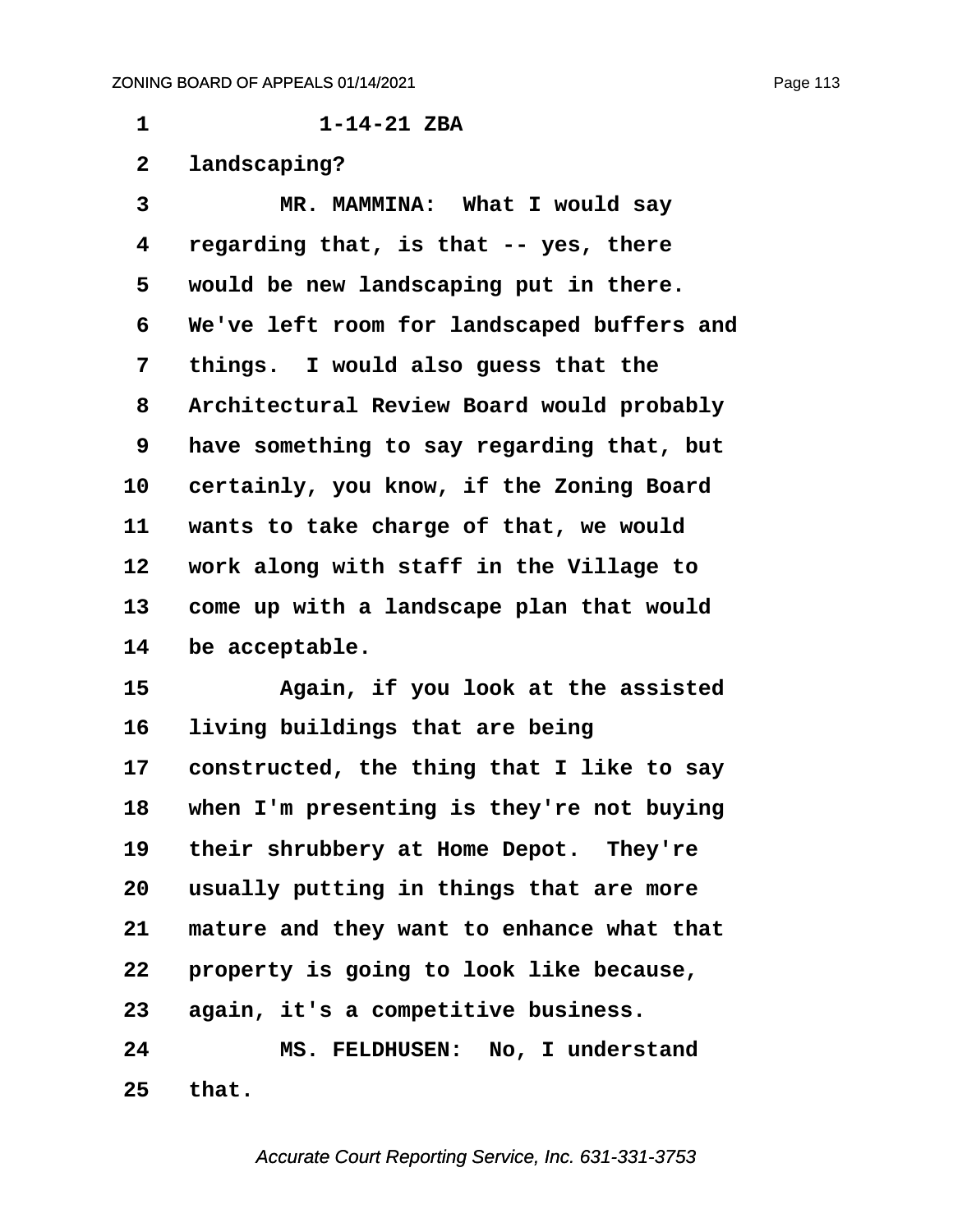1-14-21 ZBA

landscaping?

MR. MAMMINA: What I would say regarding that, is that -- yes, there would be new landscaping put in there. We've left room for landscaped buffers and things. I would also guess that the Architectural Review Board would probably have something to say regarding that, but certainly, you know, if the Zoning Board wants to take charge of that, we would work along with staff in the Village to come up with a landscape plan that would be acceptable.

Again, if you look at the assisted living buildings that are being constructed, the thing that I like to say when I'm presenting is they're not buying their shrubbery at Home Depot. They're usually putting in things that are more mature and they want to enhance what that property is going to look like because, again, it's a competitive business.

MS. FELDHUSEN: No, I understand that.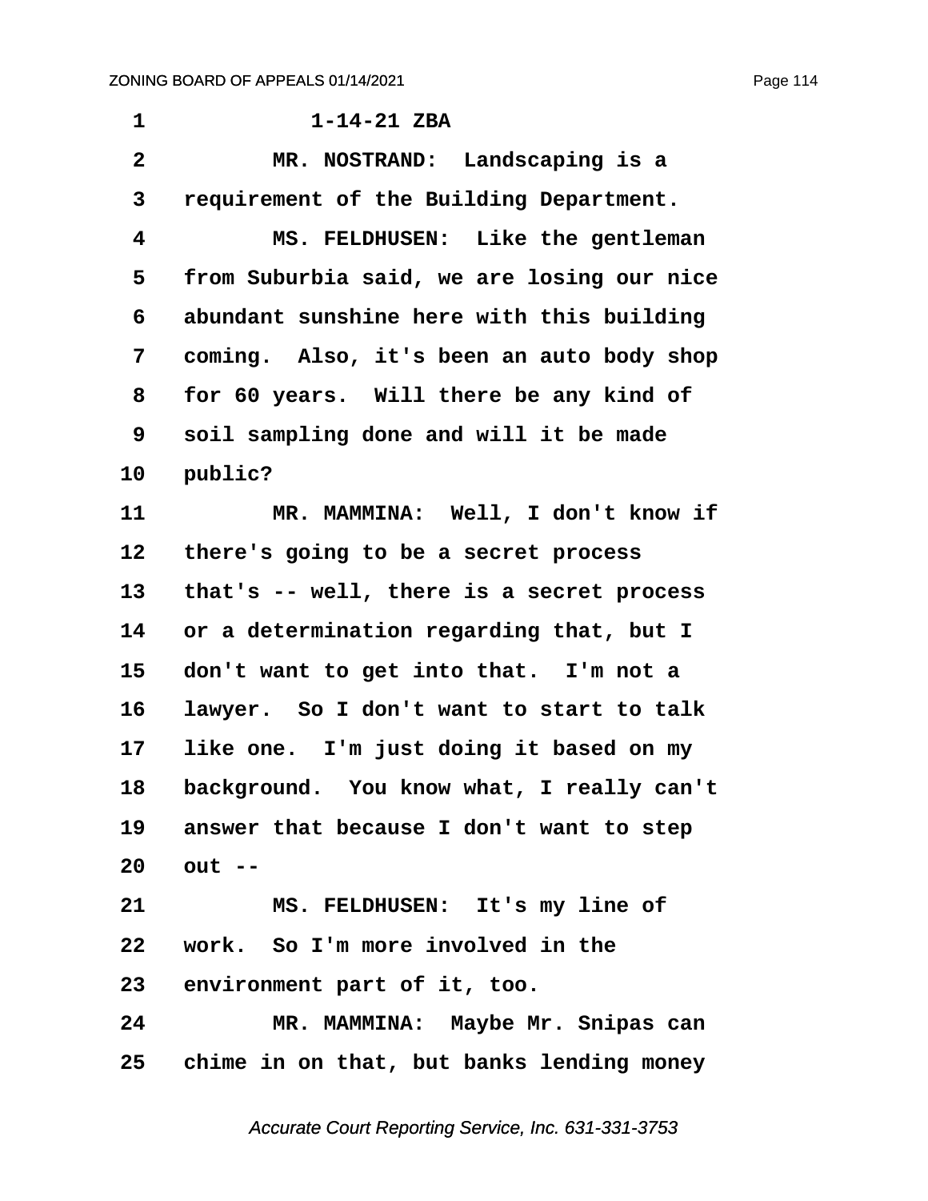1-14-21 ZBA

MR. NOSTRAND: Landscaping is a requirement of the Building Department.

MS. FELDHUSEN: Like the gentleman from Suburbia said, we are losing our nice abundant sunshine here with this building coming. Also, it's been an auto body shop for 60 years. Will there be any kind of soil sampling done and will it be made public?

MR. MAMMINA: Well, I don't know if there's going to be a secret process that's -- well, there is a secret process or a determination regarding that, but I don't want to get into that. I'm not a lawyer. So I don't want to start to talk like one. I'm just doing it based on my background. You know what, I really can't answer that because I don't want to step out --

MS. FELDHUSEN: It's my line of work. So I'm more involved in the environment part of it, too.

MR. MAMMINA: Maybe Mr. Snipas can chime in on that, but banks lending money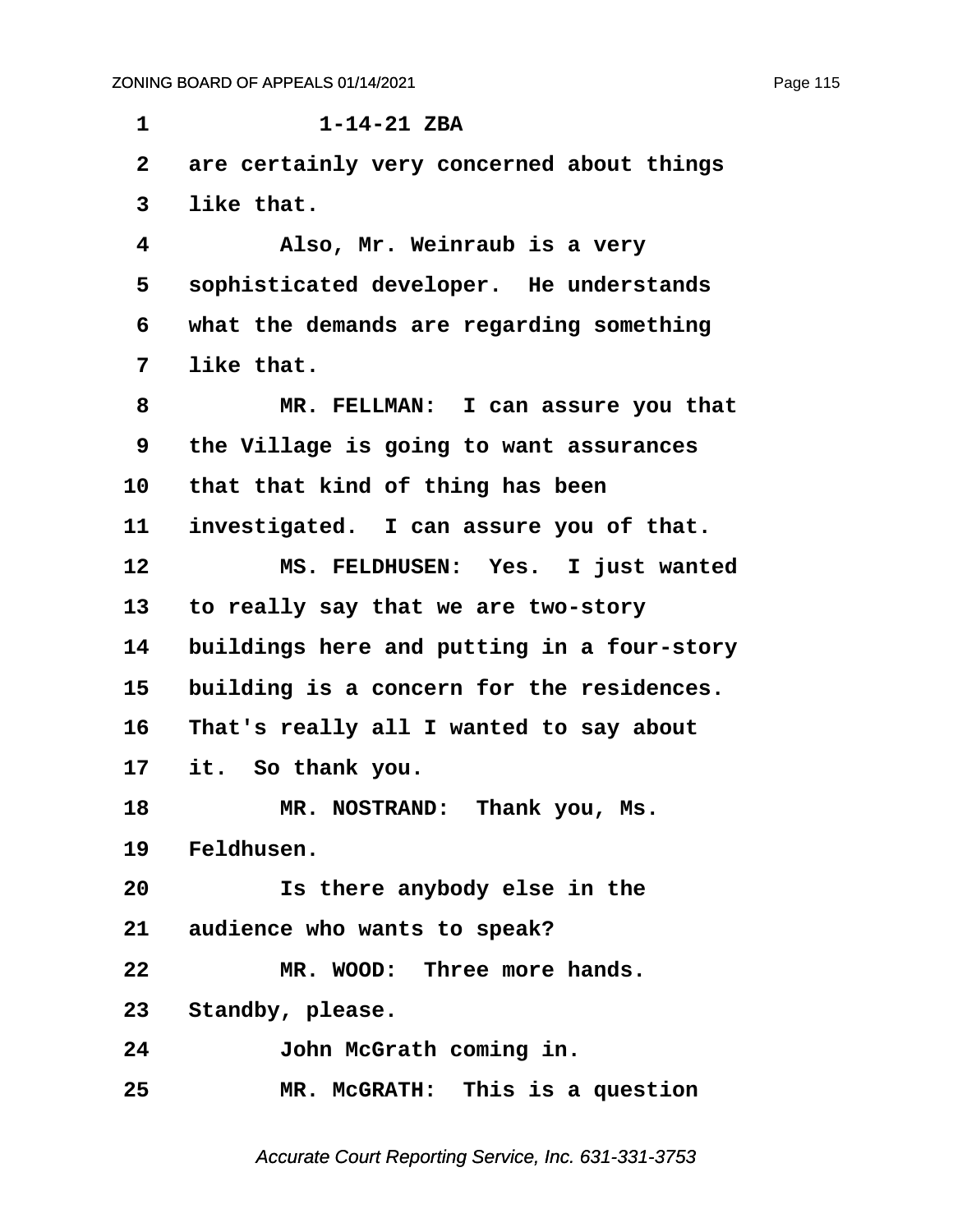1-14-21 ZBA

are certainly very concerned about things like that.

Also, Mr. Weinraub is a very sophisticated developer. He understands what the demands are regarding something like that.

MR. FELLMAN: I can assure you that the Village is going to want assurances that that kind of thing has been investigated. I can assure you of that.

MS. FELDHUSEN: Yes. I just wanted to really say that we are two-story buildings here and putting in a four-story building is a concern for the residences. That's really all I wanted to say about it. So thank you.

MR. NOSTRAND: Thank you, Ms. Feldhusen.

Is there anybody else in the audience who wants to speak?

MR. WOOD: Three more hands. Standby, please.

John McGrath coming in.

MR. McGRATH: This is a question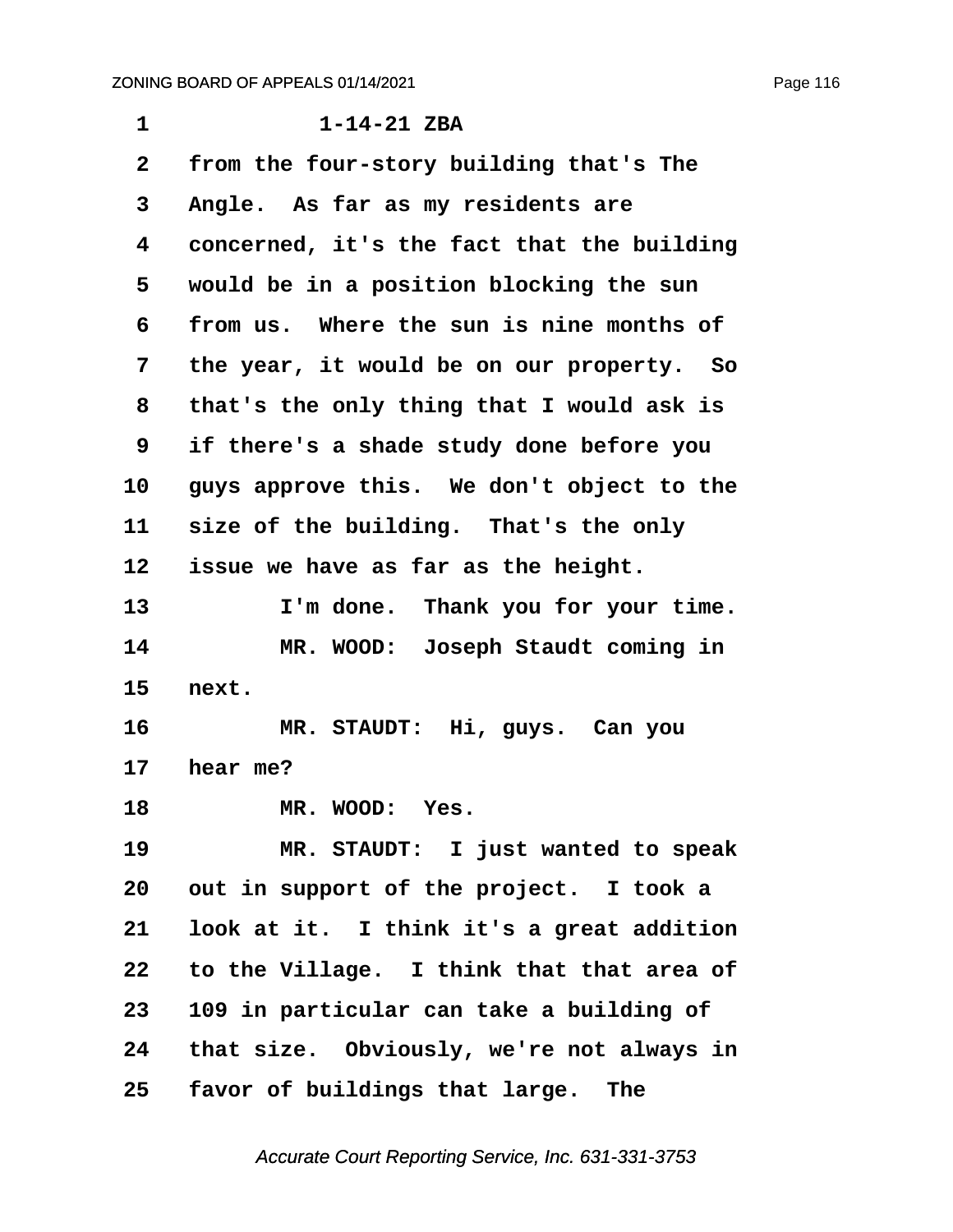1-14-21 ZBA

from the four-story building that's The Angle. As far as my residents are concerned, it's the fact that the building would be in a position blocking the sun from us. Where the sun is nine months of the year, it would be on our property. So that's the only thing that I would ask is if there's a shade study done before you guys approve this. We don't object to the size of the building. That's the only issue we have as far as the height.

I'm done. Thank you for your time.

MR. WOOD: Joseph Staudt coming in next.

MR. STAUDT: Hi, guys. Can you hear me?

MR. WOOD: Yes.

MR. STAUDT: I just wanted to speak out in support of the project. I took a look at it. I think it's a great addition to the Village. I think that that area of 109 in particular can take a building of that size. Obviously, we're not always in favor of buildings that large. The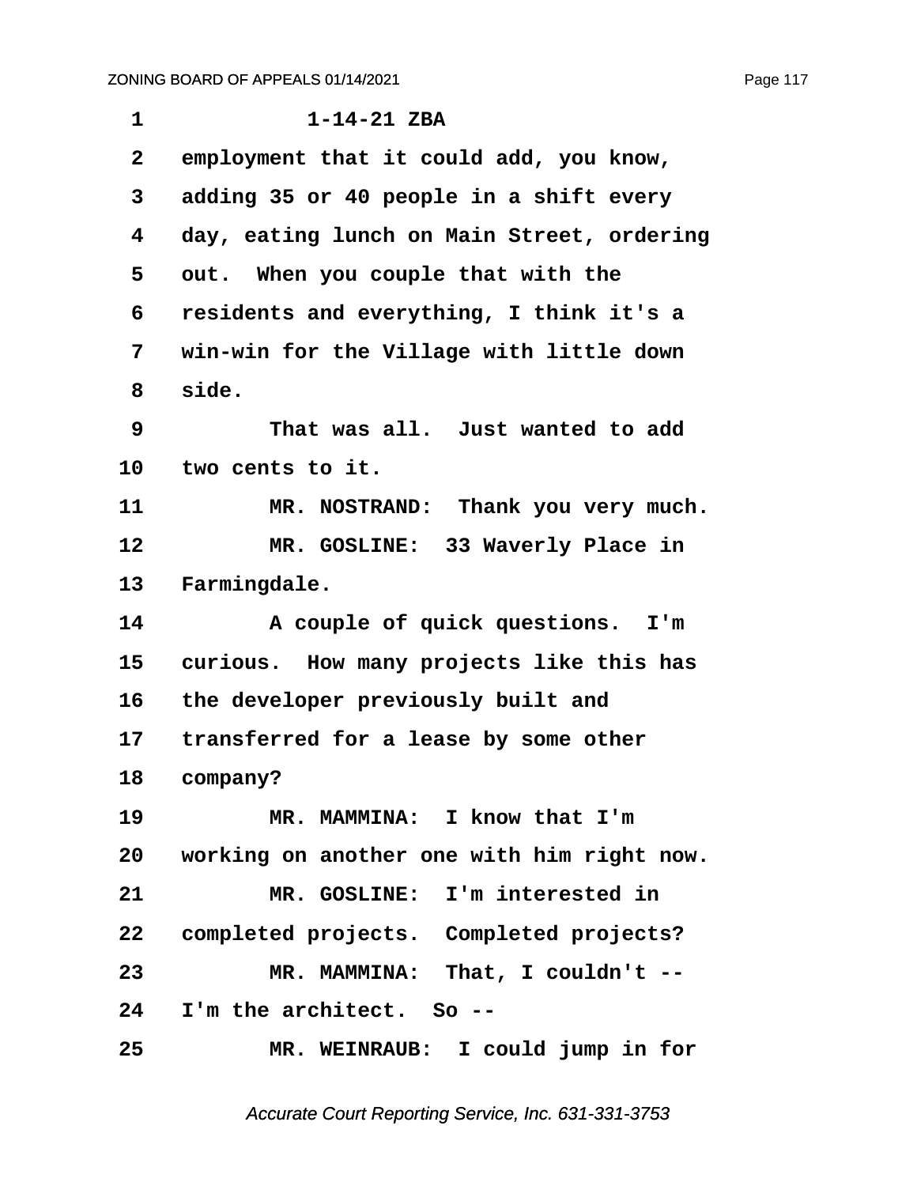1-14-21 ZBA

employment that it could add, you know, adding 35 or 40 people in a shift every day, eating lunch on Main Street, ordering out. When you couple that with the residents and everything, I think it's a win-win for the Village with little down side.

That was all. Just wanted to add two cents to it.

MR. NOSTRAND: Thank you very much.

MR. GOSLINE: 33 Waverly Place in Farmingdale.

A couple of quick questions. I'm curious. How many projects like this has the developer previously built and transferred for a lease by some other company?

MR. MAMMINA: I know that I'm working on another one with him right now.

MR. GOSLINE: I'm interested in completed projects. Completed projects?

MR. MAMMINA: That, I couldn't -- I'm the architect. So --

MR. WEINRAUB: I could jump in for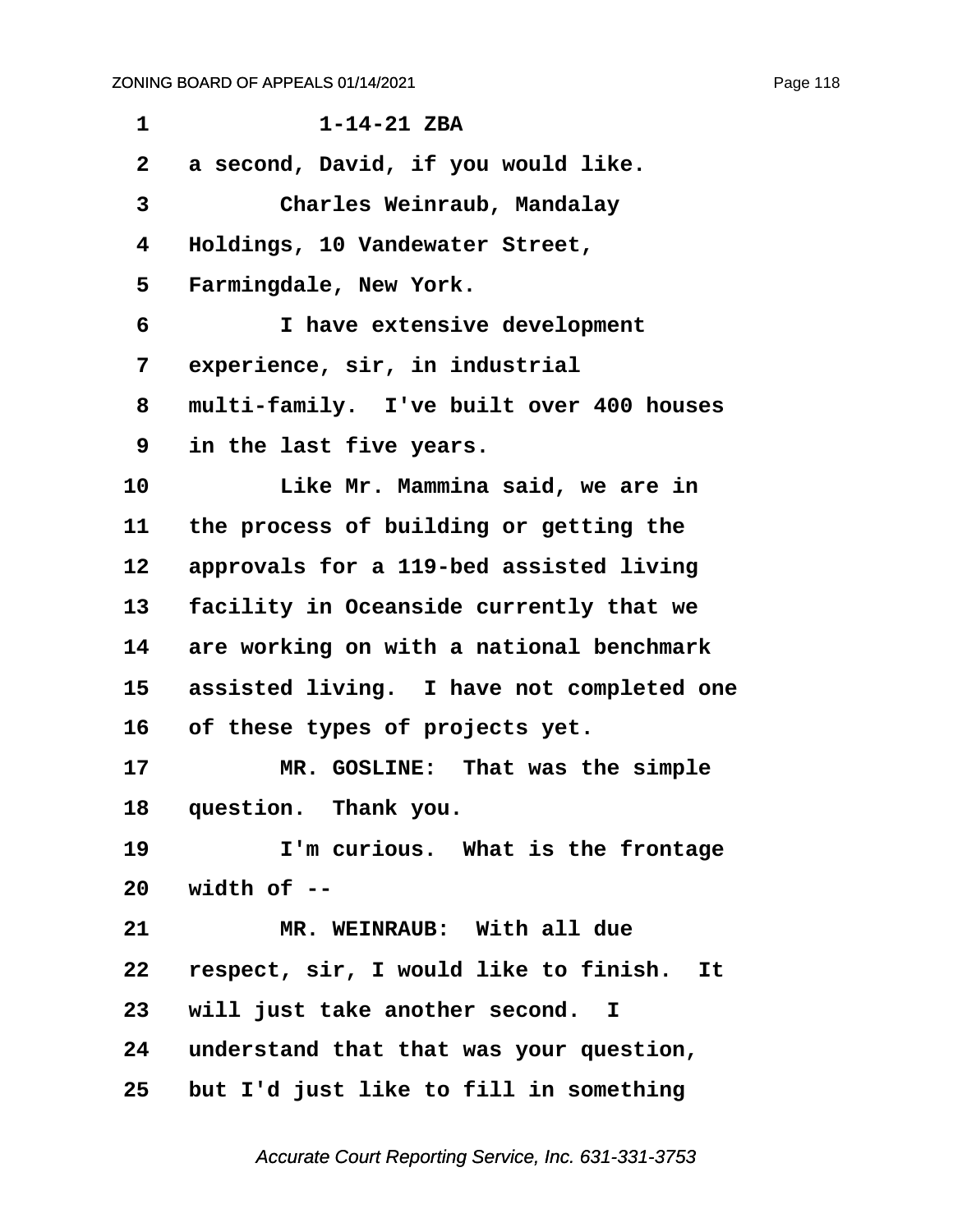1-14-21 ZBA

a second, David, if you would like.

Charles Weinraub, Mandalay Holdings, 10 Vandewater Street, Farmingdale, New York.

I have extensive development experience, sir, in industrial multi-family. I've built over 400 houses in the last five years.

Like Mr. Mammina said, we are in the process of building or getting the approvals for a 119-bed assisted living facility in Oceanside currently that we are working on with a national benchmark assisted living. I have not completed one of these types of projects yet.

MR. GOSLINE: That was the simple question. Thank you.

I'm curious. What is the frontage width of --

MR. WEINRAUB: With all due respect, sir, I would like to finish. It will just take another second. I understand that that was your question, but I'd just like to fill in something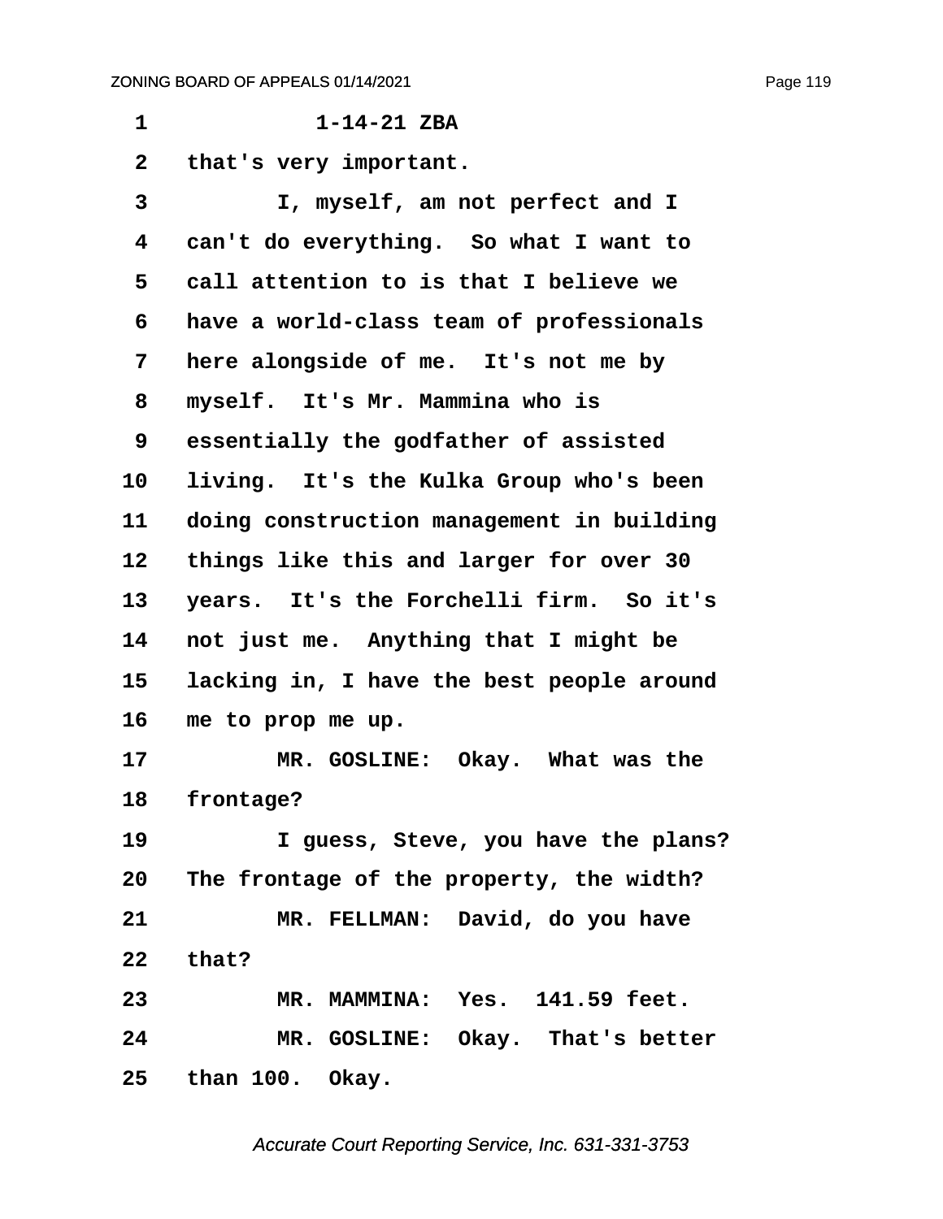1-14-21 ZBA

that's very important.

I, myself, am not perfect and I can't do everything. So what I want to call attention to is that I believe we have a world-class team of professionals here alongside of me. It's not me by myself. It's Mr. Mammina who is essentially the godfather of assisted living. It's the Kulka Group who's been doing construction management in building things like this and larger for over 30 years. It's the Forchelli firm. So it's not just me. Anything that I might be lacking in, I have the best people around me to prop me up.

MR. GOSLINE: Okay. What was the frontage?

I guess, Steve, you have the plans? The frontage of the property, the width?

MR. FELLMAN: David, do you have that?

MR. MAMMINA: Yes. 141.59 feet.

MR. GOSLINE: Okay. That's better than 100. Okay.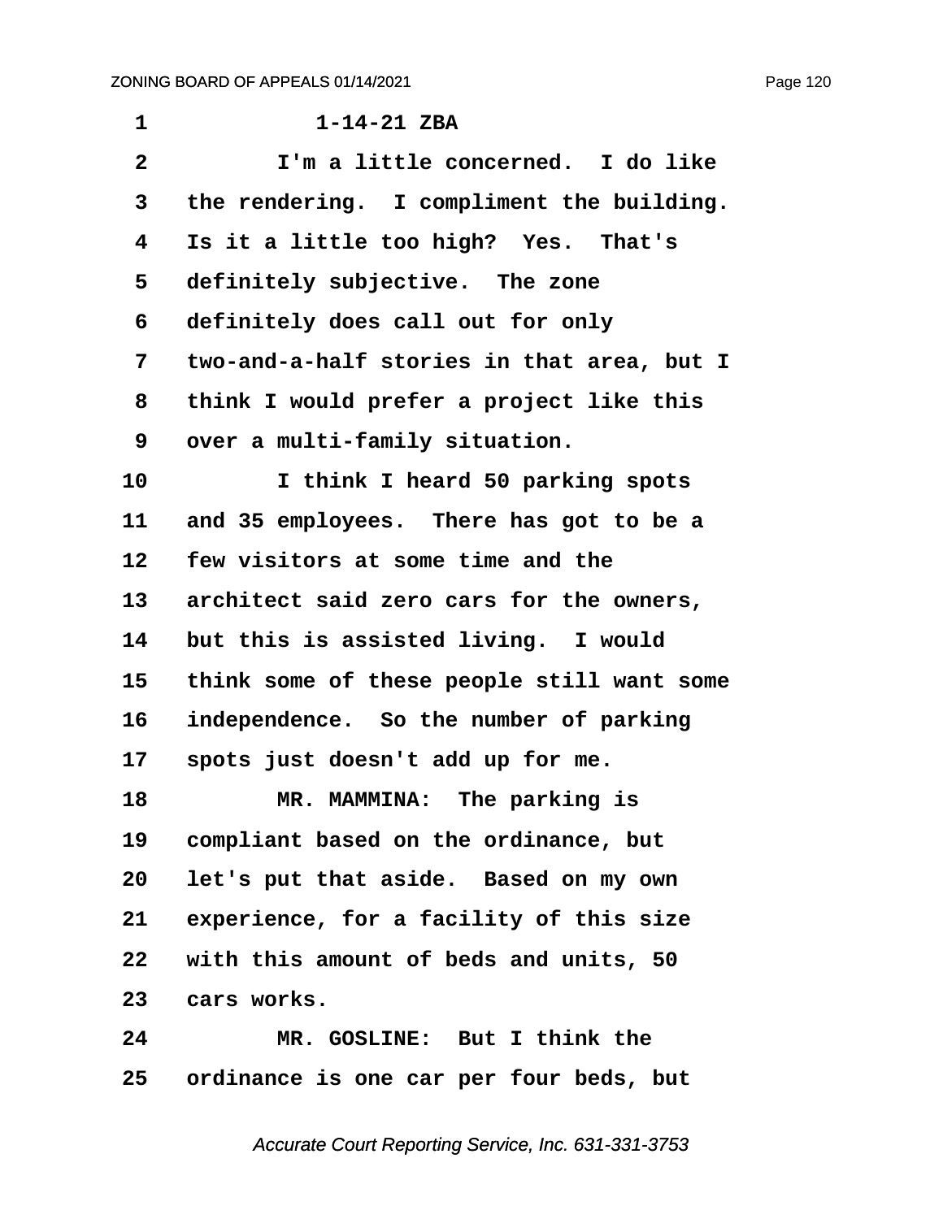1 1-14-21 ZBA

2 I'm a little concerned. I do like

3 the rendering. I compliment the building.

4 Is it a little too high? Yes. That's

5 definitely subjective. The zone

6 definitely does call out for only

7 two-and-a-half stories in that area, but I

8 think I would prefer a project like this

9 over a multi-family situation.

10 I think I heard 50 parking spots

11 and 35 employees. There has got to be a

12 few visitors at some time and the

13 architect said zero cars for the owners,

14 but this is assisted living. I would

15 think some of these people still want some

16 independence. So the number of parking

17 spots just doesn't add up for me.

18 MR. MAMMINA: The parking is

19 compliant based on the ordinance, but

20 let's put that aside. Based on my own

21 experience, for a facility of this size

22 with this amount of beds and units, 50

23 cars works.

24 MR. GOSLINE: But I think the

25 ordinance is one car per four beds, but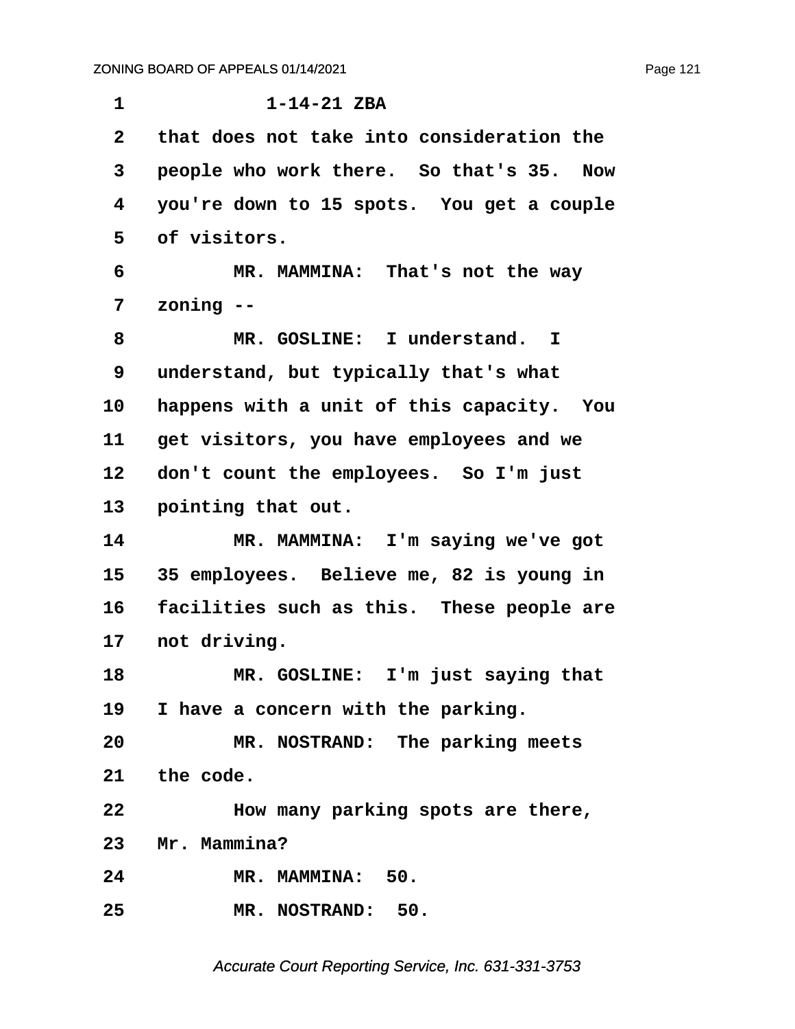1-14-21 ZBA

that does not take into consideration the people who work there. So that's 35. Now you're down to 15 spots. You get a couple of visitors.

MR. MAMMINA: That's not the way zoning --

MR. GOSLINE: I understand. I understand, but typically that's what happens with a unit of this capacity. You get visitors, you have employees and we don't count the employees. So I'm just pointing that out.

MR. MAMMINA: I'm saying we've got 35 employees. Believe me, 82 is young in facilities such as this. These people are not driving.

MR. GOSLINE: I'm just saying that I have a concern with the parking.

MR. NOSTRAND: The parking meets the code.

How many parking spots are there, Mr. Mammina?

MR. MAMMINA: 50.

MR. NOSTRAND: 50.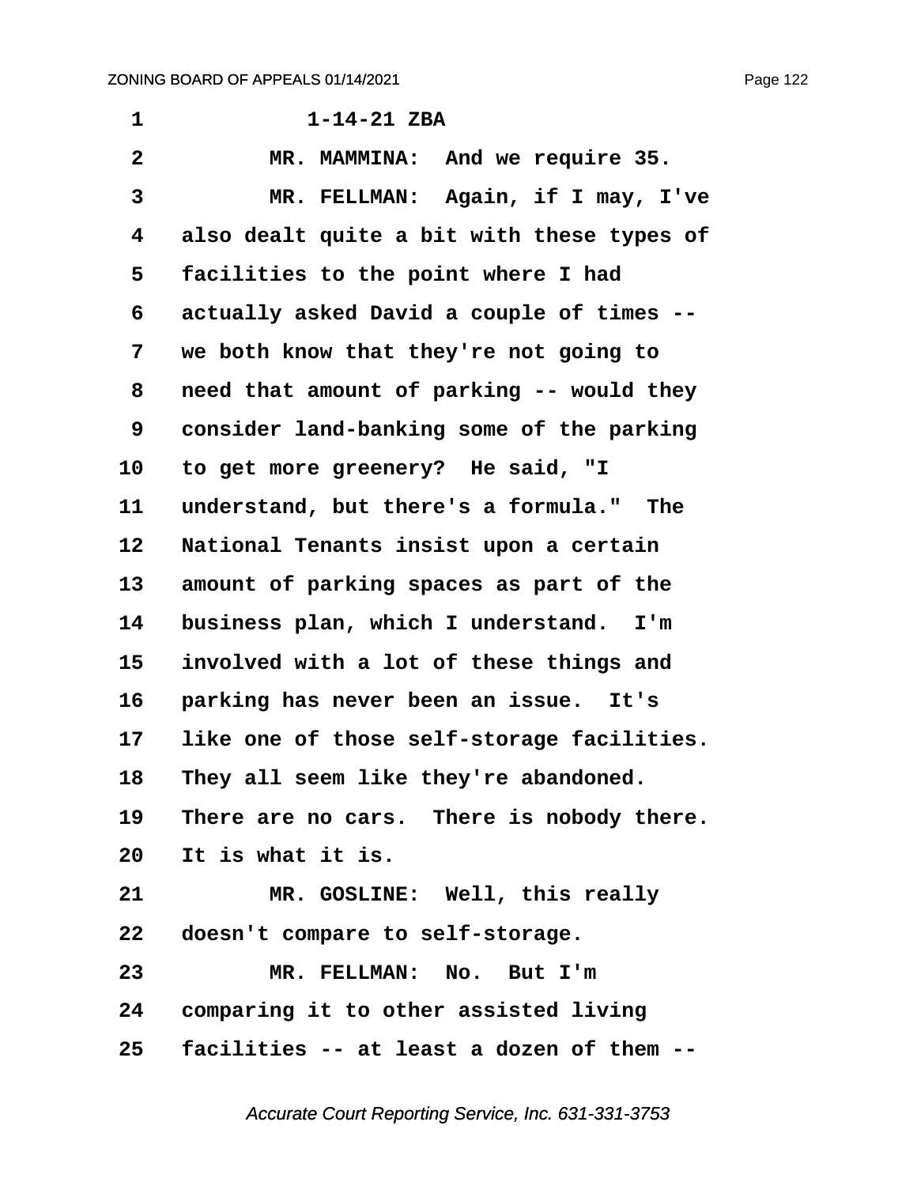1-14-21 ZBA

MR. MAMMINA: And we require 35.

MR. FELLMAN: Again, if I may, I've also dealt quite a bit with these types of facilities to the point where I had actually asked David a couple of times -- we both know that they're not going to need that amount of parking -- would they consider land-banking some of the parking to get more greenery? He said, "I understand, but there's a formula." The National Tenants insist upon a certain amount of parking spaces as part of the business plan, which I understand. I'm involved with a lot of these things and parking has never been an issue. It's like one of those self-storage facilities. They all seem like they're abandoned. There are no cars. There is nobody there. It is what it is.

MR. GOSLINE: Well, this really doesn't compare to self-storage.

MR. FELLMAN: No. But I'm comparing it to other assisted living facilities -- at least a dozen of them --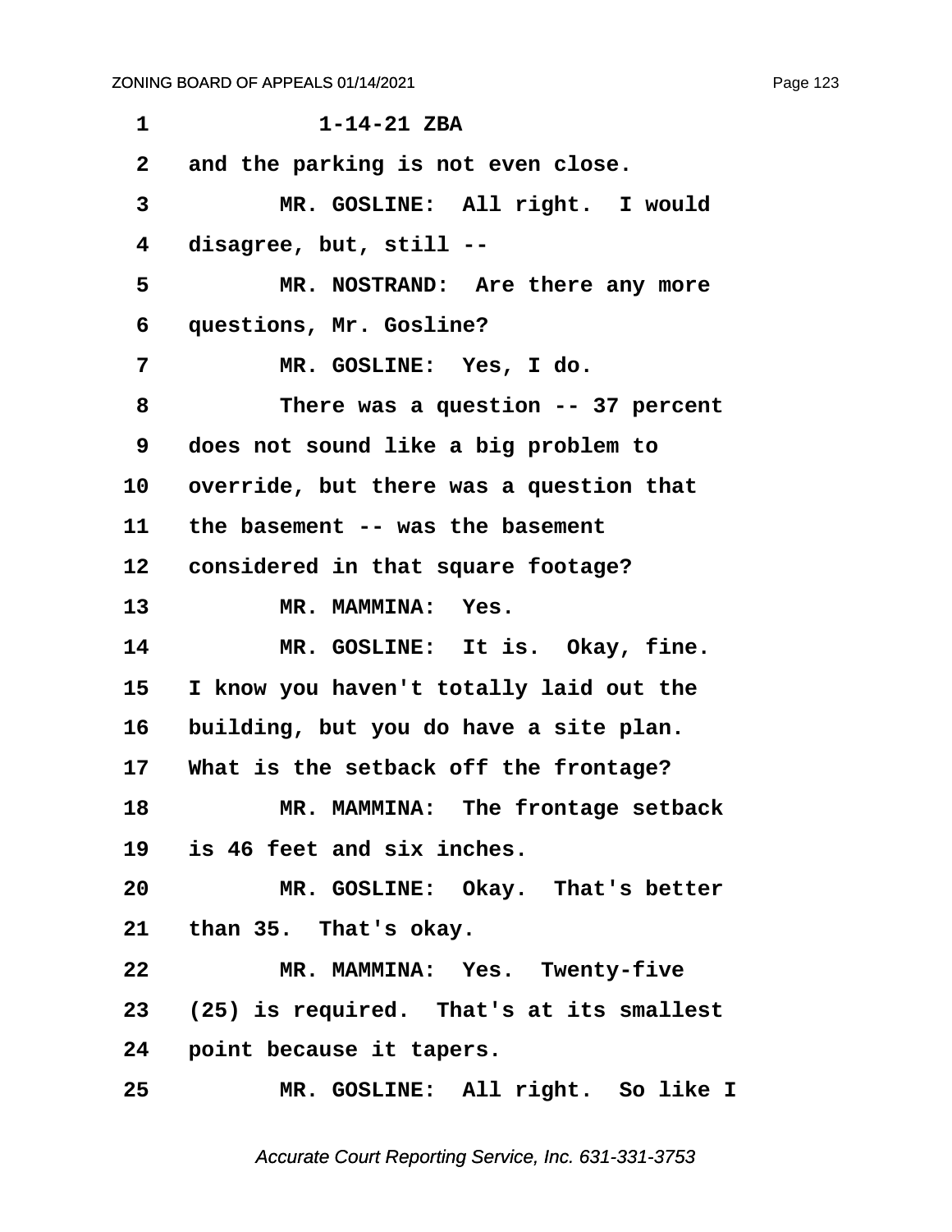1-14-21 ZBA

and the parking is not even close.

MR. GOSLINE: All right. I would disagree, but, still --

MR. NOSTRAND: Are there any more questions, Mr. Gosline?

MR. GOSLINE: Yes, I do.

There was a question -- 37 percent does not sound like a big problem to override, but there was a question that the basement -- was the basement considered in that square footage?

MR. MAMMINA: Yes.

MR. GOSLINE: It is. Okay, fine. I know you haven't totally laid out the building, but you do have a site plan. What is the setback off the frontage?

MR. MAMMINA: The frontage setback is 46 feet and six inches.

MR. GOSLINE: Okay. That's better than 35. That's okay.

MR. MAMMINA: Yes. Twenty-five (25) is required. That's at its smallest point because it tapers.

MR. GOSLINE: All right. So like I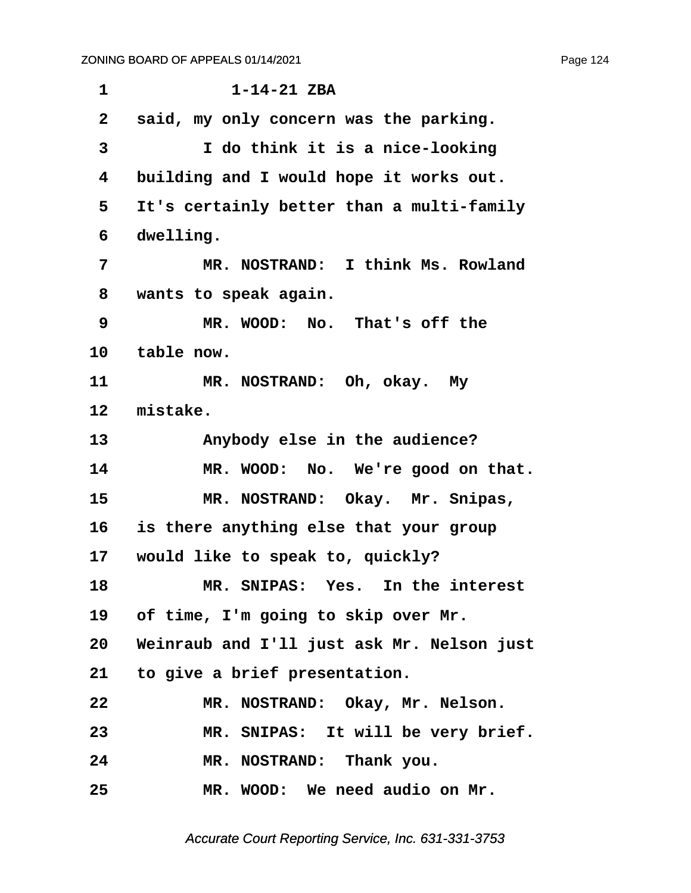1-14-21 ZBA

said, my only concern was the parking.

I do think it is a nice-looking building and I would hope it works out. It's certainly better than a multi-family dwelling.

MR. NOSTRAND: I think Ms. Rowland wants to speak again.

MR. WOOD: No. That's off the table now.

MR. NOSTRAND: Oh, okay. My mistake.

Anybody else in the audience?

MR. WOOD: No. We're good on that.

MR. NOSTRAND: Okay. Mr. Snipas, is there anything else that your group would like to speak to, quickly?

MR. SNIPAS: Yes. In the interest of time, I'm going to skip over Mr. Weinraub and I'll just ask Mr. Nelson just to give a brief presentation.

MR. NOSTRAND: Okay, Mr. Nelson.

MR. SNIPAS: It will be very brief.

MR. NOSTRAND: Thank you.

MR. WOOD: We need audio on Mr.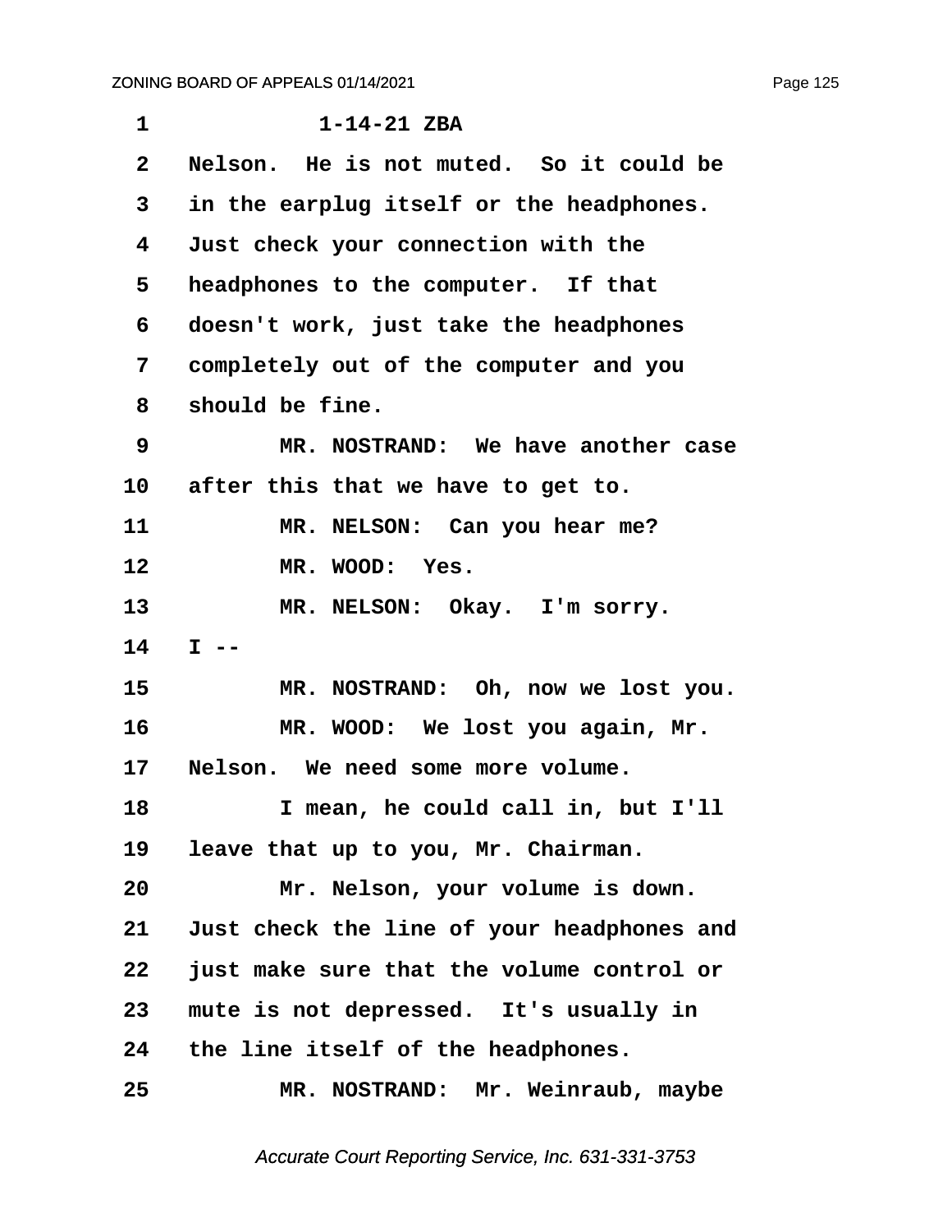1-14-21 ZBA

Nelson. He is not muted. So it could be in the earplug itself or the headphones. Just check your connection with the headphones to the computer. If that doesn't work, just take the headphones completely out of the computer and you should be fine.

MR. NOSTRAND: We have another case after this that we have to get to.

MR. NELSON: Can you hear me?

MR. WOOD: Yes.

MR. NELSON: Okay. I'm sorry. I --

MR. NOSTRAND: Oh, now we lost you.

MR. WOOD: We lost you again, Mr. Nelson. We need some more volume.

I mean, he could call in, but I'll leave that up to you, Mr. Chairman.

Mr. Nelson, your volume is down. Just check the line of your headphones and just make sure that the volume control or mute is not depressed. It's usually in the line itself of the headphones.

MR. NOSTRAND: Mr. Weinraub, maybe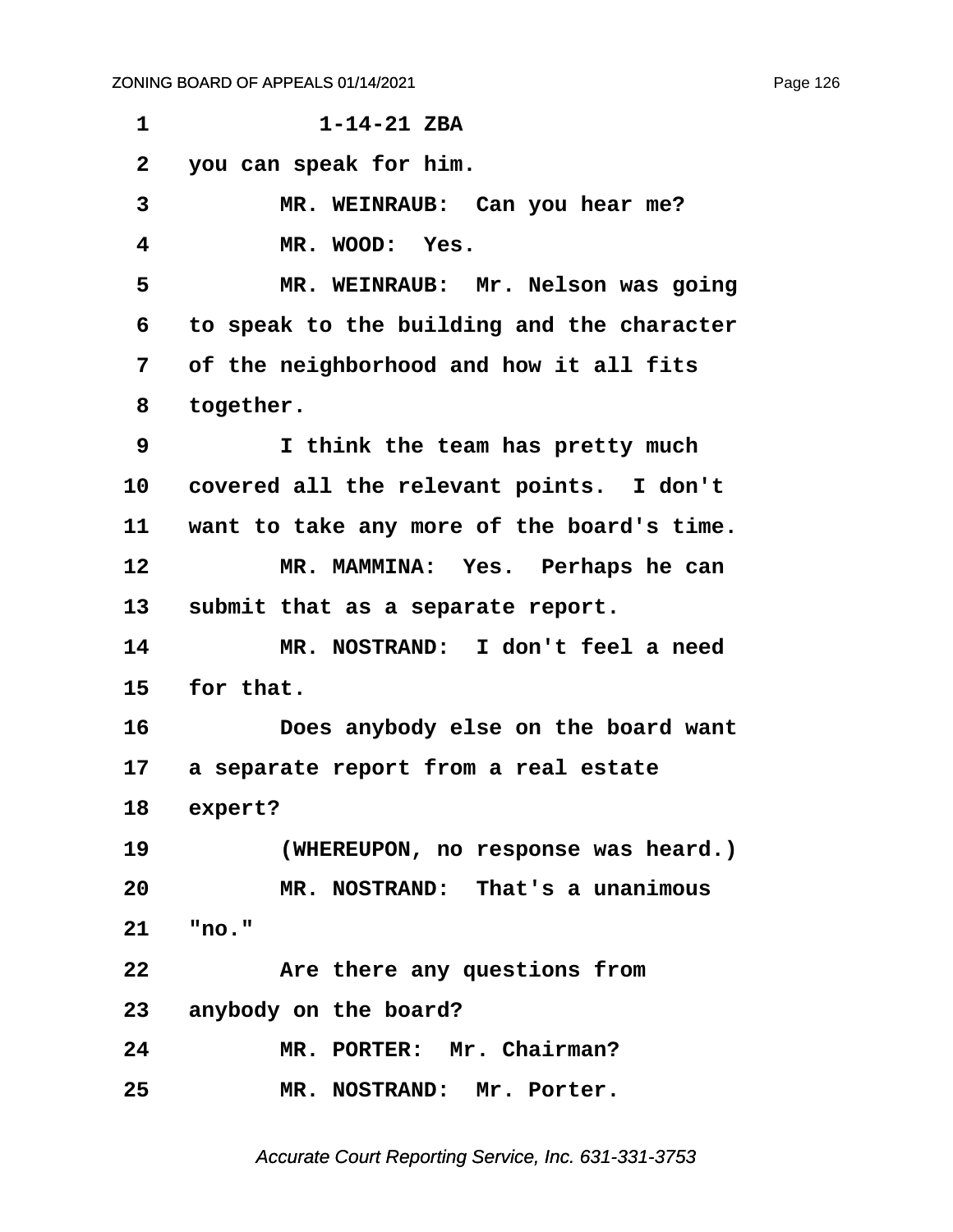1-14-21 ZBA

you can speak for him.

MR. WEINRAUB: Can you hear me?

MR. WOOD: Yes.

MR. WEINRAUB: Mr. Nelson was going to speak to the building and the character of the neighborhood and how it all fits together.

I think the team has pretty much covered all the relevant points. I don't want to take any more of the board's time.

MR. MAMMINA: Yes. Perhaps he can submit that as a separate report.

MR. NOSTRAND: I don't feel a need for that.

Does anybody else on the board want a separate report from a real estate expert?

(WHEREUPON, no response was heard.)

MR. NOSTRAND: That's a unanimous "no."

Are there any questions from anybody on the board?

MR. PORTER: Mr. Chairman?

MR. NOSTRAND: Mr. Porter.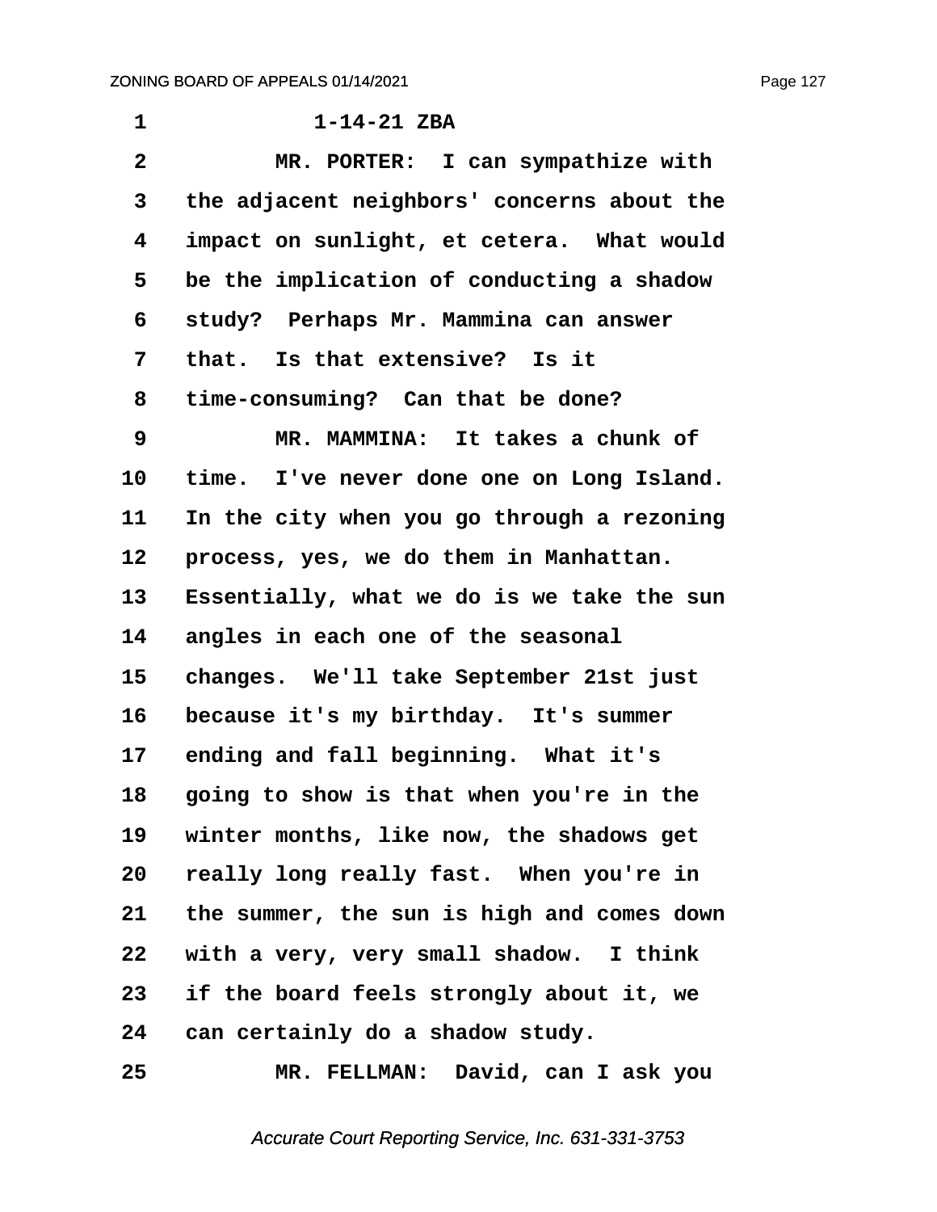1-14-21 ZBA

MR. PORTER: I can sympathize with the adjacent neighbors' concerns about the impact on sunlight, et cetera. What would be the implication of conducting a shadow study? Perhaps Mr. Mammina can answer that. Is that extensive? Is it time-consuming? Can that be done?

MR. MAMMINA: It takes a chunk of time. I've never done one on Long Island. In the city when you go through a rezoning process, yes, we do them in Manhattan. Essentially, what we do is we take the sun angles in each one of the seasonal changes. We'll take September 21st just because it's my birthday. It's summer ending and fall beginning. What it's going to show is that when you're in the winter months, like now, the shadows get really long really fast. When you're in the summer, the sun is high and comes down with a very, very small shadow. I think if the board feels strongly about it, we can certainly do a shadow study.

MR. FELLMAN: David, can I ask you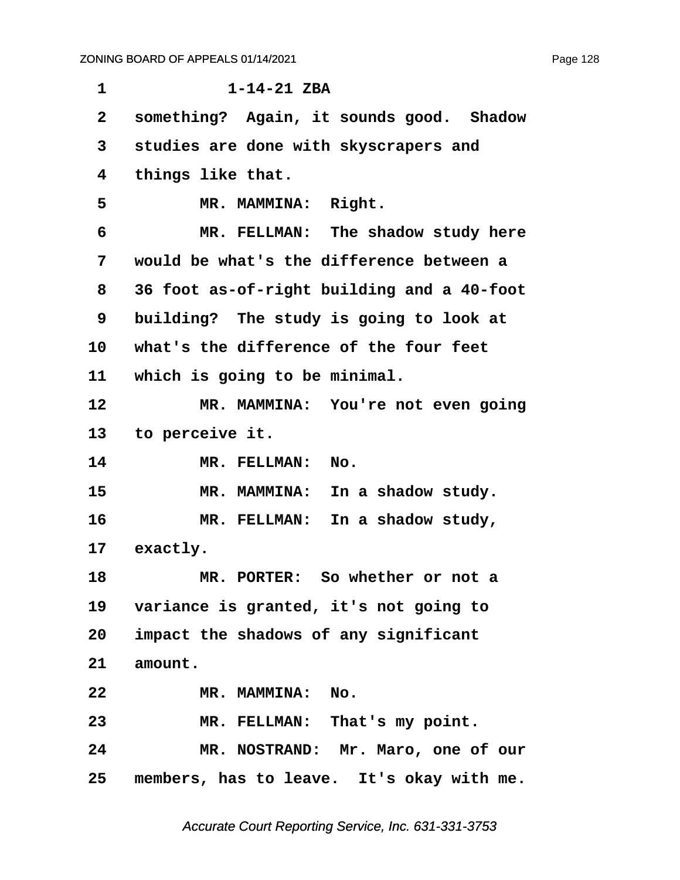1-14-21 ZBA

something? Again, it sounds good. Shadow studies are done with skyscrapers and things like that.

MR. MAMMINA: Right.

MR. FELLMAN: The shadow study here would be what's the difference between a 36 foot as-of-right building and a 40-foot building? The study is going to look at what's the difference of the four feet which is going to be minimal.

MR. MAMMINA: You're not even going to perceive it.

MR. FELLMAN: No.

MR. MAMMINA: In a shadow study.

MR. FELLMAN: In a shadow study, exactly.

MR. PORTER: So whether or not a variance is granted, it's not going to impact the shadows of any significant amount.

MR. MAMMINA: No.

MR. FELLMAN: That's my point.

MR. NOSTRAND: Mr. Maro, one of our members, has to leave. It's okay with me.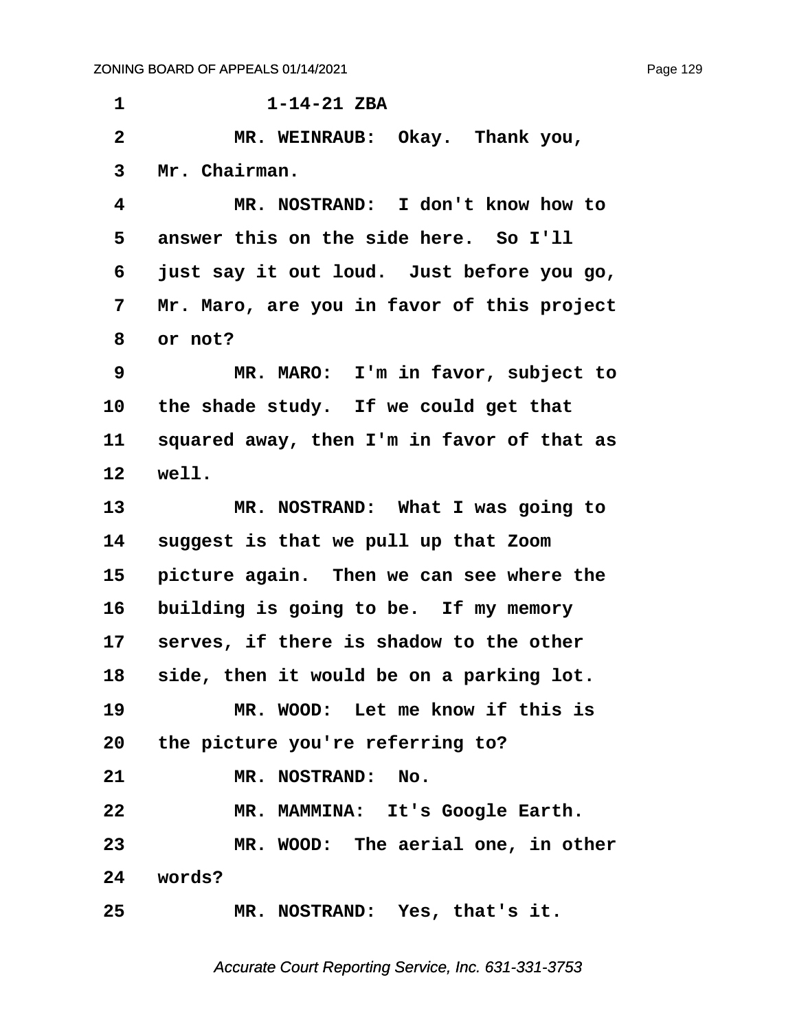1-14-21 ZBA

MR. WEINRAUB: Okay. Thank you, Mr. Chairman.

MR. NOSTRAND: I don't know how to answer this on the side here. So I'll just say it out loud. Just before you go, Mr. Maro, are you in favor of this project or not?

MR. MARO: I'm in favor, subject to the shade study. If we could get that squared away, then I'm in favor of that as well.

MR. NOSTRAND: What I was going to suggest is that we pull up that Zoom picture again. Then we can see where the building is going to be. If my memory serves, if there is shadow to the other side, then it would be on a parking lot.

MR. WOOD: Let me know if this is the picture you're referring to?

MR. NOSTRAND: No.

MR. MAMMINA: It's Google Earth.

MR. WOOD: The aerial one, in other words?

MR. NOSTRAND: Yes, that's it.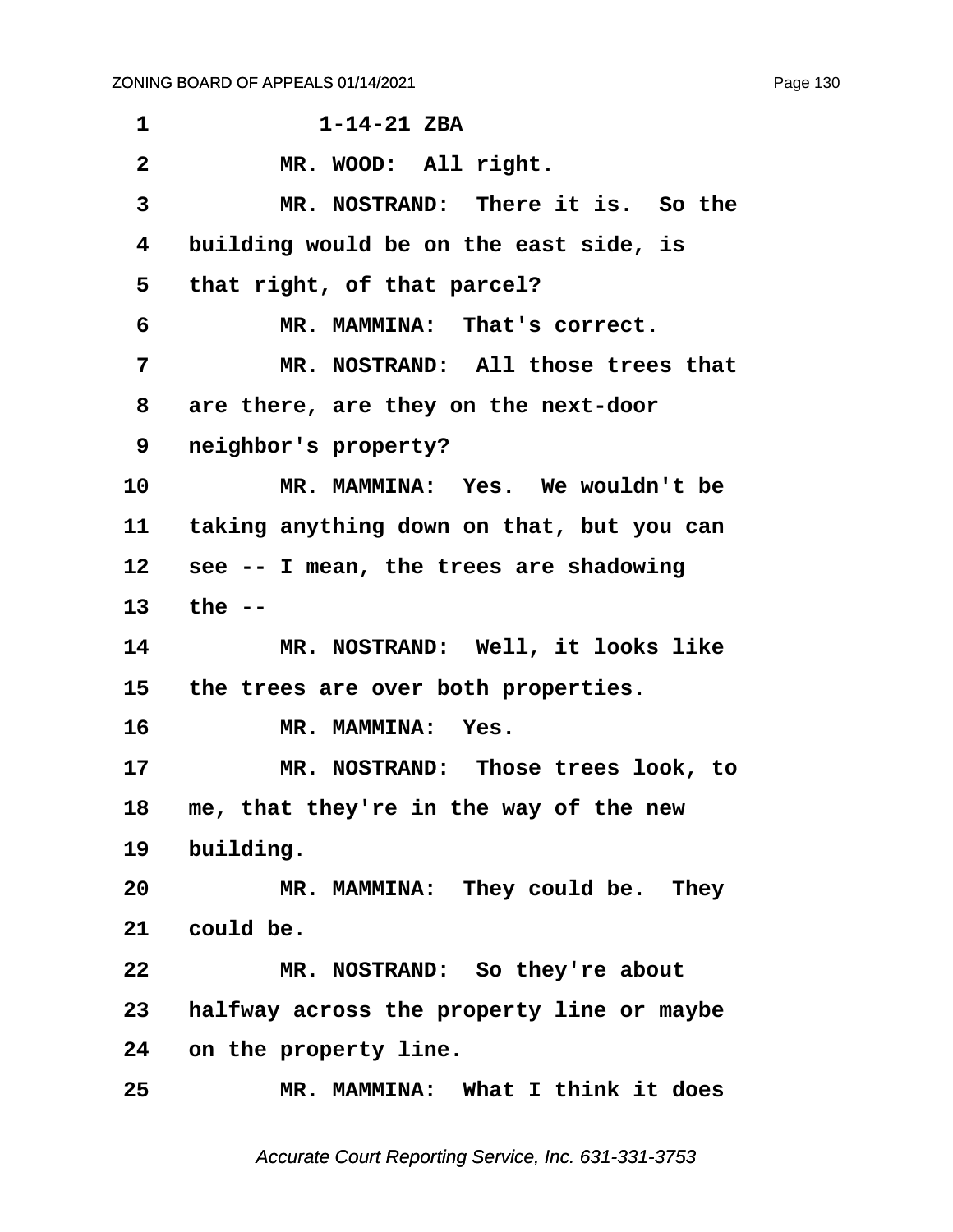1-14-21 ZBA

MR. WOOD: All right.

MR. NOSTRAND: There it is. So the building would be on the east side, is that right, of that parcel?

MR. MAMMINA: That's correct.

MR. NOSTRAND: All those trees that are there, are they on the next-door neighbor's property?

MR. MAMMINA: Yes. We wouldn't be taking anything down on that, but you can see -- I mean, the trees are shadowing the --

MR. NOSTRAND: Well, it looks like the trees are over both properties.

MR. MAMMINA: Yes.

MR. NOSTRAND: Those trees look, to me, that they're in the way of the new building.

MR. MAMMINA: They could be. They could be.

MR. NOSTRAND: So they're about halfway across the property line or maybe on the property line.

MR. MAMMINA: What I think it does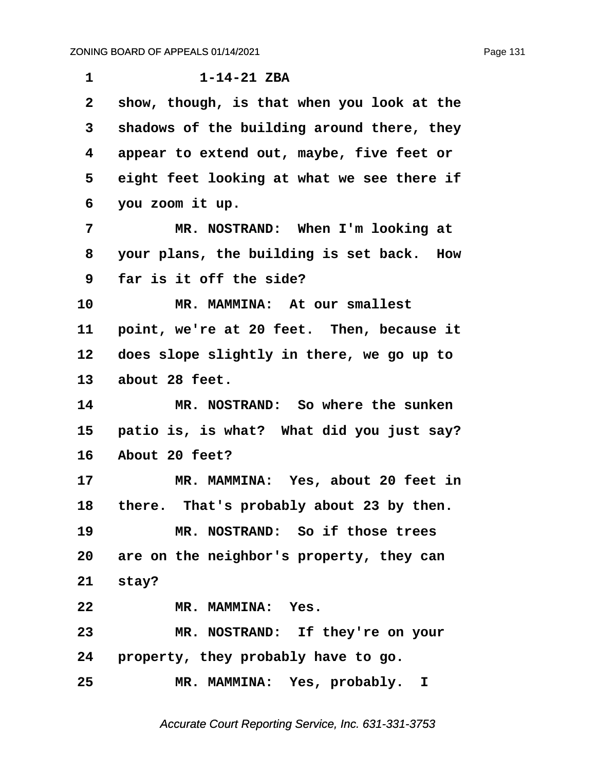1-14-21 ZBA

show, though, is that when you look at the shadows of the building around there, they appear to extend out, maybe, five feet or eight feet looking at what we see there if you zoom it up.

MR. NOSTRAND: When I'm looking at your plans, the building is set back. How far is it off the side?

MR. MAMMINA: At our smallest point, we're at 20 feet. Then, because it does slope slightly in there, we go up to about 28 feet.

MR. NOSTRAND: So where the sunken patio is, is what? What did you just say? About 20 feet?

MR. MAMMINA: Yes, about 20 feet in there. That's probably about 23 by then.

MR. NOSTRAND: So if those trees are on the neighbor's property, they can stay?

MR. MAMMINA: Yes.

MR. NOSTRAND: If they're on your property, they probably have to go.

MR. MAMMINA: Yes, probably. I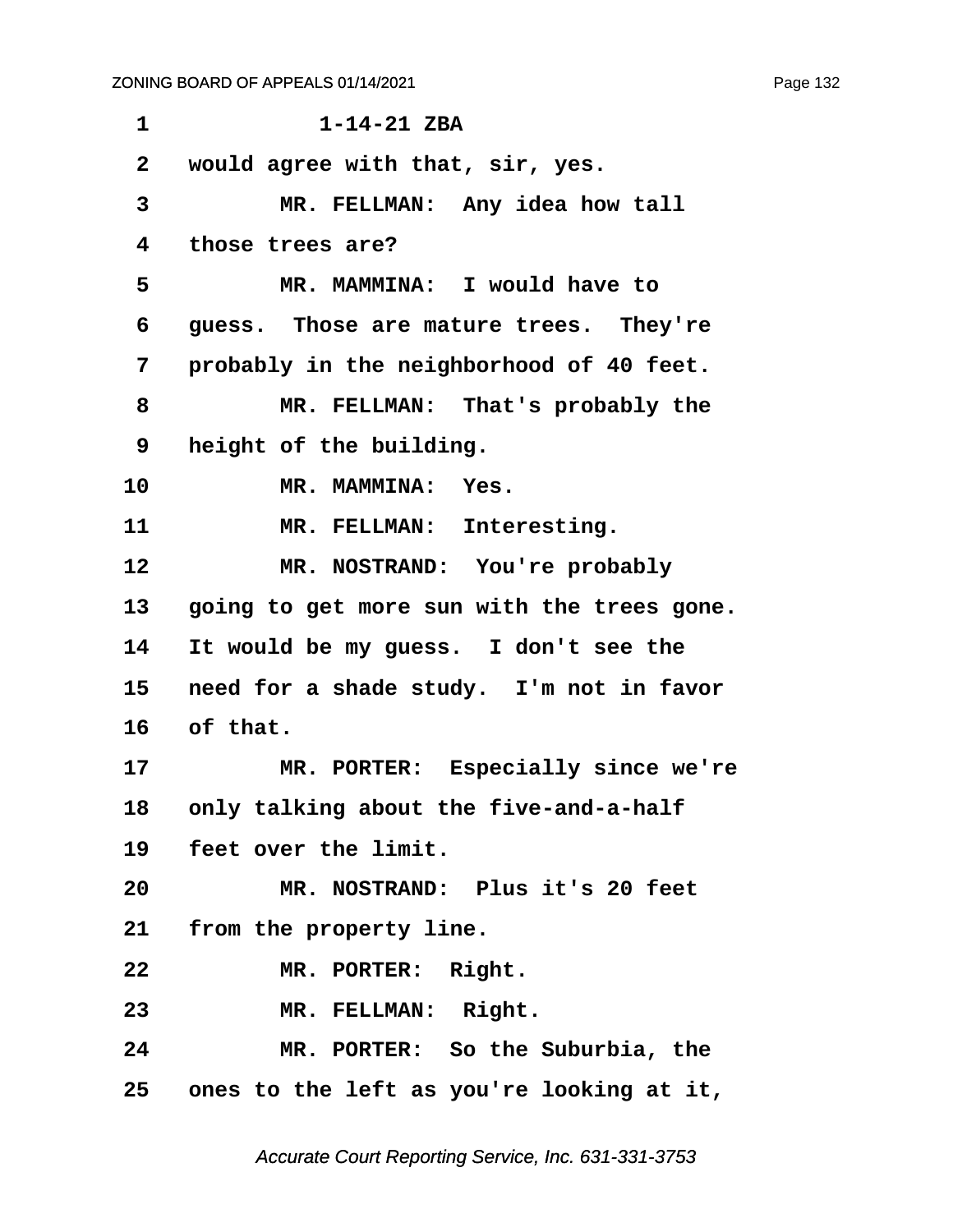1-14-21 ZBA

would agree with that, sir, yes.

MR. FELLMAN: Any idea how tall those trees are?

MR. MAMMINA: I would have to guess. Those are mature trees. They're probably in the neighborhood of 40 feet.

MR. FELLMAN: That's probably the height of the building.

MR. MAMMINA: Yes.

MR. FELLMAN: Interesting.

MR. NOSTRAND: You're probably going to get more sun with the trees gone. It would be my guess. I don't see the need for a shade study. I'm not in favor of that.

MR. PORTER: Especially since we're only talking about the five-and-a-half feet over the limit.

MR. NOSTRAND: Plus it's 20 feet from the property line.

MR. PORTER: Right.

MR. FELLMAN: Right.

MR. PORTER: So the Suburbia, the ones to the left as you're looking at it,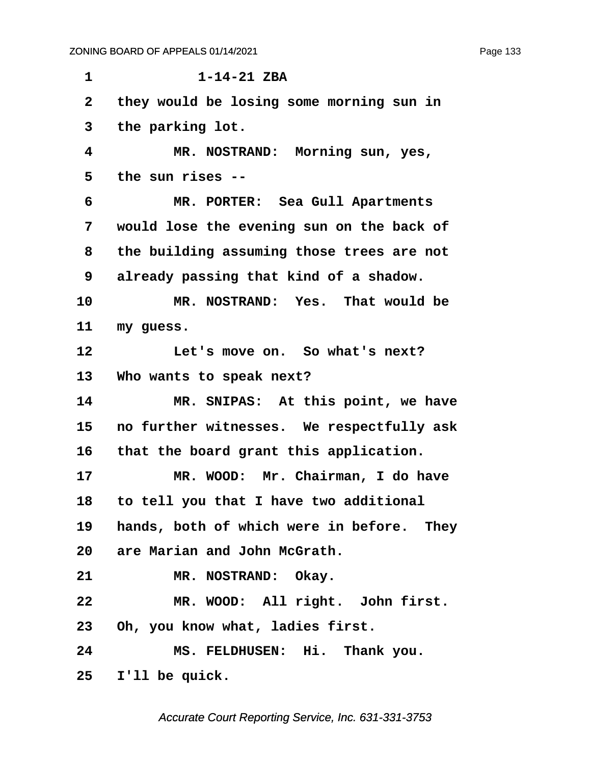1-14-21 ZBA

they would be losing some morning sun in the parking lot.

MR. NOSTRAND: Morning sun, yes, the sun rises --

MR. PORTER: Sea Gull Apartments would lose the evening sun on the back of the building assuming those trees are not already passing that kind of a shadow.

MR. NOSTRAND: Yes. That would be my guess.

Let's move on. So what's next? Who wants to speak next?

MR. SNIPAS: At this point, we have no further witnesses. We respectfully ask that the board grant this application.

MR. WOOD: Mr. Chairman, I do have to tell you that I have two additional hands, both of which were in before. They are Marian and John McGrath.

MR. NOSTRAND: Okay.

MR. WOOD: All right. John first. Oh, you know what, ladies first.

MS. FELDHUSEN: Hi. Thank you. I'll be quick.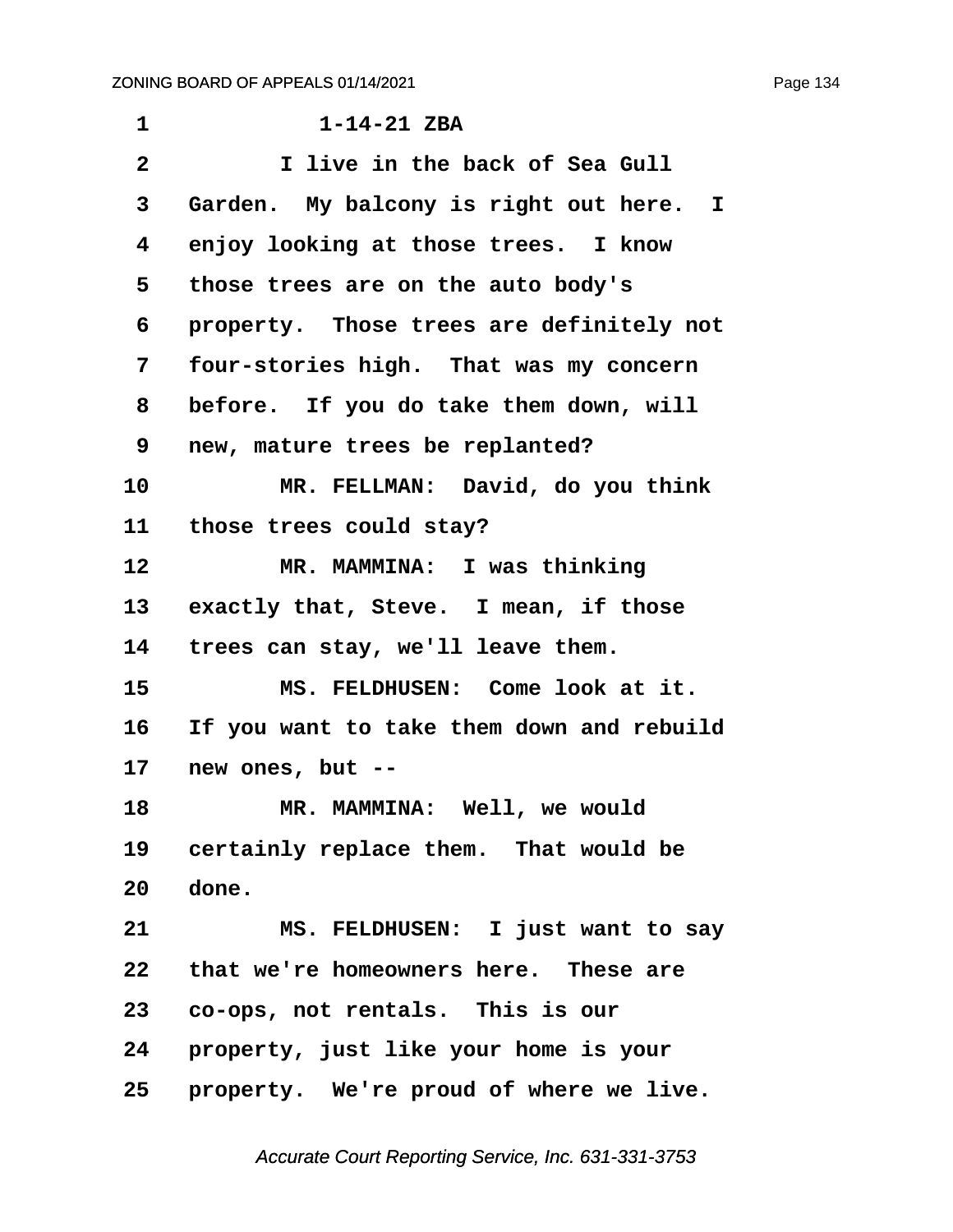1-14-21 ZBA

I live in the back of Sea Gull Garden. My balcony is right out here. I enjoy looking at those trees. I know those trees are on the auto body's property. Those trees are definitely not four-stories high. That was my concern before. If you do take them down, will new, mature trees be replanted?

MR. FELLMAN: David, do you think those trees could stay?

MR. MAMMINA: I was thinking exactly that, Steve. I mean, if those trees can stay, we'll leave them.

MS. FELDHUSEN: Come look at it. If you want to take them down and rebuild new ones, but --

MR. MAMMINA: Well, we would certainly replace them. That would be done.

MS. FELDHUSEN: I just want to say that we're homeowners here. These are co-ops, not rentals. This is our property, just like your home is your property. We're proud of where we live.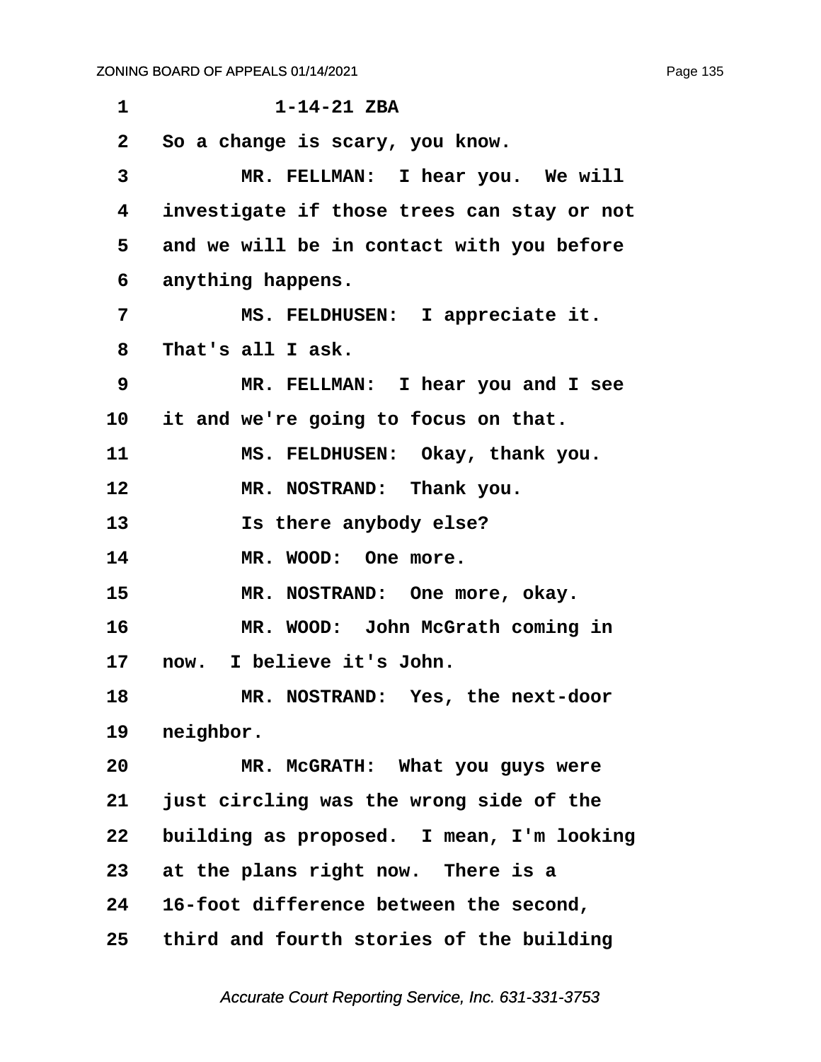1-14-21 ZBA

So a change is scary, you know.

MR. FELLMAN: I hear you. We will investigate if those trees can stay or not and we will be in contact with you before anything happens.

MS. FELDHUSEN: I appreciate it. That's all I ask.

MR. FELLMAN: I hear you and I see it and we're going to focus on that.

MS. FELDHUSEN: Okay, thank you.

MR. NOSTRAND: Thank you.

Is there anybody else?

MR. WOOD: One more.

MR. NOSTRAND: One more, okay.

MR. WOOD: John McGrath coming in now. I believe it's John.

MR. NOSTRAND: Yes, the next-door neighbor.

MR. McGRATH: What you guys were just circling was the wrong side of the building as proposed. I mean, I'm looking at the plans right now. There is a 16-foot difference between the second, third and fourth stories of the building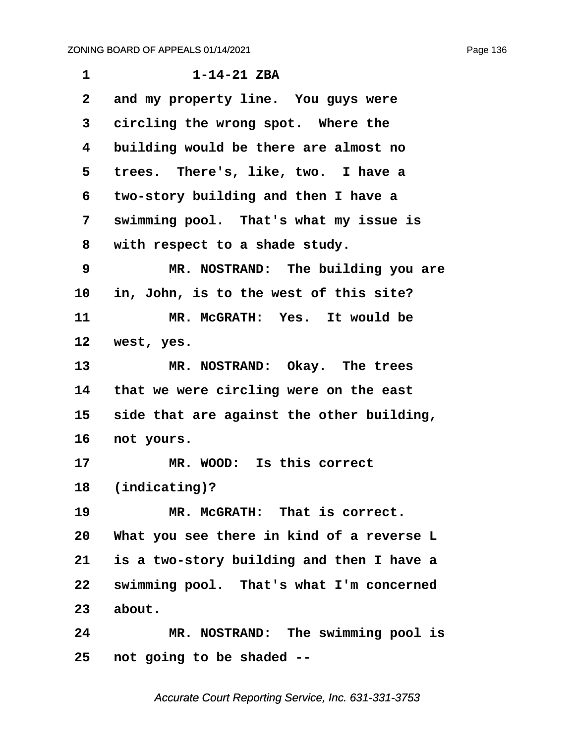1-14-21 ZBA

and my property line. You guys were circling the wrong spot. Where the building would be there are almost no trees. There's, like, two. I have a two-story building and then I have a swimming pool. That's what my issue is with respect to a shade study.

MR. NOSTRAND: The building you are in, John, is to the west of this site?

MR. McGRATH: Yes. It would be west, yes.

MR. NOSTRAND: Okay. The trees that we were circling were on the east side that are against the other building, not yours.

MR. WOOD: Is this correct (indicating)?

MR. McGRATH: That is correct. What you see there in kind of a reverse L is a two-story building and then I have a swimming pool. That's what I'm concerned about.

MR. NOSTRAND: The swimming pool is not going to be shaded --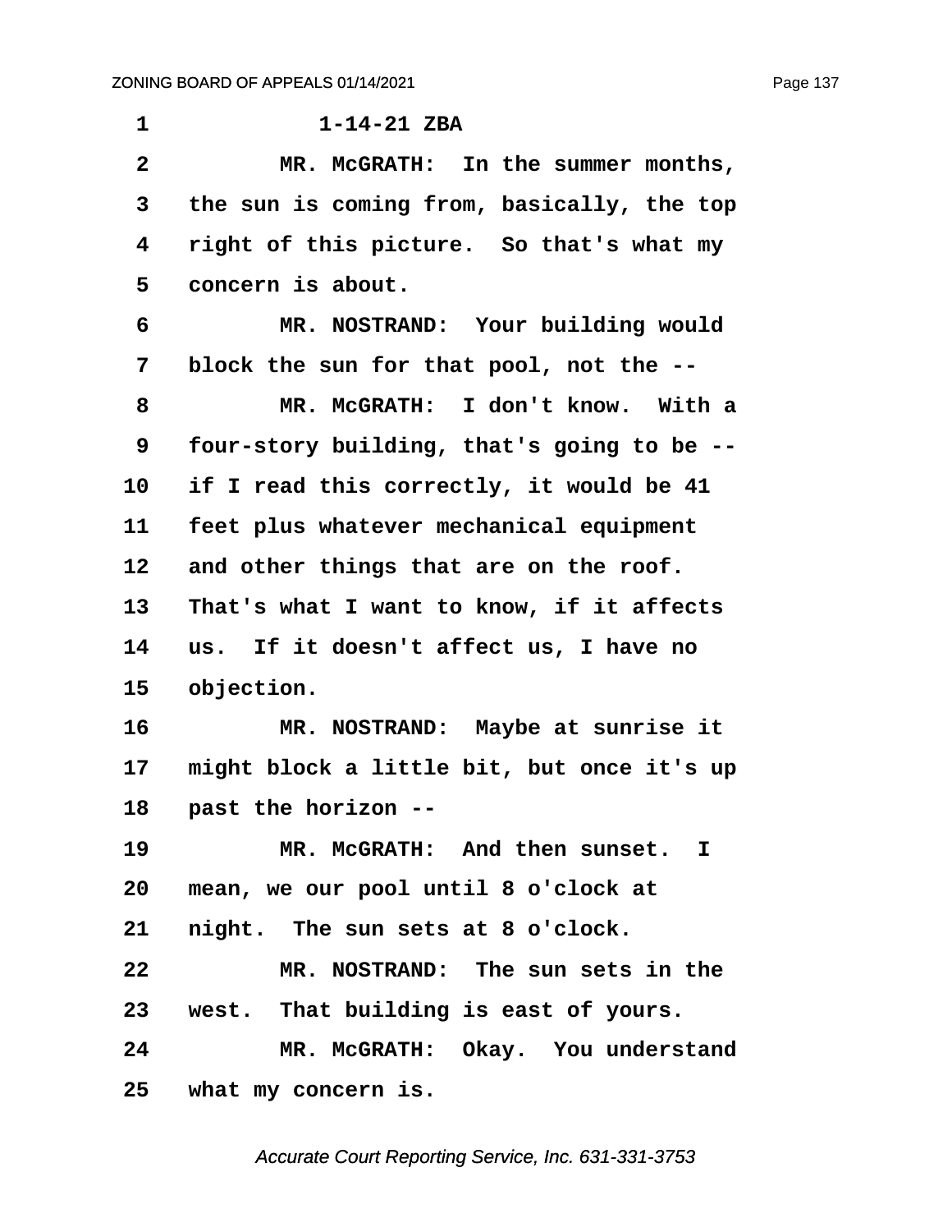1-14-21 ZBA

MR. McGRATH: In the summer months, the sun is coming from, basically, the top right of this picture. So that's what my concern is about.

MR. NOSTRAND: Your building would block the sun for that pool, not the --

MR. McGRATH: I don't know. With a four-story building, that's going to be -- if I read this correctly, it would be 41 feet plus whatever mechanical equipment and other things that are on the roof. That's what I want to know, if it affects us. If it doesn't affect us, I have no objection.

MR. NOSTRAND: Maybe at sunrise it might block a little bit, but once it's up past the horizon --

MR. McGRATH: And then sunset. I mean, we our pool until 8 o'clock at night. The sun sets at 8 o'clock.

MR. NOSTRAND: The sun sets in the west. That building is east of yours.

MR. McGRATH: Okay. You understand what my concern is.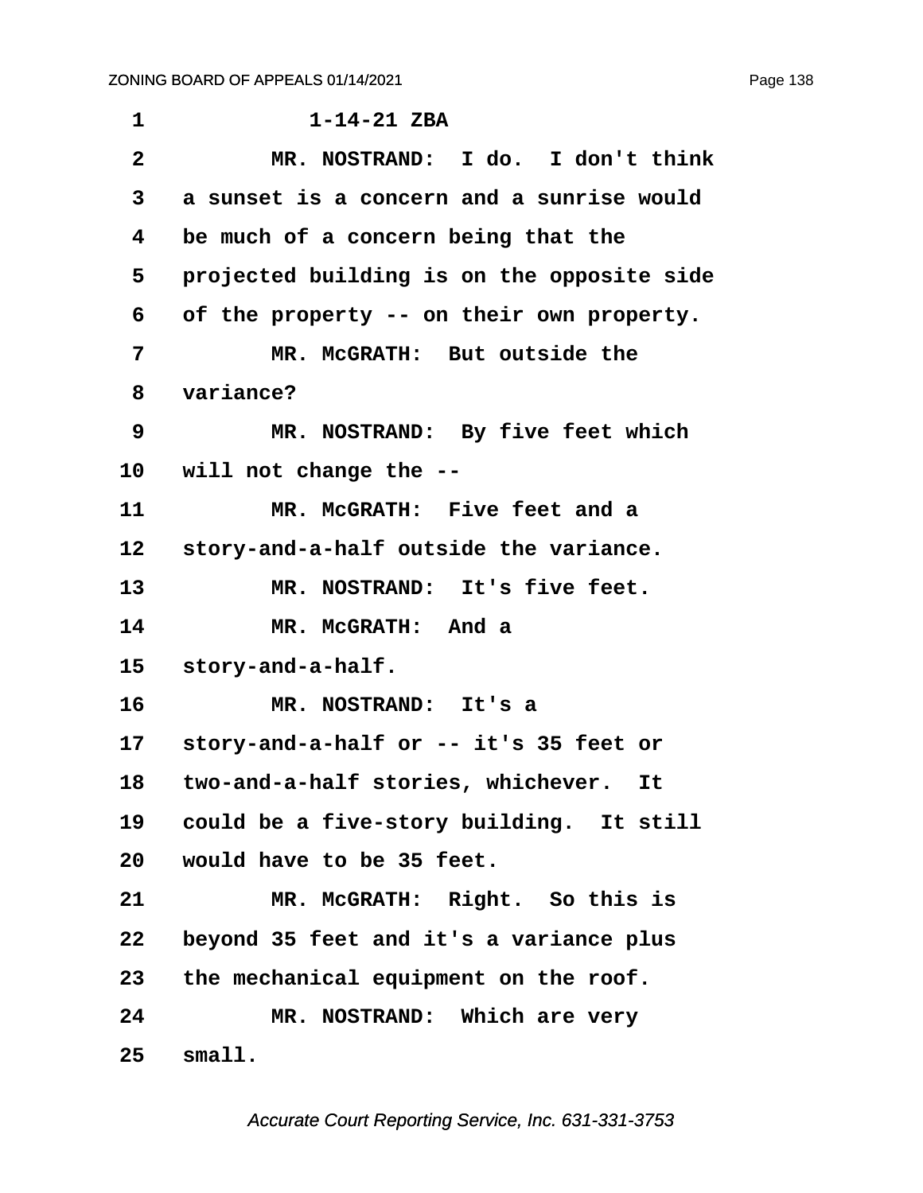1-14-21 ZBA

MR. NOSTRAND: I do. I don't think a sunset is a concern and a sunrise would be much of a concern being that the projected building is on the opposite side of the property -- on their own property.

MR. McGRATH: But outside the variance?

MR. NOSTRAND: By five feet which will not change the --

MR. McGRATH: Five feet and a story-and-a-half outside the variance.

MR. NOSTRAND: It's five feet.

MR. McGRATH: And a story-and-a-half.

MR. NOSTRAND: It's a story-and-a-half or -- it's 35 feet or two-and-a-half stories, whichever. It could be a five-story building. It still would have to be 35 feet.

MR. McGRATH: Right. So this is beyond 35 feet and it's a variance plus the mechanical equipment on the roof.

MR. NOSTRAND: Which are very small.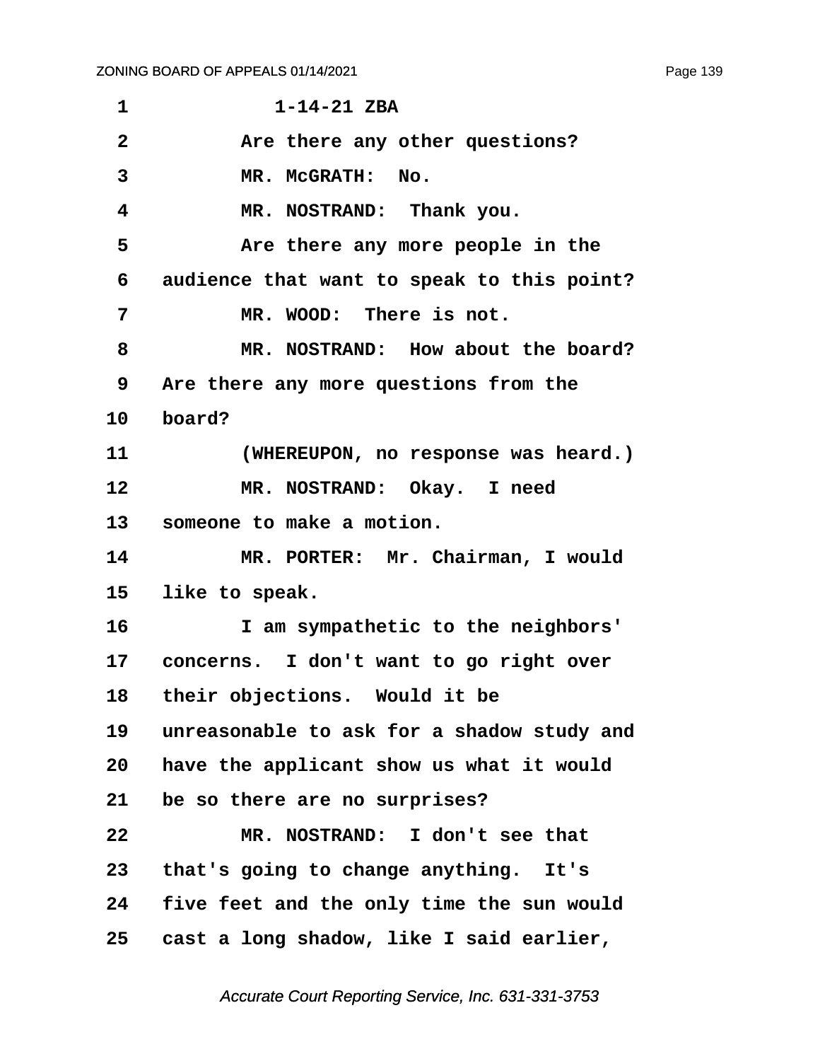1-14-21 ZBA

Are there any other questions?

MR. McGRATH: No.

MR. NOSTRAND: Thank you.

Are there any more people in the audience that want to speak to this point?

MR. WOOD: There is not.

MR. NOSTRAND: How about the board? Are there any more questions from the board?

(WHEREUPON, no response was heard.)

MR. NOSTRAND: Okay. I need someone to make a motion.

MR. PORTER: Mr. Chairman, I would like to speak.

I am sympathetic to the neighbors' concerns. I don't want to go right over their objections. Would it be unreasonable to ask for a shadow study and have the applicant show us what it would be so there are no surprises?

MR. NOSTRAND: I don't see that that's going to change anything. It's five feet and the only time the sun would cast a long shadow, like I said earlier,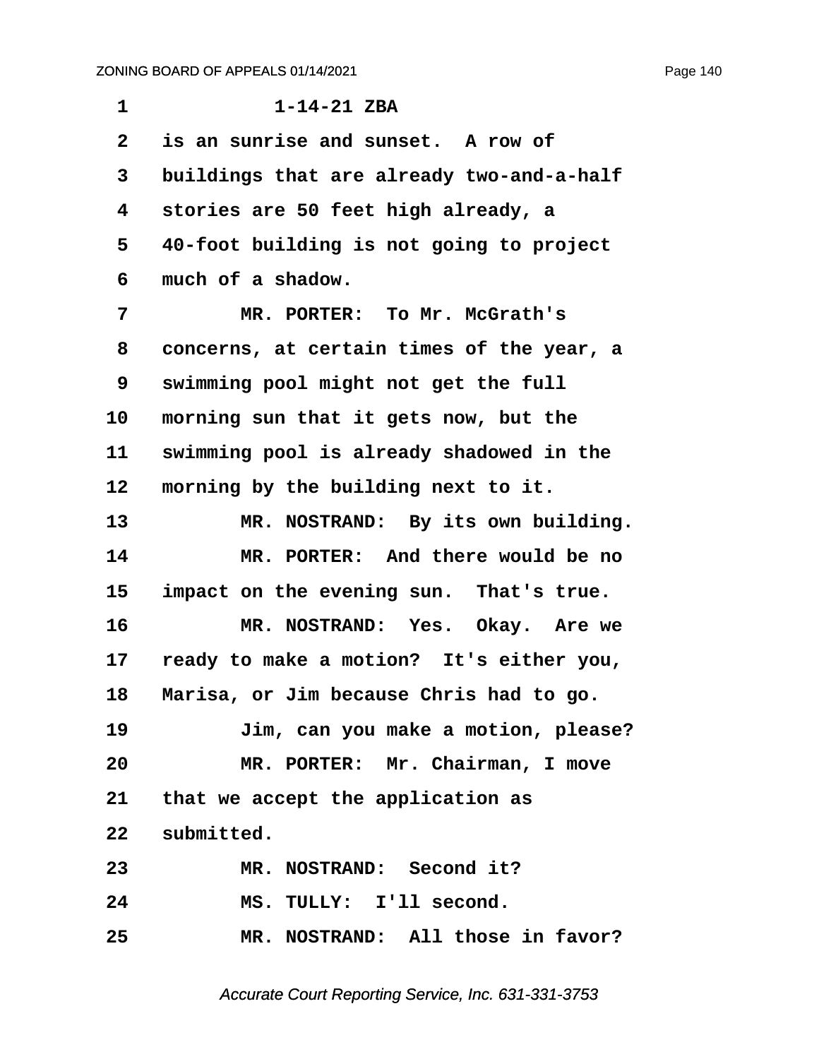1-14-21 ZBA

is an sunrise and sunset. A row of buildings that are already two-and-a-half stories are 50 feet high already, a 40-foot building is not going to project much of a shadow.

MR. PORTER: To Mr. McGrath's concerns, at certain times of the year, a swimming pool might not get the full morning sun that it gets now, but the swimming pool is already shadowed in the morning by the building next to it.

MR. NOSTRAND: By its own building.

MR. PORTER: And there would be no impact on the evening sun. That's true.

MR. NOSTRAND: Yes. Okay. Are we ready to make a motion? It's either you, Marisa, or Jim because Chris had to go.

Jim, can you make a motion, please?

MR. PORTER: Mr. Chairman, I move that we accept the application as submitted.

MR. NOSTRAND: Second it?

MS. TULLY: I'll second.

MR. NOSTRAND: All those in favor?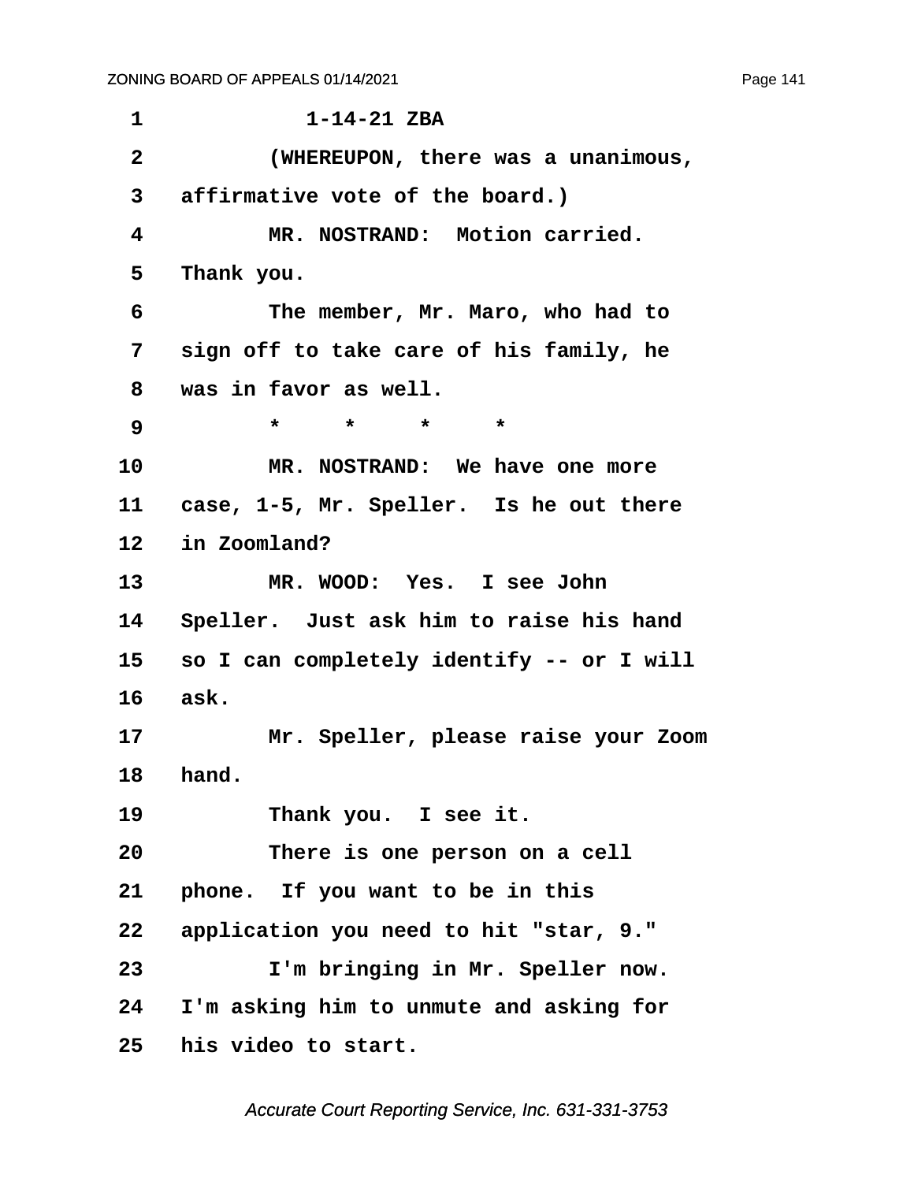1 1-14-21 ZBA

2 (WHEREUPON, there was a unanimous,

3 affirmative vote of the board.)

4 MR. NOSTRAND: Motion carried.

5 Thank you.

6 The member, Mr. Maro, who had to

7 sign off to take care of his family, he

8 was in favor as well.

9 * * * *

10 MR. NOSTRAND: We have one more

11 case, 1-5, Mr. Speller. Is he out there

12 in Zoomland?

13 MR. WOOD: Yes. I see John

14 Speller. Just ask him to raise his hand

15 so I can completely identify -- or I will

16 ask.

17 Mr. Speller, please raise your Zoom

18 hand.

19 Thank you. I see it.

20 There is one person on a cell

21 phone. If you want to be in this

22 application you need to hit "star, 9."

23 I'm bringing in Mr. Speller now.

24 I'm asking him to unmute and asking for

25 his video to start.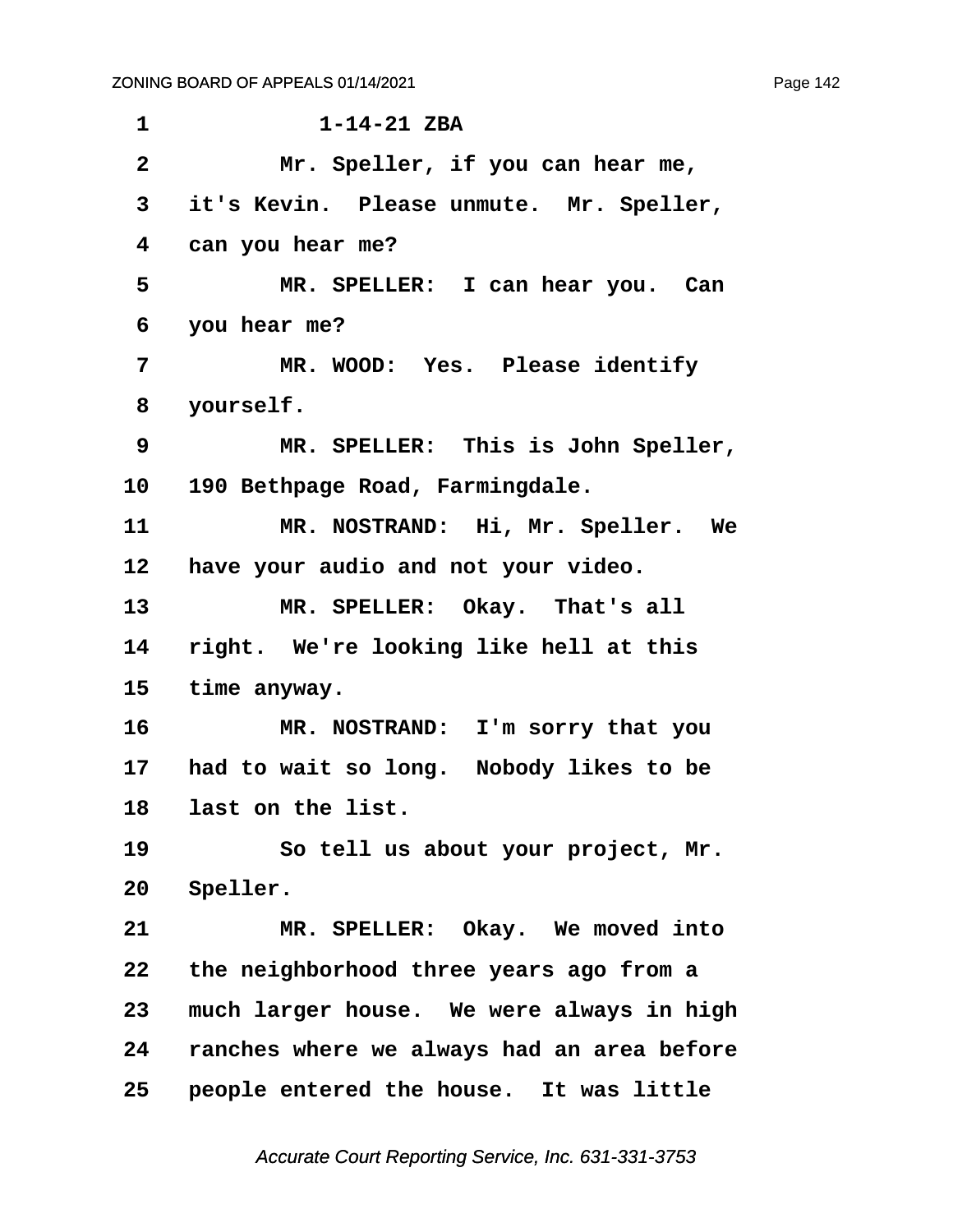1-14-21 ZBA

Mr. Speller, if you can hear me, it's Kevin. Please unmute. Mr. Speller, can you hear me?

MR. SPELLER: I can hear you. Can you hear me?

MR. WOOD: Yes. Please identify yourself.

MR. SPELLER: This is John Speller, 190 Bethpage Road, Farmingdale.

MR. NOSTRAND: Hi, Mr. Speller. We have your audio and not your video.

MR. SPELLER: Okay. That's all right. We're looking like hell at this time anyway.

MR. NOSTRAND: I'm sorry that you had to wait so long. Nobody likes to be last on the list.

So tell us about your project, Mr. Speller.

MR. SPELLER: Okay. We moved into the neighborhood three years ago from a much larger house. We were always in high ranches where we always had an area before people entered the house. It was little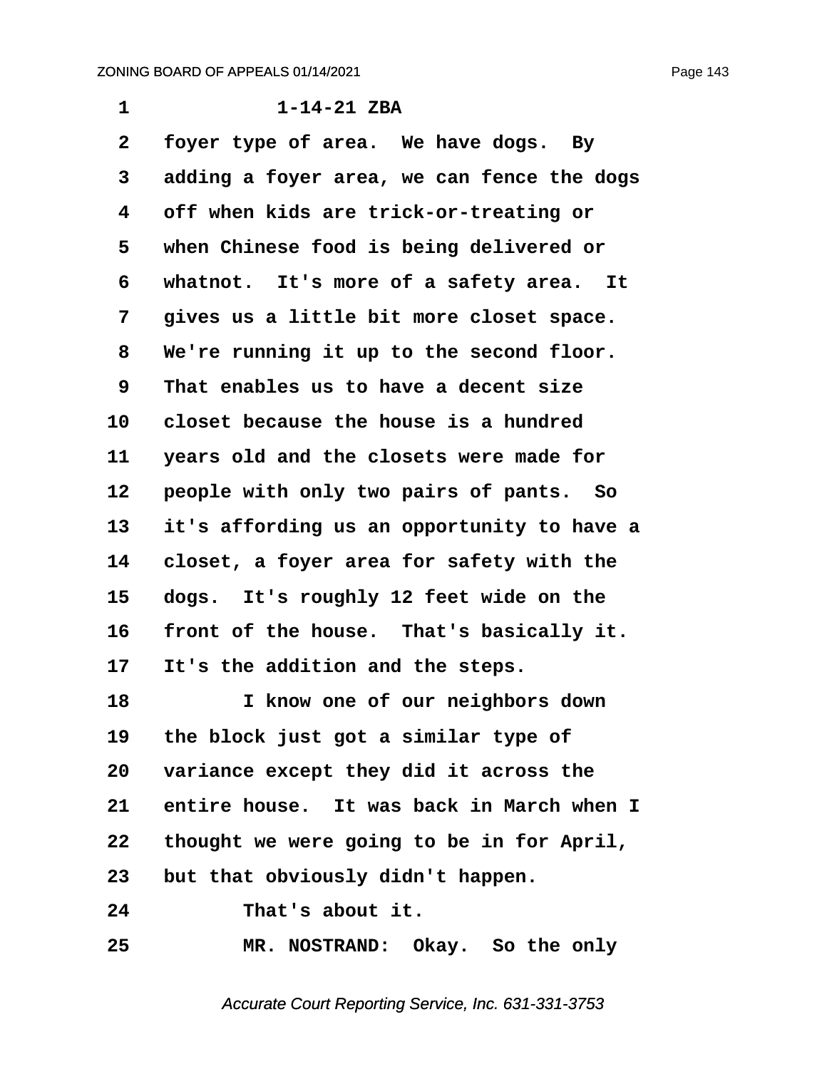1 1-14-21 ZBA

2 foyer type of area. We have dogs. By

3 adding a foyer area, we can fence the dogs

4 off when kids are trick-or-treating or

5 when Chinese food is being delivered or

6 whatnot. It's more of a safety area. It

7 gives us a little bit more closet space.

8 We're running it up to the second floor.

9 That enables us to have a decent size

10 closet because the house is a hundred

11 years old and the closets were made for

12 people with only two pairs of pants. So

13 it's affording us an opportunity to have a

14 closet, a foyer area for safety with the

15 dogs. It's roughly 12 feet wide on the

16 front of the house. That's basically it.

17 It's the addition and the steps.

18 I know one of our neighbors down

19 the block just got a similar type of

20 variance except they did it across the

21 entire house. It was back in March when I

22 thought we were going to be in for April,

23 but that obviously didn't happen.

24 That's about it.

25 MR. NOSTRAND: Okay. So the only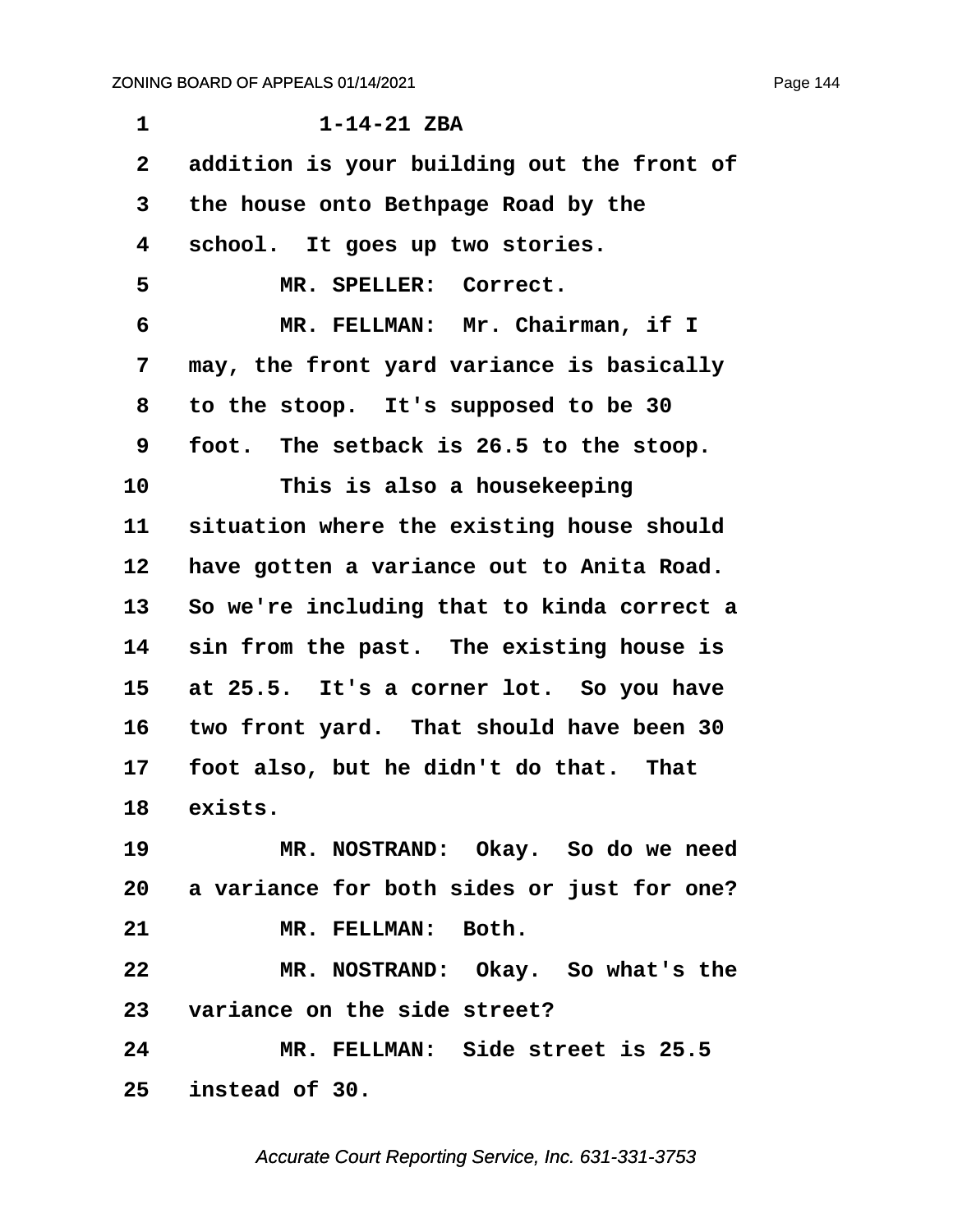1 1-14-21 ZBA

2 addition is your building out the front of

3 the house onto Bethpage Road by the

4 school. It goes up two stories.

5 MR. SPELLER: Correct.

6 MR. FELLMAN: Mr. Chairman, if I

7 may, the front yard variance is basically

8 to the stoop. It's supposed to be 30

9 foot. The setback is 26.5 to the stoop.

10 This is also a housekeeping

11 situation where the existing house should

12 have gotten a variance out to Anita Road.

13 So we're including that to kinda correct a

14 sin from the past. The existing house is

15 at 25.5. It's a corner lot. So you have

16 two front yard. That should have been 30

17 foot also, but he didn't do that. That

18 exists.

19 MR. NOSTRAND: Okay. So do we need

20 a variance for both sides or just for one?

21 MR. FELLMAN: Both.

22 MR. NOSTRAND: Okay. So what's the

23 variance on the side street?

24 MR. FELLMAN: Side street is 25.5

25 instead of 30.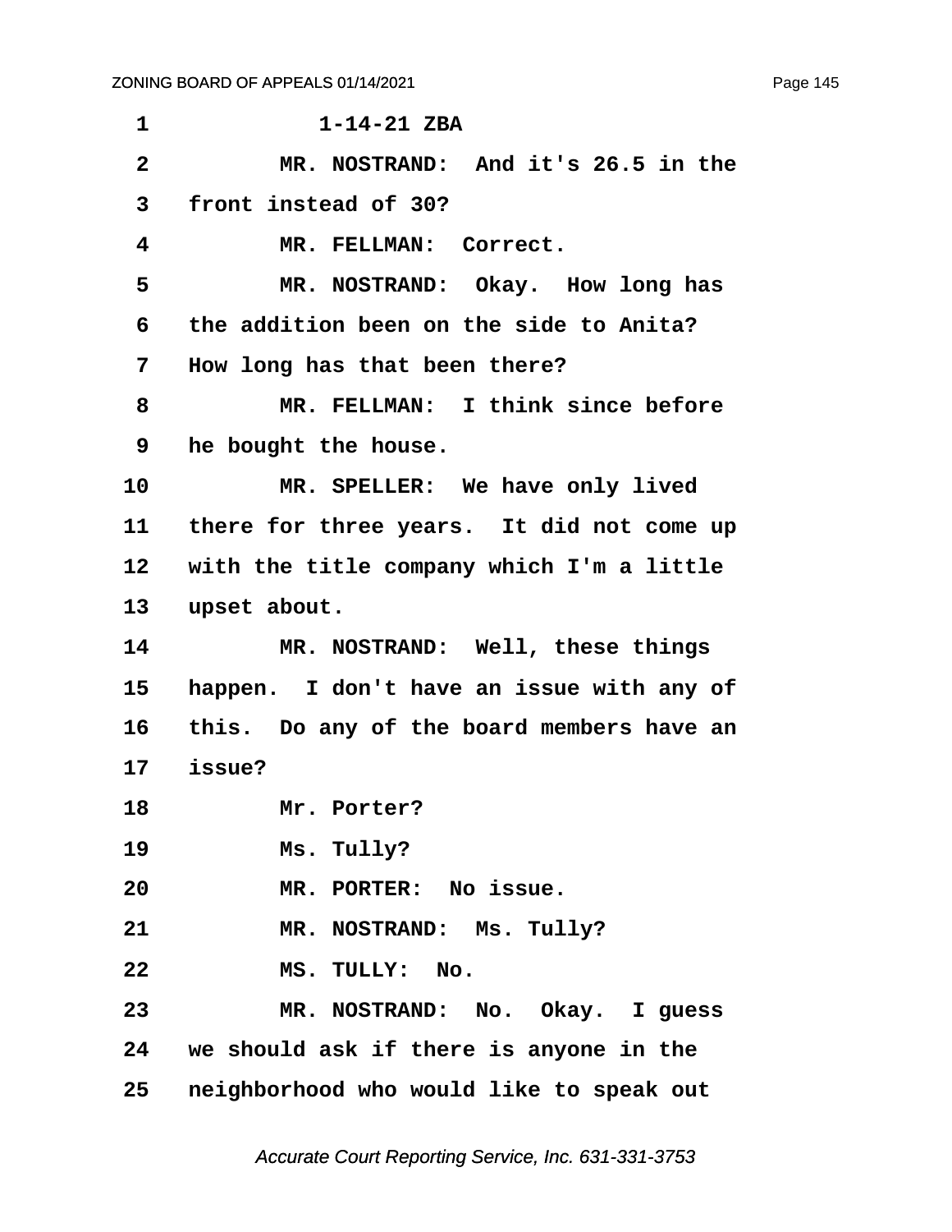1-14-21 ZBA

MR. NOSTRAND: And it's 26.5 in the front instead of 30?

MR. FELLMAN: Correct.

MR. NOSTRAND: Okay. How long has the addition been on the side to Anita? How long has that been there?

MR. FELLMAN: I think since before he bought the house.

MR. SPELLER: We have only lived there for three years. It did not come up with the title company which I'm a little upset about.

MR. NOSTRAND: Well, these things happen. I don't have an issue with any of this. Do any of the board members have an issue?

Mr. Porter?

Ms. Tully?

MR. PORTER: No issue.

MR. NOSTRAND: Ms. Tully?

MS. TULLY: No.

MR. NOSTRAND: No. Okay. I guess we should ask if there is anyone in the neighborhood who would like to speak out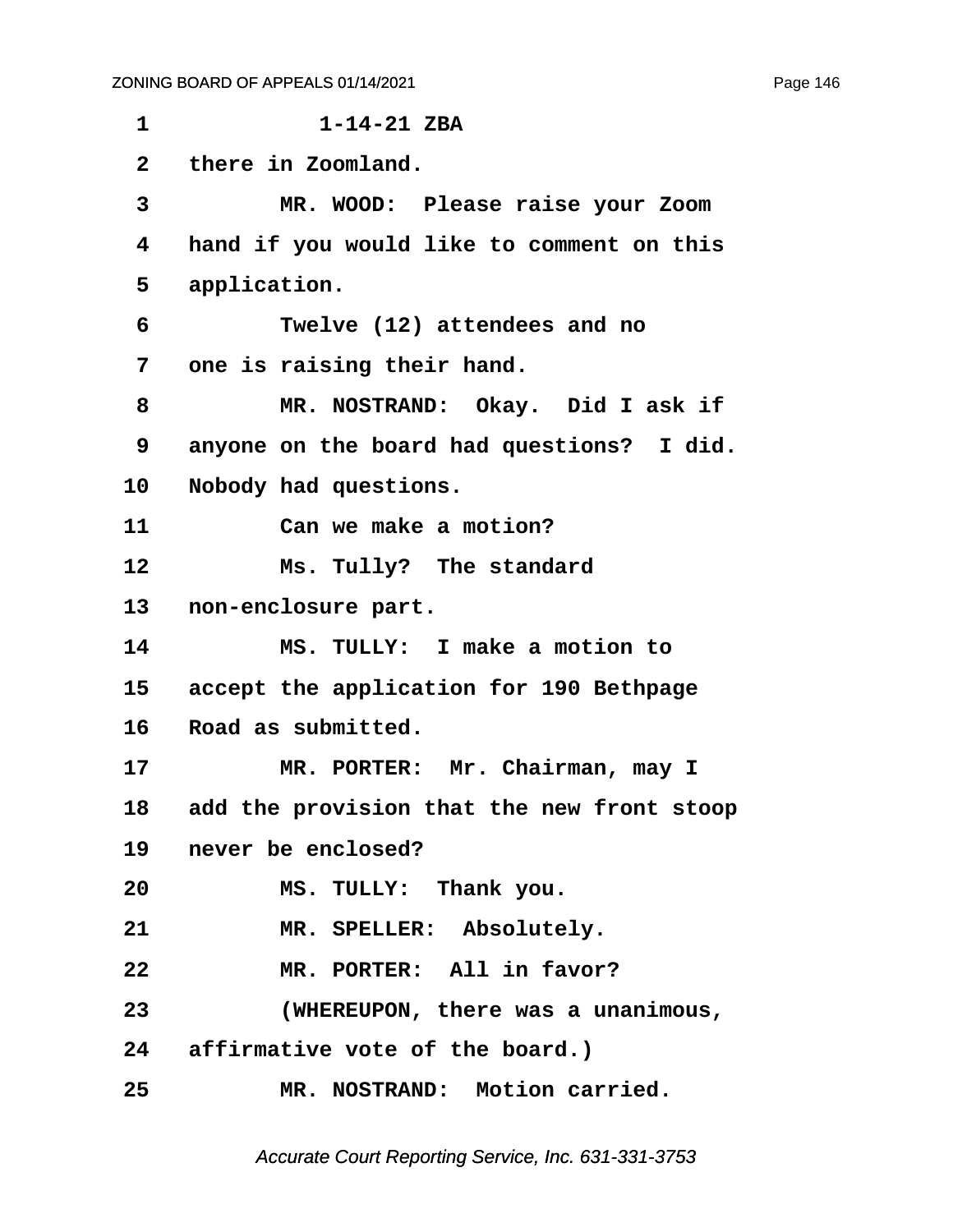1-14-21 ZBA

there in Zoomland.

MR. WOOD: Please raise your Zoom hand if you would like to comment on this application.

Twelve (12) attendees and no one is raising their hand.

MR. NOSTRAND: Okay. Did I ask if anyone on the board had questions? I did. Nobody had questions.

Can we make a motion?

Ms. Tully? The standard non-enclosure part.

MS. TULLY: I make a motion to accept the application for 190 Bethpage Road as submitted.

MR. PORTER: Mr. Chairman, may I add the provision that the new front stoop never be enclosed?

MS. TULLY: Thank you.

MR. SPELLER: Absolutely.

MR. PORTER: All in favor?

(WHEREUPON, there was a unanimous, affirmative vote of the board.)

MR. NOSTRAND: Motion carried.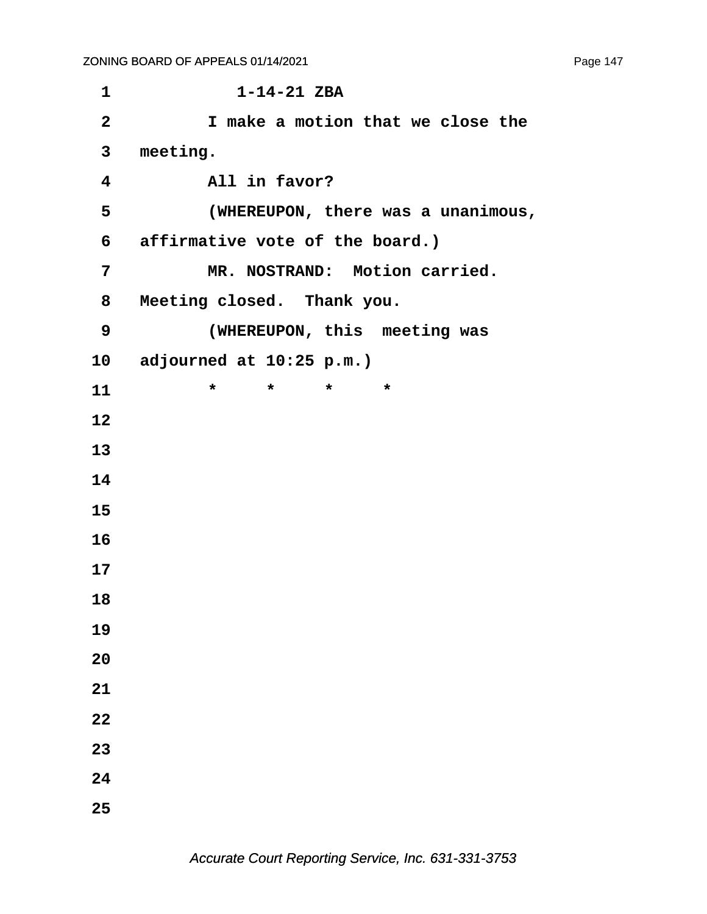1-14-21 ZBA

I make a motion that we close the meeting.

All in favor?

(WHEREUPON, there was a unanimous, affirmative vote of the board.)

MR. NOSTRAND: Motion carried. Meeting closed. Thank you.

(WHEREUPON, this meeting was adjourned at 10:25 p.m.)

\* \* \* \*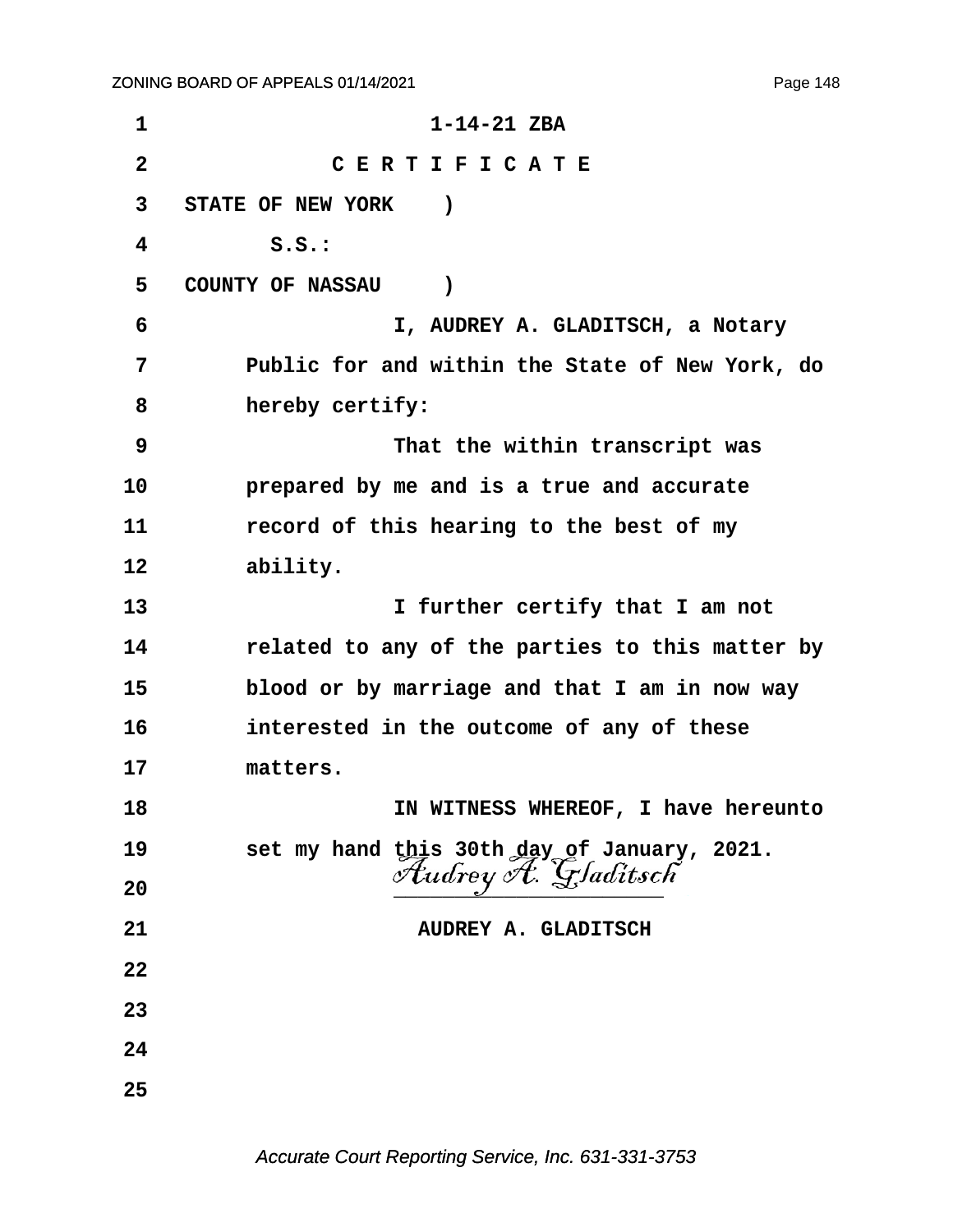1-14-21 ZBA

C E R T I F I C A T E

STATE OF NEW YORK )

S.S.:

COUNTY OF NASSAU )

I, AUDREY A. GLADITSCH, a Notary Public for and within the State of New York, do hereby certify:

That the within transcript was prepared by me and is a true and accurate record of this hearing to the best of my ability.

I further certify that I am not related to any of the parties to this matter by blood or by marriage and that I am in now way interested in the outcome of any of these matters.

IN WITNESS WHEREOF, I have hereunto set my hand this 30th day of January, 2021.

*Audrey A. Gladitsch*

AUDREY A. GLADITSCH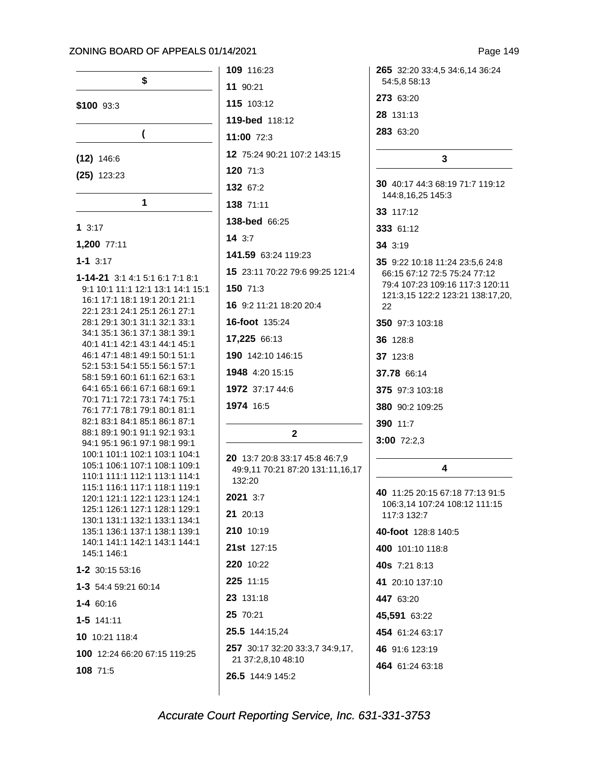## $

**$100** 93:3

## (

**(12)** 146:6

**(25)** 123:23

## 1

**1** 3:17

**1,200** 77:11

**1-1** 3:17

**1-14-21** 3:1 4:1 5:1 6:1 7:1 8:1 9:1 10:1 11:1 12:1 13:1 14:1 15:1 16:1 17:1 18:1 19:1 20:1 21:1 22:1 23:1 24:1 25:1 26:1 27:1 28:1 29:1 30:1 31:1 32:1 33:1 34:1 35:1 36:1 37:1 38:1 39:1 40:1 41:1 42:1 43:1 44:1 45:1 46:1 47:1 48:1 49:1 50:1 51:1 52:1 53:1 54:1 55:1 56:1 57:1 58:1 59:1 60:1 61:1 62:1 63:1 64:1 65:1 66:1 67:1 68:1 69:1 70:1 71:1 72:1 73:1 74:1 75:1 76:1 77:1 78:1 79:1 80:1 81:1 82:1 83:1 84:1 85:1 86:1 87:1 88:1 89:1 90:1 91:1 92:1 93:1 94:1 95:1 96:1 97:1 98:1 99:1 100:1 101:1 102:1 103:1 104:1 105:1 106:1 107:1 108:1 109:1 110:1 111:1 112:1 113:1 114:1 115:1 116:1 117:1 118:1 119:1 120:1 121:1 122:1 123:1 124:1 125:1 126:1 127:1 128:1 129:1 130:1 131:1 132:1 133:1 134:1 135:1 136:1 137:1 138:1 139:1 140:1 141:1 142:1 143:1 144:1 145:1 146:1

**1-2** 30:15 53:16

**1-3** 54:4 59:21 60:14

**1-4** 60:16

**1-5** 141:11

**10** 10:21 118:4

**100** 12:24 66:20 67:15 119:25

**108** 71:5

**109** 116:23

**11** 90:21

**115** 103:12

**119-bed** 118:12

**11:00** 72:3

**12** 75:24 90:21 107:2 143:15

**120** 71:3

**132** 67:2

**138** 71:11

**138-bed** 66:25

**14** 3:7

**141.59** 63:24 119:23

**15** 23:11 70:22 79:6 99:25 121:4

**150** 71:3

**16** 9:2 11:21 18:20 20:4

**16-foot** 135:24

**17,225** 66:13

**190** 142:10 146:15

**1948** 4:20 15:15

**1972** 37:17 44:6

**1974** 16:5

## 2

**20** 13:7 20:8 33:17 45:8 46:7,9 49:9,11 70:21 87:20 131:11,16,17 132:20

**2021** 3:7

**21** 20:13

**210** 10:19

**21st** 127:15

**220** 10:22

**225** 11:15

**23** 131:18

**25** 70:21

**25.5** 144:15,24

**257** 30:17 32:20 33:3,7 34:9,17, 21 37:2,8,10 48:10

**26.5** 144:9 145:2

**265** 32:20 33:4,5 34:6,14 36:24 54:5,8 58:13

**273** 63:20

**28** 131:13

**283** 63:20

## 3

**30** 40:17 44:3 68:19 71:7 119:12 144:8,16,25 145:3

**33** 117:12

**333** 61:12

**34** 3:19

**35** 9:22 10:18 11:24 23:5,6 24:8 66:15 67:12 72:5 75:24 77:12 79:4 107:23 109:16 117:3 120:11 121:3,15 122:2 123:21 138:17,20, 22

**350** 97:3 103:18

**36** 128:8

**37** 123:8

**37.78** 66:14

**375** 97:3 103:18

**380** 90:2 109:25

**390** 11:7

**3:00** 72:2,3

## 4

**40** 11:25 20:15 67:18 77:13 91:5 106:3,14 107:24 108:12 111:15 117:3 132:7

**40-foot** 128:8 140:5

**400** 101:10 118:8

**40s** 7:21 8:13

**41** 20:10 137:10

**447** 63:20

**45,591** 63:22

**454** 61:24 63:17

**46** 91:6 123:19

**464** 61:24 63:18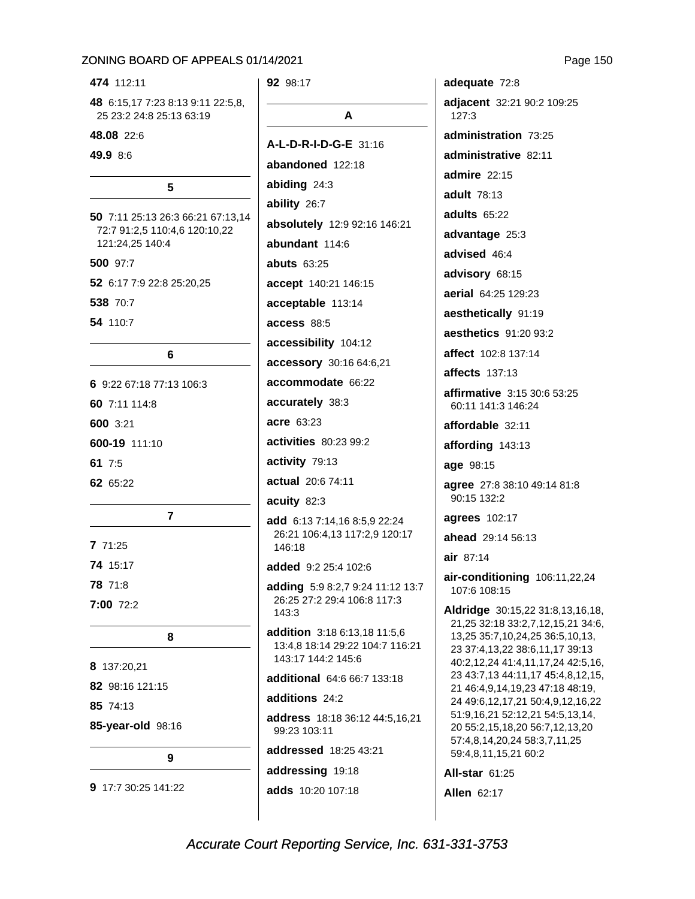**474** 112:11

**48** 6:15,17 7:23 8:13 9:11 22:5,8, 25 23:2 24:8 25:13 63:19

**48.08** 22:6

**49.9** 8:6

## 5

**50** 7:11 25:13 26:3 66:21 67:13,14 72:7 91:2,5 110:4,6 120:10,22 121:24,25 140:4

**500** 97:7

**52** 6:17 7:9 22:8 25:20,25

**538** 70:7

**54** 110:7

## 6

**6** 9:22 67:18 77:13 106:3

**60** 7:11 114:8

**600** 3:21

**600-19** 111:10

**61** 7:5

**62** 65:22

## 7

**7** 71:25

**74** 15:17

**78** 71:8

**7:00** 72:2

## 8

**8** 137:20,21

**82** 98:16 121:15

**85** 74:13

**85-year-old** 98:16

## 9

**9** 17:7 30:25 141:22

**92** 98:17

## A

**A-L-D-R-I-D-G-E** 31:16

**abandoned** 122:18

**abiding** 24:3

**ability** 26:7

**absolutely** 12:9 92:16 146:21

**abundant** 114:6

**abuts** 63:25

**accept** 140:21 146:15

**acceptable** 113:14

**access** 88:5

**accessibility** 104:12

**accessory** 30:16 64:6,21

**accommodate** 66:22

**accurately** 38:3

**acre** 63:23

**activities** 80:23 99:2

**activity** 79:13

**actual** 20:6 74:11

**acuity** 82:3

**add** 6:13 7:14,16 8:5,9 22:24 26:21 106:4,13 117:2,9 120:17 146:18

**added** 9:2 25:4 102:6

**adding** 5:9 8:2,7 9:24 11:12 13:7 26:25 27:2 29:4 106:8 117:3 143:3

**addition** 3:18 6:13,18 11:5,6 13:4,8 18:14 29:22 104:7 116:21 143:17 144:2 145:6

**additional** 64:6 66:7 133:18

**additions** 24:2

**address** 18:18 36:12 44:5,16,21 99:23 103:11

**addressed** 18:25 43:21

**addressing** 19:18

**adds** 10:20 107:18

**adequate** 72:8

**adjacent** 32:21 90:2 109:25 127:3

**administration** 73:25

**administrative** 82:11

**admire** 22:15

**adult** 78:13

**adults** 65:22

**advantage** 25:3

**advised** 46:4

**advisory** 68:15

**aerial** 64:25 129:23

**aesthetically** 91:19

**aesthetics** 91:20 93:2

**affect** 102:8 137:14

**affects** 137:13

**affirmative** 3:15 30:6 53:25 60:11 141:3 146:24

**affordable** 32:11

**affording** 143:13

**age** 98:15

**agree** 27:8 38:10 49:14 81:8 90:15 132:2

**agrees** 102:17

**ahead** 29:14 56:13

**air** 87:14

**air-conditioning** 106:11,22,24 107:6 108:15

**Aldridge** 30:15,22 31:8,13,16,18, 21,25 32:18 33:2,7,12,15,21 34:6, 13,25 35:7,10,24,25 36:5,10,13, 23 37:4,13,22 38:6,11,17 39:13 40:2,12,24 41:4,11,17,24 42:5,16, 23 43:7,13 44:11,17 45:4,8,12,15, 21 46:4,9,14,19,23 47:18 48:19, 24 49:6,12,17,21 50:4,9,12,16,22 51:9,16,21 52:12,21 54:5,13,14, 20 55:2,15,18,20 56:7,12,13,20 57:4,8,14,20,24 58:3,7,11,25 59:4,8,11,15,21 60:2

**All-star** 61:25

**Allen** 62:17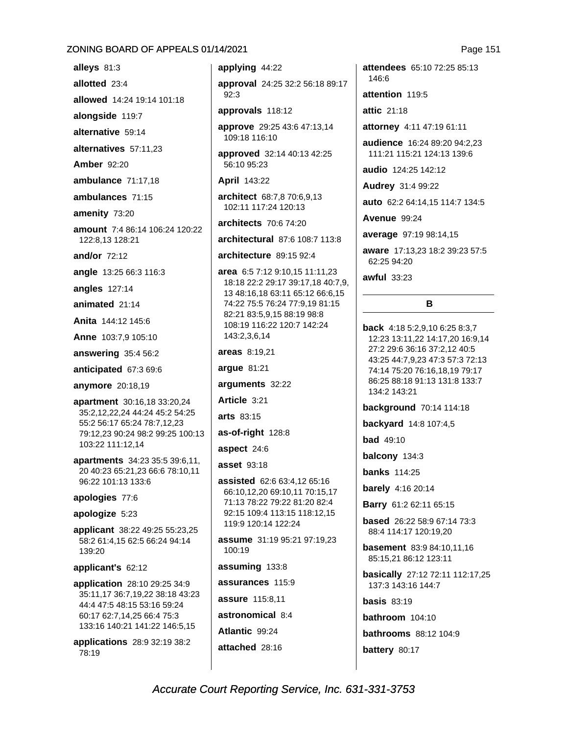**alleys** 81:3

**allotted** 23:4

**allowed** 14:24 19:14 101:18

**alongside** 119:7

**alternative** 59:14

**alternatives** 57:11,23

**Amber** 92:20

**ambulance** 71:17,18

**ambulances** 71:15

**amenity** 73:20

**amount** 7:4 86:14 106:24 120:22 122:8,13 128:21

**and/or** 72:12

**angle** 13:25 66:3 116:3

**angles** 127:14

**animated** 21:14

**Anita** 144:12 145:6

**Anne** 103:7,9 105:10

**answering** 35:4 56:2

**anticipated** 67:3 69:6

**anymore** 20:18,19

**apartment** 30:16,18 33:20,24 35:2,12,22,24 44:24 45:2 54:25 55:2 56:17 65:24 78:7,12,23 79:12,23 90:24 98:2 99:25 100:13 103:22 111:12,14

**apartments** 34:23 35:5 39:6,11, 20 40:23 65:21,23 66:6 78:10,11 96:22 101:13 133:6

**apologies** 77:6

**apologize** 5:23

**applicant** 38:22 49:25 55:23,25 58:2 61:4,15 62:5 66:24 94:14 139:20

**applicant's** 62:12

**application** 28:10 29:25 34:9 35:11,17 36:7,19,22 38:18 43:23 44:4 47:5 48:15 53:16 59:24 60:17 62:7,14,25 66:4 75:3 133:16 140:21 141:22 146:5,15

**applications** 28:9 32:19 38:2 78:19

**applying** 44:22

**approval** 24:25 32:2 56:18 89:17 92:3

**approvals** 118:12

**approve** 29:25 43:6 47:13,14 109:18 116:10

**approved** 32:14 40:13 42:25 56:10 95:23

**April** 143:22

**architect** 68:7,8 70:6,9,13 102:11 117:24 120:13

**architects** 70:6 74:20

**architectural** 87:6 108:7 113:8

**architecture** 89:15 92:4

**area** 6:5 7:12 9:10,15 11:11,23 18:18 22:2 29:17 39:17,18 40:7,9, 13 48:16,18 63:11 65:12 66:6,15 74:22 75:5 76:24 77:9,19 81:15 82:21 83:5,9,15 88:19 98:8 108:19 116:22 120:7 142:24 143:2,3,6,14

**areas** 8:19,21

**argue** 81:21

**arguments** 32:22

**Article** 3:21

**arts** 83:15

**as-of-right** 128:8

**aspect** 24:6

**asset** 93:18

**assisted** 62:6 63:4,12 65:16 66:10,12,20 69:10,11 70:15,17 71:13 78:22 79:22 81:20 82:4 92:15 109:4 113:15 118:12,15 119:9 120:14 122:24

**assume** 31:19 95:21 97:19,23 100:19

**assuming** 133:8

**assurances** 115:9

**assure** 115:8,11

**astronomical** 8:4

**Atlantic** 99:24

**attached** 28:16

**attendees** 65:10 72:25 85:13 146:6

**attention** 119:5

**attic** 21:18

**attorney** 4:11 47:19 61:11

**audience** 16:24 89:20 94:2,23 111:21 115:21 124:13 139:6

**audio** 124:25 142:12

**Audrey** 31:4 99:22

**auto** 62:2 64:14,15 114:7 134:5

**Avenue** 99:24

**average** 97:19 98:14,15

**aware** 17:13,23 18:2 39:23 57:5 62:25 94:20

**awful** 33:23

## B

**back** 4:18 5:2,9,10 6:25 8:3,7 12:23 13:11,22 14:17,20 16:9,14 27:2 29:6 36:16 37:2,12 40:5 43:25 44:7,9,23 47:3 57:3 72:13 74:14 75:20 76:16,18,19 79:17 86:25 88:18 91:13 131:8 133:7 134:2 143:21

**background** 70:14 114:18

**backyard** 14:8 107:4,5

**bad** 49:10

**balcony** 134:3

**banks** 114:25

**barely** 4:16 20:14

**Barry** 61:2 62:11 65:15

**based** 26:22 58:9 67:14 73:3 88:4 114:17 120:19,20

**basement** 83:9 84:10,11,16 85:15,21 86:12 123:11

**basically** 27:12 72:11 112:17,25 137:3 143:16 144:7

**basis** 83:19

**bathroom** 104:10

**bathrooms** 88:12 104:9

**battery** 80:17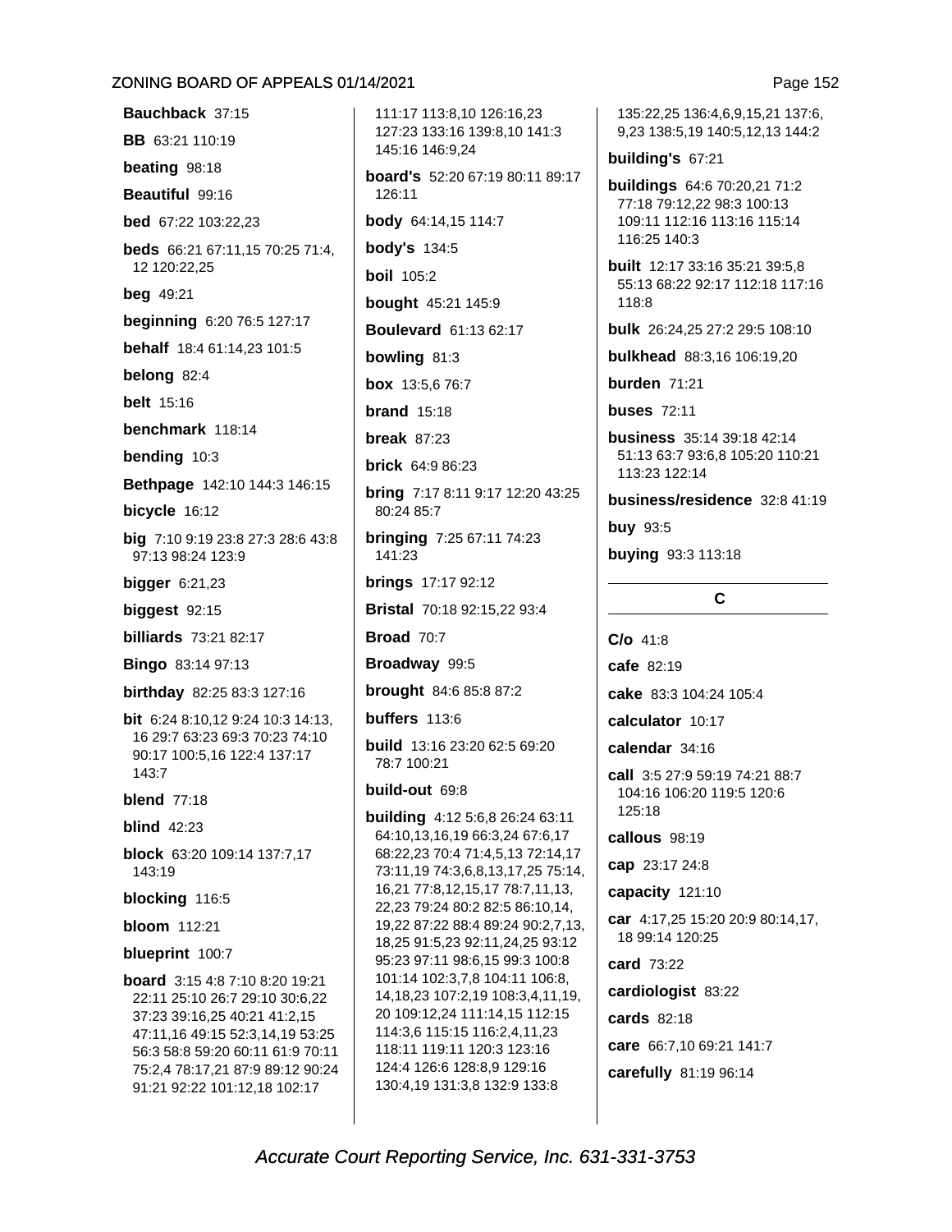**Bauchback** 37:15

**BB** 63:21 110:19

**beating** 98:18

**Beautiful** 99:16

**bed** 67:22 103:22,23

**beds** 66:21 67:11,15 70:25 71:4, 12 120:22,25

**beg** 49:21

**beginning** 6:20 76:5 127:17

**behalf** 18:4 61:14,23 101:5

**belong** 82:4

**belt** 15:16

**benchmark** 118:14

**bending** 10:3

**Bethpage** 142:10 144:3 146:15

**bicycle** 16:12

**big** 7:10 9:19 23:8 27:3 28:6 43:8 97:13 98:24 123:9

**bigger** 6:21,23

**biggest** 92:15

**billiards** 73:21 82:17

**Bingo** 83:14 97:13

**birthday** 82:25 83:3 127:16

**bit** 6:24 8:10,12 9:24 10:3 14:13, 16 29:7 63:23 69:3 70:23 74:10 90:17 100:5,16 122:4 137:17 143:7

**blend** 77:18

**blind** 42:23

**block** 63:20 109:14 137:7,17 143:19

**blocking** 116:5

**bloom** 112:21

**blueprint** 100:7

**board** 3:15 4:8 7:10 8:20 19:21 22:11 25:10 26:7 29:10 30:6,22 37:23 39:16,25 40:21 41:2,15 47:11,16 49:15 52:3,14,19 53:25 56:3 58:8 59:20 60:11 61:9 70:11 75:2,4 78:17,21 87:9 89:12 90:24 91:21 92:22 101:12,18 102:17 111:17 113:8,10 126:16,23 127:23 133:16 139:8,10 141:3 145:16 146:9,24

**board's** 52:20 67:19 80:11 89:17 126:11

**body** 64:14,15 114:7

**body's** 134:5

**boil** 105:2

**bought** 45:21 145:9

**Boulevard** 61:13 62:17

**bowling** 81:3

**box** 13:5,6 76:7

**brand** 15:18

**break** 87:23

**brick** 64:9 86:23

**bring** 7:17 8:11 9:17 12:20 43:25 80:24 85:7

**bringing** 7:25 67:11 74:23 141:23

**brings** 17:17 92:12

**Bristal** 70:18 92:15,22 93:4

**Broad** 70:7

**Broadway** 99:5

**brought** 84:6 85:8 87:2

**buffers** 113:6

**build** 13:16 23:20 62:5 69:20 78:7 100:21

**build-out** 69:8

**building** 4:12 5:6,8 26:24 63:11 64:10,13,16,19 66:3,24 67:6,17 68:22,23 70:4 71:4,5,13 72:14,17 73:11,19 74:3,6,8,13,17,25 75:14, 16,21 77:8,12,15,17 78:7,11,13, 22,23 79:24 80:2 82:5 86:10,14, 19,22 87:22 88:4 89:24 90:2,7,13, 18,25 91:5,23 92:11,24,25 93:12 95:23 97:11 98:6,15 99:3 100:8 101:14 102:3,7,8 104:11 106:8, 14,18,23 107:2,19 108:3,4,11,19, 20 109:12,24 111:14,15 112:15 114:3,6 115:15 116:2,4,11,23 118:11 119:11 120:3 123:16 124:4 126:6 128:8,9 129:16 130:4,19 131:3,8 132:9 133:8 135:22,25 136:4,6,9,15,21 137:6, 9,23 138:5,19 140:5,12,13 144:2

**building's** 67:21

**buildings** 64:6 70:20,21 71:2 77:18 79:12,22 98:3 100:13 109:11 112:16 113:16 115:14 116:25 140:3

**built** 12:17 33:16 35:21 39:5,8 55:13 68:22 92:17 112:18 117:16 118:8

**bulk** 26:24,25 27:2 29:5 108:10

**bulkhead** 88:3,16 106:19,20

**burden** 71:21

**buses** 72:11

**business** 35:14 39:18 42:14 51:13 63:7 93:6,8 105:20 110:21 113:23 122:14

**business/residence** 32:8 41:19

**buy** 93:5

**buying** 93:3 113:18

## C

**C/o** 41:8

**cafe** 82:19

**cake** 83:3 104:24 105:4

**calculator** 10:17

**calendar** 34:16

**call** 3:5 27:9 59:19 74:21 88:7 104:16 106:20 119:5 120:6 125:18

**callous** 98:19

**cap** 23:17 24:8

**capacity** 121:10

**car** 4:17,25 15:20 20:9 80:14,17, 18 99:14 120:25

**card** 73:22

**cardiologist** 83:22

**cards** 82:18

**care** 66:7,10 69:21 141:7

**carefully** 81:19 96:14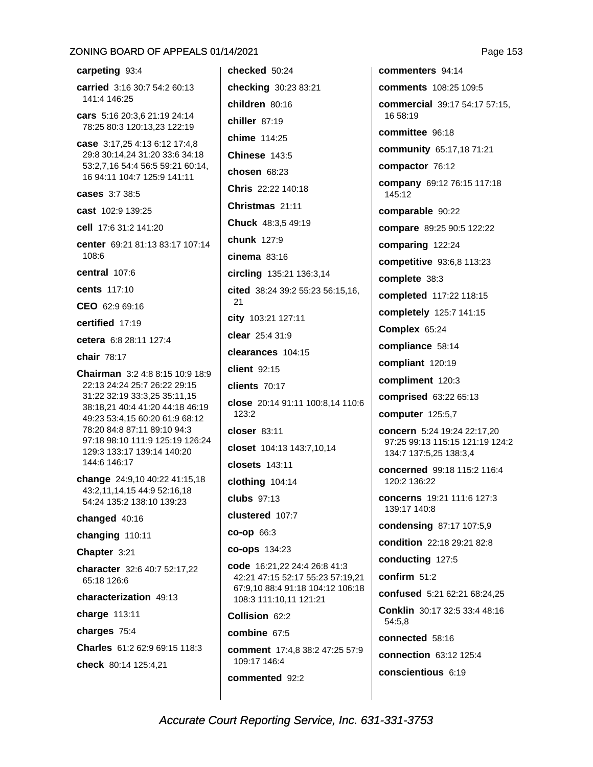**carpeting** 93:4

**carried** 3:16 30:7 54:2 60:13 141:4 146:25

**cars** 5:16 20:3,6 21:19 24:14 78:25 80:3 120:13,23 122:19

**case** 3:17,25 4:13 6:12 17:4,8 29:8 30:14,24 31:20 33:6 34:18 53:2,7,16 54:4 56:5 59:21 60:14, 16 94:11 104:7 125:9 141:11

**cases** 3:7 38:5

**cast** 102:9 139:25

**cell** 17:6 31:2 141:20

**center** 69:21 81:13 83:17 107:14 108:6

**central** 107:6

**cents** 117:10

**CEO** 62:9 69:16

**certified** 17:19

**cetera** 6:8 28:11 127:4

**chair** 78:17

**Chairman** 3:2 4:8 8:15 10:9 18:9 22:13 24:24 25:7 26:22 29:15 31:22 32:19 33:3,25 35:11,15 38:18,21 40:4 41:20 44:18 46:19 49:23 53:4,15 60:20 61:9 68:12 78:20 84:8 87:11 89:10 94:3 97:18 98:10 111:9 125:19 126:24 129:3 133:17 139:14 140:20 144:6 146:17

**change** 24:9,10 40:22 41:15,18 43:2,11,14,15 44:9 52:16,18 54:24 135:2 138:10 139:23

**changed** 40:16

**changing** 110:11

**Chapter** 3:21

**character** 32:6 40:7 52:17,22 65:18 126:6

**characterization** 49:13

**charge** 113:11

**charges** 75:4

**Charles** 61:2 62:9 69:15 118:3

**check** 80:14 125:4,21

**checked** 50:24

**checking** 30:23 83:21

**children** 80:16

**chiller** 87:19

**chime** 114:25

**Chinese** 143:5

**chosen** 68:23

**Chris** 22:22 140:18

**Christmas** 21:11

**Chuck** 48:3,5 49:19

**chunk** 127:9

**cinema** 83:16

**circling** 135:21 136:3,14

**cited** 38:24 39:2 55:23 56:15,16, 21

**city** 103:21 127:11

**clear** 25:4 31:9

**clearances** 104:15

**client** 92:15

**clients** 70:17

**close** 20:14 91:11 100:8,14 110:6 123:2

**closer** 83:11

**closet** 104:13 143:7,10,14

**closets** 143:11

**clothing** 104:14

**clubs** 97:13

**clustered** 107:7

**co-op** 66:3

**co-ops** 134:23

**code** 16:21,22 24:4 26:8 41:3 42:21 47:15 52:17 55:23 57:19,21 67:9,10 88:4 91:18 104:12 106:18 108:3 111:10,11 121:21

**Collision** 62:2

**combine** 67:5

**comment** 17:4,8 38:2 47:25 57:9 109:17 146:4

**commented** 92:2

**commenters** 94:14

**comments** 108:25 109:5

**commercial** 39:17 54:17 57:15, 16 58:19

**committee** 96:18

**community** 65:17,18 71:21

**compactor** 76:12

**company** 69:12 76:15 117:18 145:12

**comparable** 90:22

**compare** 89:25 90:5 122:22

**comparing** 122:24

**competitive** 93:6,8 113:23

**complete** 38:3

**completed** 117:22 118:15

**completely** 125:7 141:15

**Complex** 65:24

**compliance** 58:14

**compliant** 120:19

**compliment** 120:3

**comprised** 63:22 65:13

**computer** 125:5,7

**concern** 5:24 19:24 22:17,20 97:25 99:13 115:15 121:19 124:2 134:7 137:5,25 138:3,4

**concerned** 99:18 115:2 116:4 120:2 136:22

**concerns** 19:21 111:6 127:3 139:17 140:8

**condensing** 87:17 107:5,9

**condition** 22:18 29:21 82:8

**conducting** 127:5

**confirm** 51:2

**confused** 5:21 62:21 68:24,25

**Conklin** 30:17 32:5 33:4 48:16 54:5,8

**connected** 58:16

**connection** 63:12 125:4

**conscientious** 6:19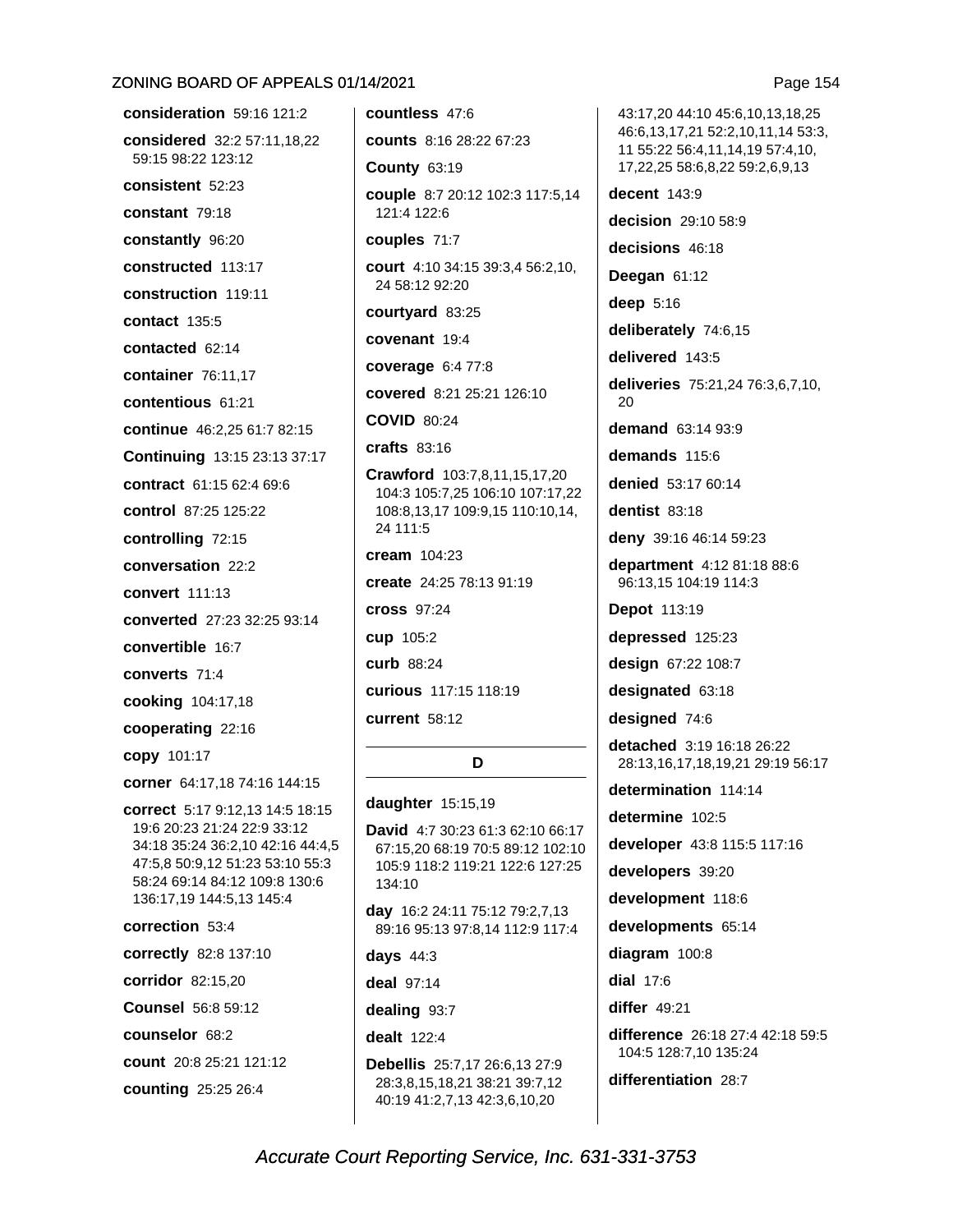**consideration** 59:16 121:2

**considered** 32:2 57:11,18,22 59:15 98:22 123:12

**consistent** 52:23

**constant** 79:18

**constantly** 96:20

**constructed** 113:17

**construction** 119:11

**contact** 135:5

**contacted** 62:14

**container** 76:11,17

**contentious** 61:21

**continue** 46:2,25 61:7 82:15

**Continuing** 13:15 23:13 37:17

**contract** 61:15 62:4 69:6

**control** 87:25 125:22

**controlling** 72:15

**conversation** 22:2

**convert** 111:13

**converted** 27:23 32:25 93:14

**convertible** 16:7

**converts** 71:4

**cooking** 104:17,18

**cooperating** 22:16

**copy** 101:17

**corner** 64:17,18 74:16 144:15

**correct** 5:17 9:12,13 14:5 18:15 19:6 20:23 21:24 22:9 33:12 34:18 35:24 36:2,10 42:16 44:4,5 47:5,8 50:9,12 51:23 53:10 55:3 58:24 69:14 84:12 109:8 130:6 136:17,19 144:5,13 145:4

**correction** 53:4

**correctly** 82:8 137:10

**corridor** 82:15,20

**Counsel** 56:8 59:12

**counselor** 68:2

**count** 20:8 25:21 121:12

**counting** 25:25 26:4

**countless** 47:6

**counts** 8:16 28:22 67:23

**County** 63:19

**couple** 8:7 20:12 102:3 117:5,14 121:4 122:6

**couples** 71:7

**court** 4:10 34:15 39:3,4 56:2,10, 24 58:12 92:20

**courtyard** 83:25

**covenant** 19:4

**coverage** 6:4 77:8

**covered** 8:21 25:21 126:10

**COVID** 80:24

**crafts** 83:16

**Crawford** 103:7,8,11,15,17,20 104:3 105:7,25 106:10 107:17,22 108:8,13,17 109:9,15 110:10,14, 24 111:5

**cream** 104:23

**create** 24:25 78:13 91:19

**cross** 97:24

**cup** 105:2

**curb** 88:24

**curious** 117:15 118:19

**current** 58:12

## D

**daughter** 15:15,19

**David** 4:7 30:23 61:3 62:10 66:17 67:15,20 68:19 70:5 89:12 102:10 105:9 118:2 119:21 122:6 127:25 134:10

**day** 16:2 24:11 75:12 79:2,7,13 89:16 95:13 97:8,14 112:9 117:4

**days** 44:3

**deal** 97:14

**dealing** 93:7

**dealt** 122:4

**Debellis** 25:7,17 26:6,13 27:9 28:3,8,15,18,21 38:21 39:7,12 40:19 41:2,7,13 42:3,6,10,20 43:17,20 44:10 45:6,10,13,18,25 46:6,13,17,21 52:2,10,11,14 53:3, 11 55:22 56:4,11,14,19 57:4,10, 17,22,25 58:6,8,22 59:2,6,9,13

**decent** 143:9

**decision** 29:10 58:9

**decisions** 46:18

**Deegan** 61:12

**deep** 5:16

**deliberately** 74:6,15

**delivered** 143:5

**deliveries** 75:21,24 76:3,6,7,10, 20

**demand** 63:14 93:9

**demands** 115:6

**denied** 53:17 60:14

**dentist** 83:18

**deny** 39:16 46:14 59:23

**department** 4:12 81:18 88:6 96:13,15 104:19 114:3

**Depot** 113:19

**depressed** 125:23

**design** 67:22 108:7

**designated** 63:18

**designed** 74:6

**detached** 3:19 16:18 26:22 28:13,16,17,18,19,21 29:19 56:17

**determination** 114:14

**determine** 102:5

**developer** 43:8 115:5 117:16

**developers** 39:20

**development** 118:6

**developments** 65:14

**diagram** 100:8

**dial** 17:6

**differ** 49:21

**difference** 26:18 27:4 42:18 59:5 104:5 128:7,10 135:24

**differentiation** 28:7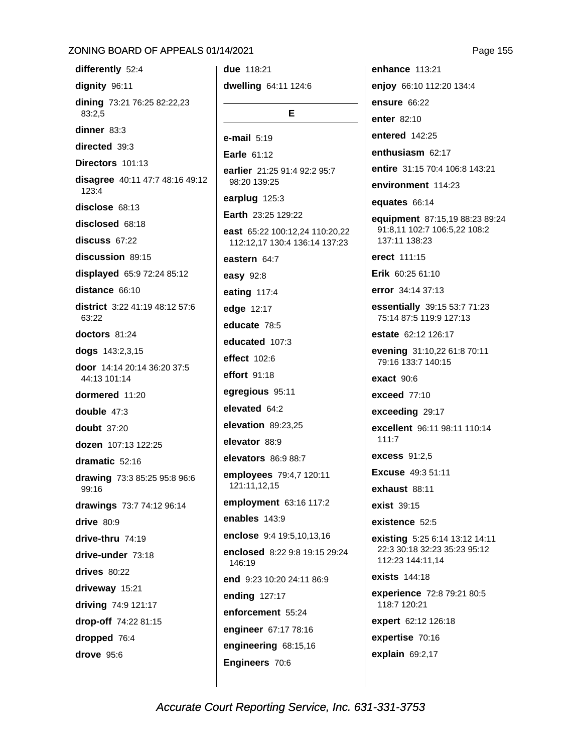**differently** 52:4

**dignity** 96:11

**dining** 73:21 76:25 82:22,23 83:2,5

**dinner** 83:3

**directed** 39:3

**Directors** 101:13

**disagree** 40:11 47:7 48:16 49:12 123:4

**disclose** 68:13

**disclosed** 68:18

**discuss** 67:22

**discussion** 89:15

**displayed** 65:9 72:24 85:12

**distance** 66:10

**district** 3:22 41:19 48:12 57:6 63:22

**doctors** 81:24

**dogs** 143:2,3,15

**door** 14:14 20:14 36:20 37:5 44:13 101:14

**dormered** 11:20

**double** 47:3

**doubt** 37:20

**dozen** 107:13 122:25

**dramatic** 52:16

**drawing** 73:3 85:25 95:8 96:6 99:16

**drawings** 73:7 74:12 96:14

**drive** 80:9

**drive-thru** 74:19

**drive-under** 73:18

**drives** 80:22

**driveway** 15:21

**driving** 74:9 121:17

**drop-off** 74:22 81:15

**dropped** 76:4

**drove** 95:6

**due** 118:21

**dwelling** 64:11 124:6

## E

**e-mail** 5:19

**Earle** 61:12

**earlier** 21:25 91:4 92:2 95:7 98:20 139:25

**earplug** 125:3

**Earth** 23:25 129:22

**east** 65:22 100:12,24 110:20,22 112:12,17 130:4 136:14 137:23

**eastern** 64:7

**easy** 92:8

**eating** 117:4

**edge** 12:17

**educate** 78:5

**educated** 107:3

**effect** 102:6

**effort** 91:18

**egregious** 95:11

**elevated** 64:2

**elevation** 89:23,25

**elevator** 88:9

**elevators** 86:9 88:7

**employees** 79:4,7 120:11 121:11,12,15

**employment** 63:16 117:2

**enables** 143:9

**enclose** 9:4 19:5,10,13,16

**enclosed** 8:22 9:8 19:15 29:24 146:19

**end** 9:23 10:20 24:11 86:9

**ending** 127:17

**enforcement** 55:24

**engineer** 67:17 78:16

**engineering** 68:15,16

**Engineers** 70:6

**enhance** 113:21

**enjoy** 66:10 112:20 134:4

**ensure** 66:22

**enter** 82:10

**entered** 142:25

**enthusiasm** 62:17

**entire** 31:15 70:4 106:8 143:21

**environment** 114:23

**equates** 66:14

**equipment** 87:15,19 88:23 89:24 91:8,11 102:7 106:5,22 108:2 137:11 138:23

**erect** 111:15

**Erik** 60:25 61:10

**error** 34:14 37:13

**essentially** 39:15 53:7 71:23 75:14 87:5 119:9 127:13

**estate** 62:12 126:17

**evening** 31:10,22 61:8 70:11 79:16 133:7 140:15

**exact** 90:6

**exceed** 77:10

**exceeding** 29:17

**excellent** 96:11 98:11 110:14 111:7

**excess** 91:2,5

**Excuse** 49:3 51:11

**exhaust** 88:11

**exist** 39:15

**existence** 52:5

**existing** 5:25 6:14 13:12 14:11 22:3 30:18 32:23 35:23 95:12 112:23 144:11,14

**exists** 144:18

**experience** 72:8 79:21 80:5 118:7 120:21

**expert** 62:12 126:18

**expertise** 70:16

**explain** 69:2,17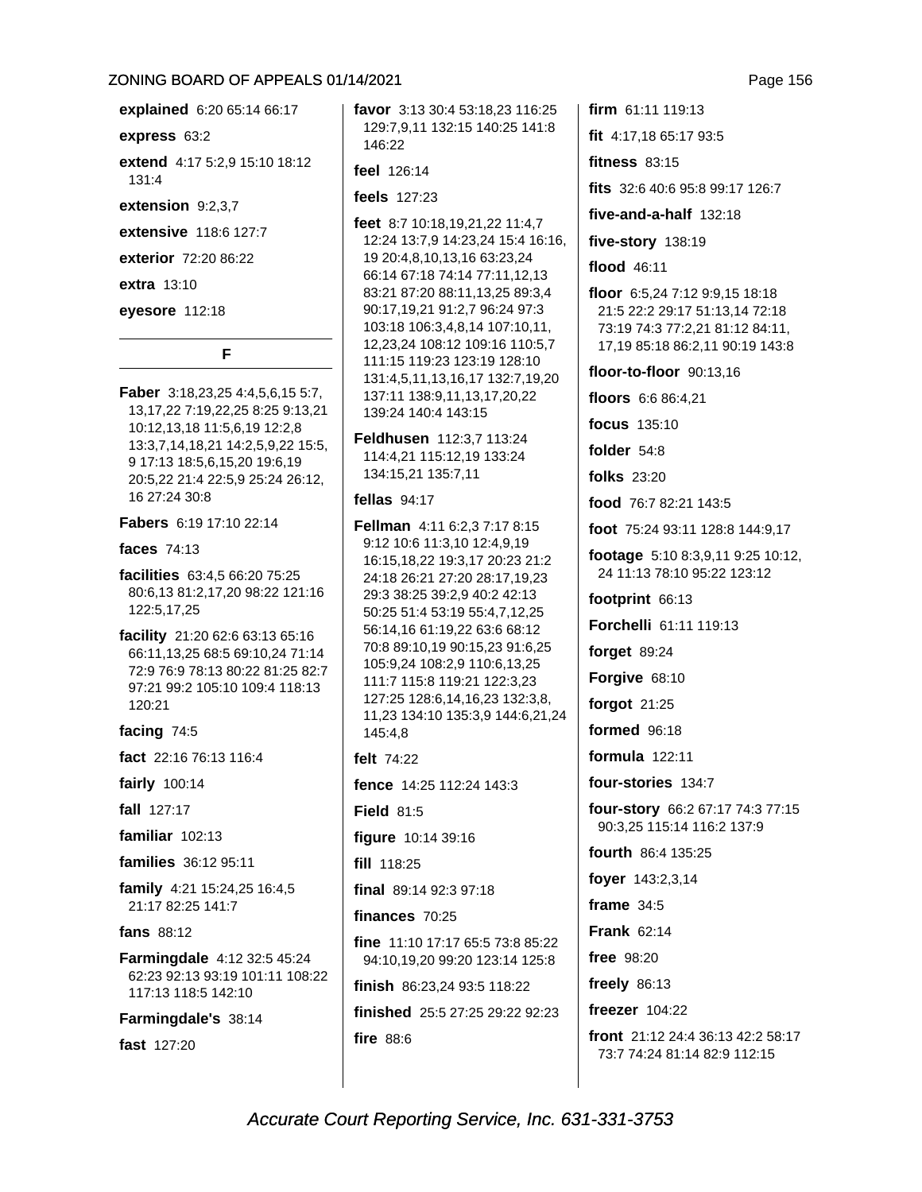**explained** 6:20 65:14 66:17

**express** 63:2

**extend** 4:17 5:2,9 15:10 18:12 131:4

**extension** 9:2,3,7

**extensive** 118:6 127:7

**exterior** 72:20 86:22

**extra** 13:10

**eyesore** 112:18

## F

**Faber** 3:18,23,25 4:4,5,6,15 5:7, 13,17,22 7:19,22,25 8:25 9:13,21 10:12,13,18 11:5,6,19 12:2,8 13:3,7,14,18,21 14:2,5,9,22 15:5, 9 17:13 18:5,6,15,20 19:6,19 20:5,22 21:4 22:5,9 25:24 26:12, 16 27:24 30:8

**Fabers** 6:19 17:10 22:14

**faces** 74:13

**facilities** 63:4,5 66:20 75:25 80:6,13 81:2,17,20 98:22 121:16 122:5,17,25

**facility** 21:20 62:6 63:13 65:16 66:11,13,25 68:5 69:10,24 71:14 72:9 76:9 78:13 80:22 81:25 82:7 97:21 99:2 105:10 109:4 118:13 120:21

**facing** 74:5

**fact** 22:16 76:13 116:4

**fairly** 100:14

**fall** 127:17

**familiar** 102:13

**families** 36:12 95:11

**family** 4:21 15:24,25 16:4,5 21:17 82:25 141:7

**fans** 88:12

**Farmingdale** 4:12 32:5 45:24 62:23 92:13 93:19 101:11 108:22 117:13 118:5 142:10

**Farmingdale's** 38:14

**fast** 127:20

**favor** 3:13 30:4 53:18,23 116:25 129:7,9,11 132:15 140:25 141:8 146:22

**feel** 126:14

**feels** 127:23

**feet** 8:7 10:18,19,21,22 11:4,7 12:24 13:7,9 14:23,24 15:4 16:16, 19 20:4,8,10,13,16 63:23,24 66:14 67:18 74:14 77:11,12,13 83:21 87:20 88:11,13,25 89:3,4 90:17,19,21 91:2,7 96:24 97:3 103:18 106:3,4,8,14 107:10,11, 12,23,24 108:12 109:16 110:5,7 111:15 119:23 123:19 128:10 131:4,5,11,13,16,17 132:7,19,20 137:11 138:9,11,13,17,20,22 139:24 140:4 143:15

**Feldhusen** 112:3,7 113:24 114:4,21 115:12,19 133:24 134:15,21 135:7,11

**fellas** 94:17

**Fellman** 4:11 6:2,3 7:17 8:15 9:12 10:6 11:3,10 12:4,9,19 16:15,18,22 19:3,17 20:23 21:2 24:18 26:21 27:20 28:17,19,23 29:3 38:25 39:2,9 40:2 42:13 50:25 51:4 53:19 55:4,7,12,25 56:14,16 61:19,22 63:6 68:12 70:8 89:10,19 90:15,23 91:6,25 105:9,24 108:2,9 110:6,13,25 111:7 115:8 119:21 122:3,23 127:25 128:6,14,16,23 132:3,8, 11,23 134:10 135:3,9 144:6,21,24 145:4,8

**felt** 74:22

**fence** 14:25 112:24 143:3

**Field** 81:5

**figure** 10:14 39:16

**fill** 118:25

**final** 89:14 92:3 97:18

**finances** 70:25

**fine** 11:10 17:17 65:5 73:8 85:22 94:10,19,20 99:20 123:14 125:8

**finish** 86:23,24 93:5 118:22

**finished** 25:5 27:25 29:22 92:23

**fire** 88:6

**firm** 61:11 119:13

**fit** 4:17,18 65:17 93:5

**fitness** 83:15

**fits** 32:6 40:6 95:8 99:17 126:7

**five-and-a-half** 132:18

**five-story** 138:19

**flood** 46:11

**floor** 6:5,24 7:12 9:9,15 18:18 21:5 22:2 29:17 51:13,14 72:18 73:19 74:3 77:2,21 81:12 84:11, 17,19 85:18 86:2,11 90:19 143:8

**floor-to-floor** 90:13,16

**floors** 6:6 86:4,21

**focus** 135:10

**folder** 54:8

**folks** 23:20

**food** 76:7 82:21 143:5

**foot** 75:24 93:11 128:8 144:9,17

**footage** 5:10 8:3,9,11 9:25 10:12, 24 11:13 78:10 95:22 123:12

**footprint** 66:13

**Forchelli** 61:11 119:13

**forget** 89:24

**Forgive** 68:10

**forgot** 21:25

**formed** 96:18

**formula** 122:11

**four-stories** 134:7

**four-story** 66:2 67:17 74:3 77:15 90:3,25 115:14 116:2 137:9

**fourth** 86:4 135:25

**foyer** 143:2,3,14

**frame** 34:5

**Frank** 62:14

**free** 98:20

**freely** 86:13

**freezer** 104:22

**front** 21:12 24:4 36:13 42:2 58:17 73:7 74:24 81:14 82:9 112:15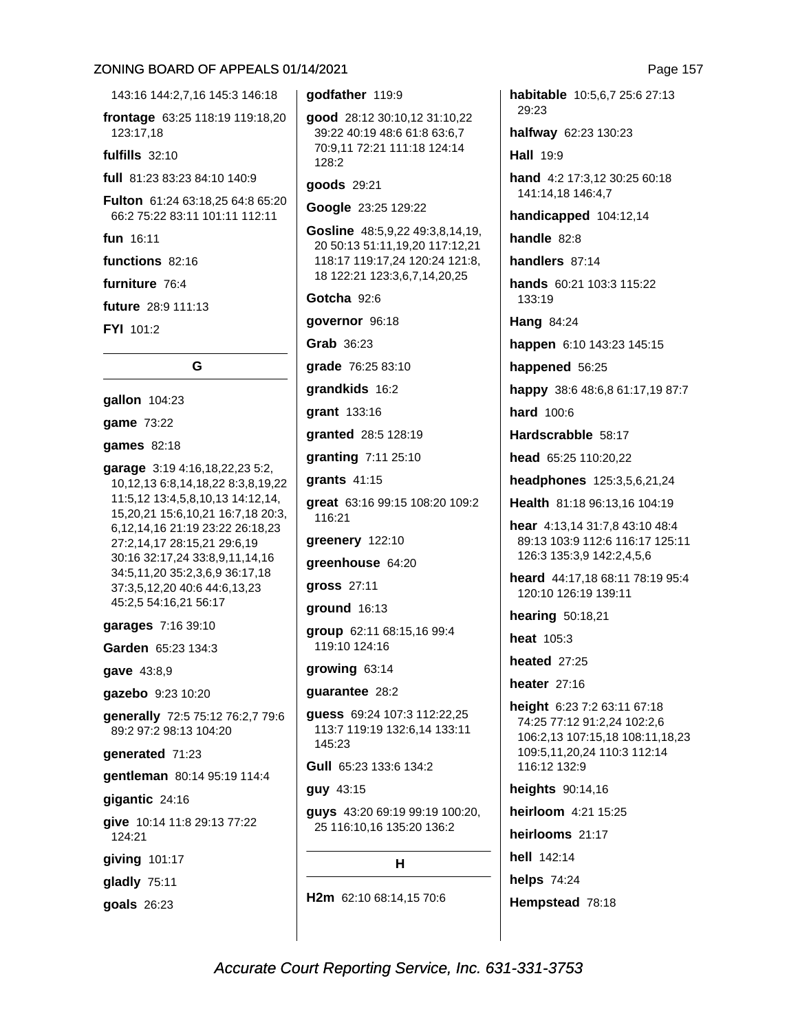143:16 144:2,7,16 145:3 146:18

**frontage** 63:25 118:19 119:18,20 123:17,18

**fulfills** 32:10

**full** 81:23 83:23 84:10 140:9

**Fulton** 61:24 63:18,25 64:8 65:20 66:2 75:22 83:11 101:11 112:11

**fun** 16:11

**functions** 82:16

**furniture** 76:4

**future** 28:9 111:13

**FYI** 101:2

## G

**gallon** 104:23

**game** 73:22

**games** 82:18

**garage** 3:19 4:16,18,22,23 5:2, 10,12,13 6:8,14,18,22 8:3,8,19,22 11:5,12 13:4,5,8,10,13 14:12,14, 15,20,21 15:6,10,21 16:7,18 20:3, 6,12,14,16 21:19 23:22 26:18,23 27:2,14,17 28:15,21 29:6,19 30:16 32:17,24 33:8,9,11,14,16 34:5,11,20 35:2,3,6,9 36:17,18 37:3,5,12,20 40:6 44:6,13,23 45:2,5 54:16,21 56:17

**garages** 7:16 39:10

**Garden** 65:23 134:3

**gave** 43:8,9

**gazebo** 9:23 10:20

**generally** 72:5 75:12 76:2,7 79:6 89:2 97:2 98:13 104:20

**generated** 71:23

**gentleman** 80:14 95:19 114:4

**gigantic** 24:16

**give** 10:14 11:8 29:13 77:22 124:21

**giving** 101:17

**gladly** 75:11

**goals** 26:23

**godfather** 119:9

**good** 28:12 30:10,12 31:10,22 39:22 40:19 48:6 61:8 63:6,7 70:9,11 72:21 111:18 124:14 128:2

**goods** 29:21

**Google** 23:25 129:22

**Gosline** 48:5,9,22 49:3,8,14,19, 20 50:13 51:11,19,20 117:12,21 118:17 119:17,24 120:24 121:8, 18 122:21 123:3,6,7,14,20,25

**Gotcha** 92:6

**governor** 96:18

**Grab** 36:23

**grade** 76:25 83:10

**grandkids** 16:2

**grant** 133:16

**granted** 28:5 128:19

**granting** 7:11 25:10

**grants** 41:15

**great** 63:16 99:15 108:20 109:2 116:21

**greenery** 122:10

**greenhouse** 64:20

**gross** 27:11

**ground** 16:13

**group** 62:11 68:15,16 99:4 119:10 124:16

**growing** 63:14

**guarantee** 28:2

**guess** 69:24 107:3 112:22,25 113:7 119:19 132:6,14 133:11 145:23

**Gull** 65:23 133:6 134:2

**guy** 43:15

**guys** 43:20 69:19 99:19 100:20, 25 116:10,16 135:20 136:2

## H

**H2m** 62:10 68:14,15 70:6

**habitable** 10:5,6,7 25:6 27:13 29:23

**halfway** 62:23 130:23

**Hall** 19:9

**hand** 4:2 17:3,12 30:25 60:18 141:14,18 146:4,7

**handicapped** 104:12,14

**handle** 82:8

**handlers** 87:14

**hands** 60:21 103:3 115:22 133:19

**Hang** 84:24

**happen** 6:10 143:23 145:15

**happened** 56:25

**happy** 38:6 48:6,8 61:17,19 87:7

**hard** 100:6

**Hardscrabble** 58:17

**head** 65:25 110:20,22

**headphones** 125:3,5,6,21,24

**Health** 81:18 96:13,16 104:19

**hear** 4:13,14 31:7,8 43:10 48:4 89:13 103:9 112:6 116:17 125:11 126:3 135:3,9 142:2,4,5,6

**heard** 44:17,18 68:11 78:19 95:4 120:10 126:19 139:11

**hearing** 50:18,21

**heat** 105:3

**heated** 27:25

**heater** 27:16

**height** 6:23 7:2 63:11 67:18 74:25 77:12 91:2,24 102:2,6 106:2,13 107:15,18 108:11,18,23 109:5,11,20,24 110:3 112:14 116:12 132:9

**heights** 90:14,16

**heirloom** 4:21 15:25

**heirlooms** 21:17

**hell** 142:14

**helps** 74:24

**Hempstead** 78:18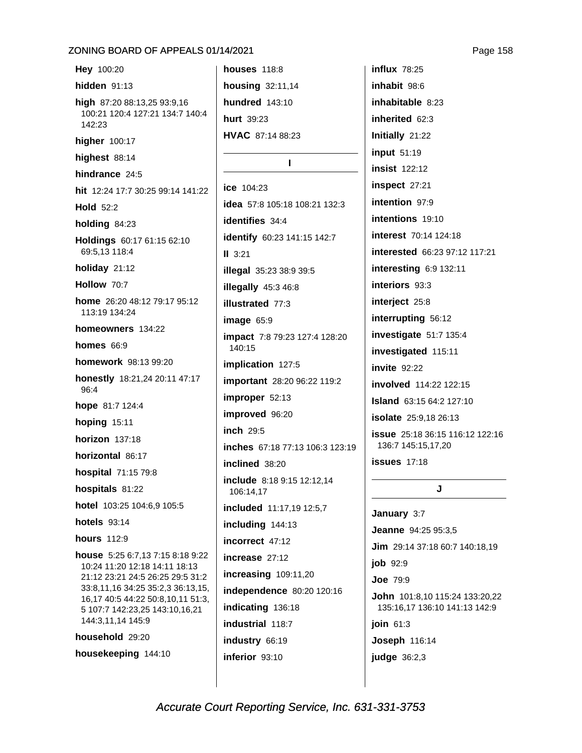**Hey** 100:20

**hidden** 91:13

**high** 87:20 88:13,25 93:9,16 100:21 120:4 127:21 134:7 140:4 142:23

**higher** 100:17

**highest** 88:14

**hindrance** 24:5

**hit** 12:24 17:7 30:25 99:14 141:22

**Hold** 52:2

**holding** 84:23

**Holdings** 60:17 61:15 62:10 69:5,13 118:4

**holiday** 21:12

**Hollow** 70:7

**home** 26:20 48:12 79:17 95:12 113:19 134:24

**homeowners** 134:22

**homes** 66:9

**homework** 98:13 99:20

**honestly** 18:21,24 20:11 47:17 96:4

**hope** 81:7 124:4

**hoping** 15:11

**horizon** 137:18

**horizontal** 86:17

**hospital** 71:15 79:8

**hospitals** 81:22

**hotel** 103:25 104:6,9 105:5

**hotels** 93:14

**hours** 112:9

**house** 5:25 6:7,13 7:15 8:18 9:22 10:24 11:20 12:18 14:11 18:13 21:12 23:21 24:5 26:25 29:5 31:2 33:8,11,16 34:25 35:2,3 36:13,15, 16,17 40:5 44:22 50:8,10,11 51:3, 5 107:7 142:23,25 143:10,16,21 144:3,11,14 145:9

**household** 29:20

**housekeeping** 144:10

**houses** 118:8

**housing** 32:11,14

**hundred** 143:10

**hurt** 39:23

**HVAC** 87:14 88:23

## I

**ice** 104:23

**idea** 57:8 105:18 108:21 132:3

**identifies** 34:4

**identify** 60:23 141:15 142:7

**II** 3:21

**illegal** 35:23 38:9 39:5

**illegally** 45:3 46:8

**illustrated** 77:3

**image** 65:9

**impact** 7:8 79:23 127:4 128:20 140:15

**implication** 127:5

**important** 28:20 96:22 119:2

**improper** 52:13

**improved** 96:20

**inch** 29:5

**inches** 67:18 77:13 106:3 123:19

**inclined** 38:20

**include** 8:18 9:15 12:12,14 106:14,17

**included** 11:17,19 12:5,7

**including** 144:13

**incorrect** 47:12

**increase** 27:12

**increasing** 109:11,20

**independence** 80:20 120:16

**indicating** 136:18

**industrial** 118:7

**industry** 66:19

**inferior** 93:10

**influx** 78:25

**inhabit** 98:6

**inhabitable** 8:23

**inherited** 62:3

**Initially** 21:22

**input** 51:19

**insist** 122:12

**inspect** 27:21

**intention** 97:9

**intentions** 19:10

**interest** 70:14 124:18

**interested** 66:23 97:12 117:21

**interesting** 6:9 132:11

**interiors** 93:3

**interject** 25:8

**interrupting** 56:12

**investigate** 51:7 135:4

**investigated** 115:11

**invite** 92:22

**involved** 114:22 122:15

**Island** 63:15 64:2 127:10

**isolate** 25:9,18 26:13

**issue** 25:18 36:15 116:12 122:16 136:7 145:15,17,20

**issues** 17:18

## J

**January** 3:7

**Jeanne** 94:25 95:3,5

**Jim** 29:14 37:18 60:7 140:18,19

**job** 92:9

**Joe** 79:9

**John** 101:8,10 115:24 133:20,22 135:16,17 136:10 141:13 142:9

**join** 61:3

**Joseph** 116:14

**judge** 36:2,3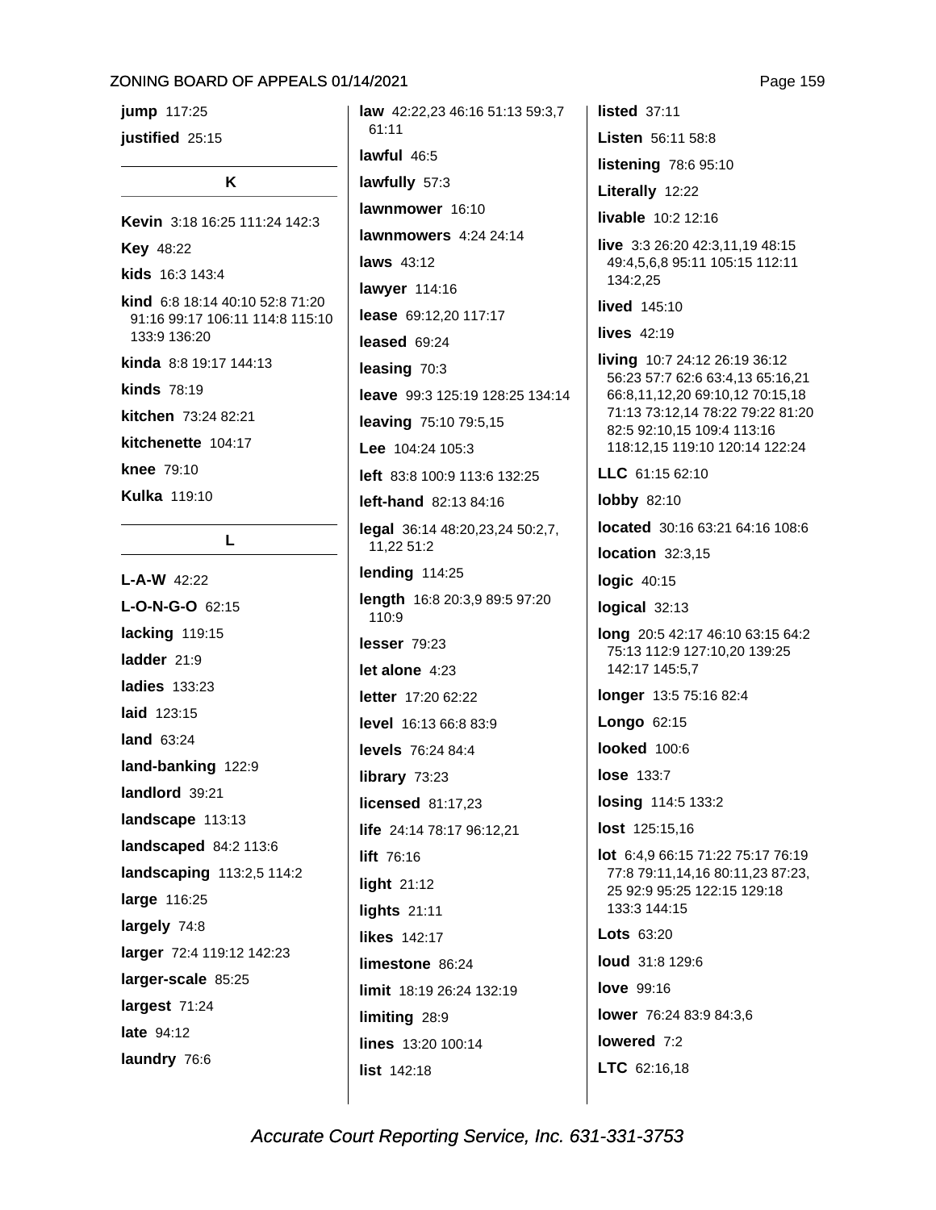**jump** 117:25

**justified** 25:15

## K

**Kevin** 3:18 16:25 111:24 142:3

**Key** 48:22

**kids** 16:3 143:4

**kind** 6:8 18:14 40:10 52:8 71:20 91:16 99:17 106:11 114:8 115:10 133:9 136:20

**kinda** 8:8 19:17 144:13

**kinds** 78:19

**kitchen** 73:24 82:21

**kitchenette** 104:17

**knee** 79:10

**Kulka** 119:10

## L

**L-A-W** 42:22

**L-O-N-G-O** 62:15

**lacking** 119:15

**ladder** 21:9

**ladies** 133:23

**laid** 123:15

**land** 63:24

**land-banking** 122:9

**landlord** 39:21

**landscape** 113:13

**landscaped** 84:2 113:6

**landscaping** 113:2,5 114:2

**large** 116:25

**largely** 74:8

**larger** 72:4 119:12 142:23

**larger-scale** 85:25

**largest** 71:24

**late** 94:12

**laundry** 76:6

**law** 42:22,23 46:16 51:13 59:3,7 61:11

**lawful** 46:5

**lawfully** 57:3

**lawnmower** 16:10

**lawnmowers** 4:24 24:14

**laws** 43:12

**lawyer** 114:16

**lease** 69:12,20 117:17

**leased** 69:24

**leasing** 70:3

**leave** 99:3 125:19 128:25 134:14

**leaving** 75:10 79:5,15

**Lee** 104:24 105:3

**left** 83:8 100:9 113:6 132:25

**left-hand** 82:13 84:16

**legal** 36:14 48:20,23,24 50:2,7, 11,22 51:2

**lending** 114:25

**length** 16:8 20:3,9 89:5 97:20 110:9

**lesser** 79:23

**let alone** 4:23

**letter** 17:20 62:22

**level** 16:13 66:8 83:9

**levels** 76:24 84:4

**library** 73:23

**licensed** 81:17,23

**life** 24:14 78:17 96:12,21

**lift** 76:16

**light** 21:12

**lights** 21:11

**likes** 142:17

**limestone** 86:24

**limit** 18:19 26:24 132:19

**limiting** 28:9

**lines** 13:20 100:14

**list** 142:18

**listed** 37:11

**Listen** 56:11 58:8

**listening** 78:6 95:10

**Literally** 12:22

**livable** 10:2 12:16

**live** 3:3 26:20 42:3,11,19 48:15 49:4,5,6,8 95:11 105:15 112:11 134:2,25

**lived** 145:10

**lives** 42:19

**living** 10:7 24:12 26:19 36:12 56:23 57:7 62:6 63:4,13 65:16,21 66:8,11,12,20 69:10,12 70:15,18 71:13 73:12,14 78:22 79:22 81:20 82:5 92:10,15 109:4 113:16 118:12,15 119:10 120:14 122:24

**LLC** 61:15 62:10

**lobby** 82:10

**located** 30:16 63:21 64:16 108:6

**location** 32:3,15

**logic** 40:15

**logical** 32:13

**long** 20:5 42:17 46:10 63:15 64:2 75:13 112:9 127:10,20 139:25 142:17 145:5,7

**longer** 13:5 75:16 82:4

**Longo** 62:15

**looked** 100:6

**lose** 133:7

**losing** 114:5 133:2

**lost** 125:15,16

**lot** 6:4,9 66:15 71:22 75:17 76:19 77:8 79:11,14,16 80:11,23 87:23, 25 92:9 95:25 122:15 129:18 133:3 144:15

**Lots** 63:20

**loud** 31:8 129:6

**love** 99:16

**lower** 76:24 83:9 84:3,6

**lowered** 7:2

**LTC** 62:16,18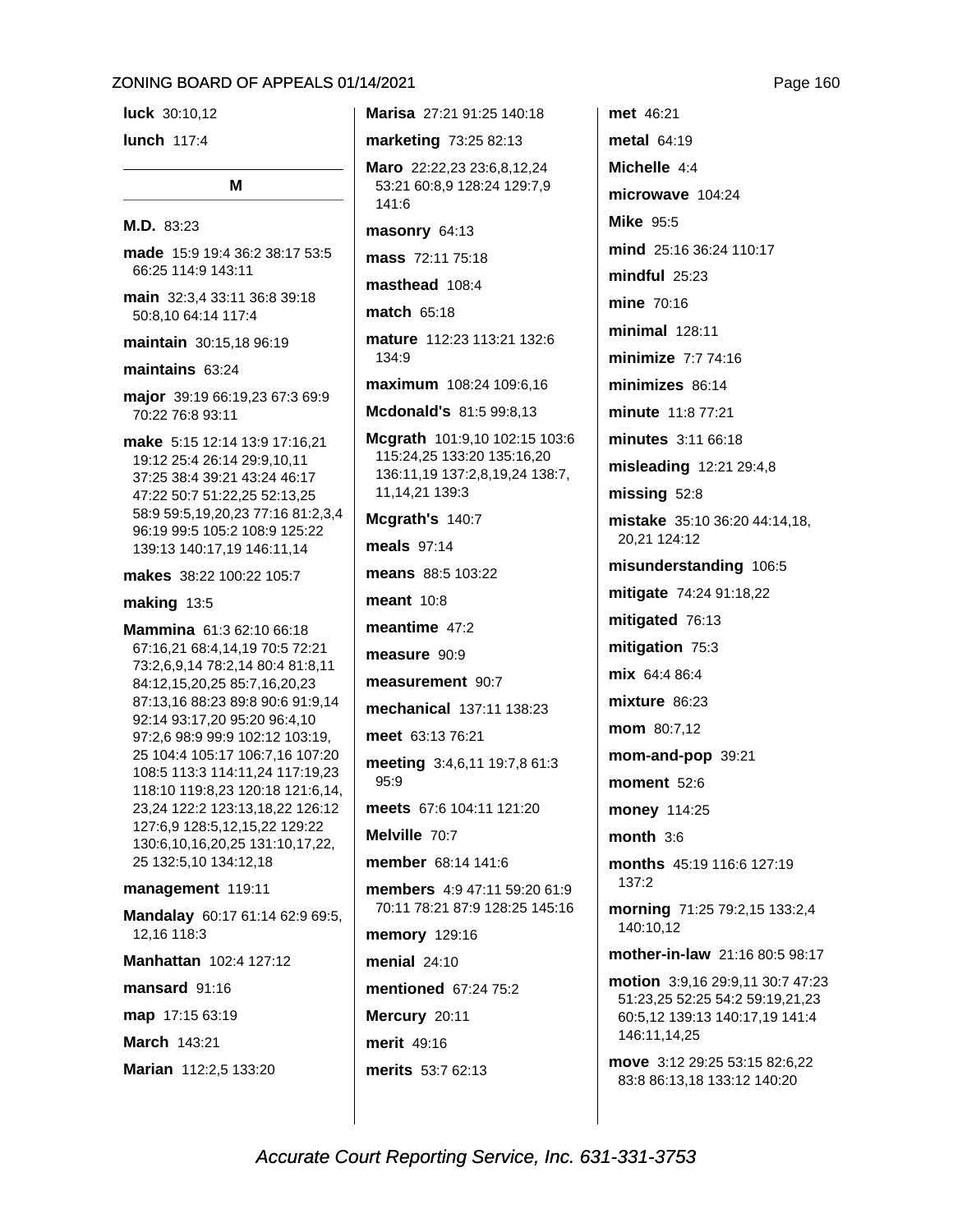**luck** 30:10,12

**lunch** 117:4

## M

**M.D.** 83:23

**made** 15:9 19:4 36:2 38:17 53:5 66:25 114:9 143:11

**main** 32:3,4 33:11 36:8 39:18 50:8,10 64:14 117:4

**maintain** 30:15,18 96:19

**maintains** 63:24

**major** 39:19 66:19,23 67:3 69:9 70:22 76:8 93:11

**make** 5:15 12:14 13:9 17:16,21 19:12 25:4 26:14 29:9,10,11 37:25 38:4 39:21 43:24 46:17 47:22 50:7 51:22,25 52:13,25 58:9 59:5,19,20,23 77:16 81:2,3,4 96:19 99:5 105:2 108:9 125:22 139:13 140:17,19 146:11,14

**makes** 38:22 100:22 105:7

**making** 13:5

**Mammina** 61:3 62:10 66:18 67:16,21 68:4,14,19 70:5 72:21 73:2,6,9,14 78:2,14 80:4 81:8,11 84:12,15,20,25 85:7,16,20,23 87:13,16 88:23 89:8 90:6 91:9,14 92:14 93:17,20 95:20 96:4,10 97:2,6 98:9 99:9 102:12 103:19, 25 104:4 105:17 106:7,16 107:20 108:5 113:3 114:11,24 117:19,23 118:10 119:8,23 120:18 121:6,14, 23,24 122:2 123:13,18,22 126:12 127:6,9 128:5,12,15,22 129:22 130:6,10,16,20,25 131:10,17,22, 25 132:5,10 134:12,18

**management** 119:11

**Mandalay** 60:17 61:14 62:9 69:5, 12,16 118:3

**Manhattan** 102:4 127:12

**mansard** 91:16

**map** 17:15 63:19

**March** 143:21

**Marian** 112:2,5 133:20

**Marisa** 27:21 91:25 140:18

**marketing** 73:25 82:13

**Maro** 22:22,23 23:6,8,12,24 53:21 60:8,9 128:24 129:7,9 141:6

**masonry** 64:13

**mass** 72:11 75:18

**masthead** 108:4

**match** 65:18

**mature** 112:23 113:21 132:6 134:9

**maximum** 108:24 109:6,16

**Mcdonald's** 81:5 99:8,13

**Mcgrath** 101:9,10 102:15 103:6 115:24,25 133:20 135:16,20 136:11,19 137:2,8,19,24 138:7, 11,14,21 139:3

**Mcgrath's** 140:7

**meals** 97:14

**means** 88:5 103:22

**meant** 10:8

**meantime** 47:2

**measure** 90:9

**measurement** 90:7

**mechanical** 137:11 138:23

**meet** 63:13 76:21

**meeting** 3:4,6,11 19:7,8 61:3 95:9

**meets** 67:6 104:11 121:20

**Melville** 70:7

**member** 68:14 141:6

**members** 4:9 47:11 59:20 61:9 70:11 78:21 87:9 128:25 145:16

**memory** 129:16

**menial** 24:10

**mentioned** 67:24 75:2

**Mercury** 20:11

**merit** 49:16

**merits** 53:7 62:13

**met** 46:21

**metal** 64:19

**Michelle** 4:4

**microwave** 104:24

**Mike** 95:5

**mind** 25:16 36:24 110:17

**mindful** 25:23

**mine** 70:16

**minimal** 128:11

**minimize** 7:7 74:16

**minimizes** 86:14

**minute** 11:8 77:21

**minutes** 3:11 66:18

**misleading** 12:21 29:4,8

**missing** 52:8

**mistake** 35:10 36:20 44:14,18, 20,21 124:12

**misunderstanding** 106:5

**mitigate** 74:24 91:18,22

**mitigated** 76:13

**mitigation** 75:3

**mix** 64:4 86:4

**mixture** 86:23

**mom** 80:7,12

**mom-and-pop** 39:21

**moment** 52:6

**money** 114:25

**month** 3:6

**months** 45:19 116:6 127:19 137:2

**morning** 71:25 79:2,15 133:2,4 140:10,12

**mother-in-law** 21:16 80:5 98:17

**motion** 3:9,16 29:9,11 30:7 47:23 51:23,25 52:25 54:2 59:19,21,23 60:5,12 139:13 140:17,19 141:4 146:11,14,25

**move** 3:12 29:25 53:15 82:6,22 83:8 86:13,18 133:12 140:20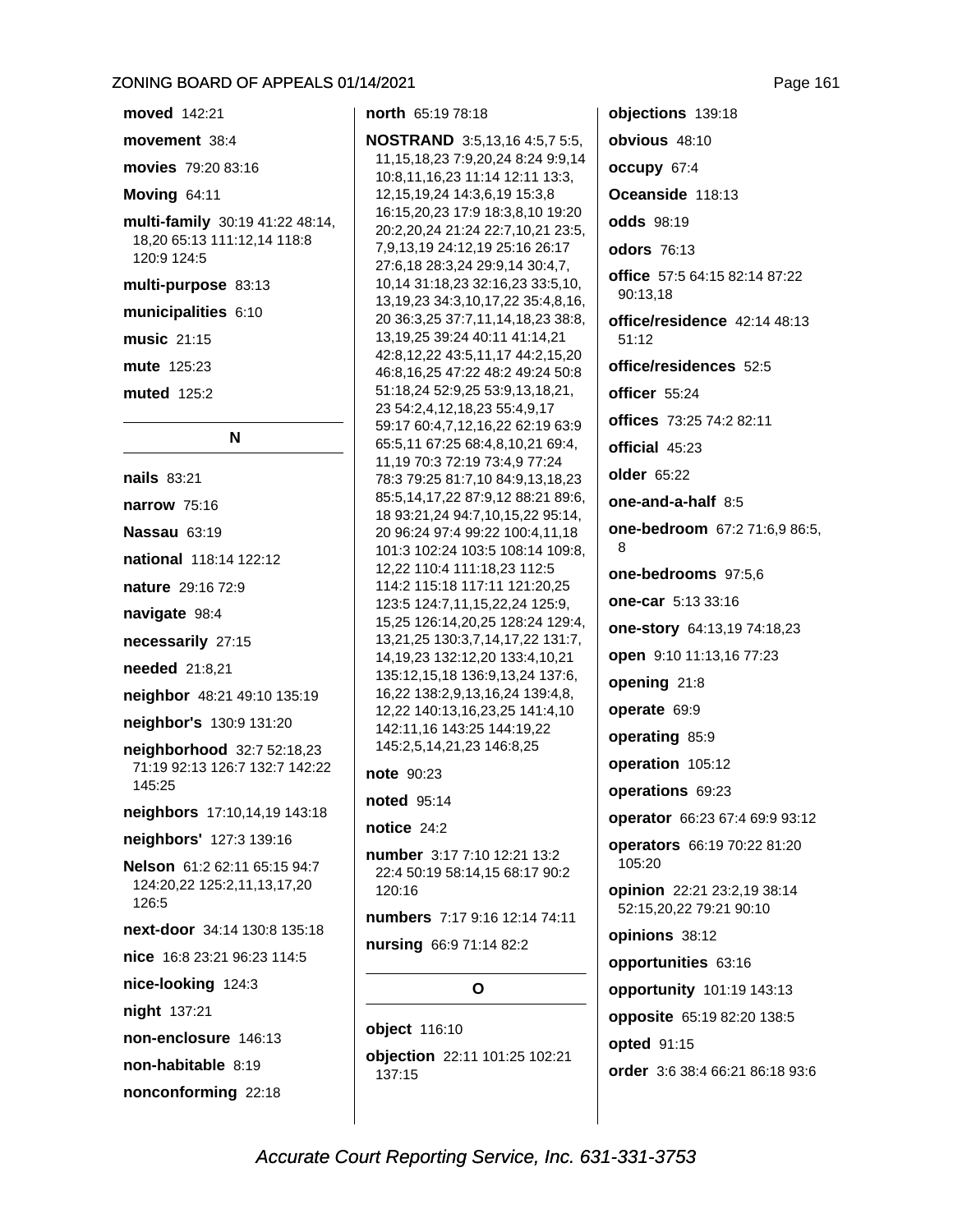**moved** 142:21

**movement** 38:4

**movies** 79:20 83:16

**Moving** 64:11

**multi-family** 30:19 41:22 48:14, 18,20 65:13 111:12,14 118:8 120:9 124:5

**multi-purpose** 83:13

**municipalities** 6:10

**music** 21:15

**mute** 125:23

**muted** 125:2

## N

**nails** 83:21

**narrow** 75:16

**Nassau** 63:19

**national** 118:14 122:12

**nature** 29:16 72:9

**navigate** 98:4

**necessarily** 27:15

**needed** 21:8,21

**neighbor** 48:21 49:10 135:19

**neighbor's** 130:9 131:20

**neighborhood** 32:7 52:18,23 71:19 92:13 126:7 132:7 142:22 145:25

**neighbors** 17:10,14,19 143:18

**neighbors'** 127:3 139:16

**Nelson** 61:2 62:11 65:15 94:7 124:20,22 125:2,11,13,17,20 126:5

**next-door** 34:14 130:8 135:18

**nice** 16:8 23:21 96:23 114:5

**nice-looking** 124:3

**night** 137:21

**non-enclosure** 146:13

**non-habitable** 8:19

**nonconforming** 22:18

**north** 65:19 78:18

**NOSTRAND** 3:5,13,16 4:5,7 5:5, 11,15,18,23 7:9,20,24 8:24 9:9,14 10:8,11,16,23 11:14 12:11 13:3, 12,15,19,24 14:3,6,19 15:3,8 16:15,20,23 17:9 18:3,8,10 19:20 20:2,20,24 21:24 22:7,10,21 23:5, 7,9,13,19 24:12,19 25:16 26:17 27:6,18 28:3,24 29:9,14 30:4,7, 10,14 31:18,23 32:16,23 33:5,10, 13,19,23 34:3,10,17,22 35:4,8,16, 20 36:3,25 37:7,11,14,18,23 38:8, 13,19,25 39:24 40:11 41:14,21 42:8,12,22 43:5,11,17 44:2,15,20 46:8,16,25 47:22 48:2 49:24 50:8 51:18,24 52:9,25 53:9,13,18,21, 23 54:2,4,12,18,23 55:4,9,17 59:17 60:4,7,12,16,22 62:19 63:9 65:5,11 67:25 68:4,8,10,21 69:4, 11,19 70:3 72:19 73:4,9 77:24 78:3 79:25 81:7,10 84:9,13,18,23 85:5,14,17,22 87:9,12 88:21 89:6, 18 93:21,24 94:7,10,15,22 95:14, 20 96:24 97:4 99:22 100:4,11,18 101:3 102:24 103:5 108:14 109:8, 12,22 110:4 111:18,23 112:5 114:2 115:18 117:11 121:20,25 123:5 124:7,11,15,22,24 125:9, 15,25 126:14,20,25 128:24 129:4, 13,21,25 130:3,7,14,17,22 131:7, 14,19,23 132:12,20 133:4,10,21 135:12,15,18 136:9,13,24 137:6, 16,22 138:2,9,13,16,24 139:4,8, 12,22 140:13,16,23,25 141:4,10 142:11,16 143:25 144:19,22 145:2,5,14,21,23 146:8,25

**note** 90:23

**noted** 95:14

**notice** 24:2

**number** 3:17 7:10 12:21 13:2 22:4 50:19 58:14,15 68:17 90:2 120:16

**numbers** 7:17 9:16 12:14 74:11

**nursing** 66:9 71:14 82:2

## O

**object** 116:10

**objection** 22:11 101:25 102:21 137:15

**objections** 139:18

**obvious** 48:10

**occupy** 67:4

**Oceanside** 118:13

**odds** 98:19

**odors** 76:13

**office** 57:5 64:15 82:14 87:22 90:13,18

**office/residence** 42:14 48:13 51:12

**office/residences** 52:5

**officer** 55:24

**offices** 73:25 74:2 82:11

**official** 45:23

**older** 65:22

**one-and-a-half** 8:5

**one-bedroom** 67:2 71:6,9 86:5, 8

**one-bedrooms** 97:5,6

**one-car** 5:13 33:16

**one-story** 64:13,19 74:18,23

**open** 9:10 11:13,16 77:23

**opening** 21:8

**operate** 69:9

**operating** 85:9

**operation** 105:12

**operations** 69:23

**operator** 66:23 67:4 69:9 93:12

**operators** 66:19 70:22 81:20 105:20

**opinion** 22:21 23:2,19 38:14 52:15,20,22 79:21 90:10

**opinions** 38:12

**opportunities** 63:16

**opportunity** 101:19 143:13

**opposite** 65:19 82:20 138:5

**opted** 91:15

**order** 3:6 38:4 66:21 86:18 93:6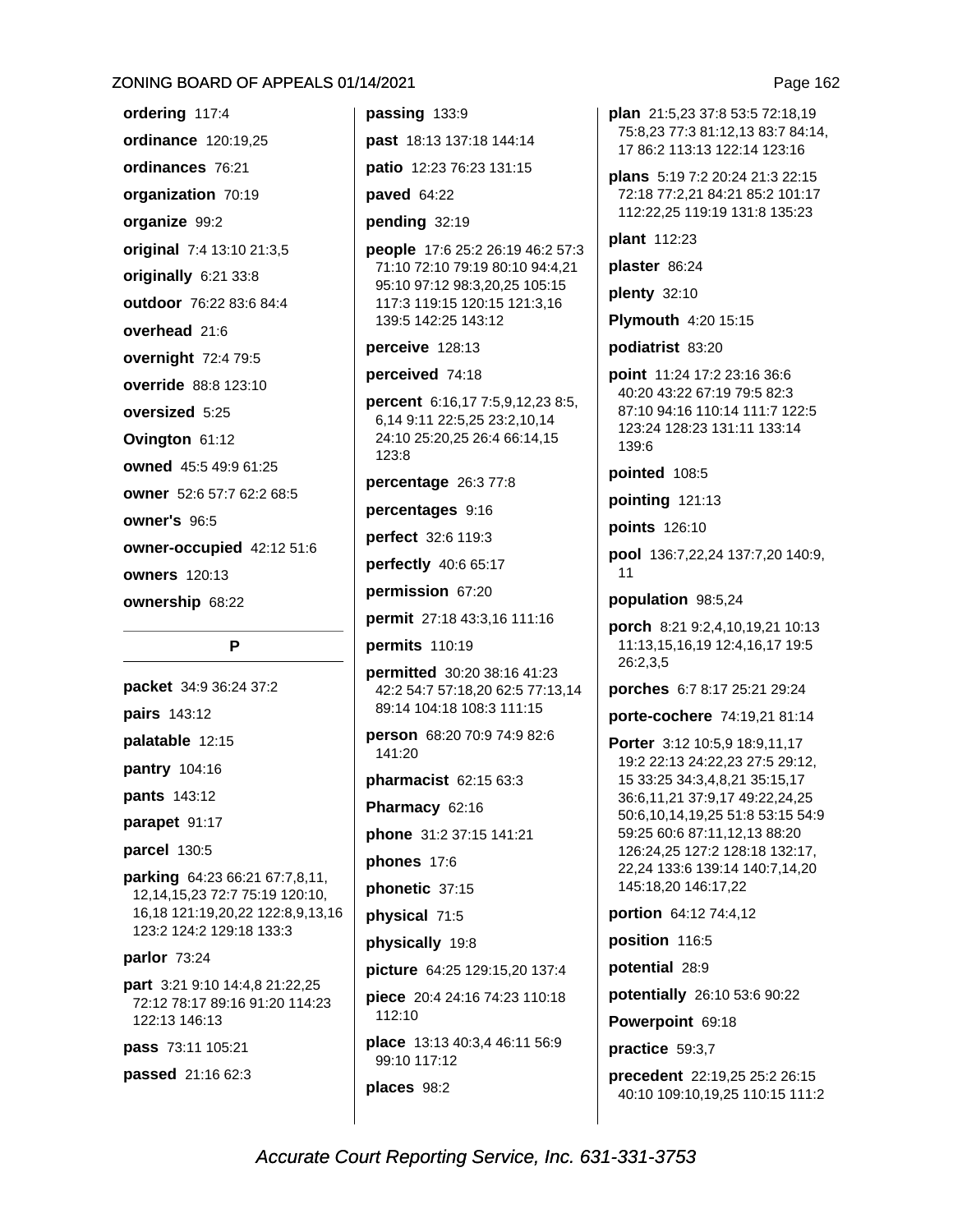**ordering** 117:4

**ordinance** 120:19,25

**ordinances** 76:21

**organization** 70:19

**organize** 99:2

**original** 7:4 13:10 21:3,5

**originally** 6:21 33:8

**outdoor** 76:22 83:6 84:4

**overhead** 21:6

**overnight** 72:4 79:5

**override** 88:8 123:10

**oversized** 5:25

**Ovington** 61:12

**owned** 45:5 49:9 61:25

**owner** 52:6 57:7 62:2 68:5

**owner's** 96:5

**owner-occupied** 42:12 51:6

**owners** 120:13

**ownership** 68:22

## P

**packet** 34:9 36:24 37:2

**pairs** 143:12

**palatable** 12:15

**pantry** 104:16

**pants** 143:12

**parapet** 91:17

**parcel** 130:5

**parking** 64:23 66:21 67:7,8,11, 12,14,15,23 72:7 75:19 120:10, 16,18 121:19,20,22 122:8,9,13,16 123:2 124:2 129:18 133:3

**parlor** 73:24

**part** 3:21 9:10 14:4,8 21:22,25 72:12 78:17 89:16 91:20 114:23 122:13 146:13

**pass** 73:11 105:21

**passed** 21:16 62:3

**passing** 133:9

**past** 18:13 137:18 144:14

**patio** 12:23 76:23 131:15

**paved** 64:22

**pending** 32:19

**people** 17:6 25:2 26:19 46:2 57:3 71:10 72:10 79:19 80:10 94:4,21 95:10 97:12 98:3,20,25 105:15 117:3 119:15 120:15 121:3,16 139:5 142:25 143:12

**perceive** 128:13

**perceived** 74:18

**percent** 6:16,17 7:5,9,12,23 8:5, 6,14 9:11 22:5,25 23:2,10,14 24:10 25:20,25 26:4 66:14,15 123:8

**percentage** 26:3 77:8

**percentages** 9:16

**perfect** 32:6 119:3

**perfectly** 40:6 65:17

**permission** 67:20

**permit** 27:18 43:3,16 111:16

**permits** 110:19

**permitted** 30:20 38:16 41:23 42:2 54:7 57:18,20 62:5 77:13,14 89:14 104:18 108:3 111:15

**person** 68:20 70:9 74:9 82:6 141:20

**pharmacist** 62:15 63:3

**Pharmacy** 62:16

**phone** 31:2 37:15 141:21

**phones** 17:6

**phonetic** 37:15

**physical** 71:5

**physically** 19:8

**picture** 64:25 129:15,20 137:4

**piece** 20:4 24:16 74:23 110:18 112:10

**place** 13:13 40:3,4 46:11 56:9 99:10 117:12

**places** 98:2

**plan** 21:5,23 37:8 53:5 72:18,19 75:8,23 77:3 81:12,13 83:7 84:14, 17 86:2 113:13 122:14 123:16

**plans** 5:19 7:2 20:24 21:3 22:15 72:18 77:2,21 84:21 85:2 101:17 112:22,25 119:19 131:8 135:23

**plant** 112:23

**plaster** 86:24

**plenty** 32:10

**Plymouth** 4:20 15:15

**podiatrist** 83:20

**point** 11:24 17:2 23:16 36:6 40:20 43:22 67:19 79:5 82:3 87:10 94:16 110:14 111:7 122:5 123:24 128:23 131:11 133:14 139:6

**pointed** 108:5

**pointing** 121:13

**points** 126:10

**pool** 136:7,22,24 137:7,20 140:9, 11

**population** 98:5,24

**porch** 8:21 9:2,4,10,19,21 10:13 11:13,15,16,19 12:4,16,17 19:5 26:2,3,5

**porches** 6:7 8:17 25:21 29:24

**porte-cochere** 74:19,21 81:14

**Porter** 3:12 10:5,9 18:9,11,17 19:2 22:13 24:22,23 27:5 29:12, 15 33:25 34:3,4,8,21 35:15,17 36:6,11,21 37:9,17 49:22,24,25 50:6,10,14,19,25 51:8 53:15 54:9 59:25 60:6 87:11,12,13 88:20 126:24,25 127:2 128:18 132:17, 22,24 133:6 139:14 140:7,14,20 145:18,20 146:17,22

**portion** 64:12 74:4,12

**position** 116:5

**potential** 28:9

**potentially** 26:10 53:6 90:22

**Powerpoint** 69:18

**practice** 59:3,7

**precedent** 22:19,25 25:2 26:15 40:10 109:10,19,25 110:15 111:2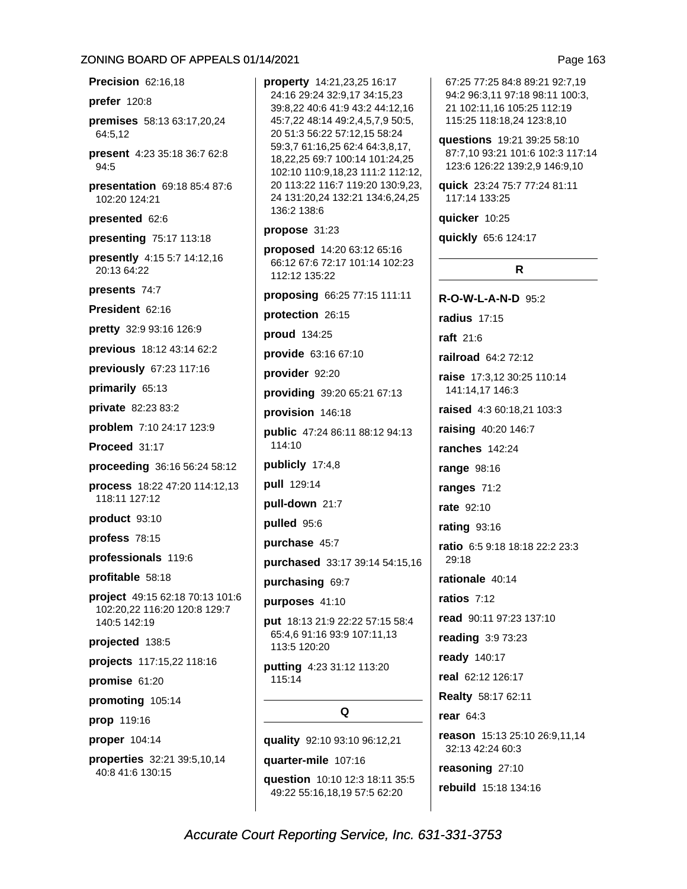**Precision** 62:16,18

**prefer** 120:8

**premises** 58:13 63:17,20,24 64:5,12

**present** 4:23 35:18 36:7 62:8 94:5

**presentation** 69:18 85:4 87:6 102:20 124:21

**presented** 62:6

**presenting** 75:17 113:18

**presently** 4:15 5:7 14:12,16 20:13 64:22

**presents** 74:7

**President** 62:16

**pretty** 32:9 93:16 126:9

**previous** 18:12 43:14 62:2

**previously** 67:23 117:16

**primarily** 65:13

**private** 82:23 83:2

**problem** 7:10 24:17 123:9

**Proceed** 31:17

**proceeding** 36:16 56:24 58:12

**process** 18:22 47:20 114:12,13 118:11 127:12

**product** 93:10

**profess** 78:15

**professionals** 119:6

**profitable** 58:18

**project** 49:15 62:18 70:13 101:6 102:20,22 116:20 120:8 129:7 140:5 142:19

**projected** 138:5

**projects** 117:15,22 118:16

**promise** 61:20

**promoting** 105:14

**prop** 119:16

**proper** 104:14

**properties** 32:21 39:5,10,14 40:8 41:6 130:15

**property** 14:21,23,25 16:17 24:16 29:24 32:9,17 34:15,23 39:8,22 40:6 41:9 43:2 44:12,16 45:7,22 48:14 49:2,4,5,7,9 50:5, 20 51:3 56:22 57:12,15 58:24 59:3,7 61:16,25 62:4 64:3,8,17, 18,22,25 69:7 100:14 101:24,25 102:10 110:9,18,23 111:2 112:12, 20 113:22 116:7 119:20 130:9,23, 24 131:20,24 132:21 134:6,24,25 136:2 138:6

**propose** 31:23

**proposed** 14:20 63:12 65:16 66:12 67:6 72:17 101:14 102:23 112:12 135:22

**proposing** 66:25 77:15 111:11

**protection** 26:15

**proud** 134:25

**provide** 63:16 67:10

**provider** 92:20

**providing** 39:20 65:21 67:13

**provision** 146:18

**public** 47:24 86:11 88:12 94:13 114:10

**publicly** 17:4,8

**pull** 129:14

**pull-down** 21:7

**pulled** 95:6

**purchase** 45:7

**purchased** 33:17 39:14 54:15,16

**purchasing** 69:7

**purposes** 41:10

**put** 18:13 21:9 22:22 57:15 58:4 65:4,6 91:16 93:9 107:11,13 113:5 120:20

**putting** 4:23 31:12 113:20 115:14

## Q

**quality** 92:10 93:10 96:12,21

**quarter-mile** 107:16

**question** 10:10 12:3 18:11 35:5 49:22 55:16,18,19 57:5 62:20 67:25 77:25 84:8 89:21 92:7,19 94:2 96:3,11 97:18 98:11 100:3, 21 102:11,16 105:25 112:19 115:25 118:18,24 123:8,10

**questions** 19:21 39:25 58:10 87:7,10 93:21 101:6 102:3 117:14 123:6 126:22 139:2,9 146:9,10

**quick** 23:24 75:7 77:24 81:11 117:14 133:25

**quicker** 10:25

**quickly** 65:6 124:17

## R

**R-O-W-L-A-N-D** 95:2

**radius** 17:15

**raft** 21:6

**railroad** 64:2 72:12

**raise** 17:3,12 30:25 110:14 141:14,17 146:3

**raised** 4:3 60:18,21 103:3

**raising** 40:20 146:7

**ranches** 142:24

**range** 98:16

**ranges** 71:2

**rate** 92:10

**rating** 93:16

**ratio** 6:5 9:18 18:18 22:2 23:3 29:18

**rationale** 40:14

**ratios** 7:12

**read** 90:11 97:23 137:10

**reading** 3:9 73:23

**ready** 140:17

**real** 62:12 126:17

**Realty** 58:17 62:11

**rear** 64:3

**reason** 15:13 25:10 26:9,11,14 32:13 42:24 60:3

**reasoning** 27:10

**rebuild** 15:18 134:16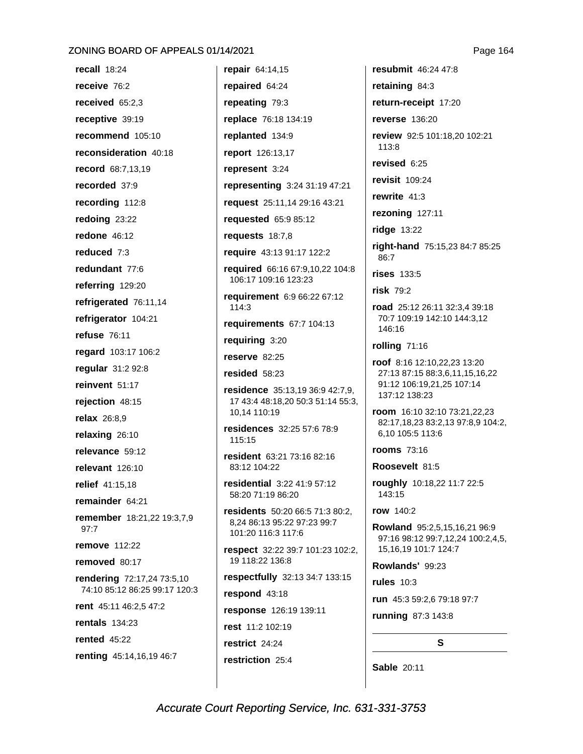**recall** 18:24

**receive** 76:2

**received** 65:2,3

**receptive** 39:19

**recommend** 105:10

**reconsideration** 40:18

**record** 68:7,13,19

**recorded** 37:9

**recording** 112:8

**redoing** 23:22

**redone** 46:12

**reduced** 7:3

**redundant** 77:6

**referring** 129:20

**refrigerated** 76:11,14

**refrigerator** 104:21

**refuse** 76:11

**regard** 103:17 106:2

**regular** 31:2 92:8

**reinvent** 51:17

**rejection** 48:15

**relax** 26:8,9

**relaxing** 26:10

**relevance** 59:12

**relevant** 126:10

**relief** 41:15,18

**remainder** 64:21

**remember** 18:21,22 19:3,7,9 97:7

**remove** 112:22

**removed** 80:17

**rendering** 72:17,24 73:5,10 74:10 85:12 86:25 99:17 120:3

**rent** 45:11 46:2,5 47:2

**rentals** 134:23

**rented** 45:22

**renting** 45:14,16,19 46:7

**repair** 64:14,15

**repaired** 64:24

**repeating** 79:3

**replace** 76:18 134:19

**replanted** 134:9

**report** 126:13,17

**represent** 3:24

**representing** 3:24 31:19 47:21

**request** 25:11,14 29:16 43:21

**requested** 65:9 85:12

**requests** 18:7,8

**require** 43:13 91:17 122:2

**required** 66:16 67:9,10,22 104:8 106:17 109:16 123:23

**requirement** 6:9 66:22 67:12 114:3

**requirements** 67:7 104:13

**requiring** 3:20

**reserve** 82:25

**resided** 58:23

**residence** 35:13,19 36:9 42:7,9, 17 43:4 48:18,20 50:3 51:14 55:3, 10,14 110:19

**residences** 32:25 57:6 78:9 115:15

**resident** 63:21 73:16 82:16 83:12 104:22

**residential** 3:22 41:9 57:12 58:20 71:19 86:20

**residents** 50:20 66:5 71:3 80:2, 8,24 86:13 95:22 97:23 99:7 101:20 116:3 117:6

**respect** 32:22 39:7 101:23 102:2, 19 118:22 136:8

**respectfully** 32:13 34:7 133:15

**respond** 43:18

**response** 126:19 139:11

**rest** 11:2 102:19

**restrict** 24:24

**restriction** 25:4

**resubmit** 46:24 47:8

**retaining** 84:3

**return-receipt** 17:20

**reverse** 136:20

**review** 92:5 101:18,20 102:21 113:8

**revised** 6:25

**revisit** 109:24

**rewrite** 41:3

**rezoning** 127:11

**ridge** 13:22

**right-hand** 75:15,23 84:7 85:25 86:7

**rises** 133:5

**risk** 79:2

**road** 25:12 26:11 32:3,4 39:18 70:7 109:19 142:10 144:3,12 146:16

**rolling** 71:16

**roof** 8:16 12:10,22,23 13:20 27:13 87:15 88:3,6,11,15,16,22 91:12 106:19,21,25 107:14 137:12 138:23

**room** 16:10 32:10 73:21,22,23 82:17,18,23 83:2,13 97:8,9 104:2, 6,10 105:5 113:6

**rooms** 73:16

**Roosevelt** 81:5

**roughly** 10:18,22 11:7 22:5 143:15

**row** 140:2

**Rowland** 95:2,5,15,16,21 96:9 97:16 98:12 99:7,12,24 100:2,4,5, 15,16,19 101:7 124:7

**Rowlands'** 99:23

**rules** 10:3

**run** 45:3 59:2,6 79:18 97:7

**running** 87:3 143:8

## S

**Sable** 20:11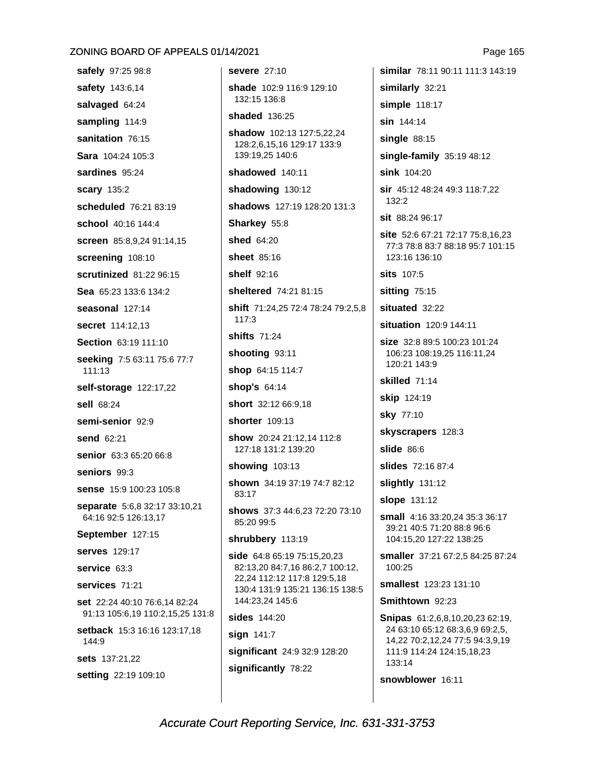**safely** 97:25 98:8

**safety** 143:6,14

**salvaged** 64:24

**sampling** 114:9

**sanitation** 76:15

**Sara** 104:24 105:3

**sardines** 95:24

**scary** 135:2

**scheduled** 76:21 83:19

**school** 40:16 144:4

**screen** 85:8,9,24 91:14,15

**screening** 108:10

**scrutinized** 81:22 96:15

**Sea** 65:23 133:6 134:2

**seasonal** 127:14

**secret** 114:12,13

**Section** 63:19 111:10

**seeking** 7:5 63:11 75:6 77:7 111:13

**self-storage** 122:17,22

**sell** 68:24

**semi-senior** 92:9

**send** 62:21

**senior** 63:3 65:20 66:8

**seniors** 99:3

**sense** 15:9 100:23 105:8

**separate** 5:6,8 32:17 33:10,21 64:16 92:5 126:13,17

**September** 127:15

**serves** 129:17

**service** 63:3

**services** 71:21

**set** 22:24 40:10 76:6,14 82:24 91:13 105:6,19 110:2,15,25 131:8

**setback** 15:3 16:16 123:17,18 144:9

**sets** 137:21,22

**setting** 22:19 109:10

**severe** 27:10

**shade** 102:9 116:9 129:10 132:15 136:8

**shaded** 136:25

**shadow** 102:13 127:5,22,24 128:2,6,15,16 129:17 133:9 139:19,25 140:6

**shadowed** 140:11

**shadowing** 130:12

**shadows** 127:19 128:20 131:3

**Sharkey** 55:8

**shed** 64:20

**sheet** 85:16

**shelf** 92:16

**sheltered** 74:21 81:15

**shift** 71:24,25 72:4 78:24 79:2,5,8 117:3

**shifts** 71:24

**shooting** 93:11

**shop** 64:15 114:7

**shop's** 64:14

**short** 32:12 66:9,18

**shorter** 109:13

**show** 20:24 21:12,14 112:8 127:18 131:2 139:20

**showing** 103:13

**shown** 34:19 37:19 74:7 82:12 83:17

**shows** 37:3 44:6,23 72:20 73:10 85:20 99:5

**shrubbery** 113:19

**side** 64:8 65:19 75:15,20,23 82:13,20 84:7,16 86:2,7 100:12, 22,24 112:12 117:8 129:5,18 130:4 131:9 135:21 136:15 138:5 144:23,24 145:6

**sides** 144:20

**sign** 141:7

**significant** 24:9 32:9 128:20

**significantly** 78:22

**similar** 78:11 90:11 111:3 143:19

**similarly** 32:21

**simple** 118:17

**sin** 144:14

**single** 88:15

**single-family** 35:19 48:12

**sink** 104:20

**sir** 45:12 48:24 49:3 118:7,22 132:2

**sit** 88:24 96:17

**site** 52:6 67:21 72:17 75:8,16,23 77:3 78:8 83:7 88:18 95:7 101:15 123:16 136:10

**sits** 107:5

**sitting** 75:15

**situated** 32:22

**situation** 120:9 144:11

**size** 32:8 89:5 100:23 101:24 106:23 108:19,25 116:11,24 120:21 143:9

**skilled** 71:14

**skip** 124:19

**sky** 77:10

**skyscrapers** 128:3

**slide** 86:6

**slides** 72:16 87:4

**slightly** 131:12

**slope** 131:12

**small** 4:16 33:20,24 35:3 36:17 39:21 40:5 71:20 88:8 96:6 104:15,20 127:22 138:25

**smaller** 37:21 67:2,5 84:25 87:24 100:25

**smallest** 123:23 131:10

**Smithtown** 92:23

**Snipas** 61:2,6,8,10,20,23 62:19, 24 63:10 65:12 68:3,6,9 69:2,5, 14,22 70:2,12,24 77:5 94:3,9,19 111:9 114:24 124:15,18,23 133:14

**snowblower** 16:11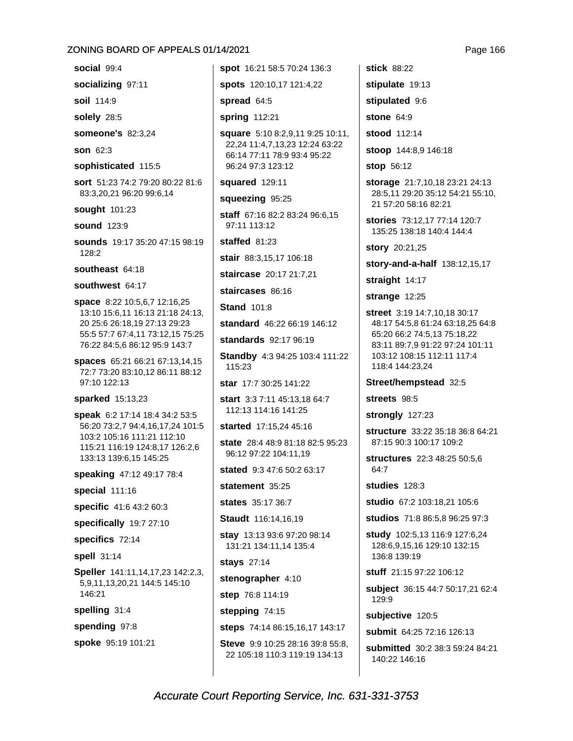**social** 99:4

**socializing** 97:11

**soil** 114:9

**solely** 28:5

**someone's** 82:3,24

**son** 62:3

**sophisticated** 115:5

**sort** 51:23 74:2 79:20 80:22 81:6 83:3,20,21 96:20 99:6,14

**sought** 101:23

**sound** 123:9

**sounds** 19:17 35:20 47:15 98:19 128:2

**southeast** 64:18

**southwest** 64:17

**space** 8:22 10:5,6,7 12:16,25 13:10 15:6,11 16:13 21:18 24:13, 20 25:6 26:18,19 27:13 29:23 55:5 57:7 67:4,11 73:12,15 75:25 76:22 84:5,6 86:12 95:9 143:7

**spaces** 65:21 66:21 67:13,14,15 72:7 73:20 83:10,12 86:11 88:12 97:10 122:13

**sparked** 15:13,23

**speak** 6:2 17:14 18:4 34:2 53:5 56:20 73:2,7 94:4,16,17,24 101:5 103:2 105:16 111:21 112:10 115:21 116:19 124:8,17 126:2,6 133:13 139:6,15 145:25

**speaking** 47:12 49:17 78:4

**special** 111:16

**specific** 41:6 43:2 60:3

**specifically** 19:7 27:10

**specifics** 72:14

**spell** 31:14

**Speller** 141:11,14,17,23 142:2,3, 5,9,11,13,20,21 144:5 145:10 146:21

**spelling** 31:4

**spending** 97:8

**spoke** 95:19 101:21

**spot** 16:21 58:5 70:24 136:3

**spots** 120:10,17 121:4,22

**spread** 64:5

**spring** 112:21

**square** 5:10 8:2,9,11 9:25 10:11, 22,24 11:4,7,13,23 12:24 63:22 66:14 77:11 78:9 93:4 95:22 96:24 97:3 123:12

**squared** 129:11

**squeezing** 95:25

**staff** 67:16 82:2 83:24 96:6,15 97:11 113:12

**staffed** 81:23

**stair** 88:3,15,17 106:18

**staircase** 20:17 21:7,21

**staircases** 86:16

**Stand** 101:8

**standard** 46:22 66:19 146:12

**standards** 92:17 96:19

**Standby** 4:3 94:25 103:4 111:22 115:23

**star** 17:7 30:25 141:22

**start** 3:3 7:11 45:13,18 64:7 112:13 114:16 141:25

**started** 17:15,24 45:16

**state** 28:4 48:9 81:18 82:5 95:23 96:12 97:22 104:11,19

**stated** 9:3 47:6 50:2 63:17

**statement** 35:25

**states** 35:17 36:7

**Staudt** 116:14,16,19

**stay** 13:13 93:6 97:20 98:14 131:21 134:11,14 135:4

**stays** 27:14

**stenographer** 4:10

**step** 76:8 114:19

**stepping** 74:15

**steps** 74:14 86:15,16,17 143:17

**Steve** 9:9 10:25 28:16 39:8 55:8, 22 105:18 110:3 119:19 134:13

**stick** 88:22

**stipulate** 19:13

**stipulated** 9:6

**stone** 64:9

**stood** 112:14

**stoop** 144:8,9 146:18

**stop** 56:12

**storage** 21:7,10,18 23:21 24:13 28:5,11 29:20 35:12 54:21 55:10, 21 57:20 58:16 82:21

**stories** 73:12,17 77:14 120:7 135:25 138:18 140:4 144:4

**story** 20:21,25

**story-and-a-half** 138:12,15,17

**straight** 14:17

**strange** 12:25

**street** 3:19 14:7,10,18 30:17 48:17 54:5,8 61:24 63:18,25 64:8 65:20 66:2 74:5,13 75:18,22 83:11 89:7,9 91:22 97:24 101:11 103:12 108:15 112:11 117:4 118:4 144:23,24

**Street/hempstead** 32:5

**streets** 98:5

**strongly** 127:23

**structure** 33:22 35:18 36:8 64:21 87:15 90:3 100:17 109:2

**structures** 22:3 48:25 50:5,6 64:7

**studies** 128:3

**studio** 67:2 103:18,21 105:6

**studios** 71:8 86:5,8 96:25 97:3

**study** 102:5,13 116:9 127:6,24 128:6,9,15,16 129:10 132:15 136:8 139:19

**stuff** 21:15 97:22 106:12

**subject** 36:15 44:7 50:17,21 62:4 129:9

**subjective** 120:5

**submit** 64:25 72:16 126:13

**submitted** 30:2 38:3 59:24 84:21 140:22 146:16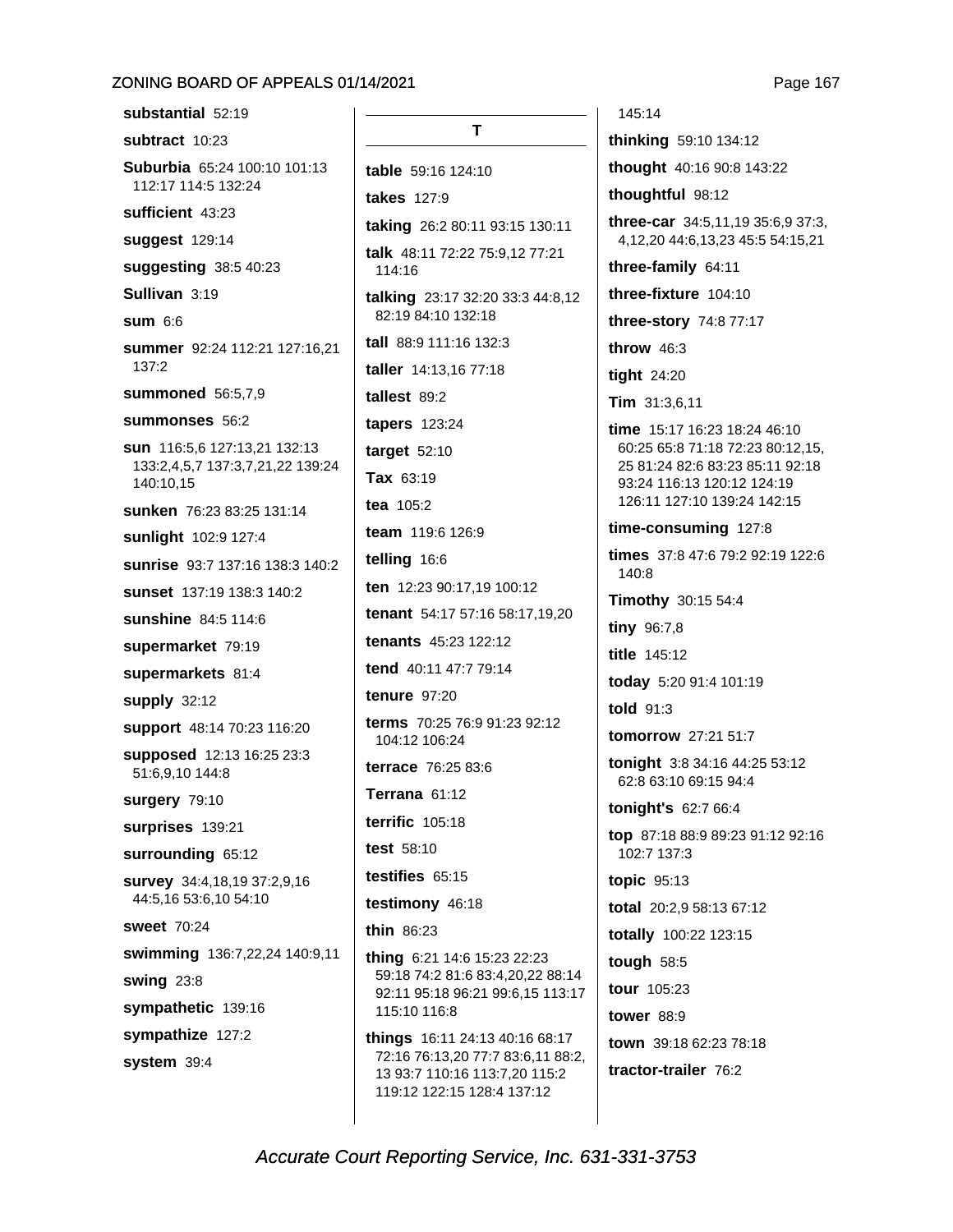**substantial** 52:19

**subtract** 10:23

**Suburbia** 65:24 100:10 101:13 112:17 114:5 132:24

**sufficient** 43:23

**suggest** 129:14

**suggesting** 38:5 40:23

**Sullivan** 3:19

**sum** 6:6

**summer** 92:24 112:21 127:16,21 137:2

**summoned** 56:5,7,9

**summonses** 56:2

**sun** 116:5,6 127:13,21 132:13 133:2,4,5,7 137:3,7,21,22 139:24 140:10,15

**sunken** 76:23 83:25 131:14

**sunlight** 102:9 127:4

**sunrise** 93:7 137:16 138:3 140:2

**sunset** 137:19 138:3 140:2

**sunshine** 84:5 114:6

**supermarket** 79:19

**supermarkets** 81:4

**supply** 32:12

**support** 48:14 70:23 116:20

**supposed** 12:13 16:25 23:3 51:6,9,10 144:8

**surgery** 79:10

**surprises** 139:21

**surrounding** 65:12

**survey** 34:4,18,19 37:2,9,16 44:5,16 53:6,10 54:10

**sweet** 70:24

**swimming** 136:7,22,24 140:9,11

**swing** 23:8

**sympathetic** 139:16

**sympathize** 127:2

**system** 39:4

## T

**table** 59:16 124:10

**takes** 127:9

**taking** 26:2 80:11 93:15 130:11

**talk** 48:11 72:22 75:9,12 77:21 114:16

**talking** 23:17 32:20 33:3 44:8,12 82:19 84:10 132:18

**tall** 88:9 111:16 132:3

**taller** 14:13,16 77:18

**tallest** 89:2

**tapers** 123:24

**target** 52:10

**Tax** 63:19

**tea** 105:2

**team** 119:6 126:9

**telling** 16:6

**ten** 12:23 90:17,19 100:12

**tenant** 54:17 57:16 58:17,19,20

**tenants** 45:23 122:12

**tend** 40:11 47:7 79:14

**tenure** 97:20

**terms** 70:25 76:9 91:23 92:12 104:12 106:24

**terrace** 76:25 83:6

**Terrana** 61:12

**terrific** 105:18

**test** 58:10

**testifies** 65:15

**testimony** 46:18

**thin** 86:23

**thing** 6:21 14:6 15:23 22:23 59:18 74:2 81:6 83:4,20,22 88:14 92:11 95:18 96:21 99:6,15 113:17 115:10 116:8

**things** 16:11 24:13 40:16 68:17 72:16 76:13,20 77:7 83:6,11 88:2, 13 93:7 110:16 113:7,20 115:2 119:12 122:15 128:4 137:12

145:14

**thinking** 59:10 134:12

**thought** 40:16 90:8 143:22

**thoughtful** 98:12

**three-car** 34:5,11,19 35:6,9 37:3, 4,12,20 44:6,13,23 45:5 54:15,21

**three-family** 64:11

**three-fixture** 104:10

**three-story** 74:8 77:17

**throw** 46:3

**tight** 24:20

**Tim** 31:3,6,11

**time** 15:17 16:23 18:24 46:10 60:25 65:8 71:18 72:23 80:12,15, 25 81:24 82:6 83:23 85:11 92:18 93:24 116:13 120:12 124:19 126:11 127:10 139:24 142:15

**time-consuming** 127:8

**times** 37:8 47:6 79:2 92:19 122:6 140:8

**Timothy** 30:15 54:4

**tiny** 96:7,8

**title** 145:12

**today** 5:20 91:4 101:19

**told** 91:3

**tomorrow** 27:21 51:7

**tonight** 3:8 34:16 44:25 53:12 62:8 63:10 69:15 94:4

**tonight's** 62:7 66:4

**top** 87:18 88:9 89:23 91:12 92:16 102:7 137:3

**topic** 95:13

**total** 20:2,9 58:13 67:12

**totally** 100:22 123:15

**tough** 58:5

**tour** 105:23

**tower** 88:9

**town** 39:18 62:23 78:18

**tractor-trailer** 76:2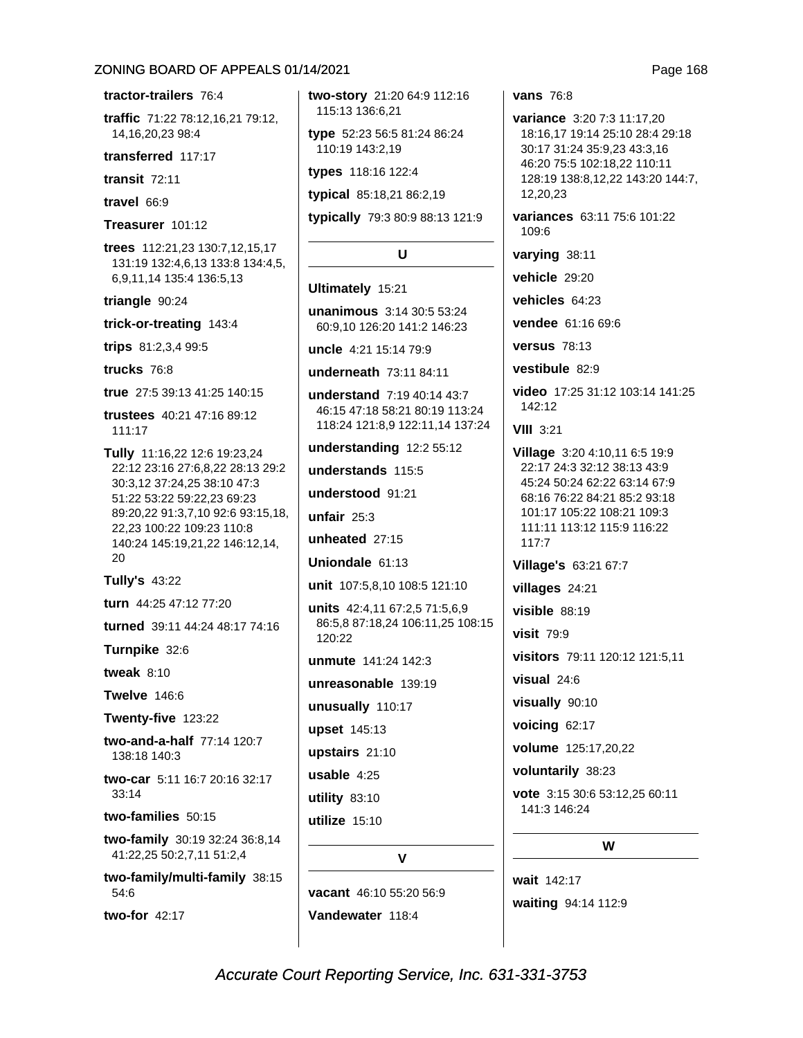**tractor-trailers** 76:4

**traffic** 71:22 78:12,16,21 79:12, 14,16,20,23 98:4

**transferred** 117:17

**transit** 72:11

**travel** 66:9

**Treasurer** 101:12

**trees** 112:21,23 130:7,12,15,17 131:19 132:4,6,13 133:8 134:4,5, 6,9,11,14 135:4 136:5,13

**triangle** 90:24

**trick-or-treating** 143:4

**trips** 81:2,3,4 99:5

**trucks** 76:8

**true** 27:5 39:13 41:25 140:15

**trustees** 40:21 47:16 89:12 111:17

**Tully** 11:16,22 12:6 19:23,24 22:12 23:16 27:6,8,22 28:13 29:2 30:3,12 37:24,25 38:10 47:3 51:22 53:22 59:22,23 69:23 89:20,22 91:3,7,10 92:6 93:15,18, 22,23 100:22 109:23 110:8 140:24 145:19,21,22 146:12,14, 20

**Tully's** 43:22

**turn** 44:25 47:12 77:20

**turned** 39:11 44:24 48:17 74:16

**Turnpike** 32:6

**tweak** 8:10

**Twelve** 146:6

**Twenty-five** 123:22

**two-and-a-half** 77:14 120:7 138:18 140:3

**two-car** 5:11 16:7 20:16 32:17 33:14

**two-families** 50:15

**two-family** 30:19 32:24 36:8,14 41:22,25 50:2,7,11 51:2,4

**two-family/multi-family** 38:15 54:6

**two-for** 42:17

**two-story** 21:20 64:9 112:16 115:13 136:6,21

**type** 52:23 56:5 81:24 86:24 110:19 143:2,19

**types** 118:16 122:4

**typical** 85:18,21 86:2,19

**typically** 79:3 80:9 88:13 121:9

## U

**Ultimately** 15:21

**unanimous** 3:14 30:5 53:24 60:9,10 126:20 141:2 146:23

**uncle** 4:21 15:14 79:9

**underneath** 73:11 84:11

**understand** 7:19 40:14 43:7 46:15 47:18 58:21 80:19 113:24 118:24 121:8,9 122:11,14 137:24

**understanding** 12:2 55:12

**understands** 115:5

**understood** 91:21

**unfair** 25:3

**unheated** 27:15

**Uniondale** 61:13

**unit** 107:5,8,10 108:5 121:10

**units** 42:4,11 67:2,5 71:5,6,9 86:5,8 87:18,24 106:11,25 108:15 120:22

**unmute** 141:24 142:3

**unreasonable** 139:19

**unusually** 110:17

**upset** 145:13

**upstairs** 21:10

**usable** 4:25

**utility** 83:10

**utilize** 15:10

## V

**vacant** 46:10 55:20 56:9

**Vandewater** 118:4

**vans** 76:8

**variance** 3:20 7:3 11:17,20 18:16,17 19:14 25:10 28:4 29:18 30:17 31:24 35:9,23 43:3,16 46:20 75:5 102:18,22 110:11 128:19 138:8,12,22 143:20 144:7, 12,20,23

**variances** 63:11 75:6 101:22 109:6

**varying** 38:11

**vehicle** 29:20

**vehicles** 64:23

**vendee** 61:16 69:6

**versus** 78:13

**vestibule** 82:9

**video** 17:25 31:12 103:14 141:25 142:12

**VIII** 3:21

**Village** 3:20 4:10,11 6:5 19:9 22:17 24:3 32:12 38:13 43:9 45:24 50:24 62:22 63:14 67:9 68:16 76:22 84:21 85:2 93:18 101:17 105:22 108:21 109:3 111:11 113:12 115:9 116:22 117:7

**Village's** 63:21 67:7

**villages** 24:21

**visible** 88:19

**visit** 79:9

**visitors** 79:11 120:12 121:5,11

**visual** 24:6

**visually** 90:10

**voicing** 62:17

**volume** 125:17,20,22

**voluntarily** 38:23

**vote** 3:15 30:6 53:12,25 60:11 141:3 146:24

## W

**wait** 142:17

**waiting** 94:14 112:9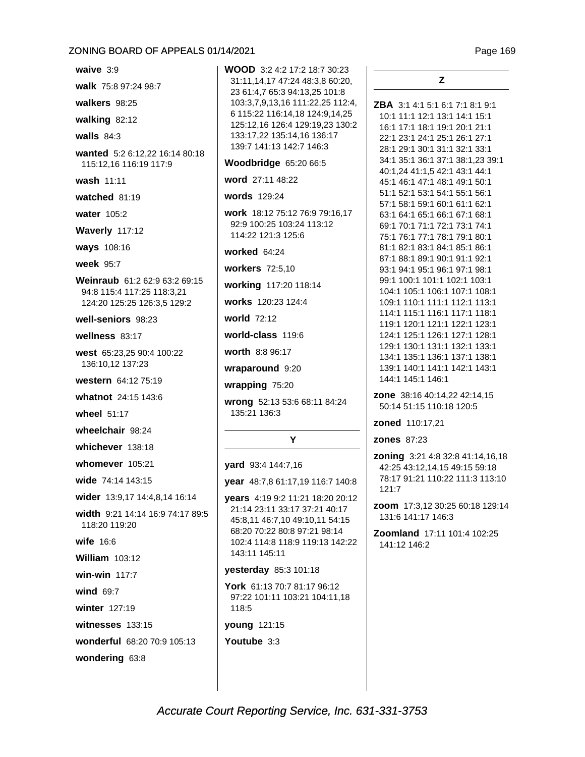**waive** 3:9

**walk** 75:8 97:24 98:7

**walkers** 98:25

**walking** 82:12

**walls** 84:3

**wanted** 5:2 6:12,22 16:14 80:18 115:12,16 116:19 117:9

**wash** 11:11

**watched** 81:19

**water** 105:2

**Waverly** 117:12

**ways** 108:16

**week** 95:7

**Weinraub** 61:2 62:9 63:2 69:15 94:8 115:4 117:25 118:3,21 124:20 125:25 126:3,5 129:2

**well-seniors** 98:23

**wellness** 83:17

**west** 65:23,25 90:4 100:22 136:10,12 137:23

**western** 64:12 75:19

**whatnot** 24:15 143:6

**wheel** 51:17

**wheelchair** 98:24

**whichever** 138:18

**whomever** 105:21

**wide** 74:14 143:15

**wider** 13:9,17 14:4,8,14 16:14

**width** 9:21 14:14 16:9 74:17 89:5 118:20 119:20

**wife** 16:6

**William** 103:12

**win-win** 117:7

**wind** 69:7

**winter** 127:19

**witnesses** 133:15

**wonderful** 68:20 70:9 105:13

**wondering** 63:8

**WOOD** 3:2 4:2 17:2 18:7 30:23 31:11,14,17 47:24 48:3,8 60:20, 23 61:4,7 65:3 94:13,25 101:8 103:3,7,9,13,16 111:22,25 112:4, 6 115:22 116:14,18 124:9,14,25 125:12,16 126:4 129:19,23 130:2 133:17,22 135:14,16 136:17 139:7 141:13 142:7 146:3

**Woodbridge** 65:20 66:5

**word** 27:11 48:22

**words** 129:24

**work** 18:12 75:12 76:9 79:16,17 92:9 100:25 103:24 113:12 114:22 121:3 125:6

**worked** 64:24

**workers** 72:5,10

**working** 117:20 118:14

**works** 120:23 124:4

**world** 72:12

**world-class** 119:6

**worth** 8:8 96:17

**wraparound** 9:20

**wrapping** 75:20

**wrong** 52:13 53:6 68:11 84:24 135:21 136:3

## Y

**yard** 93:4 144:7,16

**year** 48:7,8 61:17,19 116:7 140:8

**years** 4:19 9:2 11:21 18:20 20:12 21:14 23:11 33:17 37:21 40:17 45:8,11 46:7,10 49:10,11 54:15 68:20 70:22 80:8 97:21 98:14 102:4 114:8 118:9 119:13 142:22 143:11 145:11

**yesterday** 85:3 101:18

**York** 61:13 70:7 81:17 96:12 97:22 101:11 103:21 104:11,18 118:5

**young** 121:15

**Youtube** 3:3

## Z

**ZBA** 3:1 4:1 5:1 6:1 7:1 8:1 9:1 10:1 11:1 12:1 13:1 14:1 15:1 16:1 17:1 18:1 19:1 20:1 21:1 22:1 23:1 24:1 25:1 26:1 27:1 28:1 29:1 30:1 31:1 32:1 33:1 34:1 35:1 36:1 37:1 38:1,23 39:1 40:1,24 41:1,5 42:1 43:1 44:1 45:1 46:1 47:1 48:1 49:1 50:1 51:1 52:1 53:1 54:1 55:1 56:1 57:1 58:1 59:1 60:1 61:1 62:1 63:1 64:1 65:1 66:1 67:1 68:1 69:1 70:1 71:1 72:1 73:1 74:1 75:1 76:1 77:1 78:1 79:1 80:1 81:1 82:1 83:1 84:1 85:1 86:1 87:1 88:1 89:1 90:1 91:1 92:1 93:1 94:1 95:1 96:1 97:1 98:1 99:1 100:1 101:1 102:1 103:1 104:1 105:1 106:1 107:1 108:1 109:1 110:1 111:1 112:1 113:1 114:1 115:1 116:1 117:1 118:1 119:1 120:1 121:1 122:1 123:1 124:1 125:1 126:1 127:1 128:1 129:1 130:1 131:1 132:1 133:1 134:1 135:1 136:1 137:1 138:1 139:1 140:1 141:1 142:1 143:1 144:1 145:1 146:1

**zone** 38:16 40:14,22 42:14,15 50:14 51:15 110:18 120:5

**zoned** 110:17,21

**zones** 87:23

**zoning** 3:21 4:8 32:8 41:14,16,18 42:25 43:12,14,15 49:15 59:18 78:17 91:21 110:22 111:3 113:10 121:7

**zoom** 17:3,12 30:25 60:18 129:14 131:6 141:17 146:3

**Zoomland** 17:11 101:4 102:25 141:12 146:2